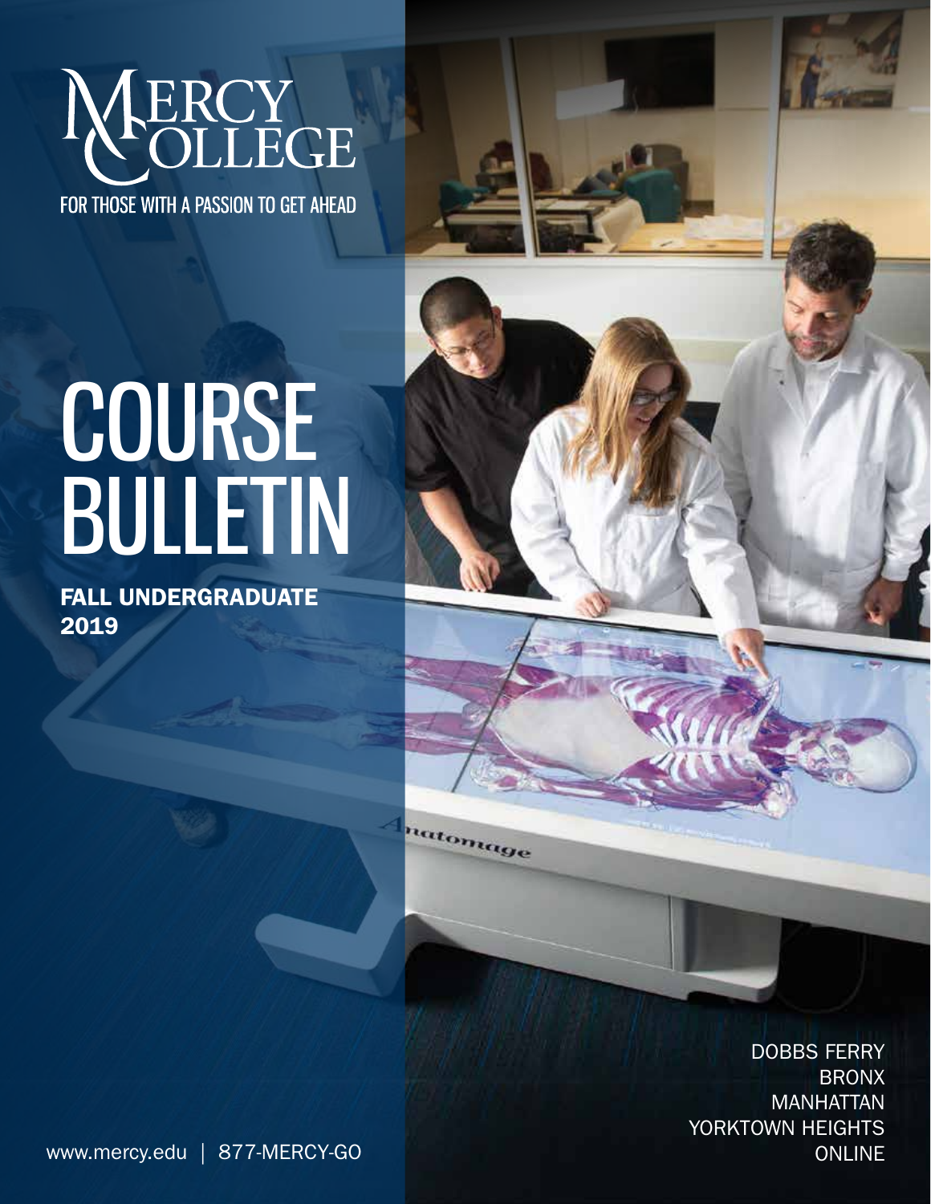# MERCY COLLEGE

FOR THOSE WITH A PASSION TO GET AHEAD

# COURSE BULLETIN

**FALL UNDERGRADUATE 2019**

DOBBS FERRY
BRONX
MANHATTAN
YORKTOWN HEIGHTS
ONLINE

www.mercy.edu | 877-MERCY-GO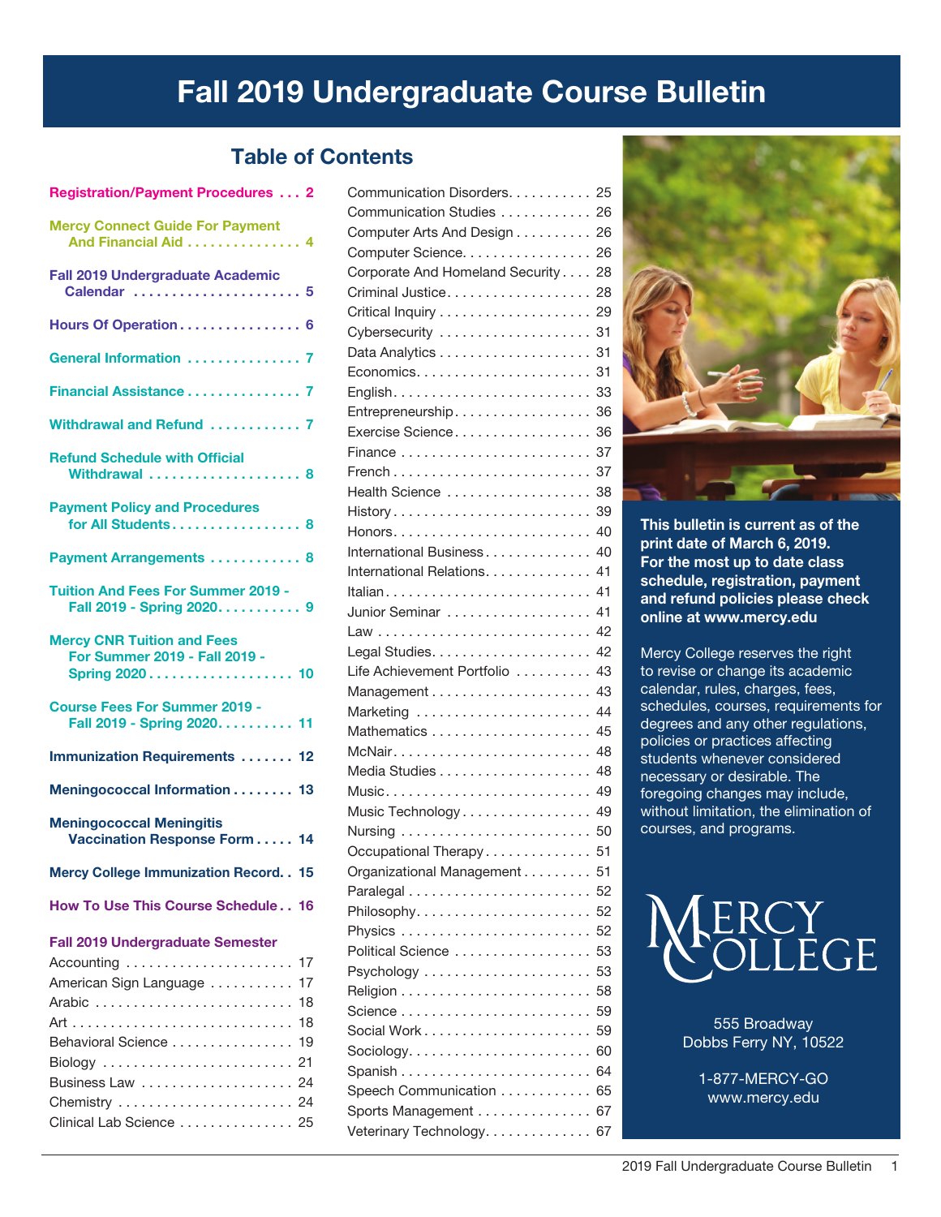# Fall 2019 Undergraduate Course Bulletin

## Table of Contents

- Registration/Payment Procedures . . . 2
- Mercy Connect Guide For Payment And Financial Aid . . . 4
- Fall 2019 Undergraduate Academic Calendar . . . 5
- Hours Of Operation . . . 6
- General Information . . . 7
- Financial Assistance . . . 7
- Withdrawal and Refund . . . 7
- Refund Schedule with Official Withdrawal . . . 8
- Payment Policy and Procedures for All Students . . . 8
- Payment Arrangements . . . 8
- Tuition And Fees For Summer 2019 - Fall 2019 - Spring 2020 . . . 9
- Mercy CNR Tuition and Fees For Summer 2019 - Fall 2019 - Spring 2020 . . . 10
- Course Fees For Summer 2019 - Fall 2019 - Spring 2020 . . . 11
- Immunization Requirements . . . 12
- Meningococcal Information . . . 13
- Meningococcal Meningitis Vaccination Response Form . . . 14
- Mercy College Immunization Record . . . 15
- How To Use This Course Schedule . . . 16

**Fall 2019 Undergraduate Semester**

- Accounting . . . 17
- American Sign Language . . . 17
- Arabic . . . 18
- Art . . . 18
- Behavioral Science . . . 19
- Biology . . . 21
- Business Law . . . 24
- Chemistry . . . 24
- Clinical Lab Science . . . 25
- Communication Disorders . . . 25
- Communication Studies . . . 26
- Computer Arts And Design . . . 26
- Computer Science . . . 26
- Corporate And Homeland Security . . . 28
- Criminal Justice . . . 28
- Critical Inquiry . . . 29
- Cybersecurity . . . 31
- Data Analytics . . . 31
- Economics . . . 31
- English . . . 33
- Entrepreneurship . . . 36
- Exercise Science . . . 36
- Finance . . . 37
- French . . . 37
- Health Science . . . 38
- History . . . 39
- Honors . . . 40
- International Business . . . 40
- International Relations . . . 41
- Italian . . . 41
- Junior Seminar . . . 41
- Law . . . 42
- Legal Studies . . . 42
- Life Achievement Portfolio . . . 43
- Management . . . 43
- Marketing . . . 44
- Mathematics . . . 45
- McNair . . . 48
- Media Studies . . . 48
- Music . . . 49
- Music Technology . . . 49
- Nursing . . . 50
- Occupational Therapy . . . 51
- Organizational Management . . . 51
- Paralegal . . . 52
- Philosophy . . . 52
- Physics . . . 52
- Political Science . . . 53
- Psychology . . . 53
- Religion . . . 58
- Science . . . 59
- Social Work . . . 59
- Sociology . . . 60
- Spanish . . . 64
- Speech Communication . . . 65
- Sports Management . . . 67
- Veterinary Technology . . . 67

**This bulletin is current as of the print date of March 6, 2019. For the most up to date class schedule, registration, payment and refund policies please check online at www.mercy.edu**

Mercy College reserves the right to revise or change its academic calendar, rules, charges, fees, schedules, courses, requirements for degrees and any other regulations, policies or practices affecting students whenever considered necessary or desirable. The foregoing changes may include, without limitation, the elimination of courses, and programs.

MERCY COLLEGE

555 Broadway
Dobbs Ferry NY, 10522

1-877-MERCY-GO
www.mercy.edu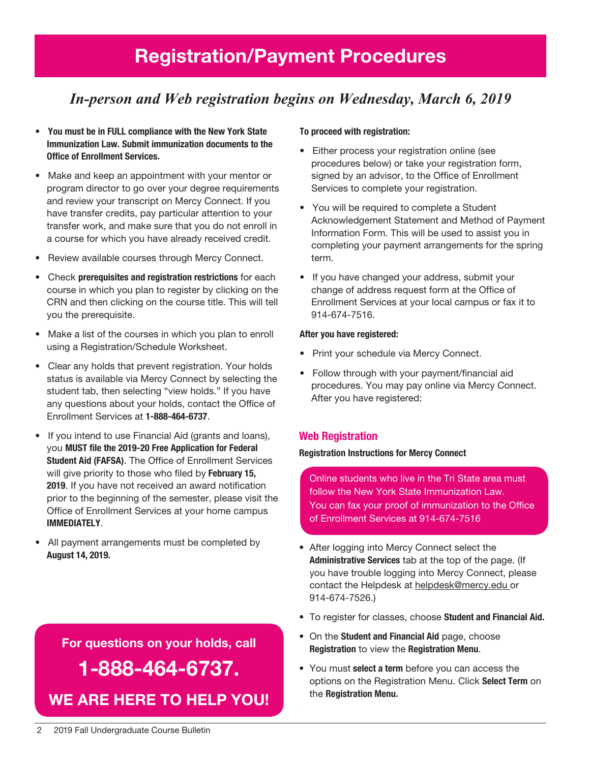# Registration/Payment Procedures

## *In-person and Web registration begins on Wednesday, March 6, 2019*

- **You must be in FULL compliance with the New York State Immunization Law. Submit immunization documents to the Office of Enrollment Services.**
- Make and keep an appointment with your mentor or program director to go over your degree requirements and review your transcript on Mercy Connect. If you have transfer credits, pay particular attention to your transfer work, and make sure that you do not enroll in a course for which you have already received credit.
- Review available courses through Mercy Connect.
- Check **prerequisites and registration restrictions** for each course in which you plan to register by clicking on the CRN and then clicking on the course title. This will tell you the prerequisite.
- Make a list of the courses in which you plan to enroll using a Registration/Schedule Worksheet.
- Clear any holds that prevent registration. Your holds status is available via Mercy Connect by selecting the student tab, then selecting "view holds." If you have any questions about your holds, contact the Office of Enrollment Services at **1-888-464-6737**.
- If you intend to use Financial Aid (grants and loans), you **MUST file the 2019-20 Free Application for Federal Student Aid (FAFSA)**. The Office of Enrollment Services will give priority to those who filed by **February 15, 2019**. If you have not received an award notification prior to the beginning of the semester, please visit the Office of Enrollment Services at your home campus **IMMEDIATELY**.
- All payment arrangements must be completed by **August 14, 2019.**

**For questions on your holds, call**

**1-888-464-6737.**

**WE ARE HERE TO HELP YOU!**

**To proceed with registration:**

- Either process your registration online (see procedures below) or take your registration form, signed by an advisor, to the Office of Enrollment Services to complete your registration.
- You will be required to complete a Student Acknowledgement Statement and Method of Payment Information Form. This will be used to assist you in completing your payment arrangements for the spring term.
- If you have changed your address, submit your change of address request form at the Office of Enrollment Services at your local campus or fax it to 914-674-7516.

**After you have registered:**

- Print your schedule via Mercy Connect.
- Follow through with your payment/financial aid procedures. You may pay online via Mercy Connect. After you have registered:

### Web Registration

**Registration Instructions for Mercy Connect**

Online students who live in the Tri State area must follow the New York State Immunization Law. You can fax your proof of immunization to the Office of Enrollment Services at 914-674-7516

- After logging into Mercy Connect select the **Administrative Services** tab at the top of the page. (If you have trouble logging into Mercy Connect, please contact the Helpdesk at helpdesk@mercy.edu or 914-674-7526.)
- To register for classes, choose **Student and Financial Aid.**
- On the **Student and Financial Aid** page, choose **Registration** to view the **Registration Menu**.
- You must **select a term** before you can access the options on the Registration Menu. Click **Select Term** on the **Registration Menu.**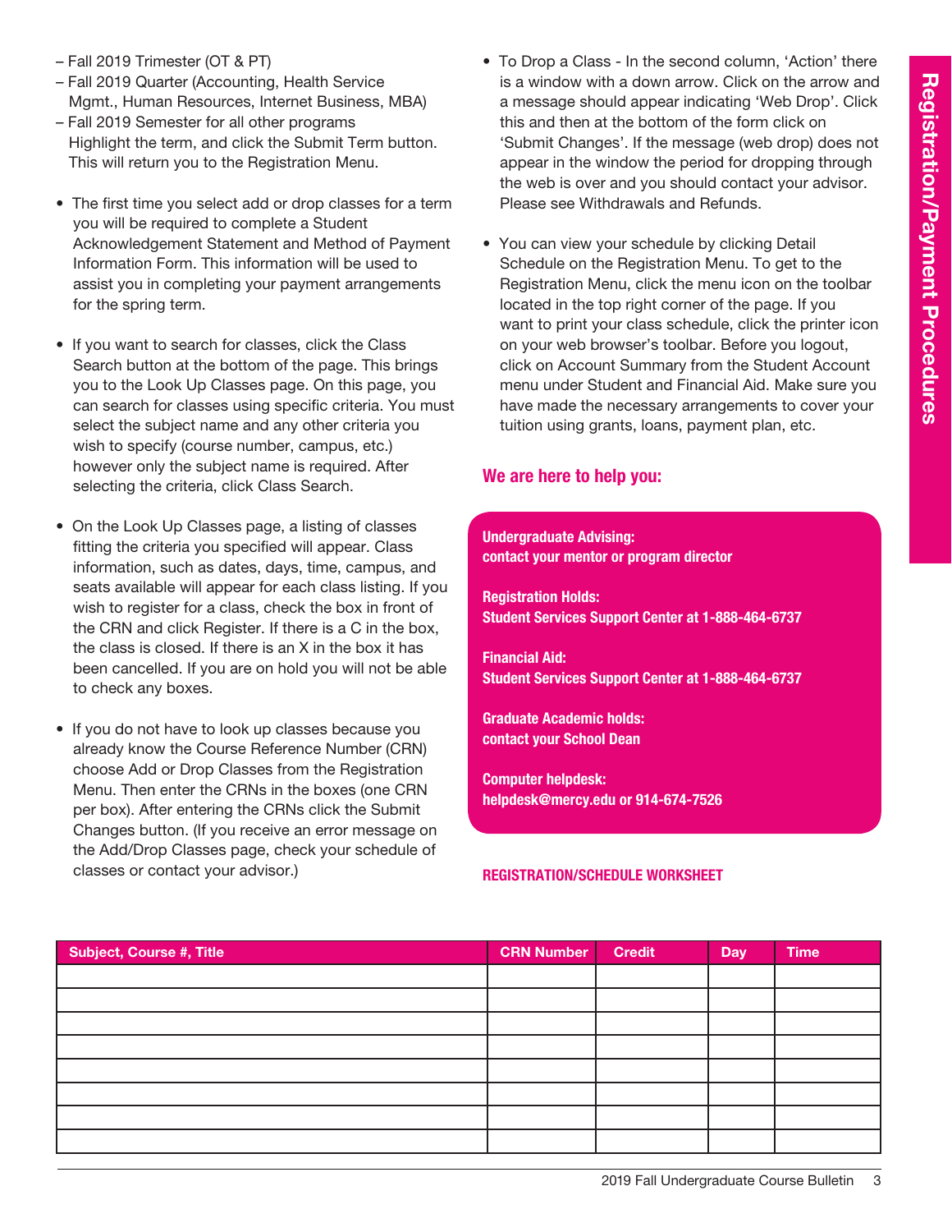– Fall 2019 Trimester (OT & PT)
– Fall 2019 Quarter (Accounting, Health Service Mgmt., Human Resources, Internet Business, MBA)
– Fall 2019 Semester for all other programs
Highlight the term, and click the Submit Term button. This will return you to the Registration Menu.

- The first time you select add or drop classes for a term you will be required to complete a Student Acknowledgement Statement and Method of Payment Information Form. This information will be used to assist you in completing your payment arrangements for the spring term.

- If you want to search for classes, click the Class Search button at the bottom of the page. This brings you to the Look Up Classes page. On this page, you can search for classes using specific criteria. You must select the subject name and any other criteria you wish to specify (course number, campus, etc.) however only the subject name is required. After selecting the criteria, click Class Search.

- On the Look Up Classes page, a listing of classes fitting the criteria you specified will appear. Class information, such as dates, days, time, campus, and seats available will appear for each class listing. If you wish to register for a class, check the box in front of the CRN and click Register. If there is a C in the box, the class is closed. If there is an X in the box it has been cancelled. If you are on hold you will not be able to check any boxes.

- If you do not have to look up classes because you already know the Course Reference Number (CRN) choose Add or Drop Classes from the Registration Menu. Then enter the CRNs in the boxes (one CRN per box). After entering the CRNs click the Submit Changes button. (If you receive an error message on the Add/Drop Classes page, check your schedule of classes or contact your advisor.)

- To Drop a Class - In the second column, 'Action' there is a window with a down arrow. Click on the arrow and a message should appear indicating 'Web Drop'. Click this and then at the bottom of the form click on 'Submit Changes'. If the message (web drop) does not appear in the window the period for dropping through the web is over and you should contact your advisor. Please see Withdrawals and Refunds.

- You can view your schedule by clicking Detail Schedule on the Registration Menu. To get to the Registration Menu, click the menu icon on the toolbar located in the top right corner of the page. If you want to print your class schedule, click the printer icon on your web browser's toolbar. Before you logout, click on Account Summary from the Student Account menu under Student and Financial Aid. Make sure you have made the necessary arrangements to cover your tuition using grants, loans, payment plan, etc.

## We are here to help you:

**Undergraduate Advising:**
**contact your mentor or program director**

**Registration Holds:**
**Student Services Support Center at 1-888-464-6737**

**Financial Aid:**
**Student Services Support Center at 1-888-464-6737**

**Graduate Academic holds:**
**contact your School Dean**

**Computer helpdesk:**
**helpdesk@mercy.edu or 914-674-7526**

### REGISTRATION/SCHEDULE WORKSHEET

| Subject, Course #, Title | CRN Number | Credit | Day | Time |
|---|---|---|---|---|
| | | | | |
| | | | | |
| | | | | |
| | | | | |
| | | | | |
| | | | | |
| | | | | |
| | | | | |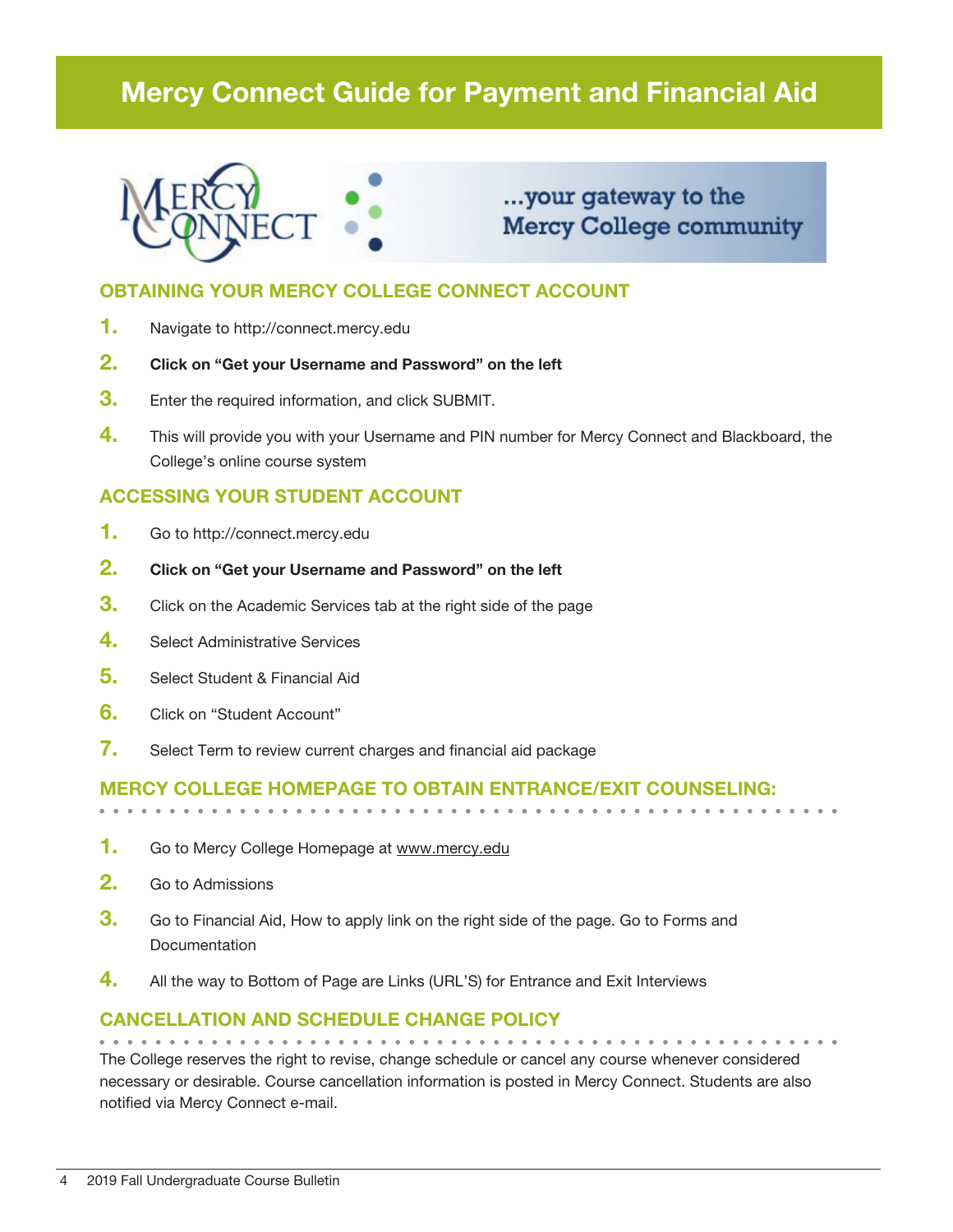# Mercy Connect Guide for Payment and Financial Aid

...your gateway to the Mercy College community

## OBTAINING YOUR MERCY COLLEGE CONNECT ACCOUNT

1. Navigate to http://connect.mercy.edu
2. **Click on "Get your Username and Password" on the left**
3. Enter the required information, and click SUBMIT.
4. This will provide you with your Username and PIN number for Mercy Connect and Blackboard, the College's online course system

## ACCESSING YOUR STUDENT ACCOUNT

1. Go to http://connect.mercy.edu
2. **Click on "Get your Username and Password" on the left**
3. Click on the Academic Services tab at the right side of the page
4. Select Administrative Services
5. Select Student & Financial Aid
6. Click on "Student Account"
7. Select Term to review current charges and financial aid package

## MERCY COLLEGE HOMEPAGE TO OBTAIN ENTRANCE/EXIT COUNSELING:

1. Go to Mercy College Homepage at www.mercy.edu
2. Go to Admissions
3. Go to Financial Aid, How to apply link on the right side of the page. Go to Forms and Documentation
4. All the way to Bottom of Page are Links (URL'S) for Entrance and Exit Interviews

## CANCELLATION AND SCHEDULE CHANGE POLICY

The College reserves the right to revise, change schedule or cancel any course whenever considered necessary or desirable. Course cancellation information is posted in Mercy Connect. Students are also notified via Mercy Connect e-mail.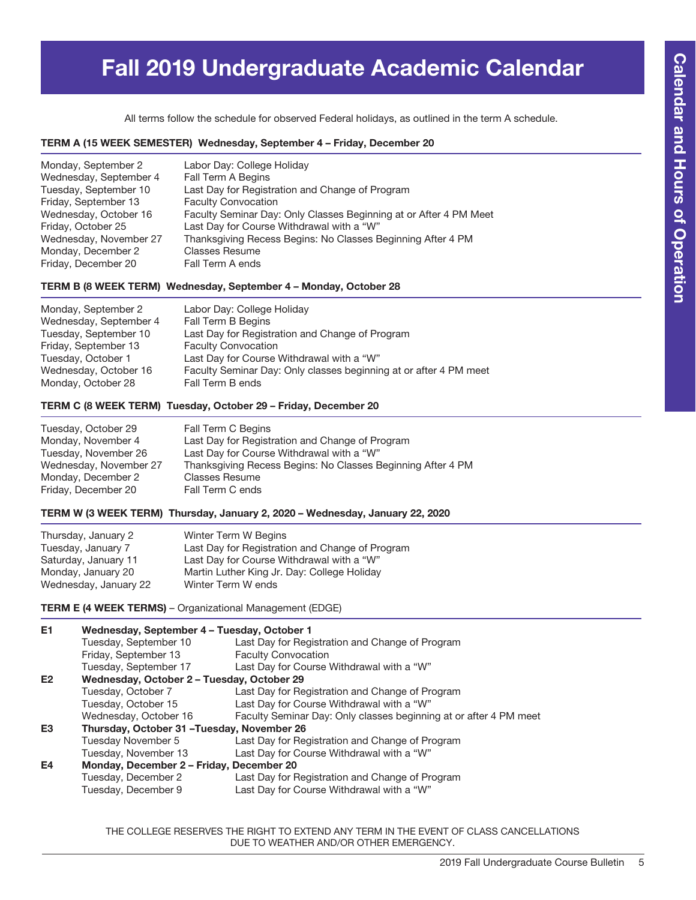# Fall 2019 Undergraduate Academic Calendar

All terms follow the schedule for observed Federal holidays, as outlined in the term A schedule.

### TERM A (15 WEEK SEMESTER) Wednesday, September 4 – Friday, December 20

| | |
|---|---|
| Monday, September 2 | Labor Day: College Holiday |
| Wednesday, September 4 | Fall Term A Begins |
| Tuesday, September 10 | Last Day for Registration and Change of Program |
| Friday, September 13 | Faculty Convocation |
| Wednesday, October 16 | Faculty Seminar Day: Only Classes Beginning at or After 4 PM Meet |
| Friday, October 25 | Last Day for Course Withdrawal with a "W" |
| Wednesday, November 27 | Thanksgiving Recess Begins: No Classes Beginning After 4 PM |
| Monday, December 2 | Classes Resume |
| Friday, December 20 | Fall Term A ends |

### TERM B (8 WEEK TERM) Wednesday, September 4 – Monday, October 28

| | |
|---|---|
| Monday, September 2 | Labor Day: College Holiday |
| Wednesday, September 4 | Fall Term B Begins |
| Tuesday, September 10 | Last Day for Registration and Change of Program |
| Friday, September 13 | Faculty Convocation |
| Tuesday, October 1 | Last Day for Course Withdrawal with a "W" |
| Wednesday, October 16 | Faculty Seminar Day: Only classes beginning at or after 4 PM meet |
| Monday, October 28 | Fall Term B ends |

### TERM C (8 WEEK TERM) Tuesday, October 29 – Friday, December 20

| | |
|---|---|
| Tuesday, October 29 | Fall Term C Begins |
| Monday, November 4 | Last Day for Registration and Change of Program |
| Tuesday, November 26 | Last Day for Course Withdrawal with a "W" |
| Wednesday, November 27 | Thanksgiving Recess Begins: No Classes Beginning After 4 PM |
| Monday, December 2 | Classes Resume |
| Friday, December 20 | Fall Term C ends |

### TERM W (3 WEEK TERM) Thursday, January 2, 2020 – Wednesday, January 22, 2020

| | |
|---|---|
| Thursday, January 2 | Winter Term W Begins |
| Tuesday, January 7 | Last Day for Registration and Change of Program |
| Saturday, January 11 | Last Day for Course Withdrawal with a "W" |
| Monday, January 20 | Martin Luther King Jr. Day: College Holiday |
| Wednesday, January 22 | Winter Term W ends |

### TERM E (4 WEEK TERMS) – Organizational Management (EDGE)

| | | |
|---|---|---|
| **E1** | **Wednesday, September 4 – Tuesday, October 1** | |
| | Tuesday, September 10 | Last Day for Registration and Change of Program |
| | Friday, September 13 | Faculty Convocation |
| | Tuesday, September 17 | Last Day for Course Withdrawal with a "W" |
| **E2** | **Wednesday, October 2 – Tuesday, October 29** | |
| | Tuesday, October 7 | Last Day for Registration and Change of Program |
| | Tuesday, October 15 | Last Day for Course Withdrawal with a "W" |
| | Wednesday, October 16 | Faculty Seminar Day: Only classes beginning at or after 4 PM meet |
| **E3** | **Thursday, October 31 –Tuesday, November 26** | |
| | Tuesday November 5 | Last Day for Registration and Change of Program |
| | Tuesday, November 13 | Last Day for Course Withdrawal with a "W" |
| **E4** | **Monday, December 2 – Friday, December 20** | |
| | Tuesday, December 2 | Last Day for Registration and Change of Program |
| | Tuesday, December 9 | Last Day for Course Withdrawal with a "W" |

THE COLLEGE RESERVES THE RIGHT TO EXTEND ANY TERM IN THE EVENT OF CLASS CANCELLATIONS DUE TO WEATHER AND/OR OTHER EMERGENCY.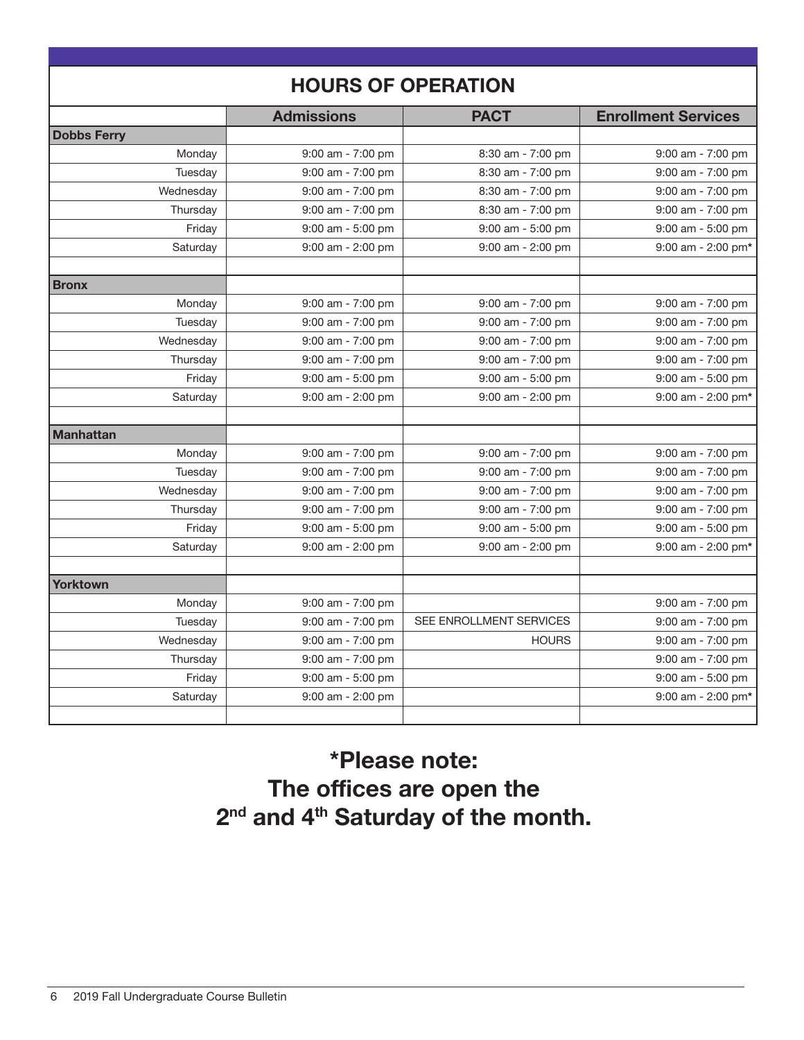## HOURS OF OPERATION

| | Admissions | PACT | Enrollment Services |
|---|---|---|---|
| **Dobbs Ferry** | | | |
| Monday | 9:00 am - 7:00 pm | 8:30 am - 7:00 pm | 9:00 am - 7:00 pm |
| Tuesday | 9:00 am - 7:00 pm | 8:30 am - 7:00 pm | 9:00 am - 7:00 pm |
| Wednesday | 9:00 am - 7:00 pm | 8:30 am - 7:00 pm | 9:00 am - 7:00 pm |
| Thursday | 9:00 am - 7:00 pm | 8:30 am - 7:00 pm | 9:00 am - 7:00 pm |
| Friday | 9:00 am - 5:00 pm | 9:00 am - 5:00 pm | 9:00 am - 5:00 pm |
| Saturday | 9:00 am - 2:00 pm | 9:00 am - 2:00 pm | 9:00 am - 2:00 pm* |
| | | | |
| **Bronx** | | | |
| Monday | 9:00 am - 7:00 pm | 9:00 am - 7:00 pm | 9:00 am - 7:00 pm |
| Tuesday | 9:00 am - 7:00 pm | 9:00 am - 7:00 pm | 9:00 am - 7:00 pm |
| Wednesday | 9:00 am - 7:00 pm | 9:00 am - 7:00 pm | 9:00 am - 7:00 pm |
| Thursday | 9:00 am - 7:00 pm | 9:00 am - 7:00 pm | 9:00 am - 7:00 pm |
| Friday | 9:00 am - 5:00 pm | 9:00 am - 5:00 pm | 9:00 am - 5:00 pm |
| Saturday | 9:00 am - 2:00 pm | 9:00 am - 2:00 pm | 9:00 am - 2:00 pm* |
| | | | |
| **Manhattan** | | | |
| Monday | 9:00 am - 7:00 pm | 9:00 am - 7:00 pm | 9:00 am - 7:00 pm |
| Tuesday | 9:00 am - 7:00 pm | 9:00 am - 7:00 pm | 9:00 am - 7:00 pm |
| Wednesday | 9:00 am - 7:00 pm | 9:00 am - 7:00 pm | 9:00 am - 7:00 pm |
| Thursday | 9:00 am - 7:00 pm | 9:00 am - 7:00 pm | 9:00 am - 7:00 pm |
| Friday | 9:00 am - 5:00 pm | 9:00 am - 5:00 pm | 9:00 am - 5:00 pm |
| Saturday | 9:00 am - 2:00 pm | 9:00 am - 2:00 pm | 9:00 am - 2:00 pm* |
| | | | |
| **Yorktown** | | | |
| Monday | 9:00 am - 7:00 pm | | 9:00 am - 7:00 pm |
| Tuesday | 9:00 am - 7:00 pm | SEE ENROLLMENT SERVICES | 9:00 am - 7:00 pm |
| Wednesday | 9:00 am - 7:00 pm | HOURS | 9:00 am - 7:00 pm |
| Thursday | 9:00 am - 7:00 pm | | 9:00 am - 7:00 pm |
| Friday | 9:00 am - 5:00 pm | | 9:00 am - 5:00 pm |
| Saturday | 9:00 am - 2:00 pm | | 9:00 am - 2:00 pm* |

**\*Please note:**
**The offices are open the**
**2nd and 4th Saturday of the month.**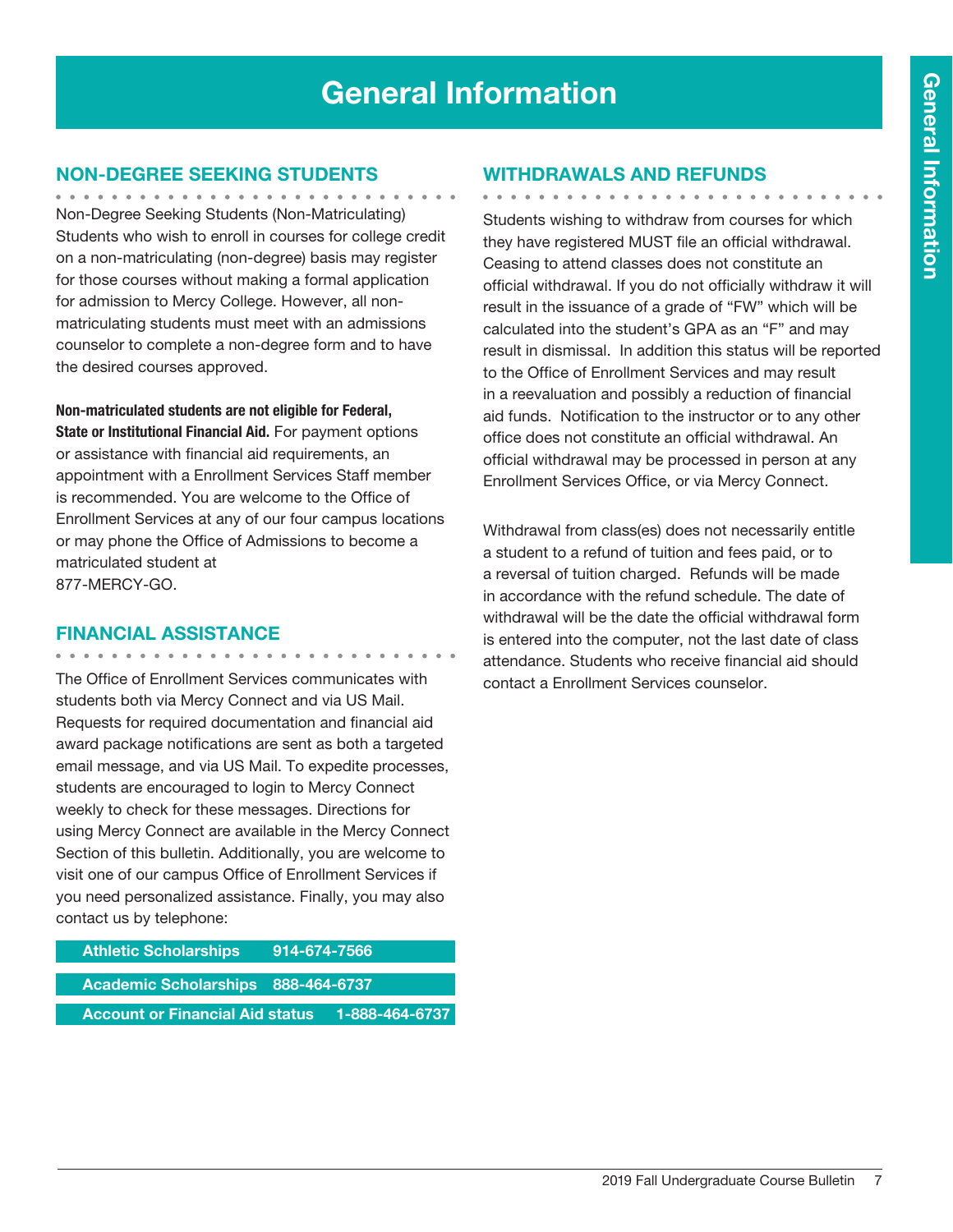# General Information

## NON-DEGREE SEEKING STUDENTS

Non-Degree Seeking Students (Non-Matriculating) Students who wish to enroll in courses for college credit on a non-matriculating (non-degree) basis may register for those courses without making a formal application for admission to Mercy College. However, all non-matriculating students must meet with an admissions counselor to complete a non-degree form and to have the desired courses approved.

**Non-matriculated students are not eligible for Federal, State or Institutional Financial Aid.** For payment options or assistance with financial aid requirements, an appointment with a Enrollment Services Staff member is recommended. You are welcome to the Office of Enrollment Services at any of our four campus locations or may phone the Office of Admissions to become a matriculated student at 877-MERCY-GO.

## FINANCIAL ASSISTANCE

The Office of Enrollment Services communicates with students both via Mercy Connect and via US Mail. Requests for required documentation and financial aid award package notifications are sent as both a targeted email message, and via US Mail. To expedite processes, students are encouraged to login to Mercy Connect weekly to check for these messages. Directions for using Mercy Connect are available in the Mercy Connect Section of this bulletin. Additionally, you are welcome to visit one of our campus Office of Enrollment Services if you need personalized assistance. Finally, you may also contact us by telephone:

| | |
|---|---|
| **Athletic Scholarships** | **914-674-7566** |
| **Academic Scholarships** | **888-464-6737** |
| **Account or Financial Aid status** | **1-888-464-6737** |

## WITHDRAWALS AND REFUNDS

Students wishing to withdraw from courses for which they have registered MUST file an official withdrawal. Ceasing to attend classes does not constitute an official withdrawal. If you do not officially withdraw it will result in the issuance of a grade of "FW" which will be calculated into the student's GPA as an "F" and may result in dismissal. In addition this status will be reported to the Office of Enrollment Services and may result in a reevaluation and possibly a reduction of financial aid funds. Notification to the instructor or to any other office does not constitute an official withdrawal. An official withdrawal may be processed in person at any Enrollment Services Office, or via Mercy Connect.

Withdrawal from class(es) does not necessarily entitle a student to a refund of tuition and fees paid, or to a reversal of tuition charged. Refunds will be made in accordance with the refund schedule. The date of withdrawal will be the date the official withdrawal form is entered into the computer, not the last date of class attendance. Students who receive financial aid should contact a Enrollment Services counselor.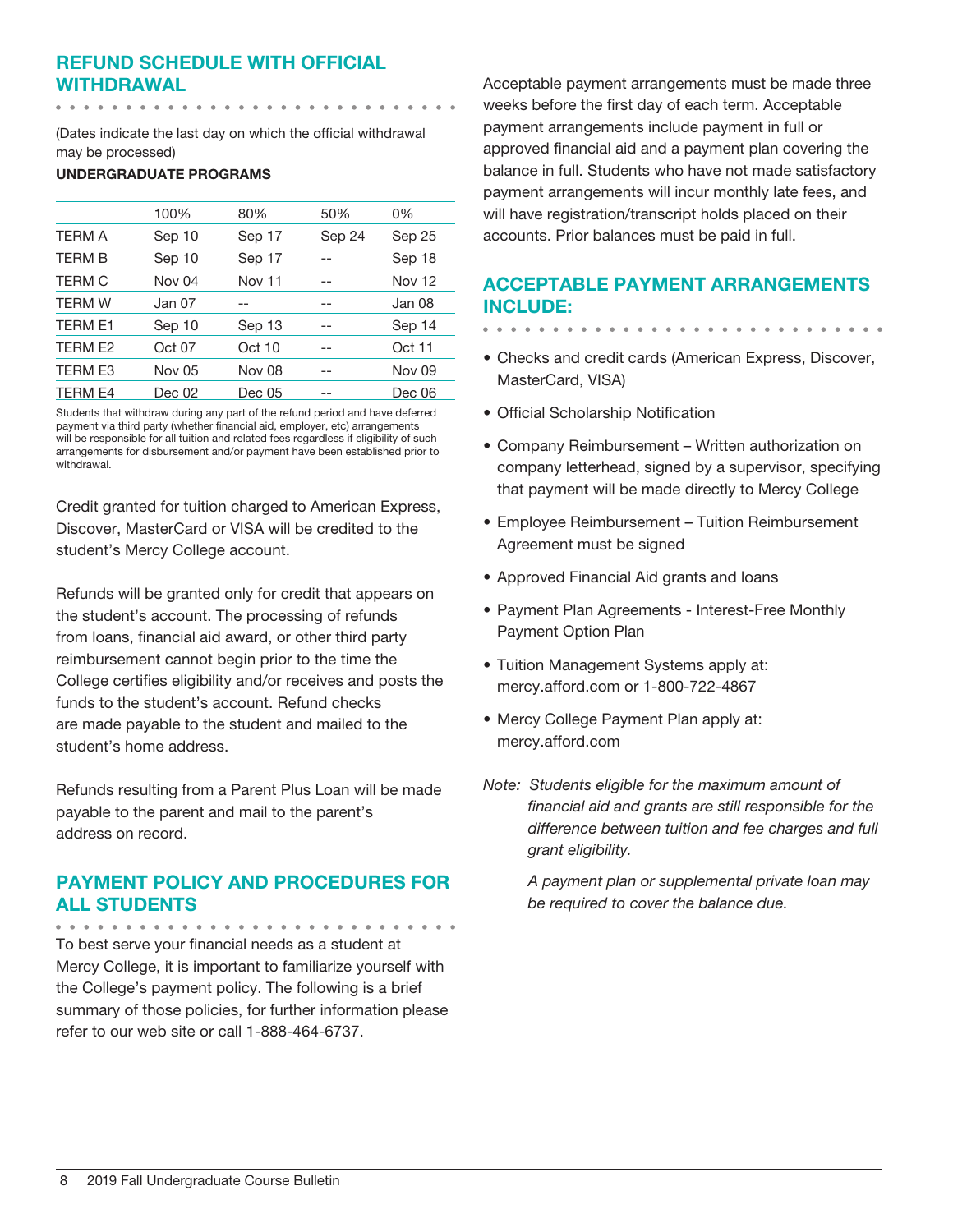## REFUND SCHEDULE WITH OFFICIAL WITHDRAWAL

(Dates indicate the last day on which the official withdrawal may be processed)

**UNDERGRADUATE PROGRAMS**

| | 100% | 80% | 50% | 0% |
|---|---|---|---|---|
| TERM A | Sep 10 | Sep 17 | Sep 24 | Sep 25 |
| TERM B | Sep 10 | Sep 17 | -- | Sep 18 |
| TERM C | Nov 04 | Nov 11 | -- | Nov 12 |
| TERM W | Jan 07 | -- | -- | Jan 08 |
| TERM E1 | Sep 10 | Sep 13 | -- | Sep 14 |
| TERM E2 | Oct 07 | Oct 10 | -- | Oct 11 |
| TERM E3 | Nov 05 | Nov 08 | -- | Nov 09 |
| TERM E4 | Dec 02 | Dec 05 | -- | Dec 06 |

Students that withdraw during any part of the refund period and have deferred payment via third party (whether financial aid, employer, etc) arrangements will be responsible for all tuition and related fees regardless if eligibility of such arrangements for disbursement and/or payment have been established prior to withdrawal.

Credit granted for tuition charged to American Express, Discover, MasterCard or VISA will be credited to the student's Mercy College account.

Refunds will be granted only for credit that appears on the student's account. The processing of refunds from loans, financial aid award, or other third party reimbursement cannot begin prior to the time the College certifies eligibility and/or receives and posts the funds to the student's account. Refund checks are made payable to the student and mailed to the student's home address.

Refunds resulting from a Parent Plus Loan will be made payable to the parent and mail to the parent's address on record.

## PAYMENT POLICY AND PROCEDURES FOR ALL STUDENTS

To best serve your financial needs as a student at Mercy College, it is important to familiarize yourself with the College's payment policy. The following is a brief summary of those policies, for further information please refer to our web site or call 1-888-464-6737.

Acceptable payment arrangements must be made three weeks before the first day of each term. Acceptable payment arrangements include payment in full or approved financial aid and a payment plan covering the balance in full. Students who have not made satisfactory payment arrangements will incur monthly late fees, and will have registration/transcript holds placed on their accounts. Prior balances must be paid in full.

## ACCEPTABLE PAYMENT ARRANGEMENTS INCLUDE:

- Checks and credit cards (American Express, Discover, MasterCard, VISA)
- Official Scholarship Notification
- Company Reimbursement – Written authorization on company letterhead, signed by a supervisor, specifying that payment will be made directly to Mercy College
- Employee Reimbursement – Tuition Reimbursement Agreement must be signed
- Approved Financial Aid grants and loans
- Payment Plan Agreements - Interest-Free Monthly Payment Option Plan
- Tuition Management Systems apply at: mercy.afford.com or 1-800-722-4867
- Mercy College Payment Plan apply at: mercy.afford.com

*Note: Students eligible for the maximum amount of financial aid and grants are still responsible for the difference between tuition and fee charges and full grant eligibility.*

*A payment plan or supplemental private loan may be required to cover the balance due.*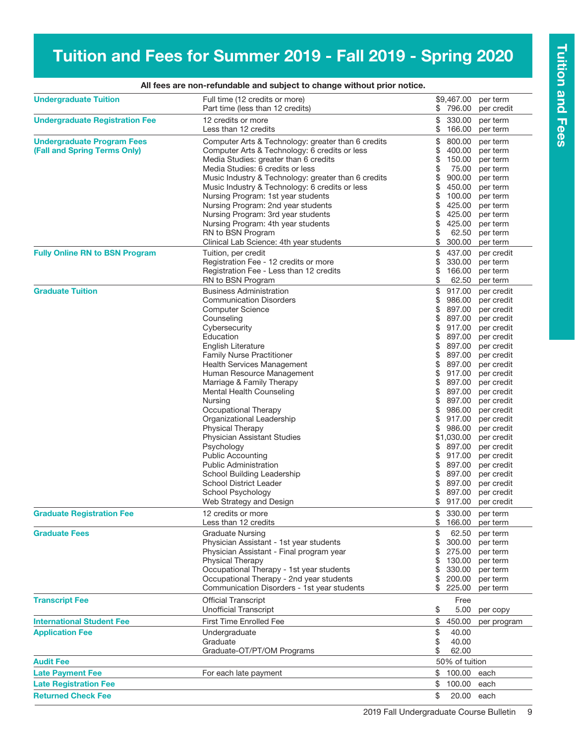# Tuition and Fees for Summer 2019 - Fall 2019 - Spring 2020

**All fees are non-refundable and subject to change without prior notice.**

| Category | Item | Amount | Unit |
|---|---|---|---|
| **Undergraduate Tuition** | Full time (12 credits or more) | $9,467.00 | per term |
| | Part time (less than 12 credits) | $ 796.00 | per credit |
| **Undergraduate Registration Fee** | 12 credits or more | $ 330.00 | per term |
| | Less than 12 credits | $ 166.00 | per term |
| **Undergraduate Program Fees (Fall and Spring Terms Only)** | Computer Arts & Technology: greater than 6 credits | $ 800.00 | per term |
| | Computer Arts & Technology: 6 credits or less | $ 400.00 | per term |
| | Media Studies: greater than 6 credits | $ 150.00 | per term |
| | Media Studies: 6 credits or less | $ 75.00 | per term |
| | Music Industry & Technology: greater than 6 credits | $ 900.00 | per term |
| | Music Industry & Technology: 6 credits or less | $ 450.00 | per term |
| | Nursing Program: 1st year students | $ 100.00 | per term |
| | Nursing Program: 2nd year students | $ 425.00 | per term |
| | Nursing Program: 3rd year students | $ 425.00 | per term |
| | Nursing Program: 4th year students | $ 425.00 | per term |
| | RN to BSN Program | $ 62.50 | per term |
| | Clinical Lab Science: 4th year students | $ 300.00 | per term |
| **Fully Online RN to BSN Program** | Tuition, per credit | $ 437.00 | per credit |
| | Registration Fee - 12 credits or more | $ 330.00 | per term |
| | Registration Fee - Less than 12 credits | $ 166.00 | per term |
| | RN to BSN Program | $ 62.50 | per term |
| **Graduate Tuition** | Business Administration | $ 917.00 | per credit |
| | Communication Disorders | $ 986.00 | per credit |
| | Computer Science | $ 897.00 | per credit |
| | Counseling | $ 897.00 | per credit |
| | Cybersecurity | $ 917.00 | per credit |
| | Education | $ 897.00 | per credit |
| | English Literature | $ 897.00 | per credit |
| | Family Nurse Practitioner | $ 897.00 | per credit |
| | Health Services Management | $ 897.00 | per credit |
| | Human Resource Management | $ 917.00 | per credit |
| | Marriage & Family Therapy | $ 897.00 | per credit |
| | Mental Health Counseling | $ 897.00 | per credit |
| | Nursing | $ 897.00 | per credit |
| | Occupational Therapy | $ 986.00 | per credit |
| | Organizational Leadership | $ 917.00 | per credit |
| | Physical Therapy | $ 986.00 | per credit |
| | Physician Assistant Studies | $1,030.00 | per credit |
| | Psychology | $ 897.00 | per credit |
| | Public Accounting | $ 917.00 | per credit |
| | Public Administration | $ 897.00 | per credit |
| | School Building Leadership | $ 897.00 | per credit |
| | School District Leader | $ 897.00 | per credit |
| | School Psychology | $ 897.00 | per credit |
| | Web Strategy and Design | $ 917.00 | per credit |
| **Graduate Registration Fee** | 12 credits or more | $ 330.00 | per term |
| | Less than 12 credits | $ 166.00 | per term |
| **Graduate Fees** | Graduate Nursing | $ 62.50 | per term |
| | Physician Assistant - 1st year students | $ 300.00 | per term |
| | Physician Assistant - Final program year | $ 275.00 | per term |
| | Physical Therapy | $ 130.00 | per term |
| | Occupational Therapy - 1st year students | $ 330.00 | per term |
| | Occupational Therapy - 2nd year students | $ 200.00 | per term |
| | Communication Disorders - 1st year students | $ 225.00 | per term |
| **Transcript Fee** | Official Transcript | Free | |
| | Unofficial Transcript | $ 5.00 | per copy |
| **International Student Fee** | First Time Enrolled Fee | $ 450.00 | per program |
| **Application Fee** | Undergraduate | $ 40.00 | |
| | Graduate | $ 40.00 | |
| | Graduate-OT/PT/OM Programs | $ 62.00 | |
| **Audit Fee** | | 50% of tuition | |
| **Late Payment Fee** | For each late payment | $ 100.00 | each |
| **Late Registration Fee** | | $ 100.00 | each |
| **Returned Check Fee** | | $ 20.00 | each |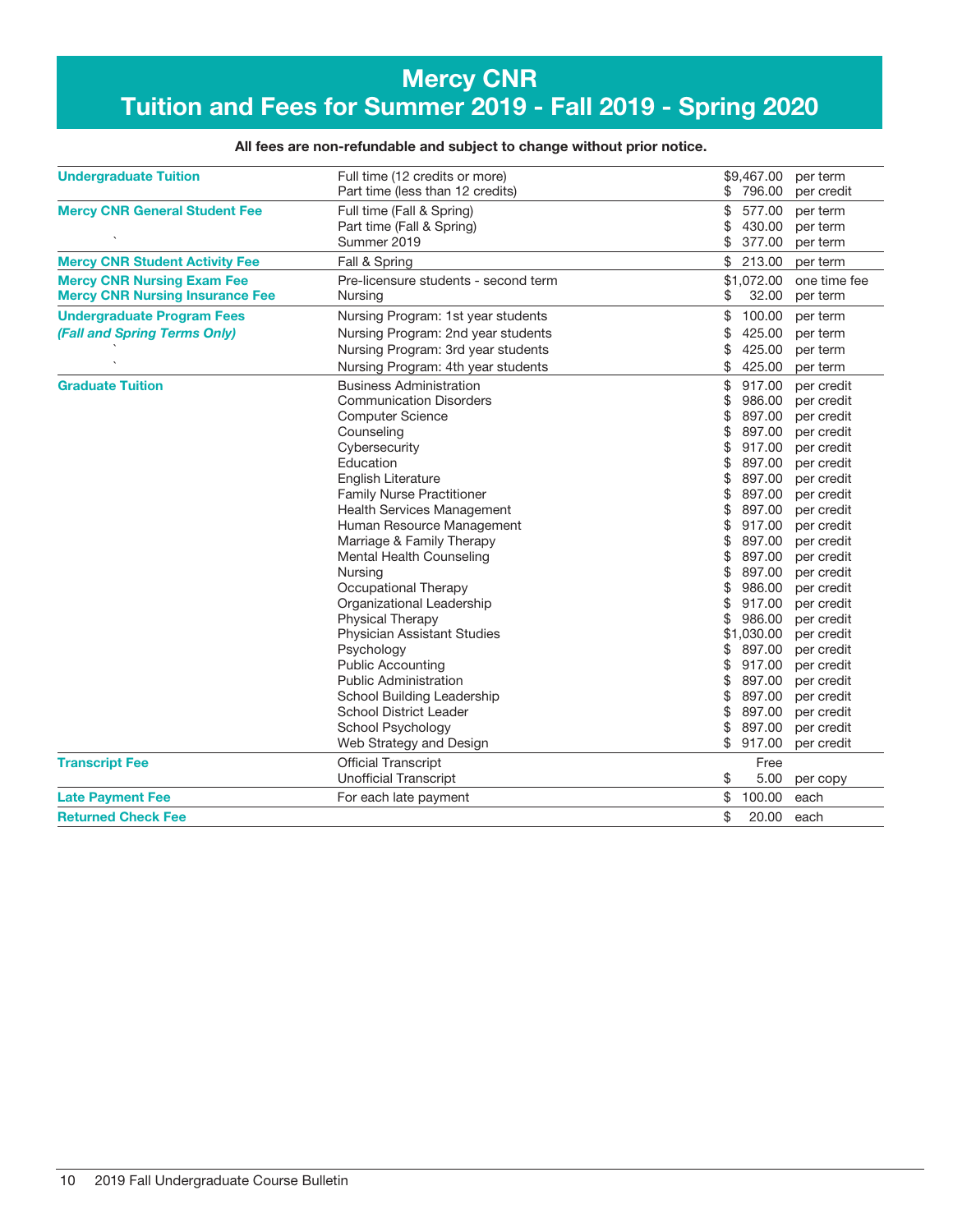# Mercy CNR
# Tuition and Fees for Summer 2019 - Fall 2019 - Spring 2020

**All fees are non-refundable and subject to change without prior notice.**

| Category | Description | Amount | Unit |
|---|---|---|---|
| **Undergraduate Tuition** | Full time (12 credits or more) | $9,467.00 | per term |
| | Part time (less than 12 credits) | $ 796.00 | per credit |
| **Mercy CNR General Student Fee** | Full time (Fall & Spring) | $ 577.00 | per term |
| | Part time (Fall & Spring) | $ 430.00 | per term |
| | Summer 2019 | $ 377.00 | per term |
| **Mercy CNR Student Activity Fee** | Fall & Spring | $ 213.00 | per term |
| **Mercy CNR Nursing Exam Fee** | Pre-licensure students - second term | $1,072.00 | one time fee |
| **Mercy CNR Nursing Insurance Fee** | Nursing | $ 32.00 | per term |
| **Undergraduate Program Fees** | Nursing Program: 1st year students | $ 100.00 | per term |
| ***(Fall and Spring Terms Only)*** | Nursing Program: 2nd year students | $ 425.00 | per term |
| | Nursing Program: 3rd year students | $ 425.00 | per term |
| | Nursing Program: 4th year students | $ 425.00 | per term |
| **Graduate Tuition** | Business Administration | $ 917.00 | per credit |
| | Communication Disorders | $ 986.00 | per credit |
| | Computer Science | $ 897.00 | per credit |
| | Counseling | $ 897.00 | per credit |
| | Cybersecurity | $ 917.00 | per credit |
| | Education | $ 897.00 | per credit |
| | English Literature | $ 897.00 | per credit |
| | Family Nurse Practitioner | $ 897.00 | per credit |
| | Health Services Management | $ 897.00 | per credit |
| | Human Resource Management | $ 917.00 | per credit |
| | Marriage & Family Therapy | $ 897.00 | per credit |
| | Mental Health Counseling | $ 897.00 | per credit |
| | Nursing | $ 897.00 | per credit |
| | Occupational Therapy | $ 986.00 | per credit |
| | Organizational Leadership | $ 917.00 | per credit |
| | Physical Therapy | $ 986.00 | per credit |
| | Physician Assistant Studies | $1,030.00 | per credit |
| | Psychology | $ 897.00 | per credit |
| | Public Accounting | $ 917.00 | per credit |
| | Public Administration | $ 897.00 | per credit |
| | School Building Leadership | $ 897.00 | per credit |
| | School District Leader | $ 897.00 | per credit |
| | School Psychology | $ 897.00 | per credit |
| | Web Strategy and Design | $ 917.00 | per credit |
| **Transcript Fee** | Official Transcript | Free | |
| | Unofficial Transcript | $ 5.00 | per copy |
| **Late Payment Fee** | For each late payment | $ 100.00 | each |
| **Returned Check Fee** | | $ 20.00 | each |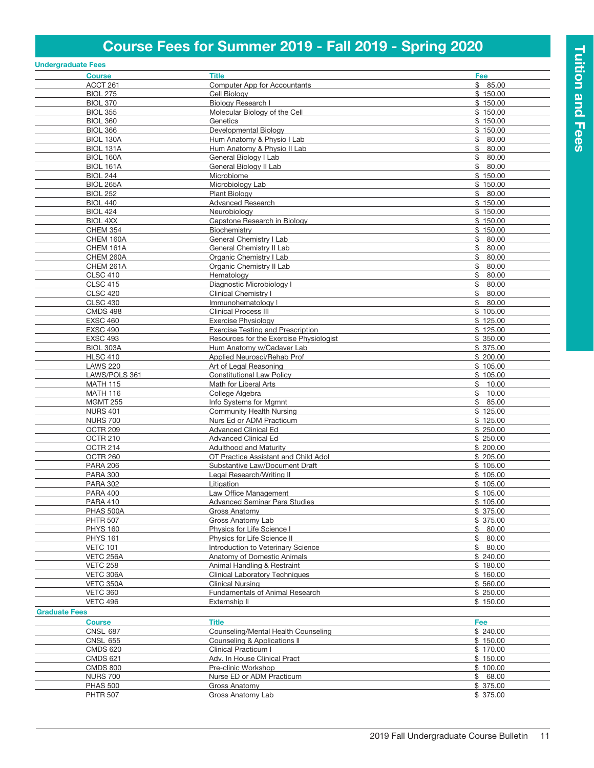# Course Fees for Summer 2019 - Fall 2019 - Spring 2020

## Undergraduate Fees

| Course | Title | Fee |
|---|---|---|
| ACCT 261 | Computer App for Accountants | $ 85.00 |
| BIOL 275 | Cell Biology | $ 150.00 |
| BIOL 370 | Biology Research I | $ 150.00 |
| BIOL 355 | Molecular Biology of the Cell | $ 150.00 |
| BIOL 360 | Genetics | $ 150.00 |
| BIOL 366 | Developmental Biology | $ 150.00 |
| BIOL 130A | Hum Anatomy & Physio I Lab | $ 80.00 |
| BIOL 131A | Hum Anatomy & Physio II Lab | $ 80.00 |
| BIOL 160A | General Biology I Lab | $ 80.00 |
| BIOL 161A | General Biology II Lab | $ 80.00 |
| BIOL 244 | Microbiome | $ 150.00 |
| BIOL 265A | Microbiology Lab | $ 150.00 |
| BIOL 252 | Plant Biology | $ 80.00 |
| BIOL 440 | Advanced Research | $ 150.00 |
| BIOL 424 | Neurobiology | $ 150.00 |
| BIOL 4XX | Capstone Research in Biology | $ 150.00 |
| CHEM 354 | Biochemistry | $ 150.00 |
| CHEM 160A | General Chemistry I Lab | $ 80.00 |
| CHEM 161A | General Chemistry II Lab | $ 80.00 |
| CHEM 260A | Organic Chemistry I Lab | $ 80.00 |
| CHEM 261A | Organic Chemistry II Lab | $ 80.00 |
| CLSC 410 | Hematology | $ 80.00 |
| CLSC 415 | Diagnostic Microbiology I | $ 80.00 |
| CLSC 420 | Clinical Chemistry I | $ 80.00 |
| CLSC 430 | Immunohematology I | $ 80.00 |
| CMDS 498 | Clinical Process III | $ 105.00 |
| EXSC 460 | Exercise Physiology | $ 125.00 |
| EXSC 490 | Exercise Testing and Prescription | $ 125.00 |
| EXSC 493 | Resources for the Exercise Physiologist | $ 350.00 |
| BIOL 303A | Hum Anatomy w/Cadaver Lab | $ 375.00 |
| HLSC 410 | Applied Neurosci/Rehab Prof | $ 200.00 |
| LAWS 220 | Art of Legal Reasoning | $ 105.00 |
| LAWS/POLS 361 | Constitutional Law Policy | $ 105.00 |
| MATH 115 | Math for Liberal Arts | $ 10.00 |
| MATH 116 | College Algebra | $ 10.00 |
| MGMT 255 | Info Systems for Mgmnt | $ 85.00 |
| NURS 401 | Community Health Nursing | $ 125.00 |
| NURS 700 | Nurs Ed or ADM Practicum | $ 125.00 |
| OCTR 209 | Advanced Clinical Ed | $ 250.00 |
| OCTR 210 | Advanced Clinical Ed | $ 250.00 |
| OCTR 214 | Adulthood and Maturity | $ 200.00 |
| OCTR 260 | OT Practice Assistant and Child Adol | $ 205.00 |
| PARA 206 | Substantive Law/Document Draft | $ 105.00 |
| PARA 300 | Legal Research/Writing II | $ 105.00 |
| PARA 302 | Litigation | $ 105.00 |
| PARA 400 | Law Office Management | $ 105.00 |
| PARA 410 | Advanced Seminar Para Studies | $ 105.00 |
| PHAS 500A | Gross Anatomy | $ 375.00 |
| PHTR 507 | Gross Anatomy Lab | $ 375.00 |
| PHYS 160 | Physics for Life Science I | $ 80.00 |
| PHYS 161 | Physics for Life Science II | $ 80.00 |
| VETC 101 | Introduction to Veterinary Science | $ 80.00 |
| VETC 256A | Anatomy of Domestic Animals | $ 240.00 |
| VETC 258 | Animal Handling & Restraint | $ 180.00 |
| VETC 306A | Clinical Laboratory Techniques | $ 160.00 |
| VETC 350A | Clinical Nursing | $ 560.00 |
| VETC 360 | Fundamentals of Animal Research | $ 250.00 |
| VETC 496 | Externship II | $ 150.00 |

## Graduate Fees

| Course | Title | Fee |
|---|---|---|
| CNSL 687 | Counseling/Mental Health Counseling | $ 240.00 |
| CNSL 655 | Counseling & Applications II | $ 150.00 |
| CMDS 620 | Clinical Practicum I | $ 170.00 |
| CMDS 621 | Adv. In House Clinical Pract | $ 150.00 |
| CMDS 800 | Pre-clinic Workshop | $ 100.00 |
| NURS 700 | Nurse ED or ADM Practicum | $ 68.00 |
| PHAS 500 | Gross Anatomy | $ 375.00 |
| PHTR 507 | Gross Anatomy Lab | $ 375.00 |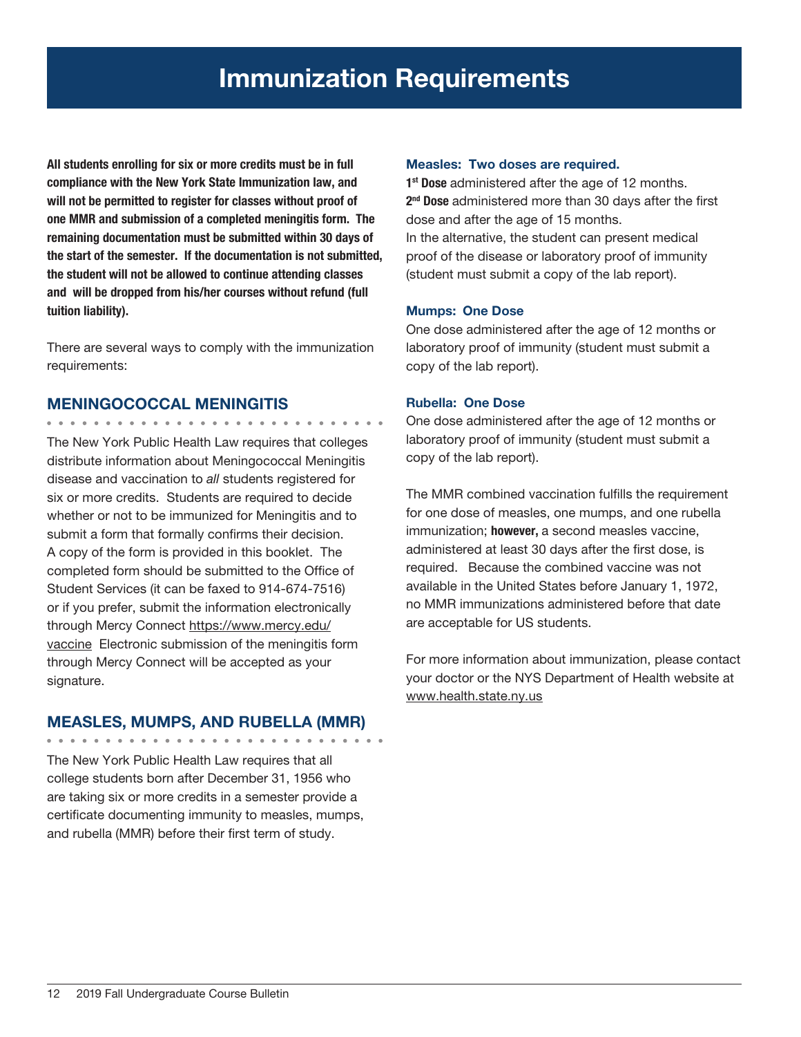# Immunization Requirements

**All students enrolling for six or more credits must be in full compliance with the New York State Immunization law, and will not be permitted to register for classes without proof of one MMR and submission of a completed meningitis form. The remaining documentation must be submitted within 30 days of the start of the semester. If the documentation is not submitted, the student will not be allowed to continue attending classes and will be dropped from his/her courses without refund (full tuition liability).**

There are several ways to comply with the immunization requirements:

## MENINGOCOCCAL MENINGITIS

The New York Public Health Law requires that colleges distribute information about Meningococcal Meningitis disease and vaccination to *all* students registered for six or more credits. Students are required to decide whether or not to be immunized for Meningitis and to submit a form that formally confirms their decision. A copy of the form is provided in this booklet. The completed form should be submitted to the Office of Student Services (it can be faxed to 914-674-7516) or if you prefer, submit the information electronically through Mercy Connect https://www.mercy.edu/vaccine Electronic submission of the meningitis form through Mercy Connect will be accepted as your signature.

## MEASLES, MUMPS, AND RUBELLA (MMR)

The New York Public Health Law requires that all college students born after December 31, 1956 who are taking six or more credits in a semester provide a certificate documenting immunity to measles, mumps, and rubella (MMR) before their first term of study.

### Measles: Two doses are required.

**1st Dose** administered after the age of 12 months.
**2nd Dose** administered more than 30 days after the first dose and after the age of 15 months.
In the alternative, the student can present medical proof of the disease or laboratory proof of immunity (student must submit a copy of the lab report).

### Mumps: One Dose

One dose administered after the age of 12 months or laboratory proof of immunity (student must submit a copy of the lab report).

### Rubella: One Dose

One dose administered after the age of 12 months or laboratory proof of immunity (student must submit a copy of the lab report).

The MMR combined vaccination fulfills the requirement for one dose of measles, one mumps, and one rubella immunization; **however,** a second measles vaccine, administered at least 30 days after the first dose, is required. Because the combined vaccine was not available in the United States before January 1, 1972, no MMR immunizations administered before that date are acceptable for US students.

For more information about immunization, please contact your doctor or the NYS Department of Health website at www.health.state.ny.us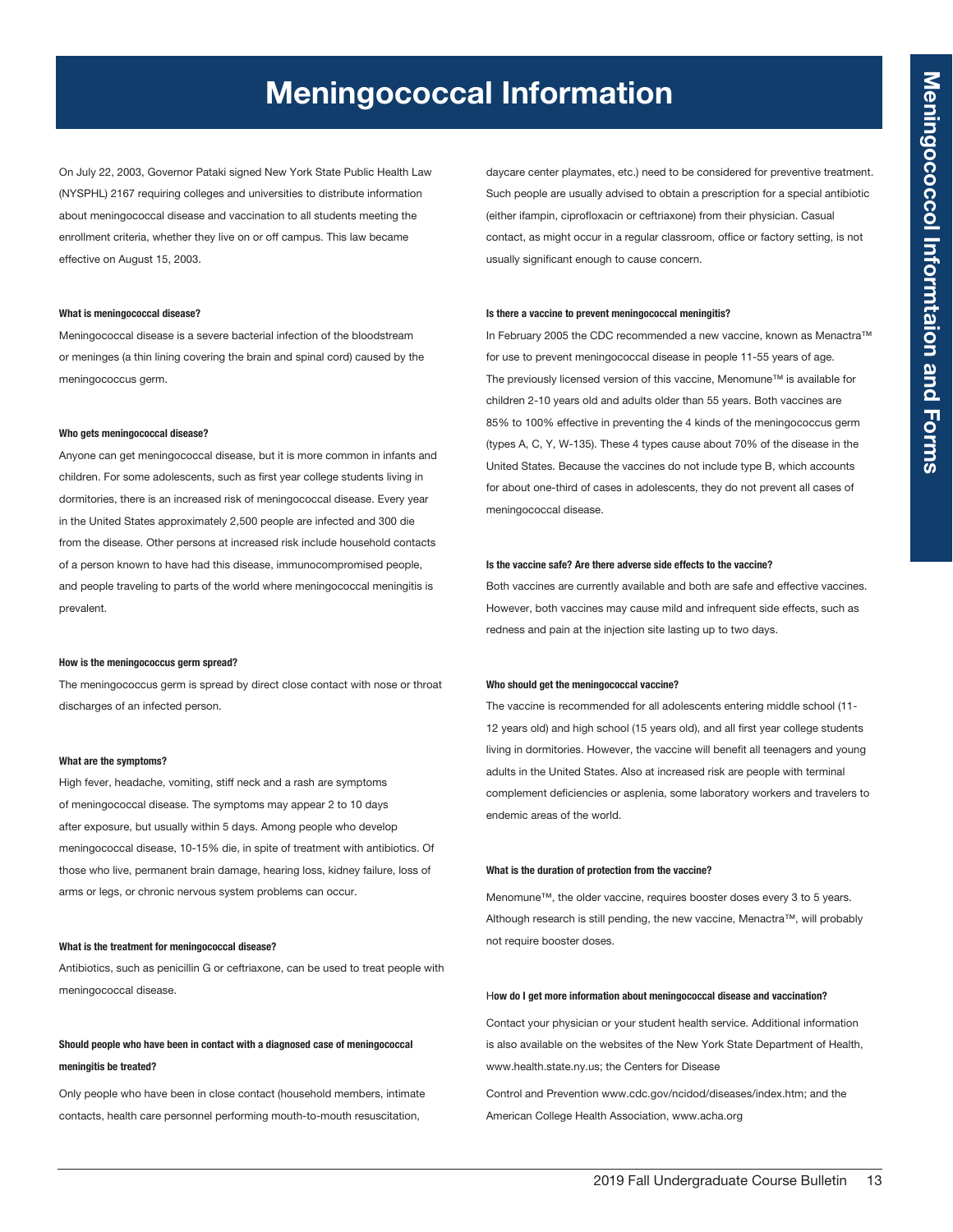# Meningococcal Information

On July 22, 2003, Governor Pataki signed New York State Public Health Law (NYSPHL) 2167 requiring colleges and universities to distribute information about meningococcal disease and vaccination to all students meeting the enrollment criteria, whether they live on or off campus. This law became effective on August 15, 2003.

**What is meningococcal disease?**

Meningococcal disease is a severe bacterial infection of the bloodstream or meninges (a thin lining covering the brain and spinal cord) caused by the meningococcus germ.

**Who gets meningococcal disease?**

Anyone can get meningococcal disease, but it is more common in infants and children. For some adolescents, such as first year college students living in dormitories, there is an increased risk of meningococcal disease. Every year in the United States approximately 2,500 people are infected and 300 die from the disease. Other persons at increased risk include household contacts of a person known to have had this disease, immunocompromised people, and people traveling to parts of the world where meningococcal meningitis is prevalent.

**How is the meningococcus germ spread?**

The meningococcus germ is spread by direct close contact with nose or throat discharges of an infected person.

**What are the symptoms?**

High fever, headache, vomiting, stiff neck and a rash are symptoms of meningococcal disease. The symptoms may appear 2 to 10 days after exposure, but usually within 5 days. Among people who develop meningococcal disease, 10-15% die, in spite of treatment with antibiotics. Of those who live, permanent brain damage, hearing loss, kidney failure, loss of arms or legs, or chronic nervous system problems can occur.

**What is the treatment for meningococcal disease?**

Antibiotics, such as penicillin G or ceftriaxone, can be used to treat people with meningococcal disease.

**Should people who have been in contact with a diagnosed case of meningococcal meningitis be treated?**

Only people who have been in close contact (household members, intimate contacts, health care personnel performing mouth-to-mouth resuscitation, daycare center playmates, etc.) need to be considered for preventive treatment. Such people are usually advised to obtain a prescription for a special antibiotic (either ifampin, ciprofloxacin or ceftriaxone) from their physician. Casual contact, as might occur in a regular classroom, office or factory setting, is not usually significant enough to cause concern.

**Is there a vaccine to prevent meningococcal meningitis?**

In February 2005 the CDC recommended a new vaccine, known as Menactra™ for use to prevent meningococcal disease in people 11-55 years of age. The previously licensed version of this vaccine, Menomune™ is available for children 2-10 years old and adults older than 55 years. Both vaccines are 85% to 100% effective in preventing the 4 kinds of the meningococcus germ (types A, C, Y, W-135). These 4 types cause about 70% of the disease in the United States. Because the vaccines do not include type B, which accounts for about one-third of cases in adolescents, they do not prevent all cases of meningococcal disease.

**Is the vaccine safe? Are there adverse side effects to the vaccine?**

Both vaccines are currently available and both are safe and effective vaccines. However, both vaccines may cause mild and infrequent side effects, such as redness and pain at the injection site lasting up to two days.

**Who should get the meningococcal vaccine?**

The vaccine is recommended for all adolescents entering middle school (11-12 years old) and high school (15 years old), and all first year college students living in dormitories. However, the vaccine will benefit all teenagers and young adults in the United States. Also at increased risk are people with terminal complement deficiencies or asplenia, some laboratory workers and travelers to endemic areas of the world.

**What is the duration of protection from the vaccine?**

Menomune™, the older vaccine, requires booster doses every 3 to 5 years. Although research is still pending, the new vaccine, Menactra™, will probably not require booster doses.

**How do I get more information about meningococcal disease and vaccination?**

Contact your physician or your student health service. Additional information is also available on the websites of the New York State Department of Health, www.health.state.ny.us; the Centers for Disease

Control and Prevention www.cdc.gov/ncidod/diseases/index.htm; and the American College Health Association, www.acha.org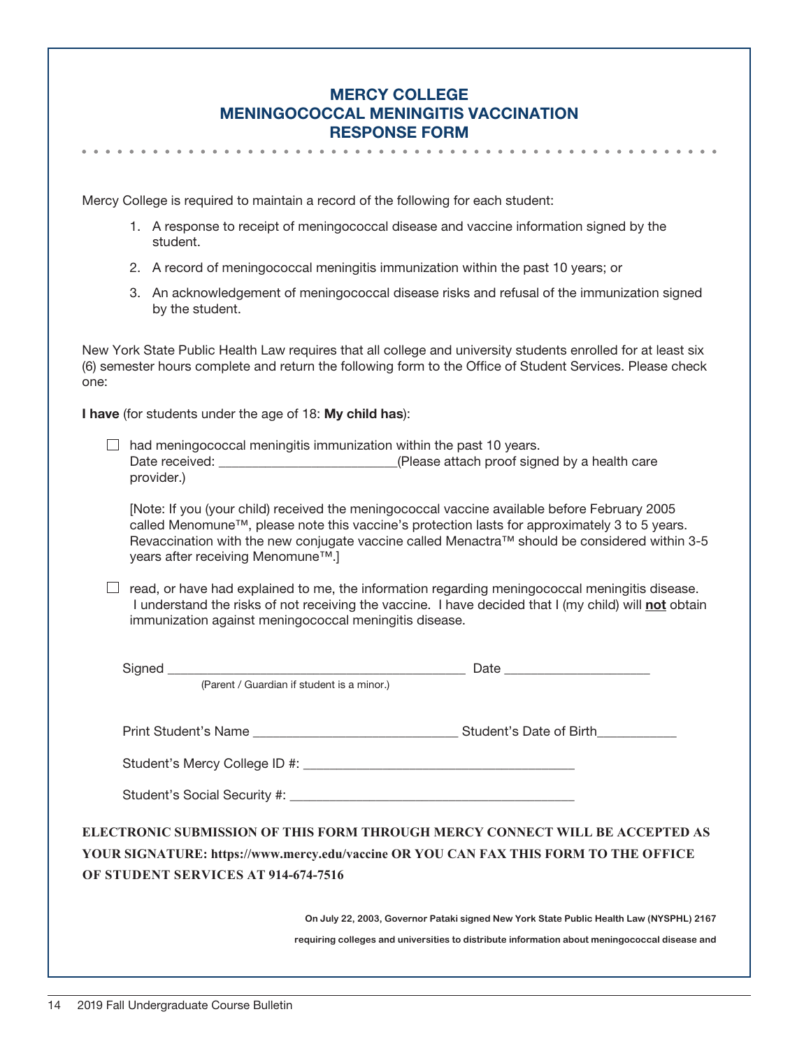# MERCY COLLEGE
# MENINGOCOCCAL MENINGITIS VACCINATION
# RESPONSE FORM

Mercy College is required to maintain a record of the following for each student:

1. A response to receipt of meningococcal disease and vaccine information signed by the student.
2. A record of meningococcal meningitis immunization within the past 10 years; or
3. An acknowledgement of meningococcal disease risks and refusal of the immunization signed by the student.

New York State Public Health Law requires that all college and university students enrolled for at least six (6) semester hours complete and return the following form to the Office of Student Services. Please check one:

**I have** (for students under the age of 18: **My child has**):

☐ had meningococcal meningitis immunization within the past 10 years.
Date received: _________________________(Please attach proof signed by a health care provider.)

[Note: If you (your child) received the meningococcal vaccine available before February 2005 called Menomune™, please note this vaccine's protection lasts for approximately 3 to 5 years. Revaccination with the new conjugate vaccine called Menactra™ should be considered within 3-5 years after receiving Menomune™.]

☐ read, or have had explained to me, the information regarding meningococcal meningitis disease. I understand the risks of not receiving the vaccine. I have decided that I (my child) will **not** obtain immunization against meningococcal meningitis disease.

Signed __________________________________________ Date ____________________
(Parent / Guardian if student is a minor.)

Print Student's Name _____________________________ Student's Date of Birth___________

Student's Mercy College ID #: ______________________________________

Student's Social Security #: ________________________________________

**ELECTRONIC SUBMISSION OF THIS FORM THROUGH MERCY CONNECT WILL BE ACCEPTED AS YOUR SIGNATURE: https://www.mercy.edu/vaccine OR YOU CAN FAX THIS FORM TO THE OFFICE OF STUDENT SERVICES AT 914-674-7516**

**On July 22, 2003, Governor Pataki signed New York State Public Health Law (NYSPHL) 2167 requiring colleges and universities to distribute information about meningococcal disease and**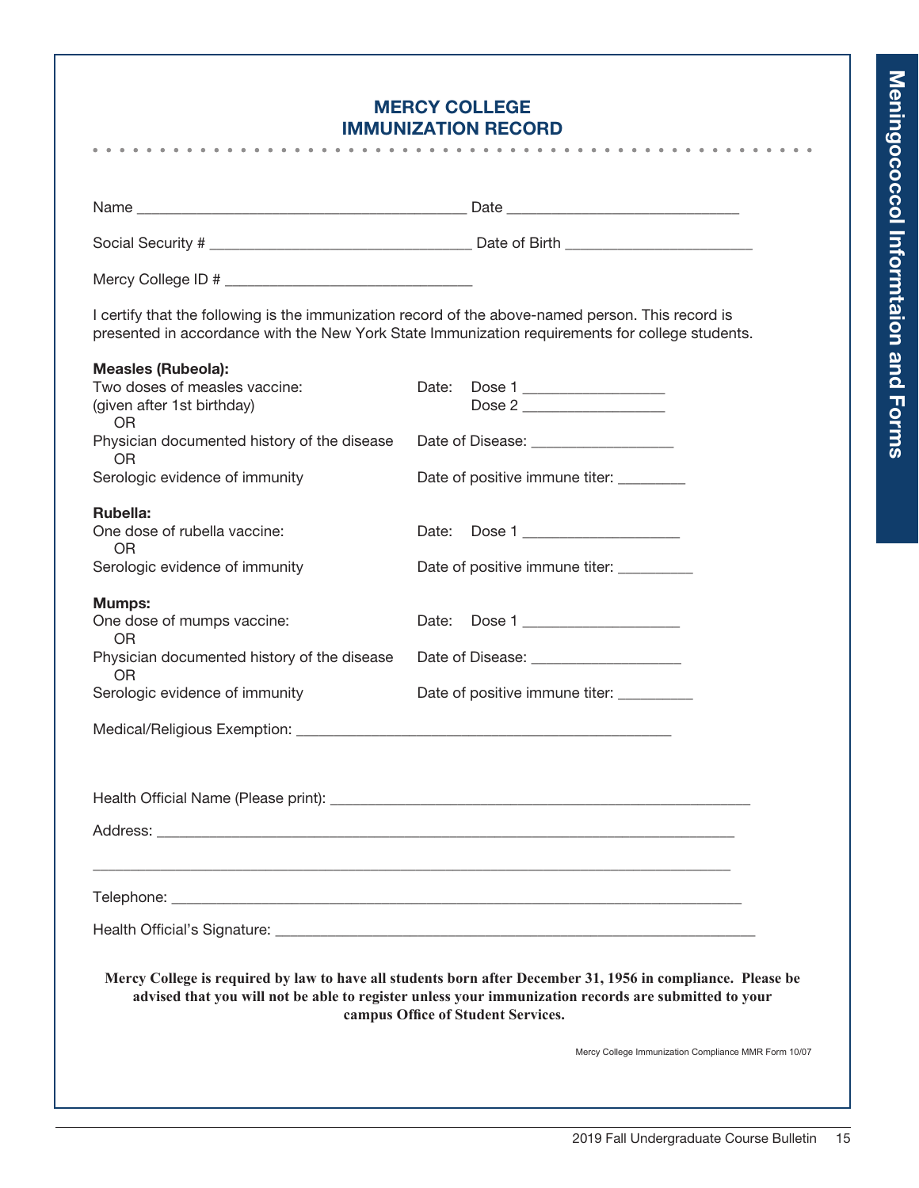# MERCY COLLEGE
# IMMUNIZATION RECORD

Name ________________________________________ Date ____________________________

Social Security # ________________________________ Date of Birth ______________________

Mercy College ID # ______________________________

I certify that the following is the immunization record of the above-named person. This record is presented in accordance with the New York State Immunization requirements for college students.

**Measles (Rubeola):**

Two doses of measles vaccine: (given after 1st birthday) — Date: Dose 1 _________________ Dose 2 _________________

OR

Physician documented history of the disease — Date of Disease: _________________

OR

Serologic evidence of immunity — Date of positive immune titer: ________

**Rubella:**

One dose of rubella vaccine: — Date: Dose 1 ___________________

OR

Serologic evidence of immunity — Date of positive immune titer: _________

**Mumps:**

One dose of mumps vaccine: — Date: Dose 1 ___________________

OR

Physician documented history of the disease — Date of Disease: __________________

OR

Serologic evidence of immunity — Date of positive immune titer: _________

Medical/Religious Exemption: ______________________________________________

Health Official Name (Please print): ___________________________________________________

Address: ___________________________________________________________________________

_____________________________________________________________________________________

Telephone: _________________________________________________________________________

Health Official's Signature: ________________________________________________________

**Mercy College is required by law to have all students born after December 31, 1956 in compliance. Please be advised that you will not be able to register unless your immunization records are submitted to your campus Office of Student Services.**

Mercy College Immunization Compliance MMR Form 10/07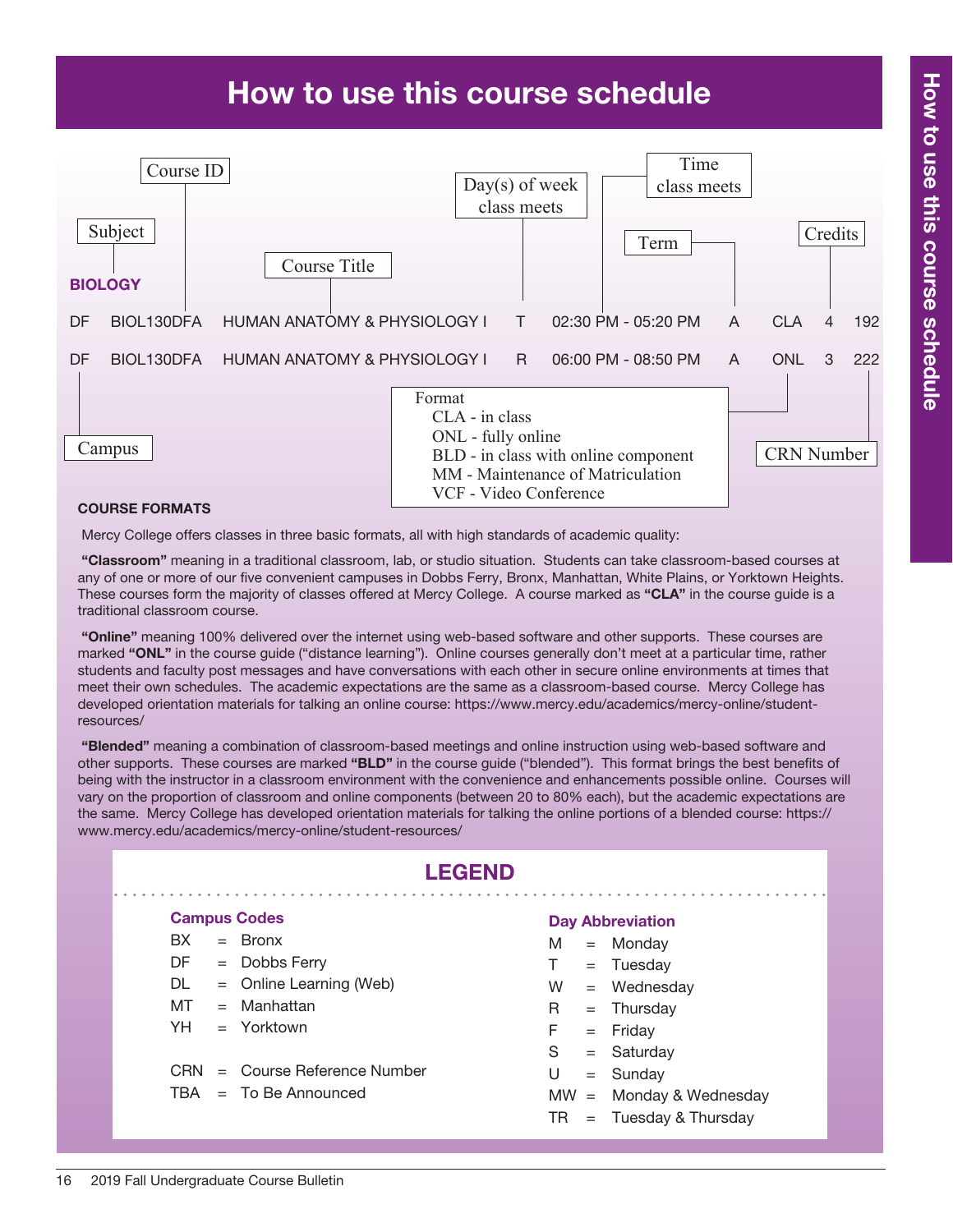# How to use this course schedule

Course ID | Subject | Course Title | Day(s) of week class meets | Time class meets | Term | Credits

**BIOLOGY**

| Campus | Course ID | Course Title | Day | Time | Term | Format | Credits | CRN Number |
|---|---|---|---|---|---|---|---|---|
| DF | BIOL130DFA | HUMAN ANATOMY & PHYSIOLOGY I | T | 02:30 PM - 05:20 PM | A | CLA | 4 | 192 |
| DF | BIOL130DFA | HUMAN ANATOMY & PHYSIOLOGY I | R | 06:00 PM - 08:50 PM | A | ONL | 3 | 222 |

Format
- CLA - in class
- ONL - fully online
- BLD - in class with online component
- MM - Maintenance of Matriculation
- VCF - Video Conference

Campus | CRN Number

**COURSE FORMATS**

Mercy College offers classes in three basic formats, all with high standards of academic quality:

**"Classroom"** meaning in a traditional classroom, lab, or studio situation. Students can take classroom-based courses at any of one or more of our five convenient campuses in Dobbs Ferry, Bronx, Manhattan, White Plains, or Yorktown Heights. These courses form the majority of classes offered at Mercy College. A course marked as **"CLA"** in the course guide is a traditional classroom course.

**"Online"** meaning 100% delivered over the internet using web-based software and other supports. These courses are marked **"ONL"** in the course guide ("distance learning"). Online courses generally don't meet at a particular time, rather students and faculty post messages and have conversations with each other in secure online environments at times that meet their own schedules. The academic expectations are the same as a classroom-based course. Mercy College has developed orientation materials for talking an online course: https://www.mercy.edu/academics/mercy-online/student-resources/

**"Blended"** meaning a combination of classroom-based meetings and online instruction using web-based software and other supports. These courses are marked **"BLD"** in the course guide ("blended"). This format brings the best benefits of being with the instructor in a classroom environment with the convenience and enhancements possible online. Courses will vary on the proportion of classroom and online components (between 20 to 80% each), but the academic expectations are the same. Mercy College has developed orientation materials for talking the online portions of a blended course: https://www.mercy.edu/academics/mercy-online/student-resources/

## LEGEND

**Campus Codes**

- BX = Bronx
- DF = Dobbs Ferry
- DL = Online Learning (Web)
- MT = Manhattan
- YH = Yorktown

- CRN = Course Reference Number
- TBA = To Be Announced

**Day Abbreviation**

- M = Monday
- T = Tuesday
- W = Wednesday
- R = Thursday
- F = Friday
- S = Saturday
- U = Sunday
- MW = Monday & Wednesday
- TR = Tuesday & Thursday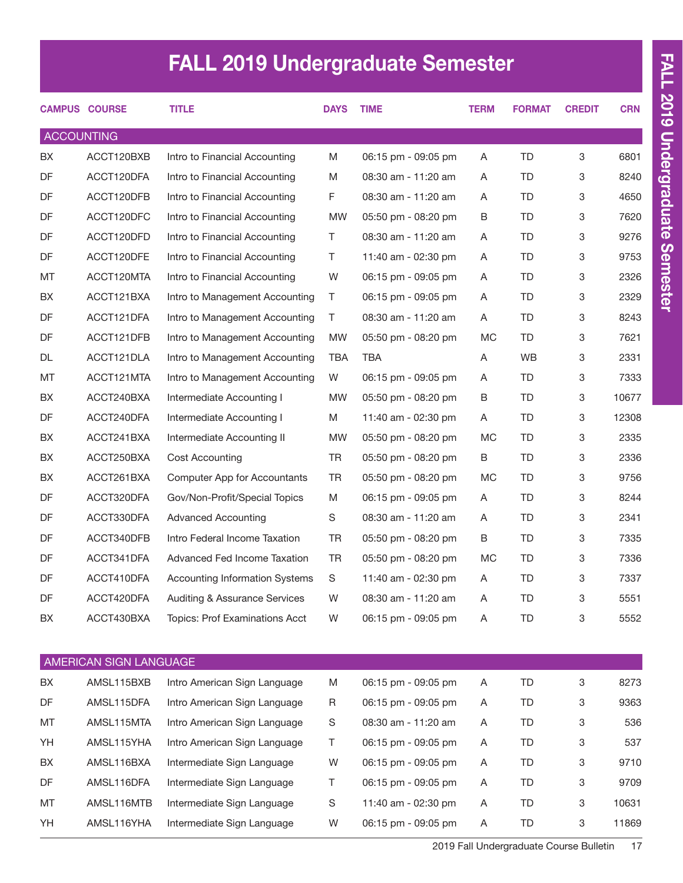# FALL 2019 Undergraduate Semester

| CAMPUS | COURSE | TITLE | DAYS | TIME | TERM | FORMAT | CREDIT | CRN |
|---|---|---|---|---|---|---|---|---|
| **ACCOUNTING** | | | | | | | | |
| BX | ACCT120BXB | Intro to Financial Accounting | M | 06:15 pm - 09:05 pm | A | TD | 3 | 6801 |
| DF | ACCT120DFA | Intro to Financial Accounting | M | 08:30 am - 11:20 am | A | TD | 3 | 8240 |
| DF | ACCT120DFB | Intro to Financial Accounting | F | 08:30 am - 11:20 am | A | TD | 3 | 4650 |
| DF | ACCT120DFC | Intro to Financial Accounting | MW | 05:50 pm - 08:20 pm | B | TD | 3 | 7620 |
| DF | ACCT120DFD | Intro to Financial Accounting | T | 08:30 am - 11:20 am | A | TD | 3 | 9276 |
| DF | ACCT120DFE | Intro to Financial Accounting | T | 11:40 am - 02:30 pm | A | TD | 3 | 9753 |
| MT | ACCT120MTA | Intro to Financial Accounting | W | 06:15 pm - 09:05 pm | A | TD | 3 | 2326 |
| BX | ACCT121BXA | Intro to Management Accounting | T | 06:15 pm - 09:05 pm | A | TD | 3 | 2329 |
| DF | ACCT121DFA | Intro to Management Accounting | T | 08:30 am - 11:20 am | A | TD | 3 | 8243 |
| DF | ACCT121DFB | Intro to Management Accounting | MW | 05:50 pm - 08:20 pm | MC | TD | 3 | 7621 |
| DL | ACCT121DLA | Intro to Management Accounting | TBA | TBA | A | WB | 3 | 2331 |
| MT | ACCT121MTA | Intro to Management Accounting | W | 06:15 pm - 09:05 pm | A | TD | 3 | 7333 |
| BX | ACCT240BXA | Intermediate Accounting I | MW | 05:50 pm - 08:20 pm | B | TD | 3 | 10677 |
| DF | ACCT240DFA | Intermediate Accounting I | M | 11:40 am - 02:30 pm | A | TD | 3 | 12308 |
| BX | ACCT241BXA | Intermediate Accounting II | MW | 05:50 pm - 08:20 pm | MC | TD | 3 | 2335 |
| BX | ACCT250BXA | Cost Accounting | TR | 05:50 pm - 08:20 pm | B | TD | 3 | 2336 |
| BX | ACCT261BXA | Computer App for Accountants | TR | 05:50 pm - 08:20 pm | MC | TD | 3 | 9756 |
| DF | ACCT320DFA | Gov/Non-Profit/Special Topics | M | 06:15 pm - 09:05 pm | A | TD | 3 | 8244 |
| DF | ACCT330DFA | Advanced Accounting | S | 08:30 am - 11:20 am | A | TD | 3 | 2341 |
| DF | ACCT340DFB | Intro Federal Income Taxation | TR | 05:50 pm - 08:20 pm | B | TD | 3 | 7335 |
| DF | ACCT341DFA | Advanced Fed Income Taxation | TR | 05:50 pm - 08:20 pm | MC | TD | 3 | 7336 |
| DF | ACCT410DFA | Accounting Information Systems | S | 11:40 am - 02:30 pm | A | TD | 3 | 7337 |
| DF | ACCT420DFA | Auditing & Assurance Services | W | 08:30 am - 11:20 am | A | TD | 3 | 5551 |
| BX | ACCT430BXA | Topics: Prof Examinations Acct | W | 06:15 pm - 09:05 pm | A | TD | 3 | 5552 |
| **AMERICAN SIGN LANGUAGE** | | | | | | | | |
| BX | AMSL115BXB | Intro American Sign Language | M | 06:15 pm - 09:05 pm | A | TD | 3 | 8273 |
| DF | AMSL115DFA | Intro American Sign Language | R | 06:15 pm - 09:05 pm | A | TD | 3 | 9363 |
| MT | AMSL115MTA | Intro American Sign Language | S | 08:30 am - 11:20 am | A | TD | 3 | 536 |
| YH | AMSL115YHA | Intro American Sign Language | T | 06:15 pm - 09:05 pm | A | TD | 3 | 537 |
| BX | AMSL116BXA | Intermediate Sign Language | W | 06:15 pm - 09:05 pm | A | TD | 3 | 9710 |
| DF | AMSL116DFA | Intermediate Sign Language | T | 06:15 pm - 09:05 pm | A | TD | 3 | 9709 |
| MT | AMSL116MTB | Intermediate Sign Language | S | 11:40 am - 02:30 pm | A | TD | 3 | 10631 |
| YH | AMSL116YHA | Intermediate Sign Language | W | 06:15 pm - 09:05 pm | A | TD | 3 | 11869 |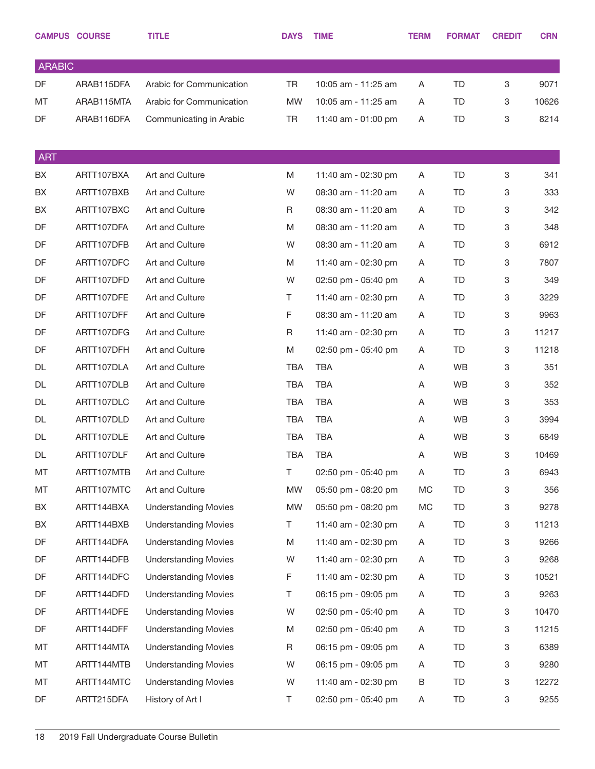| CAMPUS | COURSE | TITLE | DAYS | TIME | TERM | FORMAT | CREDIT | CRN |
|---|---|---|---|---|---|---|---|---|
| **ARABIC** | | | | | | | | |
| DF | ARAB115DFA | Arabic for Communication | TR | 10:05 am - 11:25 am | A | TD | 3 | 9071 |
| MT | ARAB115MTA | Arabic for Communication | MW | 10:05 am - 11:25 am | A | TD | 3 | 10626 |
| DF | ARAB116DFA | Communicating in Arabic | TR | 11:40 am - 01:00 pm | A | TD | 3 | 8214 |
| **ART** | | | | | | | | |
| BX | ARTT107BXA | Art and Culture | M | 11:40 am - 02:30 pm | A | TD | 3 | 341 |
| BX | ARTT107BXB | Art and Culture | W | 08:30 am - 11:20 am | A | TD | 3 | 333 |
| BX | ARTT107BXC | Art and Culture | R | 08:30 am - 11:20 am | A | TD | 3 | 342 |
| DF | ARTT107DFA | Art and Culture | M | 08:30 am - 11:20 am | A | TD | 3 | 348 |
| DF | ARTT107DFB | Art and Culture | W | 08:30 am - 11:20 am | A | TD | 3 | 6912 |
| DF | ARTT107DFC | Art and Culture | M | 11:40 am - 02:30 pm | A | TD | 3 | 7807 |
| DF | ARTT107DFD | Art and Culture | W | 02:50 pm - 05:40 pm | A | TD | 3 | 349 |
| DF | ARTT107DFE | Art and Culture | T | 11:40 am - 02:30 pm | A | TD | 3 | 3229 |
| DF | ARTT107DFF | Art and Culture | F | 08:30 am - 11:20 am | A | TD | 3 | 9963 |
| DF | ARTT107DFG | Art and Culture | R | 11:40 am - 02:30 pm | A | TD | 3 | 11217 |
| DF | ARTT107DFH | Art and Culture | M | 02:50 pm - 05:40 pm | A | TD | 3 | 11218 |
| DL | ARTT107DLA | Art and Culture | TBA | TBA | A | WB | 3 | 351 |
| DL | ARTT107DLB | Art and Culture | TBA | TBA | A | WB | 3 | 352 |
| DL | ARTT107DLC | Art and Culture | TBA | TBA | A | WB | 3 | 353 |
| DL | ARTT107DLD | Art and Culture | TBA | TBA | A | WB | 3 | 3994 |
| DL | ARTT107DLE | Art and Culture | TBA | TBA | A | WB | 3 | 6849 |
| DL | ARTT107DLF | Art and Culture | TBA | TBA | A | WB | 3 | 10469 |
| MT | ARTT107MTB | Art and Culture | T | 02:50 pm - 05:40 pm | A | TD | 3 | 6943 |
| MT | ARTT107MTC | Art and Culture | MW | 05:50 pm - 08:20 pm | MC | TD | 3 | 356 |
| BX | ARTT144BXA | Understanding Movies | MW | 05:50 pm - 08:20 pm | MC | TD | 3 | 9278 |
| BX | ARTT144BXB | Understanding Movies | T | 11:40 am - 02:30 pm | A | TD | 3 | 11213 |
| DF | ARTT144DFA | Understanding Movies | M | 11:40 am - 02:30 pm | A | TD | 3 | 9266 |
| DF | ARTT144DFB | Understanding Movies | W | 11:40 am - 02:30 pm | A | TD | 3 | 9268 |
| DF | ARTT144DFC | Understanding Movies | F | 11:40 am - 02:30 pm | A | TD | 3 | 10521 |
| DF | ARTT144DFD | Understanding Movies | T | 06:15 pm - 09:05 pm | A | TD | 3 | 9263 |
| DF | ARTT144DFE | Understanding Movies | W | 02:50 pm - 05:40 pm | A | TD | 3 | 10470 |
| DF | ARTT144DFF | Understanding Movies | M | 02:50 pm - 05:40 pm | A | TD | 3 | 11215 |
| MT | ARTT144MTA | Understanding Movies | R | 06:15 pm - 09:05 pm | A | TD | 3 | 6389 |
| MT | ARTT144MTB | Understanding Movies | W | 06:15 pm - 09:05 pm | A | TD | 3 | 9280 |
| MT | ARTT144MTC | Understanding Movies | W | 11:40 am - 02:30 pm | B | TD | 3 | 12272 |
| DF | ARTT215DFA | History of Art I | T | 02:50 pm - 05:40 pm | A | TD | 3 | 9255 |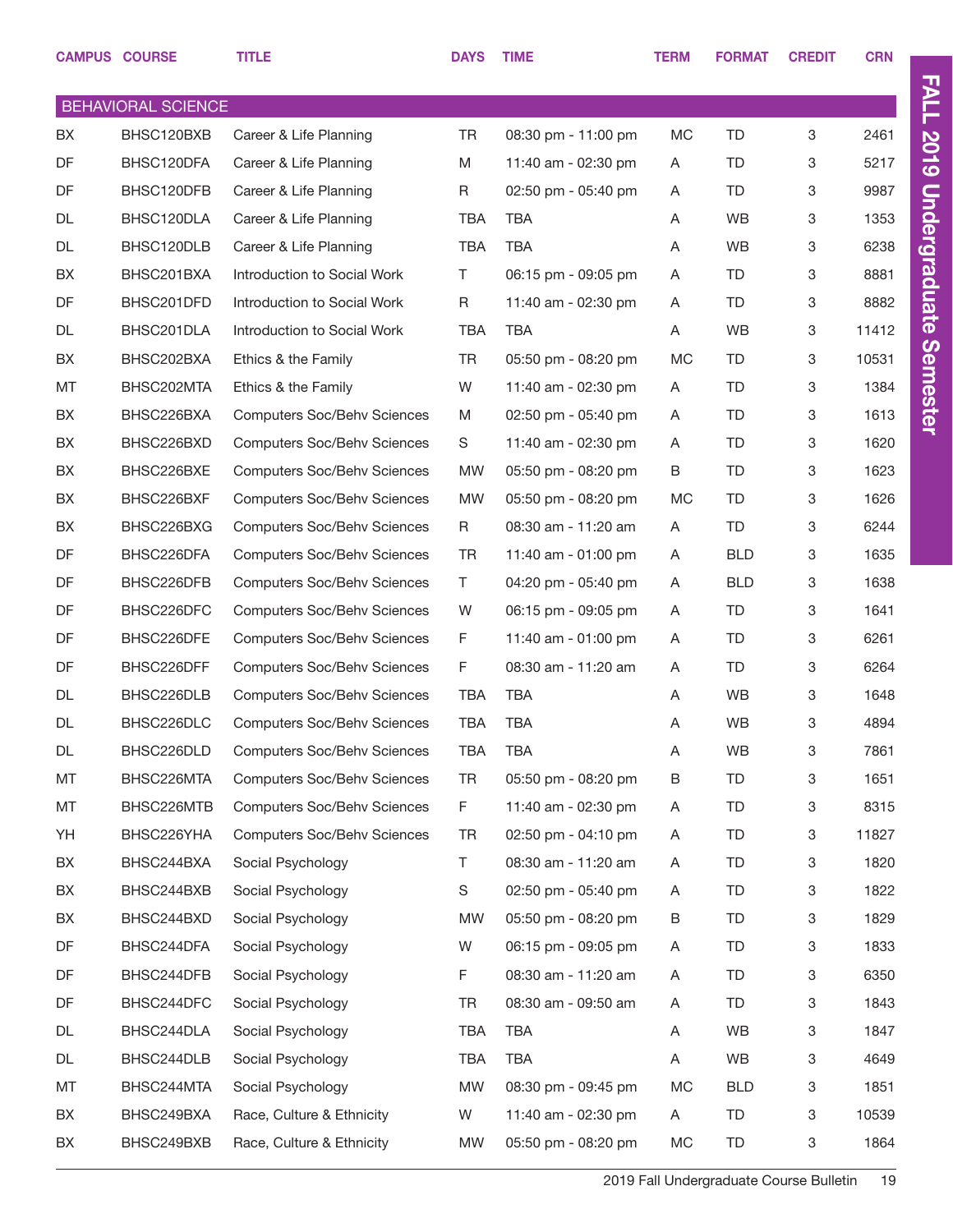| CAMPUS | COURSE | TITLE | DAYS | TIME | TERM | FORMAT | CREDIT | CRN |
|---|---|---|---|---|---|---|---|---|
| **BEHAVIORAL SCIENCE** | | | | | | | | |
| BX | BHSC120BXB | Career & Life Planning | TR | 08:30 pm - 11:00 pm | MC | TD | 3 | 2461 |
| DF | BHSC120DFA | Career & Life Planning | M | 11:40 am - 02:30 pm | A | TD | 3 | 5217 |
| DF | BHSC120DFB | Career & Life Planning | R | 02:50 pm - 05:40 pm | A | TD | 3 | 9987 |
| DL | BHSC120DLA | Career & Life Planning | TBA | TBA | A | WB | 3 | 1353 |
| DL | BHSC120DLB | Career & Life Planning | TBA | TBA | A | WB | 3 | 6238 |
| BX | BHSC201BXA | Introduction to Social Work | T | 06:15 pm - 09:05 pm | A | TD | 3 | 8881 |
| DF | BHSC201DFD | Introduction to Social Work | R | 11:40 am - 02:30 pm | A | TD | 3 | 8882 |
| DL | BHSC201DLA | Introduction to Social Work | TBA | TBA | A | WB | 3 | 11412 |
| BX | BHSC202BXA | Ethics & the Family | TR | 05:50 pm - 08:20 pm | MC | TD | 3 | 10531 |
| MT | BHSC202MTA | Ethics & the Family | W | 11:40 am - 02:30 pm | A | TD | 3 | 1384 |
| BX | BHSC226BXA | Computers Soc/Behv Sciences | M | 02:50 pm - 05:40 pm | A | TD | 3 | 1613 |
| BX | BHSC226BXD | Computers Soc/Behv Sciences | S | 11:40 am - 02:30 pm | A | TD | 3 | 1620 |
| BX | BHSC226BXE | Computers Soc/Behv Sciences | MW | 05:50 pm - 08:20 pm | B | TD | 3 | 1623 |
| BX | BHSC226BXF | Computers Soc/Behv Sciences | MW | 05:50 pm - 08:20 pm | MC | TD | 3 | 1626 |
| BX | BHSC226BXG | Computers Soc/Behv Sciences | R | 08:30 am - 11:20 am | A | TD | 3 | 6244 |
| DF | BHSC226DFA | Computers Soc/Behv Sciences | TR | 11:40 am - 01:00 pm | A | BLD | 3 | 1635 |
| DF | BHSC226DFB | Computers Soc/Behv Sciences | T | 04:20 pm - 05:40 pm | A | BLD | 3 | 1638 |
| DF | BHSC226DFC | Computers Soc/Behv Sciences | W | 06:15 pm - 09:05 pm | A | TD | 3 | 1641 |
| DF | BHSC226DFE | Computers Soc/Behv Sciences | F | 11:40 am - 01:00 pm | A | TD | 3 | 6261 |
| DF | BHSC226DFF | Computers Soc/Behv Sciences | F | 08:30 am - 11:20 am | A | TD | 3 | 6264 |
| DL | BHSC226DLB | Computers Soc/Behv Sciences | TBA | TBA | A | WB | 3 | 1648 |
| DL | BHSC226DLC | Computers Soc/Behv Sciences | TBA | TBA | A | WB | 3 | 4894 |
| DL | BHSC226DLD | Computers Soc/Behv Sciences | TBA | TBA | A | WB | 3 | 7861 |
| MT | BHSC226MTA | Computers Soc/Behv Sciences | TR | 05:50 pm - 08:20 pm | B | TD | 3 | 1651 |
| MT | BHSC226MTB | Computers Soc/Behv Sciences | F | 11:40 am - 02:30 pm | A | TD | 3 | 8315 |
| YH | BHSC226YHA | Computers Soc/Behv Sciences | TR | 02:50 pm - 04:10 pm | A | TD | 3 | 11827 |
| BX | BHSC244BXA | Social Psychology | T | 08:30 am - 11:20 am | A | TD | 3 | 1820 |
| BX | BHSC244BXB | Social Psychology | S | 02:50 pm - 05:40 pm | A | TD | 3 | 1822 |
| BX | BHSC244BXD | Social Psychology | MW | 05:50 pm - 08:20 pm | B | TD | 3 | 1829 |
| DF | BHSC244DFA | Social Psychology | W | 06:15 pm - 09:05 pm | A | TD | 3 | 1833 |
| DF | BHSC244DFB | Social Psychology | F | 08:30 am - 11:20 am | A | TD | 3 | 6350 |
| DF | BHSC244DFC | Social Psychology | TR | 08:30 am - 09:50 am | A | TD | 3 | 1843 |
| DL | BHSC244DLA | Social Psychology | TBA | TBA | A | WB | 3 | 1847 |
| DL | BHSC244DLB | Social Psychology | TBA | TBA | A | WB | 3 | 4649 |
| MT | BHSC244MTA | Social Psychology | MW | 08:30 pm - 09:45 pm | MC | BLD | 3 | 1851 |
| BX | BHSC249BXA | Race, Culture & Ethnicity | W | 11:40 am - 02:30 pm | A | TD | 3 | 10539 |
| BX | BHSC249BXB | Race, Culture & Ethnicity | MW | 05:50 pm - 08:20 pm | MC | TD | 3 | 1864 |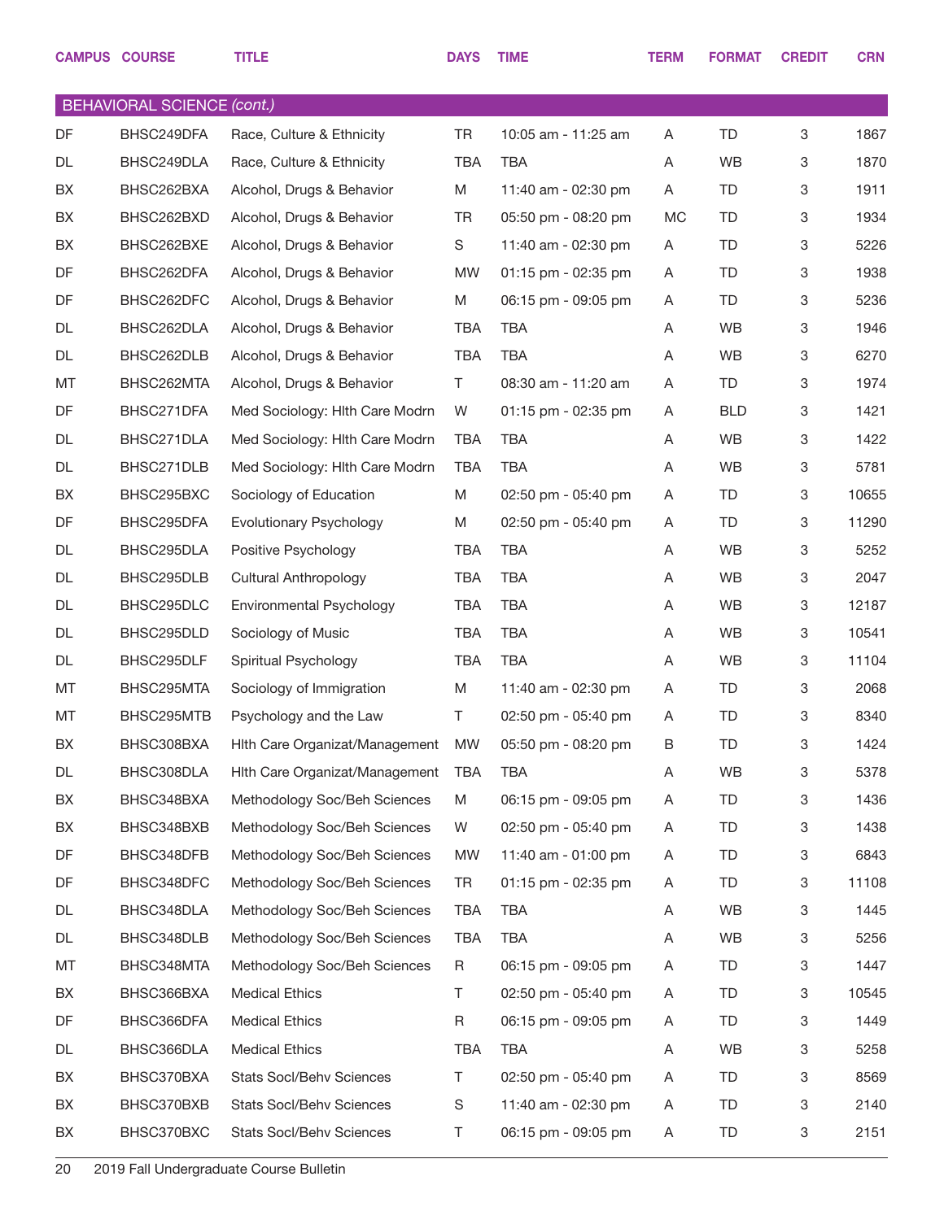| CAMPUS | COURSE | TITLE | DAYS | TIME | TERM | FORMAT | CREDIT | CRN |
|---|---|---|---|---|---|---|---|---|
| **BEHAVIORAL SCIENCE *(cont.)*** | | | | | | | | |
| DF | BHSC249DFA | Race, Culture & Ethnicity | TR | 10:05 am - 11:25 am | A | TD | 3 | 1867 |
| DL | BHSC249DLA | Race, Culture & Ethnicity | TBA | TBA | A | WB | 3 | 1870 |
| BX | BHSC262BXA | Alcohol, Drugs & Behavior | M | 11:40 am - 02:30 pm | A | TD | 3 | 1911 |
| BX | BHSC262BXD | Alcohol, Drugs & Behavior | TR | 05:50 pm - 08:20 pm | MC | TD | 3 | 1934 |
| BX | BHSC262BXE | Alcohol, Drugs & Behavior | S | 11:40 am - 02:30 pm | A | TD | 3 | 5226 |
| DF | BHSC262DFA | Alcohol, Drugs & Behavior | MW | 01:15 pm - 02:35 pm | A | TD | 3 | 1938 |
| DF | BHSC262DFC | Alcohol, Drugs & Behavior | M | 06:15 pm - 09:05 pm | A | TD | 3 | 5236 |
| DL | BHSC262DLA | Alcohol, Drugs & Behavior | TBA | TBA | A | WB | 3 | 1946 |
| DL | BHSC262DLB | Alcohol, Drugs & Behavior | TBA | TBA | A | WB | 3 | 6270 |
| MT | BHSC262MTA | Alcohol, Drugs & Behavior | T | 08:30 am - 11:20 am | A | TD | 3 | 1974 |
| DF | BHSC271DFA | Med Sociology: Hlth Care Modrn | W | 01:15 pm - 02:35 pm | A | BLD | 3 | 1421 |
| DL | BHSC271DLA | Med Sociology: Hlth Care Modrn | TBA | TBA | A | WB | 3 | 1422 |
| DL | BHSC271DLB | Med Sociology: Hlth Care Modrn | TBA | TBA | A | WB | 3 | 5781 |
| BX | BHSC295BXC | Sociology of Education | M | 02:50 pm - 05:40 pm | A | TD | 3 | 10655 |
| DF | BHSC295DFA | Evolutionary Psychology | M | 02:50 pm - 05:40 pm | A | TD | 3 | 11290 |
| DL | BHSC295DLA | Positive Psychology | TBA | TBA | A | WB | 3 | 5252 |
| DL | BHSC295DLB | Cultural Anthropology | TBA | TBA | A | WB | 3 | 2047 |
| DL | BHSC295DLC | Environmental Psychology | TBA | TBA | A | WB | 3 | 12187 |
| DL | BHSC295DLD | Sociology of Music | TBA | TBA | A | WB | 3 | 10541 |
| DL | BHSC295DLF | Spiritual Psychology | TBA | TBA | A | WB | 3 | 11104 |
| MT | BHSC295MTA | Sociology of Immigration | M | 11:40 am - 02:30 pm | A | TD | 3 | 2068 |
| MT | BHSC295MTB | Psychology and the Law | T | 02:50 pm - 05:40 pm | A | TD | 3 | 8340 |
| BX | BHSC308BXA | Hlth Care Organizat/Management | MW | 05:50 pm - 08:20 pm | B | TD | 3 | 1424 |
| DL | BHSC308DLA | Hlth Care Organizat/Management | TBA | TBA | A | WB | 3 | 5378 |
| BX | BHSC348BXA | Methodology Soc/Beh Sciences | M | 06:15 pm - 09:05 pm | A | TD | 3 | 1436 |
| BX | BHSC348BXB | Methodology Soc/Beh Sciences | W | 02:50 pm - 05:40 pm | A | TD | 3 | 1438 |
| DF | BHSC348DFB | Methodology Soc/Beh Sciences | MW | 11:40 am - 01:00 pm | A | TD | 3 | 6843 |
| DF | BHSC348DFC | Methodology Soc/Beh Sciences | TR | 01:15 pm - 02:35 pm | A | TD | 3 | 11108 |
| DL | BHSC348DLA | Methodology Soc/Beh Sciences | TBA | TBA | A | WB | 3 | 1445 |
| DL | BHSC348DLB | Methodology Soc/Beh Sciences | TBA | TBA | A | WB | 3 | 5256 |
| MT | BHSC348MTA | Methodology Soc/Beh Sciences | R | 06:15 pm - 09:05 pm | A | TD | 3 | 1447 |
| BX | BHSC366BXA | Medical Ethics | T | 02:50 pm - 05:40 pm | A | TD | 3 | 10545 |
| DF | BHSC366DFA | Medical Ethics | R | 06:15 pm - 09:05 pm | A | TD | 3 | 1449 |
| DL | BHSC366DLA | Medical Ethics | TBA | TBA | A | WB | 3 | 5258 |
| BX | BHSC370BXA | Stats Socl/Behv Sciences | T | 02:50 pm - 05:40 pm | A | TD | 3 | 8569 |
| BX | BHSC370BXB | Stats Socl/Behv Sciences | S | 11:40 am - 02:30 pm | A | TD | 3 | 2140 |
| BX | BHSC370BXC | Stats Socl/Behv Sciences | T | 06:15 pm - 09:05 pm | A | TD | 3 | 2151 |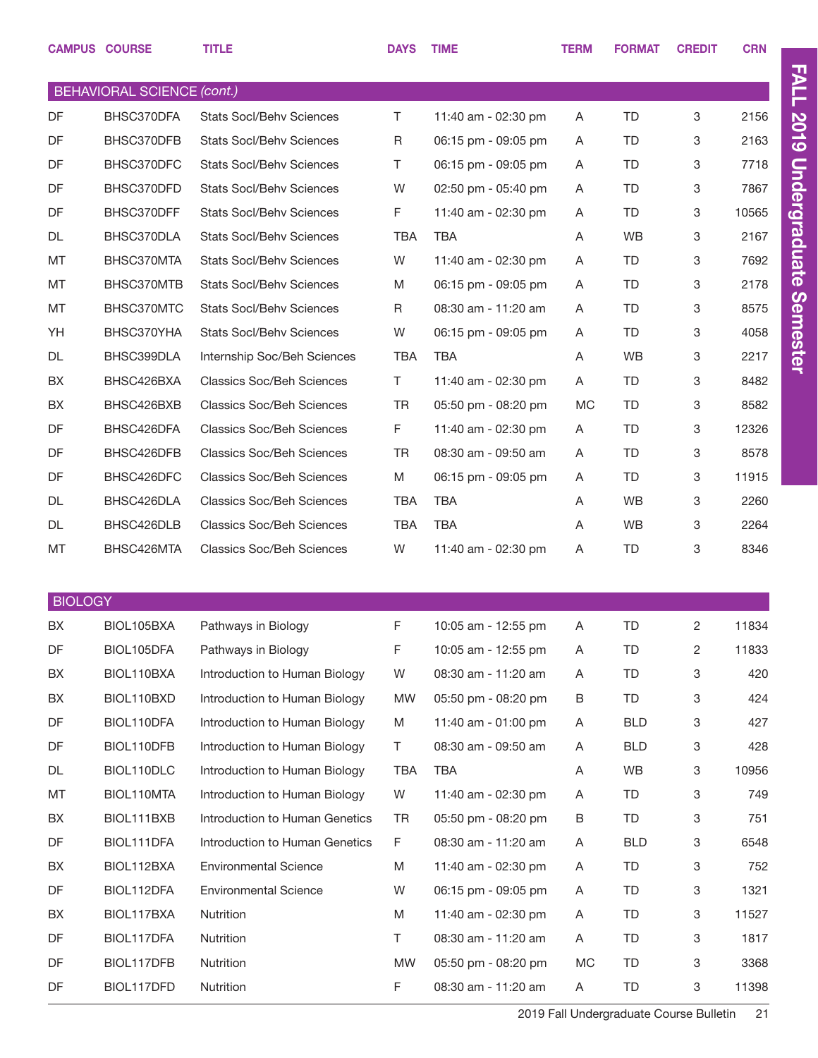| CAMPUS | COURSE | TITLE | DAYS | TIME | TERM | FORMAT | CREDIT | CRN |
|---|---|---|---|---|---|---|---|---|
| **BEHAVIORAL SCIENCE *(cont.)*** | | | | | | | | |
| DF | BHSC370DFA | Stats Socl/Behv Sciences | T | 11:40 am - 02:30 pm | A | TD | 3 | 2156 |
| DF | BHSC370DFB | Stats Socl/Behv Sciences | R | 06:15 pm - 09:05 pm | A | TD | 3 | 2163 |
| DF | BHSC370DFC | Stats Socl/Behv Sciences | T | 06:15 pm - 09:05 pm | A | TD | 3 | 7718 |
| DF | BHSC370DFD | Stats Socl/Behv Sciences | W | 02:50 pm - 05:40 pm | A | TD | 3 | 7867 |
| DF | BHSC370DFF | Stats Socl/Behv Sciences | F | 11:40 am - 02:30 pm | A | TD | 3 | 10565 |
| DL | BHSC370DLA | Stats Socl/Behv Sciences | TBA | TBA | A | WB | 3 | 2167 |
| MT | BHSC370MTA | Stats Socl/Behv Sciences | W | 11:40 am - 02:30 pm | A | TD | 3 | 7692 |
| MT | BHSC370MTB | Stats Socl/Behv Sciences | M | 06:15 pm - 09:05 pm | A | TD | 3 | 2178 |
| MT | BHSC370MTC | Stats Socl/Behv Sciences | R | 08:30 am - 11:20 am | A | TD | 3 | 8575 |
| YH | BHSC370YHA | Stats Socl/Behv Sciences | W | 06:15 pm - 09:05 pm | A | TD | 3 | 4058 |
| DL | BHSC399DLA | Internship Soc/Beh Sciences | TBA | TBA | A | WB | 3 | 2217 |
| BX | BHSC426BXA | Classics Soc/Beh Sciences | T | 11:40 am - 02:30 pm | A | TD | 3 | 8482 |
| BX | BHSC426BXB | Classics Soc/Beh Sciences | TR | 05:50 pm - 08:20 pm | MC | TD | 3 | 8582 |
| DF | BHSC426DFA | Classics Soc/Beh Sciences | F | 11:40 am - 02:30 pm | A | TD | 3 | 12326 |
| DF | BHSC426DFB | Classics Soc/Beh Sciences | TR | 08:30 am - 09:50 am | A | TD | 3 | 8578 |
| DF | BHSC426DFC | Classics Soc/Beh Sciences | M | 06:15 pm - 09:05 pm | A | TD | 3 | 11915 |
| DL | BHSC426DLA | Classics Soc/Beh Sciences | TBA | TBA | A | WB | 3 | 2260 |
| DL | BHSC426DLB | Classics Soc/Beh Sciences | TBA | TBA | A | WB | 3 | 2264 |
| MT | BHSC426MTA | Classics Soc/Beh Sciences | W | 11:40 am - 02:30 pm | A | TD | 3 | 8346 |
| **BIOLOGY** | | | | | | | | |
| BX | BIOL105BXA | Pathways in Biology | F | 10:05 am - 12:55 pm | A | TD | 2 | 11834 |
| DF | BIOL105DFA | Pathways in Biology | F | 10:05 am - 12:55 pm | A | TD | 2 | 11833 |
| BX | BIOL110BXA | Introduction to Human Biology | W | 08:30 am - 11:20 am | A | TD | 3 | 420 |
| BX | BIOL110BXD | Introduction to Human Biology | MW | 05:50 pm - 08:20 pm | B | TD | 3 | 424 |
| DF | BIOL110DFA | Introduction to Human Biology | M | 11:40 am - 01:00 pm | A | BLD | 3 | 427 |
| DF | BIOL110DFB | Introduction to Human Biology | T | 08:30 am - 09:50 am | A | BLD | 3 | 428 |
| DL | BIOL110DLC | Introduction to Human Biology | TBA | TBA | A | WB | 3 | 10956 |
| MT | BIOL110MTA | Introduction to Human Biology | W | 11:40 am - 02:30 pm | A | TD | 3 | 749 |
| BX | BIOL111BXB | Introduction to Human Genetics | TR | 05:50 pm - 08:20 pm | B | TD | 3 | 751 |
| DF | BIOL111DFA | Introduction to Human Genetics | F | 08:30 am - 11:20 am | A | BLD | 3 | 6548 |
| BX | BIOL112BXA | Environmental Science | M | 11:40 am - 02:30 pm | A | TD | 3 | 752 |
| DF | BIOL112DFA | Environmental Science | W | 06:15 pm - 09:05 pm | A | TD | 3 | 1321 |
| BX | BIOL117BXA | Nutrition | M | 11:40 am - 02:30 pm | A | TD | 3 | 11527 |
| DF | BIOL117DFA | Nutrition | T | 08:30 am - 11:20 am | A | TD | 3 | 1817 |
| DF | BIOL117DFB | Nutrition | MW | 05:50 pm - 08:20 pm | MC | TD | 3 | 3368 |
| DF | BIOL117DFD | Nutrition | F | 08:30 am - 11:20 am | A | TD | 3 | 11398 |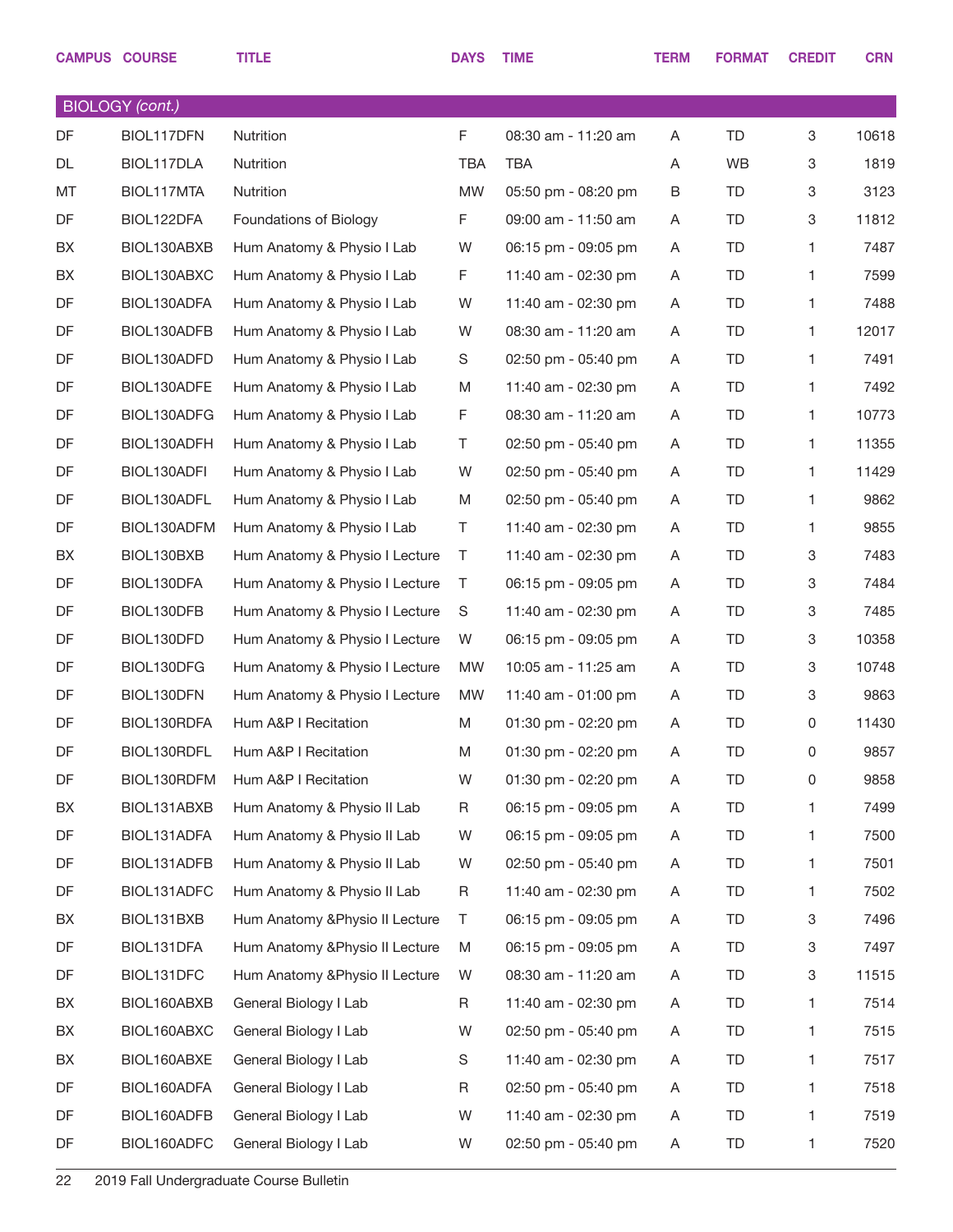| CAMPUS | COURSE | TITLE | DAYS | TIME | TERM | FORMAT | CREDIT | CRN |
|---|---|---|---|---|---|---|---|---|
| **BIOLOGY *(cont.)*** | | | | | | | | |
| DF | BIOL117DFN | Nutrition | F | 08:30 am - 11:20 am | A | TD | 3 | 10618 |
| DL | BIOL117DLA | Nutrition | TBA | TBA | A | WB | 3 | 1819 |
| MT | BIOL117MTA | Nutrition | MW | 05:50 pm - 08:20 pm | B | TD | 3 | 3123 |
| DF | BIOL122DFA | Foundations of Biology | F | 09:00 am - 11:50 am | A | TD | 3 | 11812 |
| BX | BIOL130ABXB | Hum Anatomy & Physio I Lab | W | 06:15 pm - 09:05 pm | A | TD | 1 | 7487 |
| BX | BIOL130ABXC | Hum Anatomy & Physio I Lab | F | 11:40 am - 02:30 pm | A | TD | 1 | 7599 |
| DF | BIOL130ADFA | Hum Anatomy & Physio I Lab | W | 11:40 am - 02:30 pm | A | TD | 1 | 7488 |
| DF | BIOL130ADFB | Hum Anatomy & Physio I Lab | W | 08:30 am - 11:20 am | A | TD | 1 | 12017 |
| DF | BIOL130ADFD | Hum Anatomy & Physio I Lab | S | 02:50 pm - 05:40 pm | A | TD | 1 | 7491 |
| DF | BIOL130ADFE | Hum Anatomy & Physio I Lab | M | 11:40 am - 02:30 pm | A | TD | 1 | 7492 |
| DF | BIOL130ADFG | Hum Anatomy & Physio I Lab | F | 08:30 am - 11:20 am | A | TD | 1 | 10773 |
| DF | BIOL130ADFH | Hum Anatomy & Physio I Lab | T | 02:50 pm - 05:40 pm | A | TD | 1 | 11355 |
| DF | BIOL130ADFI | Hum Anatomy & Physio I Lab | W | 02:50 pm - 05:40 pm | A | TD | 1 | 11429 |
| DF | BIOL130ADFL | Hum Anatomy & Physio I Lab | M | 02:50 pm - 05:40 pm | A | TD | 1 | 9862 |
| DF | BIOL130ADFM | Hum Anatomy & Physio I Lab | T | 11:40 am - 02:30 pm | A | TD | 1 | 9855 |
| BX | BIOL130BXB | Hum Anatomy & Physio I Lecture | T | 11:40 am - 02:30 pm | A | TD | 3 | 7483 |
| DF | BIOL130DFA | Hum Anatomy & Physio I Lecture | T | 06:15 pm - 09:05 pm | A | TD | 3 | 7484 |
| DF | BIOL130DFB | Hum Anatomy & Physio I Lecture | S | 11:40 am - 02:30 pm | A | TD | 3 | 7485 |
| DF | BIOL130DFD | Hum Anatomy & Physio I Lecture | W | 06:15 pm - 09:05 pm | A | TD | 3 | 10358 |
| DF | BIOL130DFG | Hum Anatomy & Physio I Lecture | MW | 10:05 am - 11:25 am | A | TD | 3 | 10748 |
| DF | BIOL130DFN | Hum Anatomy & Physio I Lecture | MW | 11:40 am - 01:00 pm | A | TD | 3 | 9863 |
| DF | BIOL130RDFA | Hum A&P I Recitation | M | 01:30 pm - 02:20 pm | A | TD | 0 | 11430 |
| DF | BIOL130RDFL | Hum A&P I Recitation | M | 01:30 pm - 02:20 pm | A | TD | 0 | 9857 |
| DF | BIOL130RDFM | Hum A&P I Recitation | W | 01:30 pm - 02:20 pm | A | TD | 0 | 9858 |
| BX | BIOL131ABXB | Hum Anatomy & Physio II Lab | R | 06:15 pm - 09:05 pm | A | TD | 1 | 7499 |
| DF | BIOL131ADFA | Hum Anatomy & Physio II Lab | W | 06:15 pm - 09:05 pm | A | TD | 1 | 7500 |
| DF | BIOL131ADFB | Hum Anatomy & Physio II Lab | W | 02:50 pm - 05:40 pm | A | TD | 1 | 7501 |
| DF | BIOL131ADFC | Hum Anatomy & Physio II Lab | R | 11:40 am - 02:30 pm | A | TD | 1 | 7502 |
| BX | BIOL131BXB | Hum Anatomy &Physio II Lecture | T | 06:15 pm - 09:05 pm | A | TD | 3 | 7496 |
| DF | BIOL131DFA | Hum Anatomy &Physio II Lecture | M | 06:15 pm - 09:05 pm | A | TD | 3 | 7497 |
| DF | BIOL131DFC | Hum Anatomy &Physio II Lecture | W | 08:30 am - 11:20 am | A | TD | 3 | 11515 |
| BX | BIOL160ABXB | General Biology I Lab | R | 11:40 am - 02:30 pm | A | TD | 1 | 7514 |
| BX | BIOL160ABXC | General Biology I Lab | W | 02:50 pm - 05:40 pm | A | TD | 1 | 7515 |
| BX | BIOL160ABXE | General Biology I Lab | S | 11:40 am - 02:30 pm | A | TD | 1 | 7517 |
| DF | BIOL160ADFA | General Biology I Lab | R | 02:50 pm - 05:40 pm | A | TD | 1 | 7518 |
| DF | BIOL160ADFB | General Biology I Lab | W | 11:40 am - 02:30 pm | A | TD | 1 | 7519 |
| DF | BIOL160ADFC | General Biology I Lab | W | 02:50 pm - 05:40 pm | A | TD | 1 | 7520 |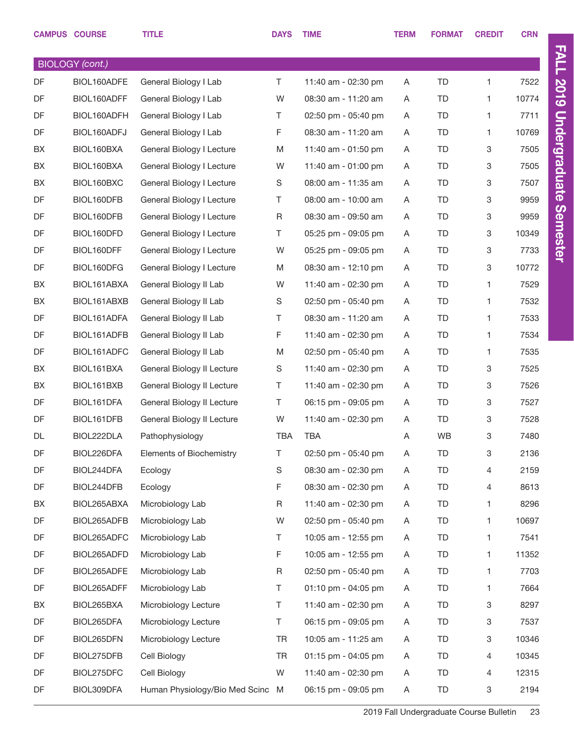| CAMPUS | COURSE | TITLE | DAYS | TIME | TERM | FORMAT | CREDIT | CRN |
|---|---|---|---|---|---|---|---|---|
| BIOLOGY *(cont.)* | | | | | | | | |
| DF | BIOL160ADFE | General Biology I Lab | T | 11:40 am - 02:30 pm | A | TD | 1 | 7522 |
| DF | BIOL160ADFF | General Biology I Lab | W | 08:30 am - 11:20 am | A | TD | 1 | 10774 |
| DF | BIOL160ADFH | General Biology I Lab | T | 02:50 pm - 05:40 pm | A | TD | 1 | 7711 |
| DF | BIOL160ADFJ | General Biology I Lab | F | 08:30 am - 11:20 am | A | TD | 1 | 10769 |
| BX | BIOL160BXA | General Biology I Lecture | M | 11:40 am - 01:50 pm | A | TD | 3 | 7505 |
| BX | BIOL160BXA | General Biology I Lecture | W | 11:40 am - 01:00 pm | A | TD | 3 | 7505 |
| BX | BIOL160BXC | General Biology I Lecture | S | 08:00 am - 11:35 am | A | TD | 3 | 7507 |
| DF | BIOL160DFB | General Biology I Lecture | T | 08:00 am - 10:00 am | A | TD | 3 | 9959 |
| DF | BIOL160DFB | General Biology I Lecture | R | 08:30 am - 09:50 am | A | TD | 3 | 9959 |
| DF | BIOL160DFD | General Biology I Lecture | T | 05:25 pm - 09:05 pm | A | TD | 3 | 10349 |
| DF | BIOL160DFF | General Biology I Lecture | W | 05:25 pm - 09:05 pm | A | TD | 3 | 7733 |
| DF | BIOL160DFG | General Biology I Lecture | M | 08:30 am - 12:10 pm | A | TD | 3 | 10772 |
| BX | BIOL161ABXA | General Biology II Lab | W | 11:40 am - 02:30 pm | A | TD | 1 | 7529 |
| BX | BIOL161ABXB | General Biology II Lab | S | 02:50 pm - 05:40 pm | A | TD | 1 | 7532 |
| DF | BIOL161ADFA | General Biology II Lab | T | 08:30 am - 11:20 am | A | TD | 1 | 7533 |
| DF | BIOL161ADFB | General Biology II Lab | F | 11:40 am - 02:30 pm | A | TD | 1 | 7534 |
| DF | BIOL161ADFC | General Biology II Lab | M | 02:50 pm - 05:40 pm | A | TD | 1 | 7535 |
| BX | BIOL161BXA | General Biology II Lecture | S | 11:40 am - 02:30 pm | A | TD | 3 | 7525 |
| BX | BIOL161BXB | General Biology II Lecture | T | 11:40 am - 02:30 pm | A | TD | 3 | 7526 |
| DF | BIOL161DFA | General Biology II Lecture | T | 06:15 pm - 09:05 pm | A | TD | 3 | 7527 |
| DF | BIOL161DFB | General Biology II Lecture | W | 11:40 am - 02:30 pm | A | TD | 3 | 7528 |
| DL | BIOL222DLA | Pathophysiology | TBA | TBA | A | WB | 3 | 7480 |
| DF | BIOL226DFA | Elements of Biochemistry | T | 02:50 pm - 05:40 pm | A | TD | 3 | 2136 |
| DF | BIOL244DFA | Ecology | S | 08:30 am - 02:30 pm | A | TD | 4 | 2159 |
| DF | BIOL244DFB | Ecology | F | 08:30 am - 02:30 pm | A | TD | 4 | 8613 |
| BX | BIOL265ABXA | Microbiology Lab | R | 11:40 am - 02:30 pm | A | TD | 1 | 8296 |
| DF | BIOL265ADFB | Microbiology Lab | W | 02:50 pm - 05:40 pm | A | TD | 1 | 10697 |
| DF | BIOL265ADFC | Microbiology Lab | T | 10:05 am - 12:55 pm | A | TD | 1 | 7541 |
| DF | BIOL265ADFD | Microbiology Lab | F | 10:05 am - 12:55 pm | A | TD | 1 | 11352 |
| DF | BIOL265ADFE | Microbiology Lab | R | 02:50 pm - 05:40 pm | A | TD | 1 | 7703 |
| DF | BIOL265ADFF | Microbiology Lab | T | 01:10 pm - 04:05 pm | A | TD | 1 | 7664 |
| BX | BIOL265BXA | Microbiology Lecture | T | 11:40 am - 02:30 pm | A | TD | 3 | 8297 |
| DF | BIOL265DFA | Microbiology Lecture | T | 06:15 pm - 09:05 pm | A | TD | 3 | 7537 |
| DF | BIOL265DFN | Microbiology Lecture | TR | 10:05 am - 11:25 am | A | TD | 3 | 10346 |
| DF | BIOL275DFB | Cell Biology | TR | 01:15 pm - 04:05 pm | A | TD | 4 | 10345 |
| DF | BIOL275DFC | Cell Biology | W | 11:40 am - 02:30 pm | A | TD | 4 | 12315 |
| DF | BIOL309DFA | Human Physiology/Bio Med Scinc | M | 06:15 pm - 09:05 pm | A | TD | 3 | 2194 |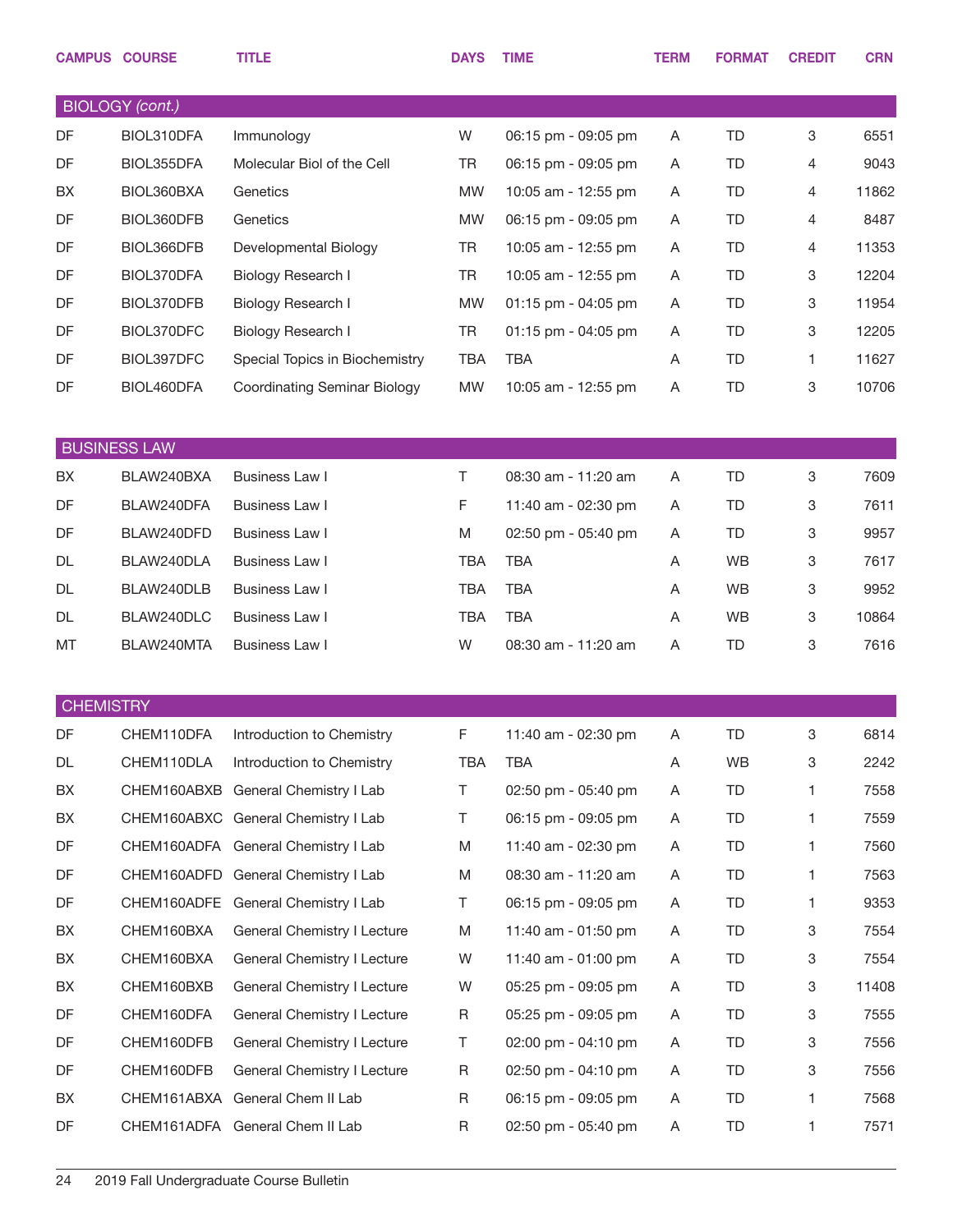| CAMPUS | COURSE | TITLE | DAYS | TIME | TERM | FORMAT | CREDIT | CRN |
|---|---|---|---|---|---|---|---|---|

## BIOLOGY *(cont.)*

| CAMPUS | COURSE | TITLE | DAYS | TIME | TERM | FORMAT | CREDIT | CRN |
|---|---|---|---|---|---|---|---|---|
| DF | BIOL310DFA | Immunology | W | 06:15 pm - 09:05 pm | A | TD | 3 | 6551 |
| DF | BIOL355DFA | Molecular Biol of the Cell | TR | 06:15 pm - 09:05 pm | A | TD | 4 | 9043 |
| BX | BIOL360BXA | Genetics | MW | 10:05 am - 12:55 pm | A | TD | 4 | 11862 |
| DF | BIOL360DFB | Genetics | MW | 06:15 pm - 09:05 pm | A | TD | 4 | 8487 |
| DF | BIOL366DFB | Developmental Biology | TR | 10:05 am - 12:55 pm | A | TD | 4 | 11353 |
| DF | BIOL370DFA | Biology Research I | TR | 10:05 am - 12:55 pm | A | TD | 3 | 12204 |
| DF | BIOL370DFB | Biology Research I | MW | 01:15 pm - 04:05 pm | A | TD | 3 | 11954 |
| DF | BIOL370DFC | Biology Research I | TR | 01:15 pm - 04:05 pm | A | TD | 3 | 12205 |
| DF | BIOL397DFC | Special Topics in Biochemistry | TBA | TBA | A | TD | 1 | 11627 |
| DF | BIOL460DFA | Coordinating Seminar Biology | MW | 10:05 am - 12:55 pm | A | TD | 3 | 10706 |

## BUSINESS LAW

| CAMPUS | COURSE | TITLE | DAYS | TIME | TERM | FORMAT | CREDIT | CRN |
|---|---|---|---|---|---|---|---|---|
| BX | BLAW240BXA | Business Law I | T | 08:30 am - 11:20 am | A | TD | 3 | 7609 |
| DF | BLAW240DFA | Business Law I | F | 11:40 am - 02:30 pm | A | TD | 3 | 7611 |
| DF | BLAW240DFD | Business Law I | M | 02:50 pm - 05:40 pm | A | TD | 3 | 9957 |
| DL | BLAW240DLA | Business Law I | TBA | TBA | A | WB | 3 | 7617 |
| DL | BLAW240DLB | Business Law I | TBA | TBA | A | WB | 3 | 9952 |
| DL | BLAW240DLC | Business Law I | TBA | TBA | A | WB | 3 | 10864 |
| MT | BLAW240MTA | Business Law I | W | 08:30 am - 11:20 am | A | TD | 3 | 7616 |

## CHEMISTRY

| CAMPUS | COURSE | TITLE | DAYS | TIME | TERM | FORMAT | CREDIT | CRN |
|---|---|---|---|---|---|---|---|---|
| DF | CHEM110DFA | Introduction to Chemistry | F | 11:40 am - 02:30 pm | A | TD | 3 | 6814 |
| DL | CHEM110DLA | Introduction to Chemistry | TBA | TBA | A | WB | 3 | 2242 |
| BX | CHEM160ABXB | General Chemistry I Lab | T | 02:50 pm - 05:40 pm | A | TD | 1 | 7558 |
| BX | CHEM160ABXC | General Chemistry I Lab | T | 06:15 pm - 09:05 pm | A | TD | 1 | 7559 |
| DF | CHEM160ADFA | General Chemistry I Lab | M | 11:40 am - 02:30 pm | A | TD | 1 | 7560 |
| DF | CHEM160ADFD | General Chemistry I Lab | M | 08:30 am - 11:20 am | A | TD | 1 | 7563 |
| DF | CHEM160ADFE | General Chemistry I Lab | T | 06:15 pm - 09:05 pm | A | TD | 1 | 9353 |
| BX | CHEM160BXA | General Chemistry I Lecture | M | 11:40 am - 01:50 pm | A | TD | 3 | 7554 |
| BX | CHEM160BXA | General Chemistry I Lecture | W | 11:40 am - 01:00 pm | A | TD | 3 | 7554 |
| BX | CHEM160BXB | General Chemistry I Lecture | W | 05:25 pm - 09:05 pm | A | TD | 3 | 11408 |
| DF | CHEM160DFA | General Chemistry I Lecture | R | 05:25 pm - 09:05 pm | A | TD | 3 | 7555 |
| DF | CHEM160DFB | General Chemistry I Lecture | T | 02:00 pm - 04:10 pm | A | TD | 3 | 7556 |
| DF | CHEM160DFB | General Chemistry I Lecture | R | 02:50 pm - 04:10 pm | A | TD | 3 | 7556 |
| BX | CHEM161ABXA | General Chem II Lab | R | 06:15 pm - 09:05 pm | A | TD | 1 | 7568 |
| DF | CHEM161ADFA | General Chem II Lab | R | 02:50 pm - 05:40 pm | A | TD | 1 | 7571 |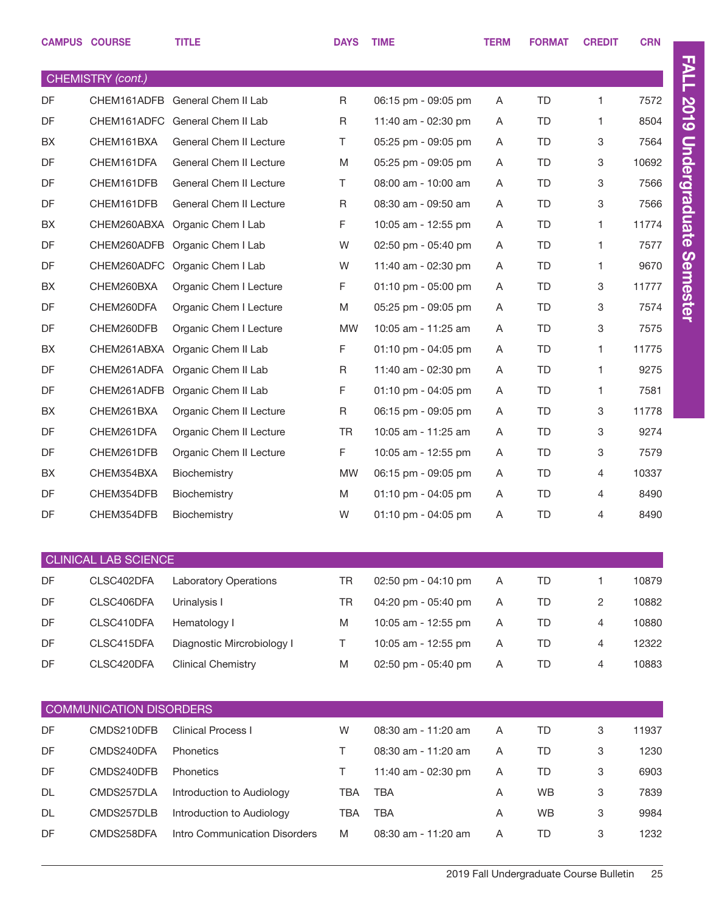| CAMPUS | COURSE | TITLE | DAYS | TIME | TERM | FORMAT | CREDIT | CRN |
|---|---|---|---|---|---|---|---|---|
| **CHEMISTRY** *(cont.)* | | | | | | | | |
| DF | CHEM161ADFB | General Chem II Lab | R | 06:15 pm - 09:05 pm | A | TD | 1 | 7572 |
| DF | CHEM161ADFC | General Chem II Lab | R | 11:40 am - 02:30 pm | A | TD | 1 | 8504 |
| BX | CHEM161BXA | General Chem II Lecture | T | 05:25 pm - 09:05 pm | A | TD | 3 | 7564 |
| DF | CHEM161DFA | General Chem II Lecture | M | 05:25 pm - 09:05 pm | A | TD | 3 | 10692 |
| DF | CHEM161DFB | General Chem II Lecture | T | 08:00 am - 10:00 am | A | TD | 3 | 7566 |
| DF | CHEM161DFB | General Chem II Lecture | R | 08:30 am - 09:50 am | A | TD | 3 | 7566 |
| BX | CHEM260ABXA | Organic Chem I Lab | F | 10:05 am - 12:55 pm | A | TD | 1 | 11774 |
| DF | CHEM260ADFB | Organic Chem I Lab | W | 02:50 pm - 05:40 pm | A | TD | 1 | 7577 |
| DF | CHEM260ADFC | Organic Chem I Lab | W | 11:40 am - 02:30 pm | A | TD | 1 | 9670 |
| BX | CHEM260BXA | Organic Chem I Lecture | F | 01:10 pm - 05:00 pm | A | TD | 3 | 11777 |
| DF | CHEM260DFA | Organic Chem I Lecture | M | 05:25 pm - 09:05 pm | A | TD | 3 | 7574 |
| DF | CHEM260DFB | Organic Chem I Lecture | MW | 10:05 am - 11:25 am | A | TD | 3 | 7575 |
| BX | CHEM261ABXA | Organic Chem II Lab | F | 01:10 pm - 04:05 pm | A | TD | 1 | 11775 |
| DF | CHEM261ADFA | Organic Chem II Lab | R | 11:40 am - 02:30 pm | A | TD | 1 | 9275 |
| DF | CHEM261ADFB | Organic Chem II Lab | F | 01:10 pm - 04:05 pm | A | TD | 1 | 7581 |
| BX | CHEM261BXA | Organic Chem II Lecture | R | 06:15 pm - 09:05 pm | A | TD | 3 | 11778 |
| DF | CHEM261DFA | Organic Chem II Lecture | TR | 10:05 am - 11:25 am | A | TD | 3 | 9274 |
| DF | CHEM261DFB | Organic Chem II Lecture | F | 10:05 am - 12:55 pm | A | TD | 3 | 7579 |
| BX | CHEM354BXA | Biochemistry | MW | 06:15 pm - 09:05 pm | A | TD | 4 | 10337 |
| DF | CHEM354DFB | Biochemistry | M | 01:10 pm - 04:05 pm | A | TD | 4 | 8490 |
| DF | CHEM354DFB | Biochemistry | W | 01:10 pm - 04:05 pm | A | TD | 4 | 8490 |
| **CLINICAL LAB SCIENCE** | | | | | | | | |
| DF | CLSC402DFA | Laboratory Operations | TR | 02:50 pm - 04:10 pm | A | TD | 1 | 10879 |
| DF | CLSC406DFA | Urinalysis I | TR | 04:20 pm - 05:40 pm | A | TD | 2 | 10882 |
| DF | CLSC410DFA | Hematology I | M | 10:05 am - 12:55 pm | A | TD | 4 | 10880 |
| DF | CLSC415DFA | Diagnostic Mircrobiology I | T | 10:05 am - 12:55 pm | A | TD | 4 | 12322 |
| DF | CLSC420DFA | Clinical Chemistry | M | 02:50 pm - 05:40 pm | A | TD | 4 | 10883 |
| **COMMUNICATION DISORDERS** | | | | | | | | |
| DF | CMDS210DFB | Clinical Process I | W | 08:30 am - 11:20 am | A | TD | 3 | 11937 |
| DF | CMDS240DFA | Phonetics | T | 08:30 am - 11:20 am | A | TD | 3 | 1230 |
| DF | CMDS240DFB | Phonetics | T | 11:40 am - 02:30 pm | A | TD | 3 | 6903 |
| DL | CMDS257DLA | Introduction to Audiology | TBA | TBA | A | WB | 3 | 7839 |
| DL | CMDS257DLB | Introduction to Audiology | TBA | TBA | A | WB | 3 | 9984 |
| DF | CMDS258DFA | Intro Communication Disorders | M | 08:30 am - 11:20 am | A | TD | 3 | 1232 |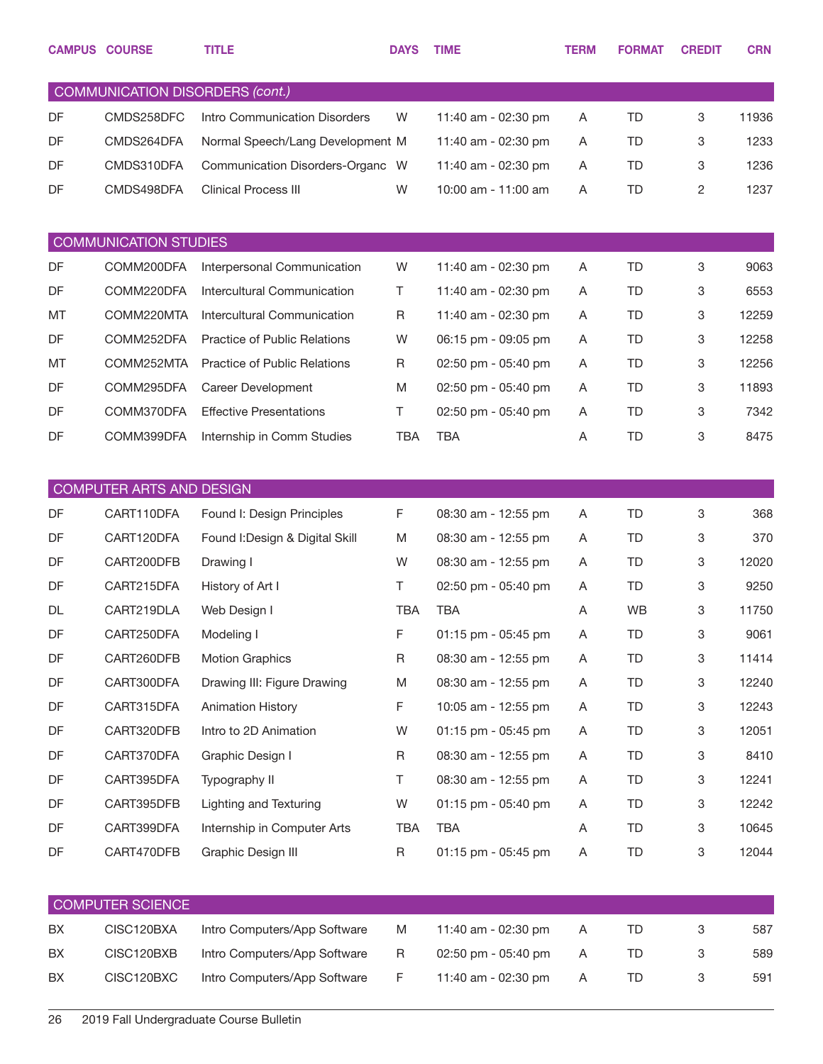| CAMPUS | COURSE | TITLE | DAYS | TIME | TERM | FORMAT | CREDIT | CRN |
|---|---|---|---|---|---|---|---|---|
| **COMMUNICATION DISORDERS** *(cont.)* | | | | | | | | |
| DF | CMDS258DFC | Intro Communication Disorders | W | 11:40 am - 02:30 pm | A | TD | 3 | 11936 |
| DF | CMDS264DFA | Normal Speech/Lang Development | M | 11:40 am - 02:30 pm | A | TD | 3 | 1233 |
| DF | CMDS310DFA | Communication Disorders-Organc | W | 11:40 am - 02:30 pm | A | TD | 3 | 1236 |
| DF | CMDS498DFA | Clinical Process III | W | 10:00 am - 11:00 am | A | TD | 2 | 1237 |
| **COMMUNICATION STUDIES** | | | | | | | | |
| DF | COMM200DFA | Interpersonal Communication | W | 11:40 am - 02:30 pm | A | TD | 3 | 9063 |
| DF | COMM220DFA | Intercultural Communication | T | 11:40 am - 02:30 pm | A | TD | 3 | 6553 |
| MT | COMM220MTA | Intercultural Communication | R | 11:40 am - 02:30 pm | A | TD | 3 | 12259 |
| DF | COMM252DFA | Practice of Public Relations | W | 06:15 pm - 09:05 pm | A | TD | 3 | 12258 |
| MT | COMM252MTA | Practice of Public Relations | R | 02:50 pm - 05:40 pm | A | TD | 3 | 12256 |
| DF | COMM295DFA | Career Development | M | 02:50 pm - 05:40 pm | A | TD | 3 | 11893 |
| DF | COMM370DFA | Effective Presentations | T | 02:50 pm - 05:40 pm | A | TD | 3 | 7342 |
| DF | COMM399DFA | Internship in Comm Studies | TBA | TBA | A | TD | 3 | 8475 |
| **COMPUTER ARTS AND DESIGN** | | | | | | | | |
| DF | CART110DFA | Found I: Design Principles | F | 08:30 am - 12:55 pm | A | TD | 3 | 368 |
| DF | CART120DFA | Found I:Design & Digital Skill | M | 08:30 am - 12:55 pm | A | TD | 3 | 370 |
| DF | CART200DFB | Drawing I | W | 08:30 am - 12:55 pm | A | TD | 3 | 12020 |
| DF | CART215DFA | History of Art I | T | 02:50 pm - 05:40 pm | A | TD | 3 | 9250 |
| DL | CART219DLA | Web Design I | TBA | TBA | A | WB | 3 | 11750 |
| DF | CART250DFA | Modeling I | F | 01:15 pm - 05:45 pm | A | TD | 3 | 9061 |
| DF | CART260DFB | Motion Graphics | R | 08:30 am - 12:55 pm | A | TD | 3 | 11414 |
| DF | CART300DFA | Drawing III: Figure Drawing | M | 08:30 am - 12:55 pm | A | TD | 3 | 12240 |
| DF | CART315DFA | Animation History | F | 10:05 am - 12:55 pm | A | TD | 3 | 12243 |
| DF | CART320DFB | Intro to 2D Animation | W | 01:15 pm - 05:45 pm | A | TD | 3 | 12051 |
| DF | CART370DFA | Graphic Design I | R | 08:30 am - 12:55 pm | A | TD | 3 | 8410 |
| DF | CART395DFA | Typography II | T | 08:30 am - 12:55 pm | A | TD | 3 | 12241 |
| DF | CART395DFB | Lighting and Texturing | W | 01:15 pm - 05:40 pm | A | TD | 3 | 12242 |
| DF | CART399DFA | Internship in Computer Arts | TBA | TBA | A | TD | 3 | 10645 |
| DF | CART470DFB | Graphic Design III | R | 01:15 pm - 05:45 pm | A | TD | 3 | 12044 |
| **COMPUTER SCIENCE** | | | | | | | | |
| BX | CISC120BXA | Intro Computers/App Software | M | 11:40 am - 02:30 pm | A | TD | 3 | 587 |
| BX | CISC120BXB | Intro Computers/App Software | R | 02:50 pm - 05:40 pm | A | TD | 3 | 589 |
| BX | CISC120BXC | Intro Computers/App Software | F | 11:40 am - 02:30 pm | A | TD | 3 | 591 |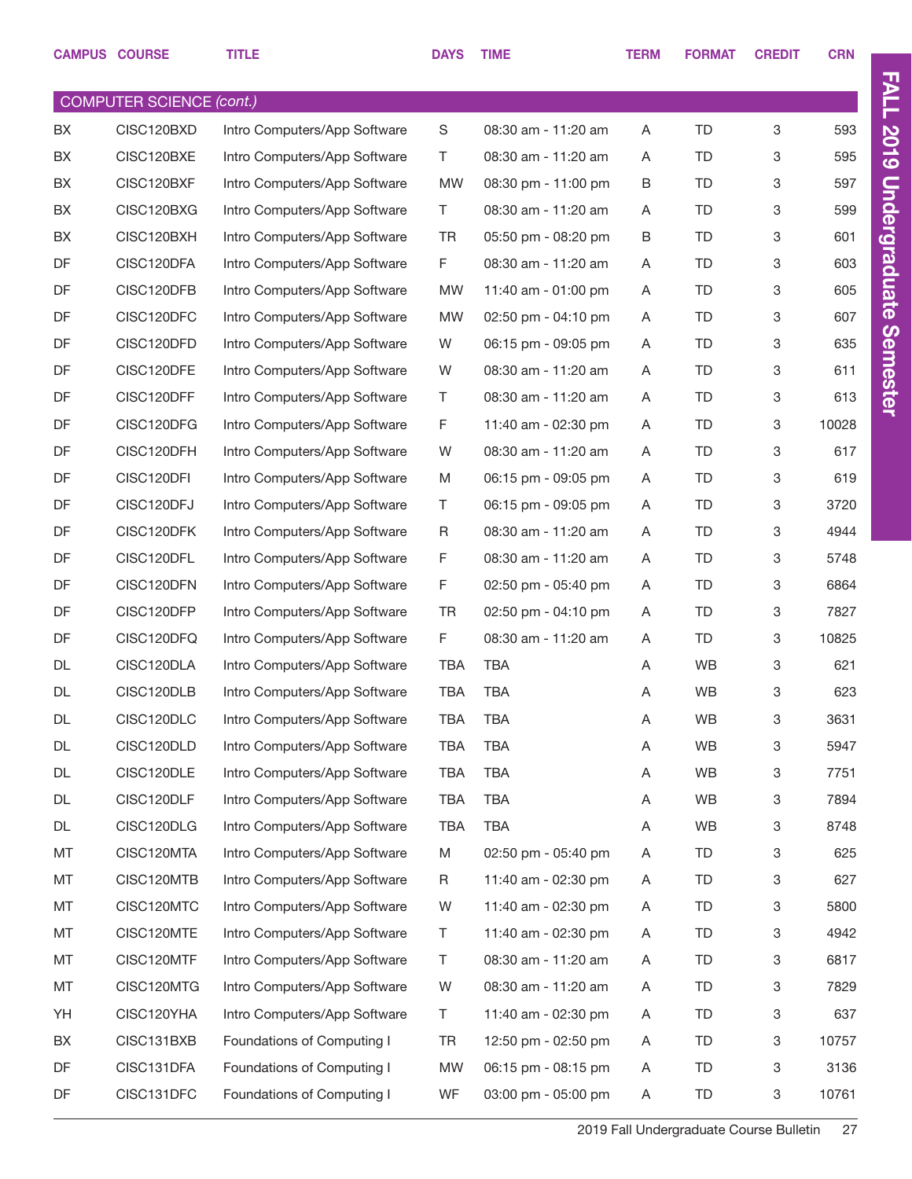| CAMPUS | COURSE | TITLE | DAYS | TIME | TERM | FORMAT | CREDIT | CRN |
|---|---|---|---|---|---|---|---|---|
| **COMPUTER SCIENCE** *(cont.)* | | | | | | | | |
| BX | CISC120BXD | Intro Computers/App Software | S | 08:30 am - 11:20 am | A | TD | 3 | 593 |
| BX | CISC120BXE | Intro Computers/App Software | T | 08:30 am - 11:20 am | A | TD | 3 | 595 |
| BX | CISC120BXF | Intro Computers/App Software | MW | 08:30 pm - 11:00 pm | B | TD | 3 | 597 |
| BX | CISC120BXG | Intro Computers/App Software | T | 08:30 am - 11:20 am | A | TD | 3 | 599 |
| BX | CISC120BXH | Intro Computers/App Software | TR | 05:50 pm - 08:20 pm | B | TD | 3 | 601 |
| DF | CISC120DFA | Intro Computers/App Software | F | 08:30 am - 11:20 am | A | TD | 3 | 603 |
| DF | CISC120DFB | Intro Computers/App Software | MW | 11:40 am - 01:00 pm | A | TD | 3 | 605 |
| DF | CISC120DFC | Intro Computers/App Software | MW | 02:50 pm - 04:10 pm | A | TD | 3 | 607 |
| DF | CISC120DFD | Intro Computers/App Software | W | 06:15 pm - 09:05 pm | A | TD | 3 | 635 |
| DF | CISC120DFE | Intro Computers/App Software | W | 08:30 am - 11:20 am | A | TD | 3 | 611 |
| DF | CISC120DFF | Intro Computers/App Software | T | 08:30 am - 11:20 am | A | TD | 3 | 613 |
| DF | CISC120DFG | Intro Computers/App Software | F | 11:40 am - 02:30 pm | A | TD | 3 | 10028 |
| DF | CISC120DFH | Intro Computers/App Software | W | 08:30 am - 11:20 am | A | TD | 3 | 617 |
| DF | CISC120DFI | Intro Computers/App Software | M | 06:15 pm - 09:05 pm | A | TD | 3 | 619 |
| DF | CISC120DFJ | Intro Computers/App Software | T | 06:15 pm - 09:05 pm | A | TD | 3 | 3720 |
| DF | CISC120DFK | Intro Computers/App Software | R | 08:30 am - 11:20 am | A | TD | 3 | 4944 |
| DF | CISC120DFL | Intro Computers/App Software | F | 08:30 am - 11:20 am | A | TD | 3 | 5748 |
| DF | CISC120DFN | Intro Computers/App Software | F | 02:50 pm - 05:40 pm | A | TD | 3 | 6864 |
| DF | CISC120DFP | Intro Computers/App Software | TR | 02:50 pm - 04:10 pm | A | TD | 3 | 7827 |
| DF | CISC120DFQ | Intro Computers/App Software | F | 08:30 am - 11:20 am | A | TD | 3 | 10825 |
| DL | CISC120DLA | Intro Computers/App Software | TBA | TBA | A | WB | 3 | 621 |
| DL | CISC120DLB | Intro Computers/App Software | TBA | TBA | A | WB | 3 | 623 |
| DL | CISC120DLC | Intro Computers/App Software | TBA | TBA | A | WB | 3 | 3631 |
| DL | CISC120DLD | Intro Computers/App Software | TBA | TBA | A | WB | 3 | 5947 |
| DL | CISC120DLE | Intro Computers/App Software | TBA | TBA | A | WB | 3 | 7751 |
| DL | CISC120DLF | Intro Computers/App Software | TBA | TBA | A | WB | 3 | 7894 |
| DL | CISC120DLG | Intro Computers/App Software | TBA | TBA | A | WB | 3 | 8748 |
| MT | CISC120MTA | Intro Computers/App Software | M | 02:50 pm - 05:40 pm | A | TD | 3 | 625 |
| MT | CISC120MTB | Intro Computers/App Software | R | 11:40 am - 02:30 pm | A | TD | 3 | 627 |
| MT | CISC120MTC | Intro Computers/App Software | W | 11:40 am - 02:30 pm | A | TD | 3 | 5800 |
| MT | CISC120MTE | Intro Computers/App Software | T | 11:40 am - 02:30 pm | A | TD | 3 | 4942 |
| MT | CISC120MTF | Intro Computers/App Software | T | 08:30 am - 11:20 am | A | TD | 3 | 6817 |
| MT | CISC120MTG | Intro Computers/App Software | W | 08:30 am - 11:20 am | A | TD | 3 | 7829 |
| YH | CISC120YHA | Intro Computers/App Software | T | 11:40 am - 02:30 pm | A | TD | 3 | 637 |
| BX | CISC131BXB | Foundations of Computing I | TR | 12:50 pm - 02:50 pm | A | TD | 3 | 10757 |
| DF | CISC131DFA | Foundations of Computing I | MW | 06:15 pm - 08:15 pm | A | TD | 3 | 3136 |
| DF | CISC131DFC | Foundations of Computing I | WF | 03:00 pm - 05:00 pm | A | TD | 3 | 10761 |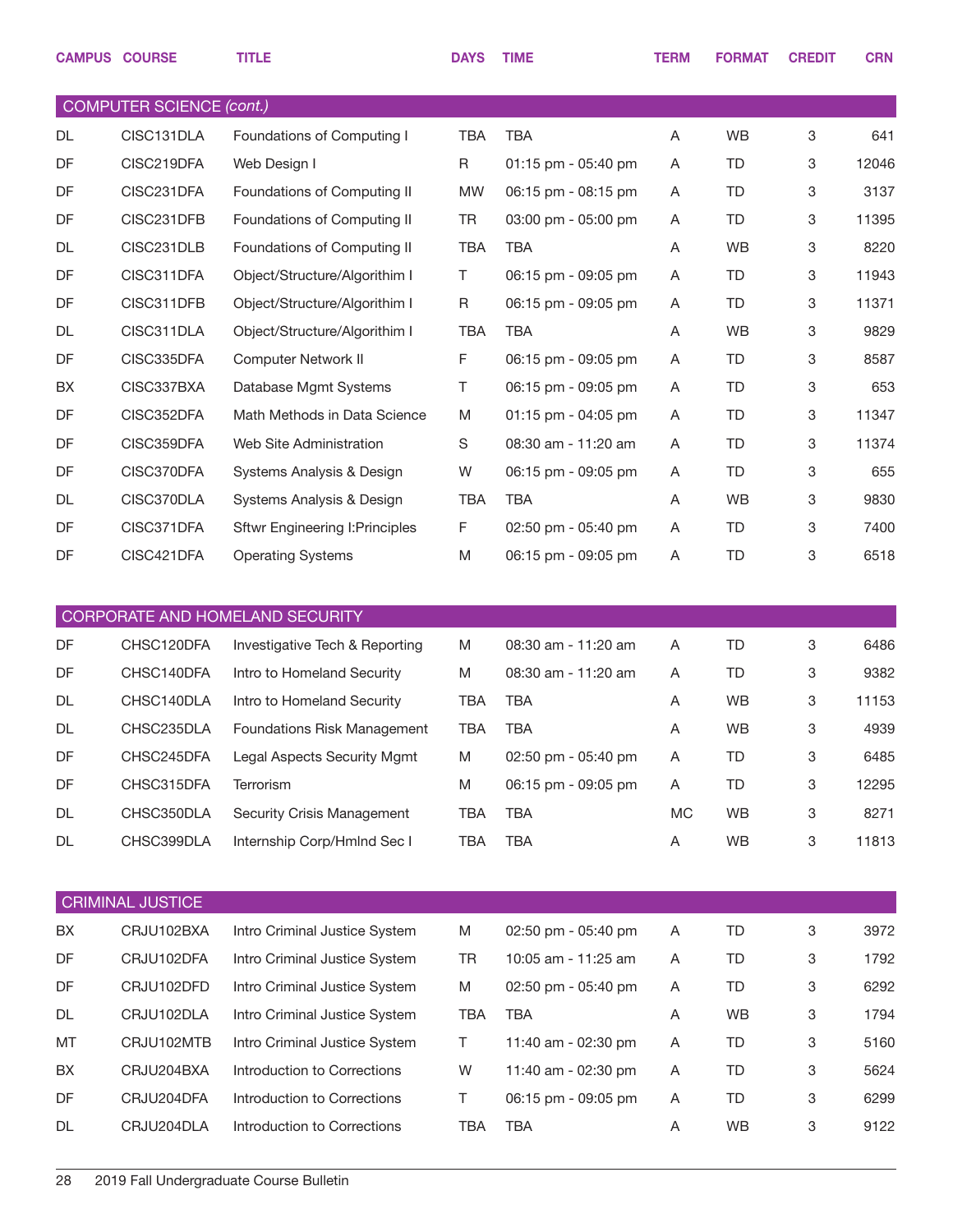| CAMPUS | COURSE | TITLE | DAYS | TIME | TERM | FORMAT | CREDIT | CRN |
|---|---|---|---|---|---|---|---|---|

## COMPUTER SCIENCE *(cont.)*

| CAMPUS | COURSE | TITLE | DAYS | TIME | TERM | FORMAT | CREDIT | CRN |
|---|---|---|---|---|---|---|---|---|
| DL | CISC131DLA | Foundations of Computing I | TBA | TBA | A | WB | 3 | 641 |
| DF | CISC219DFA | Web Design I | R | 01:15 pm - 05:40 pm | A | TD | 3 | 12046 |
| DF | CISC231DFA | Foundations of Computing II | MW | 06:15 pm - 08:15 pm | A | TD | 3 | 3137 |
| DF | CISC231DFB | Foundations of Computing II | TR | 03:00 pm - 05:00 pm | A | TD | 3 | 11395 |
| DL | CISC231DLB | Foundations of Computing II | TBA | TBA | A | WB | 3 | 8220 |
| DF | CISC311DFA | Object/Structure/Algorithim I | T | 06:15 pm - 09:05 pm | A | TD | 3 | 11943 |
| DF | CISC311DFB | Object/Structure/Algorithim I | R | 06:15 pm - 09:05 pm | A | TD | 3 | 11371 |
| DL | CISC311DLA | Object/Structure/Algorithim I | TBA | TBA | A | WB | 3 | 9829 |
| DF | CISC335DFA | Computer Network II | F | 06:15 pm - 09:05 pm | A | TD | 3 | 8587 |
| BX | CISC337BXA | Database Mgmt Systems | T | 06:15 pm - 09:05 pm | A | TD | 3 | 653 |
| DF | CISC352DFA | Math Methods in Data Science | M | 01:15 pm - 04:05 pm | A | TD | 3 | 11347 |
| DF | CISC359DFA | Web Site Administration | S | 08:30 am - 11:20 am | A | TD | 3 | 11374 |
| DF | CISC370DFA | Systems Analysis & Design | W | 06:15 pm - 09:05 pm | A | TD | 3 | 655 |
| DL | CISC370DLA | Systems Analysis & Design | TBA | TBA | A | WB | 3 | 9830 |
| DF | CISC371DFA | Sftwr Engineering I:Principles | F | 02:50 pm - 05:40 pm | A | TD | 3 | 7400 |
| DF | CISC421DFA | Operating Systems | M | 06:15 pm - 09:05 pm | A | TD | 3 | 6518 |

## CORPORATE AND HOMELAND SECURITY

| CAMPUS | COURSE | TITLE | DAYS | TIME | TERM | FORMAT | CREDIT | CRN |
|---|---|---|---|---|---|---|---|---|
| DF | CHSC120DFA | Investigative Tech & Reporting | M | 08:30 am - 11:20 am | A | TD | 3 | 6486 |
| DF | CHSC140DFA | Intro to Homeland Security | M | 08:30 am - 11:20 am | A | TD | 3 | 9382 |
| DL | CHSC140DLA | Intro to Homeland Security | TBA | TBA | A | WB | 3 | 11153 |
| DL | CHSC235DLA | Foundations Risk Management | TBA | TBA | A | WB | 3 | 4939 |
| DF | CHSC245DFA | Legal Aspects Security Mgmt | M | 02:50 pm - 05:40 pm | A | TD | 3 | 6485 |
| DF | CHSC315DFA | Terrorism | M | 06:15 pm - 09:05 pm | A | TD | 3 | 12295 |
| DL | CHSC350DLA | Security Crisis Management | TBA | TBA | MC | WB | 3 | 8271 |
| DL | CHSC399DLA | Internship Corp/Hmlnd Sec I | TBA | TBA | A | WB | 3 | 11813 |

## CRIMINAL JUSTICE

| CAMPUS | COURSE | TITLE | DAYS | TIME | TERM | FORMAT | CREDIT | CRN |
|---|---|---|---|---|---|---|---|---|
| BX | CRJU102BXA | Intro Criminal Justice System | M | 02:50 pm - 05:40 pm | A | TD | 3 | 3972 |
| DF | CRJU102DFA | Intro Criminal Justice System | TR | 10:05 am - 11:25 am | A | TD | 3 | 1792 |
| DF | CRJU102DFD | Intro Criminal Justice System | M | 02:50 pm - 05:40 pm | A | TD | 3 | 6292 |
| DL | CRJU102DLA | Intro Criminal Justice System | TBA | TBA | A | WB | 3 | 1794 |
| MT | CRJU102MTB | Intro Criminal Justice System | T | 11:40 am - 02:30 pm | A | TD | 3 | 5160 |
| BX | CRJU204BXA | Introduction to Corrections | W | 11:40 am - 02:30 pm | A | TD | 3 | 5624 |
| DF | CRJU204DFA | Introduction to Corrections | T | 06:15 pm - 09:05 pm | A | TD | 3 | 6299 |
| DL | CRJU204DLA | Introduction to Corrections | TBA | TBA | A | WB | 3 | 9122 |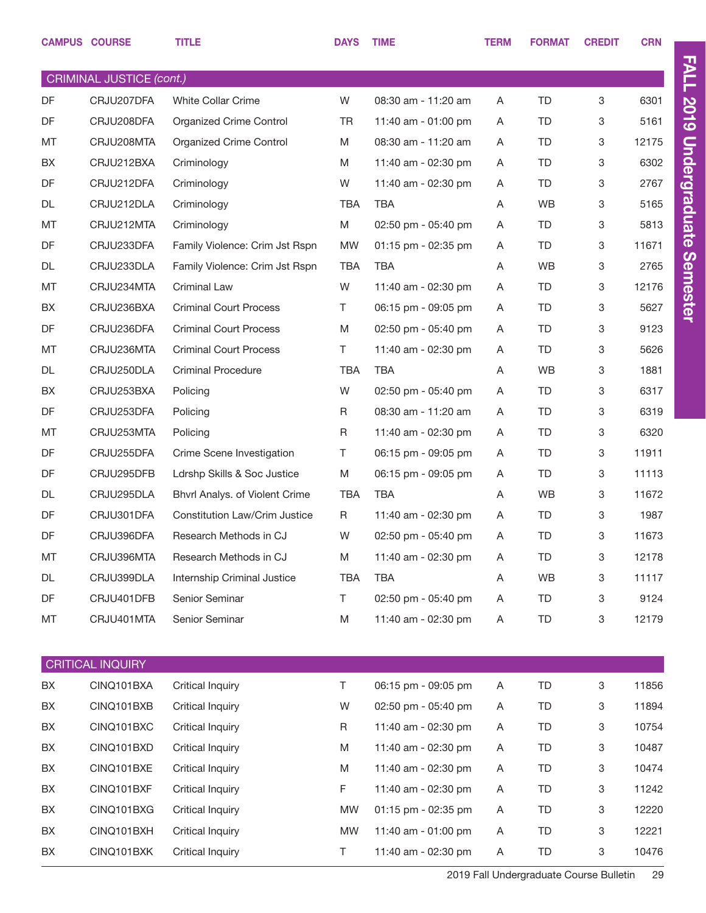| CAMPUS | COURSE | TITLE | DAYS | TIME | TERM | FORMAT | CREDIT | CRN |
|---|---|---|---|---|---|---|---|---|
| **CRIMINAL JUSTICE *(cont.)*** | | | | | | | | |
| DF | CRJU207DFA | White Collar Crime | W | 08:30 am - 11:20 am | A | TD | 3 | 6301 |
| DF | CRJU208DFA | Organized Crime Control | TR | 11:40 am - 01:00 pm | A | TD | 3 | 5161 |
| MT | CRJU208MTA | Organized Crime Control | M | 08:30 am - 11:20 am | A | TD | 3 | 12175 |
| BX | CRJU212BXA | Criminology | M | 11:40 am - 02:30 pm | A | TD | 3 | 6302 |
| DF | CRJU212DFA | Criminology | W | 11:40 am - 02:30 pm | A | TD | 3 | 2767 |
| DL | CRJU212DLA | Criminology | TBA | TBA | A | WB | 3 | 5165 |
| MT | CRJU212MTA | Criminology | M | 02:50 pm - 05:40 pm | A | TD | 3 | 5813 |
| DF | CRJU233DFA | Family Violence: Crim Jst Rspn | MW | 01:15 pm - 02:35 pm | A | TD | 3 | 11671 |
| DL | CRJU233DLA | Family Violence: Crim Jst Rspn | TBA | TBA | A | WB | 3 | 2765 |
| MT | CRJU234MTA | Criminal Law | W | 11:40 am - 02:30 pm | A | TD | 3 | 12176 |
| BX | CRJU236BXA | Criminal Court Process | T | 06:15 pm - 09:05 pm | A | TD | 3 | 5627 |
| DF | CRJU236DFA | Criminal Court Process | M | 02:50 pm - 05:40 pm | A | TD | 3 | 9123 |
| MT | CRJU236MTA | Criminal Court Process | T | 11:40 am - 02:30 pm | A | TD | 3 | 5626 |
| DL | CRJU250DLA | Criminal Procedure | TBA | TBA | A | WB | 3 | 1881 |
| BX | CRJU253BXA | Policing | W | 02:50 pm - 05:40 pm | A | TD | 3 | 6317 |
| DF | CRJU253DFA | Policing | R | 08:30 am - 11:20 am | A | TD | 3 | 6319 |
| MT | CRJU253MTA | Policing | R | 11:40 am - 02:30 pm | A | TD | 3 | 6320 |
| DF | CRJU255DFA | Crime Scene Investigation | T | 06:15 pm - 09:05 pm | A | TD | 3 | 11911 |
| DF | CRJU295DFB | Ldrshp Skills & Soc Justice | M | 06:15 pm - 09:05 pm | A | TD | 3 | 11113 |
| DL | CRJU295DLA | Bhvrl Analys. of Violent Crime | TBA | TBA | A | WB | 3 | 11672 |
| DF | CRJU301DFA | Constitution Law/Crim Justice | R | 11:40 am - 02:30 pm | A | TD | 3 | 1987 |
| DF | CRJU396DFA | Research Methods in CJ | W | 02:50 pm - 05:40 pm | A | TD | 3 | 11673 |
| MT | CRJU396MTA | Research Methods in CJ | M | 11:40 am - 02:30 pm | A | TD | 3 | 12178 |
| DL | CRJU399DLA | Internship Criminal Justice | TBA | TBA | A | WB | 3 | 11117 |
| DF | CRJU401DFB | Senior Seminar | T | 02:50 pm - 05:40 pm | A | TD | 3 | 9124 |
| MT | CRJU401MTA | Senior Seminar | M | 11:40 am - 02:30 pm | A | TD | 3 | 12179 |
| **CRITICAL INQUIRY** | | | | | | | | |
| BX | CINQ101BXA | Critical Inquiry | T | 06:15 pm - 09:05 pm | A | TD | 3 | 11856 |
| BX | CINQ101BXB | Critical Inquiry | W | 02:50 pm - 05:40 pm | A | TD | 3 | 11894 |
| BX | CINQ101BXC | Critical Inquiry | R | 11:40 am - 02:30 pm | A | TD | 3 | 10754 |
| BX | CINQ101BXD | Critical Inquiry | M | 11:40 am - 02:30 pm | A | TD | 3 | 10487 |
| BX | CINQ101BXE | Critical Inquiry | M | 11:40 am - 02:30 pm | A | TD | 3 | 10474 |
| BX | CINQ101BXF | Critical Inquiry | F | 11:40 am - 02:30 pm | A | TD | 3 | 11242 |
| BX | CINQ101BXG | Critical Inquiry | MW | 01:15 pm - 02:35 pm | A | TD | 3 | 12220 |
| BX | CINQ101BXH | Critical Inquiry | MW | 11:40 am - 01:00 pm | A | TD | 3 | 12221 |
| BX | CINQ101BXK | Critical Inquiry | T | 11:40 am - 02:30 pm | A | TD | 3 | 10476 |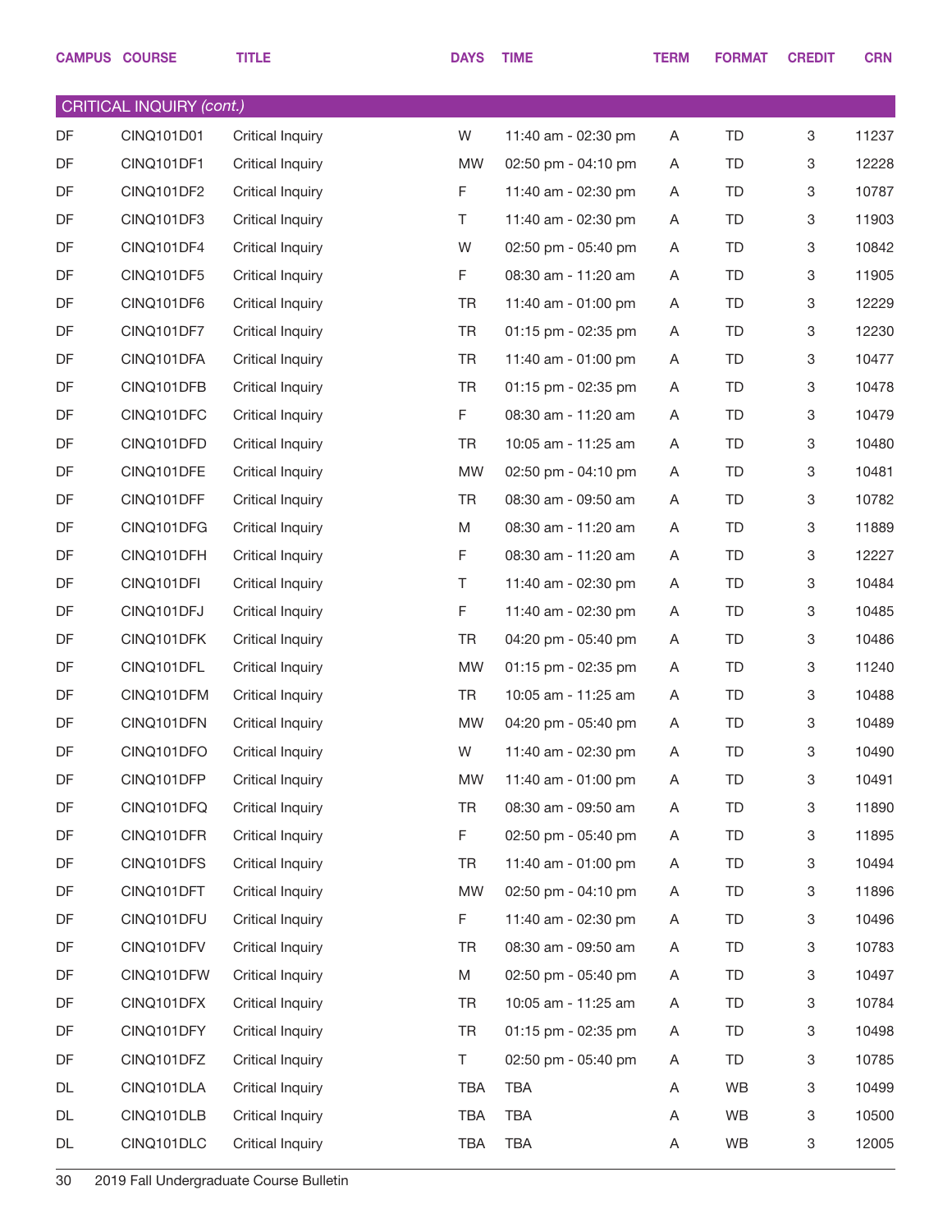| CAMPUS | COURSE | TITLE | DAYS | TIME | TERM | FORMAT | CREDIT | CRN |
|---|---|---|---|---|---|---|---|---|
| CRITICAL INQUIRY *(cont.)* | | | | | | | | |
| DF | CINQ101D01 | Critical Inquiry | W | 11:40 am - 02:30 pm | A | TD | 3 | 11237 |
| DF | CINQ101DF1 | Critical Inquiry | MW | 02:50 pm - 04:10 pm | A | TD | 3 | 12228 |
| DF | CINQ101DF2 | Critical Inquiry | F | 11:40 am - 02:30 pm | A | TD | 3 | 10787 |
| DF | CINQ101DF3 | Critical Inquiry | T | 11:40 am - 02:30 pm | A | TD | 3 | 11903 |
| DF | CINQ101DF4 | Critical Inquiry | W | 02:50 pm - 05:40 pm | A | TD | 3 | 10842 |
| DF | CINQ101DF5 | Critical Inquiry | F | 08:30 am - 11:20 am | A | TD | 3 | 11905 |
| DF | CINQ101DF6 | Critical Inquiry | TR | 11:40 am - 01:00 pm | A | TD | 3 | 12229 |
| DF | CINQ101DF7 | Critical Inquiry | TR | 01:15 pm - 02:35 pm | A | TD | 3 | 12230 |
| DF | CINQ101DFA | Critical Inquiry | TR | 11:40 am - 01:00 pm | A | TD | 3 | 10477 |
| DF | CINQ101DFB | Critical Inquiry | TR | 01:15 pm - 02:35 pm | A | TD | 3 | 10478 |
| DF | CINQ101DFC | Critical Inquiry | F | 08:30 am - 11:20 am | A | TD | 3 | 10479 |
| DF | CINQ101DFD | Critical Inquiry | TR | 10:05 am - 11:25 am | A | TD | 3 | 10480 |
| DF | CINQ101DFE | Critical Inquiry | MW | 02:50 pm - 04:10 pm | A | TD | 3 | 10481 |
| DF | CINQ101DFF | Critical Inquiry | TR | 08:30 am - 09:50 am | A | TD | 3 | 10782 |
| DF | CINQ101DFG | Critical Inquiry | M | 08:30 am - 11:20 am | A | TD | 3 | 11889 |
| DF | CINQ101DFH | Critical Inquiry | F | 08:30 am - 11:20 am | A | TD | 3 | 12227 |
| DF | CINQ101DFI | Critical Inquiry | T | 11:40 am - 02:30 pm | A | TD | 3 | 10484 |
| DF | CINQ101DFJ | Critical Inquiry | F | 11:40 am - 02:30 pm | A | TD | 3 | 10485 |
| DF | CINQ101DFK | Critical Inquiry | TR | 04:20 pm - 05:40 pm | A | TD | 3 | 10486 |
| DF | CINQ101DFL | Critical Inquiry | MW | 01:15 pm - 02:35 pm | A | TD | 3 | 11240 |
| DF | CINQ101DFM | Critical Inquiry | TR | 10:05 am - 11:25 am | A | TD | 3 | 10488 |
| DF | CINQ101DFN | Critical Inquiry | MW | 04:20 pm - 05:40 pm | A | TD | 3 | 10489 |
| DF | CINQ101DFO | Critical Inquiry | W | 11:40 am - 02:30 pm | A | TD | 3 | 10490 |
| DF | CINQ101DFP | Critical Inquiry | MW | 11:40 am - 01:00 pm | A | TD | 3 | 10491 |
| DF | CINQ101DFQ | Critical Inquiry | TR | 08:30 am - 09:50 am | A | TD | 3 | 11890 |
| DF | CINQ101DFR | Critical Inquiry | F | 02:50 pm - 05:40 pm | A | TD | 3 | 11895 |
| DF | CINQ101DFS | Critical Inquiry | TR | 11:40 am - 01:00 pm | A | TD | 3 | 10494 |
| DF | CINQ101DFT | Critical Inquiry | MW | 02:50 pm - 04:10 pm | A | TD | 3 | 11896 |
| DF | CINQ101DFU | Critical Inquiry | F | 11:40 am - 02:30 pm | A | TD | 3 | 10496 |
| DF | CINQ101DFV | Critical Inquiry | TR | 08:30 am - 09:50 am | A | TD | 3 | 10783 |
| DF | CINQ101DFW | Critical Inquiry | M | 02:50 pm - 05:40 pm | A | TD | 3 | 10497 |
| DF | CINQ101DFX | Critical Inquiry | TR | 10:05 am - 11:25 am | A | TD | 3 | 10784 |
| DF | CINQ101DFY | Critical Inquiry | TR | 01:15 pm - 02:35 pm | A | TD | 3 | 10498 |
| DF | CINQ101DFZ | Critical Inquiry | T | 02:50 pm - 05:40 pm | A | TD | 3 | 10785 |
| DL | CINQ101DLA | Critical Inquiry | TBA | TBA | A | WB | 3 | 10499 |
| DL | CINQ101DLB | Critical Inquiry | TBA | TBA | A | WB | 3 | 10500 |
| DL | CINQ101DLC | Critical Inquiry | TBA | TBA | A | WB | 3 | 12005 |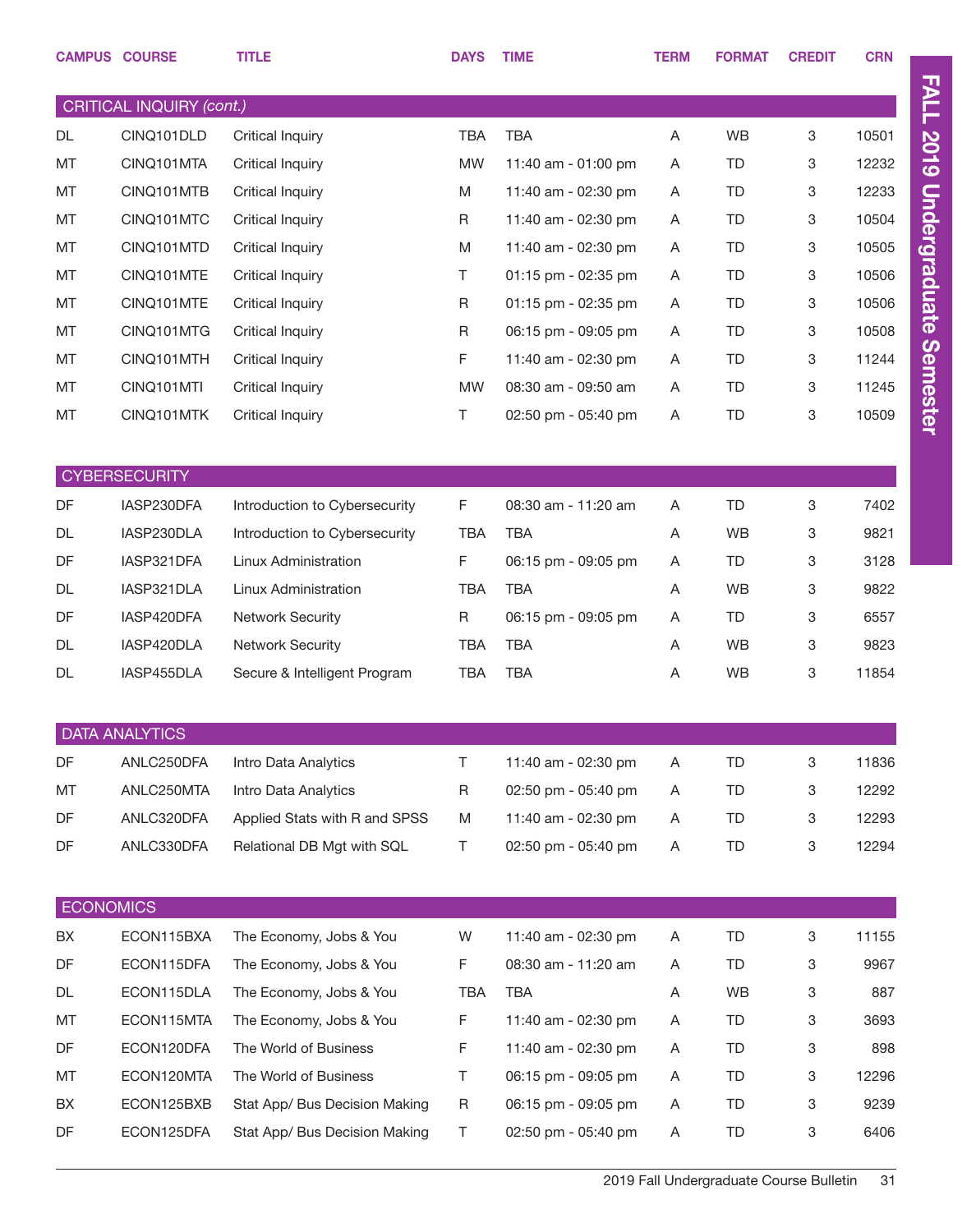| CAMPUS | COURSE | TITLE | DAYS | TIME | TERM | FORMAT | CREDIT | CRN |
|---|---|---|---|---|---|---|---|---|
| **CRITICAL INQUIRY *(cont.)*** | | | | | | | | |
| DL | CINQ101DLD | Critical Inquiry | TBA | TBA | A | WB | 3 | 10501 |
| MT | CINQ101MTA | Critical Inquiry | MW | 11:40 am - 01:00 pm | A | TD | 3 | 12232 |
| MT | CINQ101MTB | Critical Inquiry | M | 11:40 am - 02:30 pm | A | TD | 3 | 12233 |
| MT | CINQ101MTC | Critical Inquiry | R | 11:40 am - 02:30 pm | A | TD | 3 | 10504 |
| MT | CINQ101MTD | Critical Inquiry | M | 11:40 am - 02:30 pm | A | TD | 3 | 10505 |
| MT | CINQ101MTE | Critical Inquiry | T | 01:15 pm - 02:35 pm | A | TD | 3 | 10506 |
| MT | CINQ101MTE | Critical Inquiry | R | 01:15 pm - 02:35 pm | A | TD | 3 | 10506 |
| MT | CINQ101MTG | Critical Inquiry | R | 06:15 pm - 09:05 pm | A | TD | 3 | 10508 |
| MT | CINQ101MTH | Critical Inquiry | F | 11:40 am - 02:30 pm | A | TD | 3 | 11244 |
| MT | CINQ101MTI | Critical Inquiry | MW | 08:30 am - 09:50 am | A | TD | 3 | 11245 |
| MT | CINQ101MTK | Critical Inquiry | T | 02:50 pm - 05:40 pm | A | TD | 3 | 10509 |
| **CYBERSECURITY** | | | | | | | | |
| DF | IASP230DFA | Introduction to Cybersecurity | F | 08:30 am - 11:20 am | A | TD | 3 | 7402 |
| DL | IASP230DLA | Introduction to Cybersecurity | TBA | TBA | A | WB | 3 | 9821 |
| DF | IASP321DFA | Linux Administration | F | 06:15 pm - 09:05 pm | A | TD | 3 | 3128 |
| DL | IASP321DLA | Linux Administration | TBA | TBA | A | WB | 3 | 9822 |
| DF | IASP420DFA | Network Security | R | 06:15 pm - 09:05 pm | A | TD | 3 | 6557 |
| DL | IASP420DLA | Network Security | TBA | TBA | A | WB | 3 | 9823 |
| DL | IASP455DLA | Secure & Intelligent Program | TBA | TBA | A | WB | 3 | 11854 |
| **DATA ANALYTICS** | | | | | | | | |
| DF | ANLC250DFA | Intro Data Analytics | T | 11:40 am - 02:30 pm | A | TD | 3 | 11836 |
| MT | ANLC250MTA | Intro Data Analytics | R | 02:50 pm - 05:40 pm | A | TD | 3 | 12292 |
| DF | ANLC320DFA | Applied Stats with R and SPSS | M | 11:40 am - 02:30 pm | A | TD | 3 | 12293 |
| DF | ANLC330DFA | Relational DB Mgt with SQL | T | 02:50 pm - 05:40 pm | A | TD | 3 | 12294 |
| **ECONOMICS** | | | | | | | | |
| BX | ECON115BXA | The Economy, Jobs & You | W | 11:40 am - 02:30 pm | A | TD | 3 | 11155 |
| DF | ECON115DFA | The Economy, Jobs & You | F | 08:30 am - 11:20 am | A | TD | 3 | 9967 |
| DL | ECON115DLA | The Economy, Jobs & You | TBA | TBA | A | WB | 3 | 887 |
| MT | ECON115MTA | The Economy, Jobs & You | F | 11:40 am - 02:30 pm | A | TD | 3 | 3693 |
| DF | ECON120DFA | The World of Business | F | 11:40 am - 02:30 pm | A | TD | 3 | 898 |
| MT | ECON120MTA | The World of Business | T | 06:15 pm - 09:05 pm | A | TD | 3 | 12296 |
| BX | ECON125BXB | Stat App/ Bus Decision Making | R | 06:15 pm - 09:05 pm | A | TD | 3 | 9239 |
| DF | ECON125DFA | Stat App/ Bus Decision Making | T | 02:50 pm - 05:40 pm | A | TD | 3 | 6406 |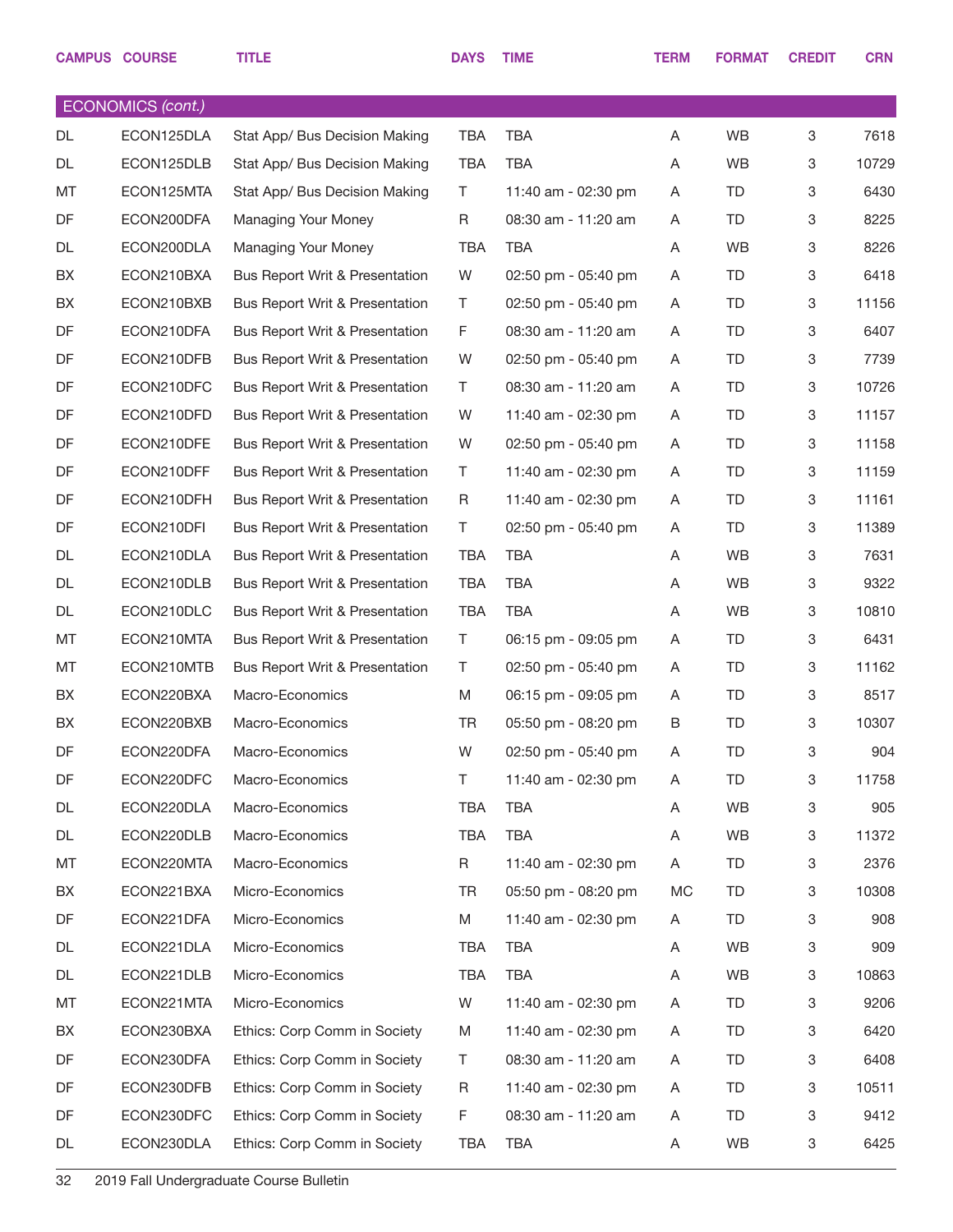| CAMPUS | COURSE | TITLE | DAYS | TIME | TERM | FORMAT | CREDIT | CRN |
|---|---|---|---|---|---|---|---|---|
| **ECONOMICS** *(cont.)* | | | | | | | | |
| DL | ECON125DLA | Stat App/ Bus Decision Making | TBA | TBA | A | WB | 3 | 7618 |
| DL | ECON125DLB | Stat App/ Bus Decision Making | TBA | TBA | A | WB | 3 | 10729 |
| MT | ECON125MTA | Stat App/ Bus Decision Making | T | 11:40 am - 02:30 pm | A | TD | 3 | 6430 |
| DF | ECON200DFA | Managing Your Money | R | 08:30 am - 11:20 am | A | TD | 3 | 8225 |
| DL | ECON200DLA | Managing Your Money | TBA | TBA | A | WB | 3 | 8226 |
| BX | ECON210BXA | Bus Report Writ & Presentation | W | 02:50 pm - 05:40 pm | A | TD | 3 | 6418 |
| BX | ECON210BXB | Bus Report Writ & Presentation | T | 02:50 pm - 05:40 pm | A | TD | 3 | 11156 |
| DF | ECON210DFA | Bus Report Writ & Presentation | F | 08:30 am - 11:20 am | A | TD | 3 | 6407 |
| DF | ECON210DFB | Bus Report Writ & Presentation | W | 02:50 pm - 05:40 pm | A | TD | 3 | 7739 |
| DF | ECON210DFC | Bus Report Writ & Presentation | T | 08:30 am - 11:20 am | A | TD | 3 | 10726 |
| DF | ECON210DFD | Bus Report Writ & Presentation | W | 11:40 am - 02:30 pm | A | TD | 3 | 11157 |
| DF | ECON210DFE | Bus Report Writ & Presentation | W | 02:50 pm - 05:40 pm | A | TD | 3 | 11158 |
| DF | ECON210DFF | Bus Report Writ & Presentation | T | 11:40 am - 02:30 pm | A | TD | 3 | 11159 |
| DF | ECON210DFH | Bus Report Writ & Presentation | R | 11:40 am - 02:30 pm | A | TD | 3 | 11161 |
| DF | ECON210DFI | Bus Report Writ & Presentation | T | 02:50 pm - 05:40 pm | A | TD | 3 | 11389 |
| DL | ECON210DLA | Bus Report Writ & Presentation | TBA | TBA | A | WB | 3 | 7631 |
| DL | ECON210DLB | Bus Report Writ & Presentation | TBA | TBA | A | WB | 3 | 9322 |
| DL | ECON210DLC | Bus Report Writ & Presentation | TBA | TBA | A | WB | 3 | 10810 |
| MT | ECON210MTA | Bus Report Writ & Presentation | T | 06:15 pm - 09:05 pm | A | TD | 3 | 6431 |
| MT | ECON210MTB | Bus Report Writ & Presentation | T | 02:50 pm - 05:40 pm | A | TD | 3 | 11162 |
| BX | ECON220BXA | Macro-Economics | M | 06:15 pm - 09:05 pm | A | TD | 3 | 8517 |
| BX | ECON220BXB | Macro-Economics | TR | 05:50 pm - 08:20 pm | B | TD | 3 | 10307 |
| DF | ECON220DFA | Macro-Economics | W | 02:50 pm - 05:40 pm | A | TD | 3 | 904 |
| DF | ECON220DFC | Macro-Economics | T | 11:40 am - 02:30 pm | A | TD | 3 | 11758 |
| DL | ECON220DLA | Macro-Economics | TBA | TBA | A | WB | 3 | 905 |
| DL | ECON220DLB | Macro-Economics | TBA | TBA | A | WB | 3 | 11372 |
| MT | ECON220MTA | Macro-Economics | R | 11:40 am - 02:30 pm | A | TD | 3 | 2376 |
| BX | ECON221BXA | Micro-Economics | TR | 05:50 pm - 08:20 pm | MC | TD | 3 | 10308 |
| DF | ECON221DFA | Micro-Economics | M | 11:40 am - 02:30 pm | A | TD | 3 | 908 |
| DL | ECON221DLA | Micro-Economics | TBA | TBA | A | WB | 3 | 909 |
| DL | ECON221DLB | Micro-Economics | TBA | TBA | A | WB | 3 | 10863 |
| MT | ECON221MTA | Micro-Economics | W | 11:40 am - 02:30 pm | A | TD | 3 | 9206 |
| BX | ECON230BXA | Ethics: Corp Comm in Society | M | 11:40 am - 02:30 pm | A | TD | 3 | 6420 |
| DF | ECON230DFA | Ethics: Corp Comm in Society | T | 08:30 am - 11:20 am | A | TD | 3 | 6408 |
| DF | ECON230DFB | Ethics: Corp Comm in Society | R | 11:40 am - 02:30 pm | A | TD | 3 | 10511 |
| DF | ECON230DFC | Ethics: Corp Comm in Society | F | 08:30 am - 11:20 am | A | TD | 3 | 9412 |
| DL | ECON230DLA | Ethics: Corp Comm in Society | TBA | TBA | A | WB | 3 | 6425 |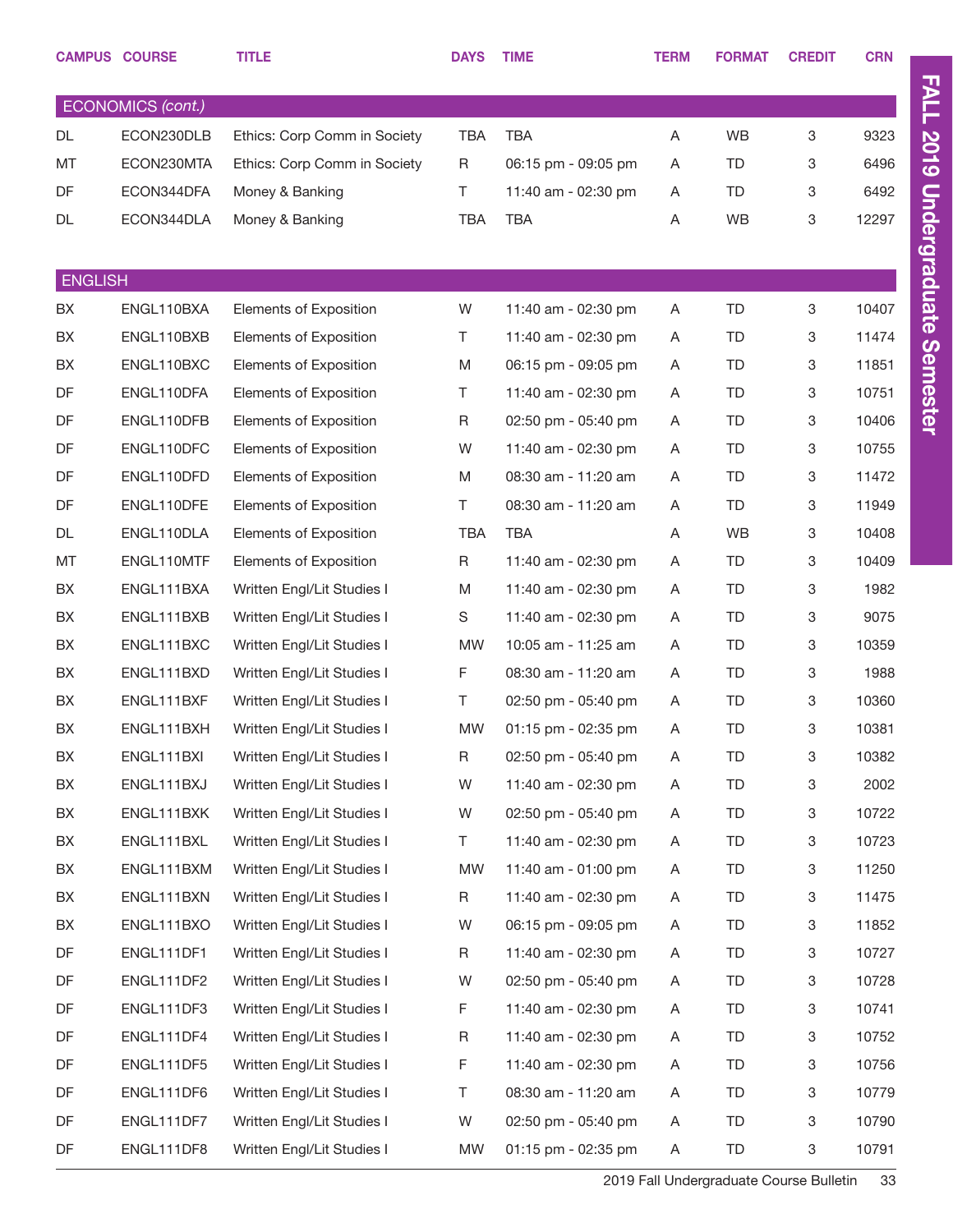| CAMPUS | COURSE | TITLE | DAYS | TIME | TERM | FORMAT | CREDIT | CRN |
|---|---|---|---|---|---|---|---|---|
| **ECONOMICS** *(cont.)* | | | | | | | | |
| DL | ECON230DLB | Ethics: Corp Comm in Society | TBA | TBA | A | WB | 3 | 9323 |
| MT | ECON230MTA | Ethics: Corp Comm in Society | R | 06:15 pm - 09:05 pm | A | TD | 3 | 6496 |
| DF | ECON344DFA | Money & Banking | T | 11:40 am - 02:30 pm | A | TD | 3 | 6492 |
| DL | ECON344DLA | Money & Banking | TBA | TBA | A | WB | 3 | 12297 |
| **ENGLISH** | | | | | | | | |
| BX | ENGL110BXA | Elements of Exposition | W | 11:40 am - 02:30 pm | A | TD | 3 | 10407 |
| BX | ENGL110BXB | Elements of Exposition | T | 11:40 am - 02:30 pm | A | TD | 3 | 11474 |
| BX | ENGL110BXC | Elements of Exposition | M | 06:15 pm - 09:05 pm | A | TD | 3 | 11851 |
| DF | ENGL110DFA | Elements of Exposition | T | 11:40 am - 02:30 pm | A | TD | 3 | 10751 |
| DF | ENGL110DFB | Elements of Exposition | R | 02:50 pm - 05:40 pm | A | TD | 3 | 10406 |
| DF | ENGL110DFC | Elements of Exposition | W | 11:40 am - 02:30 pm | A | TD | 3 | 10755 |
| DF | ENGL110DFD | Elements of Exposition | M | 08:30 am - 11:20 am | A | TD | 3 | 11472 |
| DF | ENGL110DFE | Elements of Exposition | T | 08:30 am - 11:20 am | A | TD | 3 | 11949 |
| DL | ENGL110DLA | Elements of Exposition | TBA | TBA | A | WB | 3 | 10408 |
| MT | ENGL110MTF | Elements of Exposition | R | 11:40 am - 02:30 pm | A | TD | 3 | 10409 |
| BX | ENGL111BXA | Written Engl/Lit Studies I | M | 11:40 am - 02:30 pm | A | TD | 3 | 1982 |
| BX | ENGL111BXB | Written Engl/Lit Studies I | S | 11:40 am - 02:30 pm | A | TD | 3 | 9075 |
| BX | ENGL111BXC | Written Engl/Lit Studies I | MW | 10:05 am - 11:25 am | A | TD | 3 | 10359 |
| BX | ENGL111BXD | Written Engl/Lit Studies I | F | 08:30 am - 11:20 am | A | TD | 3 | 1988 |
| BX | ENGL111BXF | Written Engl/Lit Studies I | T | 02:50 pm - 05:40 pm | A | TD | 3 | 10360 |
| BX | ENGL111BXH | Written Engl/Lit Studies I | MW | 01:15 pm - 02:35 pm | A | TD | 3 | 10381 |
| BX | ENGL111BXI | Written Engl/Lit Studies I | R | 02:50 pm - 05:40 pm | A | TD | 3 | 10382 |
| BX | ENGL111BXJ | Written Engl/Lit Studies I | W | 11:40 am - 02:30 pm | A | TD | 3 | 2002 |
| BX | ENGL111BXK | Written Engl/Lit Studies I | W | 02:50 pm - 05:40 pm | A | TD | 3 | 10722 |
| BX | ENGL111BXL | Written Engl/Lit Studies I | T | 11:40 am - 02:30 pm | A | TD | 3 | 10723 |
| BX | ENGL111BXM | Written Engl/Lit Studies I | MW | 11:40 am - 01:00 pm | A | TD | 3 | 11250 |
| BX | ENGL111BXN | Written Engl/Lit Studies I | R | 11:40 am - 02:30 pm | A | TD | 3 | 11475 |
| BX | ENGL111BXO | Written Engl/Lit Studies I | W | 06:15 pm - 09:05 pm | A | TD | 3 | 11852 |
| DF | ENGL111DF1 | Written Engl/Lit Studies I | R | 11:40 am - 02:30 pm | A | TD | 3 | 10727 |
| DF | ENGL111DF2 | Written Engl/Lit Studies I | W | 02:50 pm - 05:40 pm | A | TD | 3 | 10728 |
| DF | ENGL111DF3 | Written Engl/Lit Studies I | F | 11:40 am - 02:30 pm | A | TD | 3 | 10741 |
| DF | ENGL111DF4 | Written Engl/Lit Studies I | R | 11:40 am - 02:30 pm | A | TD | 3 | 10752 |
| DF | ENGL111DF5 | Written Engl/Lit Studies I | F | 11:40 am - 02:30 pm | A | TD | 3 | 10756 |
| DF | ENGL111DF6 | Written Engl/Lit Studies I | T | 08:30 am - 11:20 am | A | TD | 3 | 10779 |
| DF | ENGL111DF7 | Written Engl/Lit Studies I | W | 02:50 pm - 05:40 pm | A | TD | 3 | 10790 |
| DF | ENGL111DF8 | Written Engl/Lit Studies I | MW | 01:15 pm - 02:35 pm | A | TD | 3 | 10791 |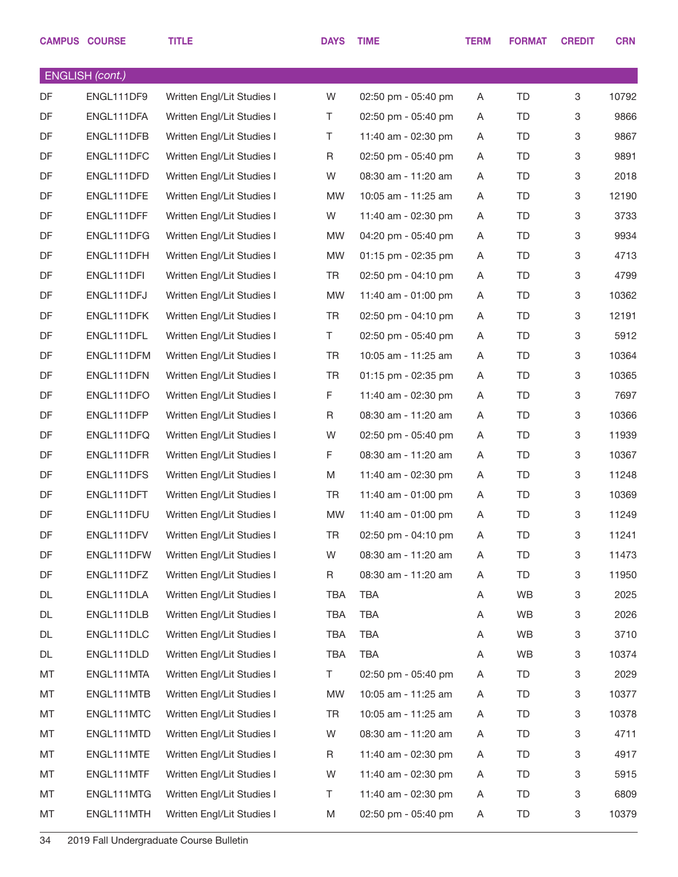| CAMPUS | COURSE | TITLE | DAYS | TIME | TERM | FORMAT | CREDIT | CRN |
|---|---|---|---|---|---|---|---|---|
| ENGLISH *(cont.)* | | | | | | | | |
| DF | ENGL111DF9 | Written Engl/Lit Studies I | W | 02:50 pm - 05:40 pm | A | TD | 3 | 10792 |
| DF | ENGL111DFA | Written Engl/Lit Studies I | T | 02:50 pm - 05:40 pm | A | TD | 3 | 9866 |
| DF | ENGL111DFB | Written Engl/Lit Studies I | T | 11:40 am - 02:30 pm | A | TD | 3 | 9867 |
| DF | ENGL111DFC | Written Engl/Lit Studies I | R | 02:50 pm - 05:40 pm | A | TD | 3 | 9891 |
| DF | ENGL111DFD | Written Engl/Lit Studies I | W | 08:30 am - 11:20 am | A | TD | 3 | 2018 |
| DF | ENGL111DFE | Written Engl/Lit Studies I | MW | 10:05 am - 11:25 am | A | TD | 3 | 12190 |
| DF | ENGL111DFF | Written Engl/Lit Studies I | W | 11:40 am - 02:30 pm | A | TD | 3 | 3733 |
| DF | ENGL111DFG | Written Engl/Lit Studies I | MW | 04:20 pm - 05:40 pm | A | TD | 3 | 9934 |
| DF | ENGL111DFH | Written Engl/Lit Studies I | MW | 01:15 pm - 02:35 pm | A | TD | 3 | 4713 |
| DF | ENGL111DFI | Written Engl/Lit Studies I | TR | 02:50 pm - 04:10 pm | A | TD | 3 | 4799 |
| DF | ENGL111DFJ | Written Engl/Lit Studies I | MW | 11:40 am - 01:00 pm | A | TD | 3 | 10362 |
| DF | ENGL111DFK | Written Engl/Lit Studies I | TR | 02:50 pm - 04:10 pm | A | TD | 3 | 12191 |
| DF | ENGL111DFL | Written Engl/Lit Studies I | T | 02:50 pm - 05:40 pm | A | TD | 3 | 5912 |
| DF | ENGL111DFM | Written Engl/Lit Studies I | TR | 10:05 am - 11:25 am | A | TD | 3 | 10364 |
| DF | ENGL111DFN | Written Engl/Lit Studies I | TR | 01:15 pm - 02:35 pm | A | TD | 3 | 10365 |
| DF | ENGL111DFO | Written Engl/Lit Studies I | F | 11:40 am - 02:30 pm | A | TD | 3 | 7697 |
| DF | ENGL111DFP | Written Engl/Lit Studies I | R | 08:30 am - 11:20 am | A | TD | 3 | 10366 |
| DF | ENGL111DFQ | Written Engl/Lit Studies I | W | 02:50 pm - 05:40 pm | A | TD | 3 | 11939 |
| DF | ENGL111DFR | Written Engl/Lit Studies I | F | 08:30 am - 11:20 am | A | TD | 3 | 10367 |
| DF | ENGL111DFS | Written Engl/Lit Studies I | M | 11:40 am - 02:30 pm | A | TD | 3 | 11248 |
| DF | ENGL111DFT | Written Engl/Lit Studies I | TR | 11:40 am - 01:00 pm | A | TD | 3 | 10369 |
| DF | ENGL111DFU | Written Engl/Lit Studies I | MW | 11:40 am - 01:00 pm | A | TD | 3 | 11249 |
| DF | ENGL111DFV | Written Engl/Lit Studies I | TR | 02:50 pm - 04:10 pm | A | TD | 3 | 11241 |
| DF | ENGL111DFW | Written Engl/Lit Studies I | W | 08:30 am - 11:20 am | A | TD | 3 | 11473 |
| DF | ENGL111DFZ | Written Engl/Lit Studies I | R | 08:30 am - 11:20 am | A | TD | 3 | 11950 |
| DL | ENGL111DLA | Written Engl/Lit Studies I | TBA | TBA | A | WB | 3 | 2025 |
| DL | ENGL111DLB | Written Engl/Lit Studies I | TBA | TBA | A | WB | 3 | 2026 |
| DL | ENGL111DLC | Written Engl/Lit Studies I | TBA | TBA | A | WB | 3 | 3710 |
| DL | ENGL111DLD | Written Engl/Lit Studies I | TBA | TBA | A | WB | 3 | 10374 |
| MT | ENGL111MTA | Written Engl/Lit Studies I | T | 02:50 pm - 05:40 pm | A | TD | 3 | 2029 |
| MT | ENGL111MTB | Written Engl/Lit Studies I | MW | 10:05 am - 11:25 am | A | TD | 3 | 10377 |
| MT | ENGL111MTC | Written Engl/Lit Studies I | TR | 10:05 am - 11:25 am | A | TD | 3 | 10378 |
| MT | ENGL111MTD | Written Engl/Lit Studies I | W | 08:30 am - 11:20 am | A | TD | 3 | 4711 |
| MT | ENGL111MTE | Written Engl/Lit Studies I | R | 11:40 am - 02:30 pm | A | TD | 3 | 4917 |
| MT | ENGL111MTF | Written Engl/Lit Studies I | W | 11:40 am - 02:30 pm | A | TD | 3 | 5915 |
| MT | ENGL111MTG | Written Engl/Lit Studies I | T | 11:40 am - 02:30 pm | A | TD | 3 | 6809 |
| MT | ENGL111MTH | Written Engl/Lit Studies I | M | 02:50 pm - 05:40 pm | A | TD | 3 | 10379 |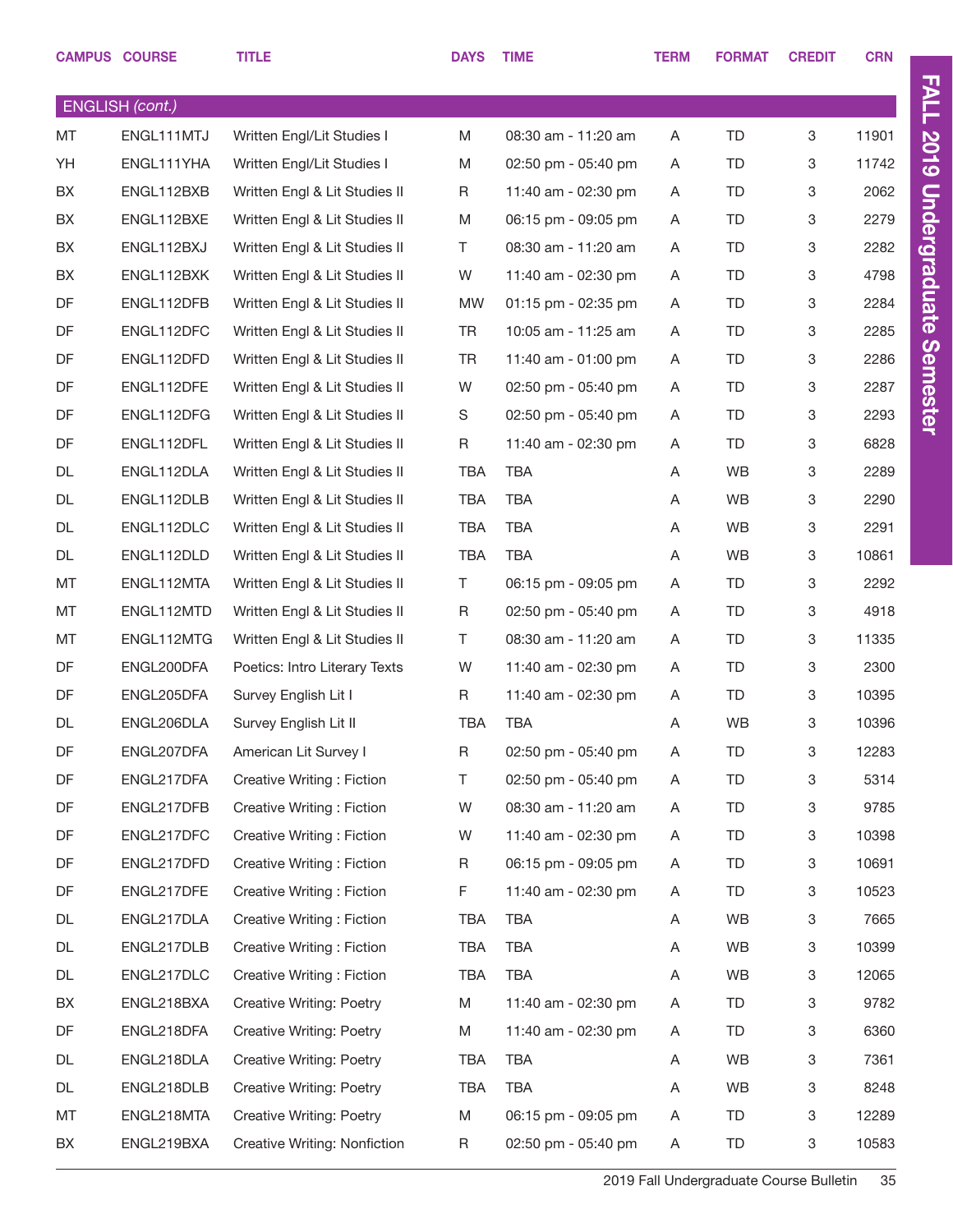| CAMPUS | COURSE | TITLE | DAYS | TIME | TERM | FORMAT | CREDIT | CRN |
|---|---|---|---|---|---|---|---|---|
| **ENGLISH *(cont.)*** | | | | | | | | |
| MT | ENGL111MTJ | Written Engl/Lit Studies I | M | 08:30 am - 11:20 am | A | TD | 3 | 11901 |
| YH | ENGL111YHA | Written Engl/Lit Studies I | M | 02:50 pm - 05:40 pm | A | TD | 3 | 11742 |
| BX | ENGL112BXB | Written Engl & Lit Studies II | R | 11:40 am - 02:30 pm | A | TD | 3 | 2062 |
| BX | ENGL112BXE | Written Engl & Lit Studies II | M | 06:15 pm - 09:05 pm | A | TD | 3 | 2279 |
| BX | ENGL112BXJ | Written Engl & Lit Studies II | T | 08:30 am - 11:20 am | A | TD | 3 | 2282 |
| BX | ENGL112BXK | Written Engl & Lit Studies II | W | 11:40 am - 02:30 pm | A | TD | 3 | 4798 |
| DF | ENGL112DFB | Written Engl & Lit Studies II | MW | 01:15 pm - 02:35 pm | A | TD | 3 | 2284 |
| DF | ENGL112DFC | Written Engl & Lit Studies II | TR | 10:05 am - 11:25 am | A | TD | 3 | 2285 |
| DF | ENGL112DFD | Written Engl & Lit Studies II | TR | 11:40 am - 01:00 pm | A | TD | 3 | 2286 |
| DF | ENGL112DFE | Written Engl & Lit Studies II | W | 02:50 pm - 05:40 pm | A | TD | 3 | 2287 |
| DF | ENGL112DFG | Written Engl & Lit Studies II | S | 02:50 pm - 05:40 pm | A | TD | 3 | 2293 |
| DF | ENGL112DFL | Written Engl & Lit Studies II | R | 11:40 am - 02:30 pm | A | TD | 3 | 6828 |
| DL | ENGL112DLA | Written Engl & Lit Studies II | TBA | TBA | A | WB | 3 | 2289 |
| DL | ENGL112DLB | Written Engl & Lit Studies II | TBA | TBA | A | WB | 3 | 2290 |
| DL | ENGL112DLC | Written Engl & Lit Studies II | TBA | TBA | A | WB | 3 | 2291 |
| DL | ENGL112DLD | Written Engl & Lit Studies II | TBA | TBA | A | WB | 3 | 10861 |
| MT | ENGL112MTA | Written Engl & Lit Studies II | T | 06:15 pm - 09:05 pm | A | TD | 3 | 2292 |
| MT | ENGL112MTD | Written Engl & Lit Studies II | R | 02:50 pm - 05:40 pm | A | TD | 3 | 4918 |
| MT | ENGL112MTG | Written Engl & Lit Studies II | T | 08:30 am - 11:20 am | A | TD | 3 | 11335 |
| DF | ENGL200DFA | Poetics: Intro Literary Texts | W | 11:40 am - 02:30 pm | A | TD | 3 | 2300 |
| DF | ENGL205DFA | Survey English Lit I | R | 11:40 am - 02:30 pm | A | TD | 3 | 10395 |
| DL | ENGL206DLA | Survey English Lit II | TBA | TBA | A | WB | 3 | 10396 |
| DF | ENGL207DFA | American Lit Survey I | R | 02:50 pm - 05:40 pm | A | TD | 3 | 12283 |
| DF | ENGL217DFA | Creative Writing : Fiction | T | 02:50 pm - 05:40 pm | A | TD | 3 | 5314 |
| DF | ENGL217DFB | Creative Writing : Fiction | W | 08:30 am - 11:20 am | A | TD | 3 | 9785 |
| DF | ENGL217DFC | Creative Writing : Fiction | W | 11:40 am - 02:30 pm | A | TD | 3 | 10398 |
| DF | ENGL217DFD | Creative Writing : Fiction | R | 06:15 pm - 09:05 pm | A | TD | 3 | 10691 |
| DF | ENGL217DFE | Creative Writing : Fiction | F | 11:40 am - 02:30 pm | A | TD | 3 | 10523 |
| DL | ENGL217DLA | Creative Writing : Fiction | TBA | TBA | A | WB | 3 | 7665 |
| DL | ENGL217DLB | Creative Writing : Fiction | TBA | TBA | A | WB | 3 | 10399 |
| DL | ENGL217DLC | Creative Writing : Fiction | TBA | TBA | A | WB | 3 | 12065 |
| BX | ENGL218BXA | Creative Writing: Poetry | M | 11:40 am - 02:30 pm | A | TD | 3 | 9782 |
| DF | ENGL218DFA | Creative Writing: Poetry | M | 11:40 am - 02:30 pm | A | TD | 3 | 6360 |
| DL | ENGL218DLA | Creative Writing: Poetry | TBA | TBA | A | WB | 3 | 7361 |
| DL | ENGL218DLB | Creative Writing: Poetry | TBA | TBA | A | WB | 3 | 8248 |
| MT | ENGL218MTA | Creative Writing: Poetry | M | 06:15 pm - 09:05 pm | A | TD | 3 | 12289 |
| BX | ENGL219BXA | Creative Writing: Nonfiction | R | 02:50 pm - 05:40 pm | A | TD | 3 | 10583 |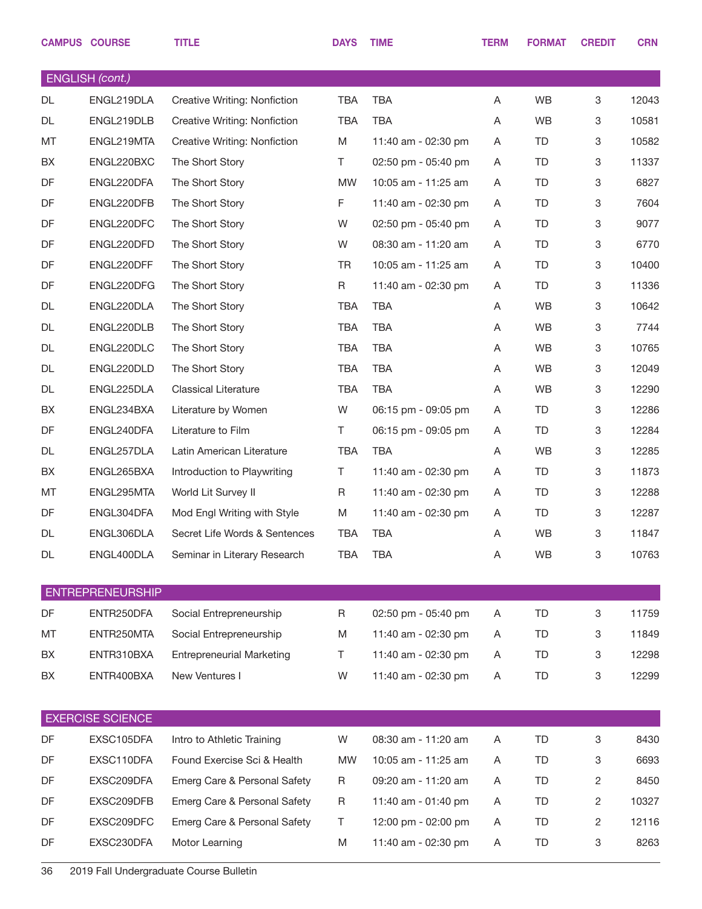| CAMPUS | COURSE | TITLE | DAYS | TIME | TERM | FORMAT | CREDIT | CRN |
|---|---|---|---|---|---|---|---|---|
| **ENGLISH *(cont.)*** | | | | | | | | |
| DL | ENGL219DLA | Creative Writing: Nonfiction | TBA | TBA | A | WB | 3 | 12043 |
| DL | ENGL219DLB | Creative Writing: Nonfiction | TBA | TBA | A | WB | 3 | 10581 |
| MT | ENGL219MTA | Creative Writing: Nonfiction | M | 11:40 am - 02:30 pm | A | TD | 3 | 10582 |
| BX | ENGL220BXC | The Short Story | T | 02:50 pm - 05:40 pm | A | TD | 3 | 11337 |
| DF | ENGL220DFA | The Short Story | MW | 10:05 am - 11:25 am | A | TD | 3 | 6827 |
| DF | ENGL220DFB | The Short Story | F | 11:40 am - 02:30 pm | A | TD | 3 | 7604 |
| DF | ENGL220DFC | The Short Story | W | 02:50 pm - 05:40 pm | A | TD | 3 | 9077 |
| DF | ENGL220DFD | The Short Story | W | 08:30 am - 11:20 am | A | TD | 3 | 6770 |
| DF | ENGL220DFF | The Short Story | TR | 10:05 am - 11:25 am | A | TD | 3 | 10400 |
| DF | ENGL220DFG | The Short Story | R | 11:40 am - 02:30 pm | A | TD | 3 | 11336 |
| DL | ENGL220DLA | The Short Story | TBA | TBA | A | WB | 3 | 10642 |
| DL | ENGL220DLB | The Short Story | TBA | TBA | A | WB | 3 | 7744 |
| DL | ENGL220DLC | The Short Story | TBA | TBA | A | WB | 3 | 10765 |
| DL | ENGL220DLD | The Short Story | TBA | TBA | A | WB | 3 | 12049 |
| DL | ENGL225DLA | Classical Literature | TBA | TBA | A | WB | 3 | 12290 |
| BX | ENGL234BXA | Literature by Women | W | 06:15 pm - 09:05 pm | A | TD | 3 | 12286 |
| DF | ENGL240DFA | Literature to Film | T | 06:15 pm - 09:05 pm | A | TD | 3 | 12284 |
| DL | ENGL257DLA | Latin American Literature | TBA | TBA | A | WB | 3 | 12285 |
| BX | ENGL265BXA | Introduction to Playwriting | T | 11:40 am - 02:30 pm | A | TD | 3 | 11873 |
| MT | ENGL295MTA | World Lit Survey II | R | 11:40 am - 02:30 pm | A | TD | 3 | 12288 |
| DF | ENGL304DFA | Mod Engl Writing with Style | M | 11:40 am - 02:30 pm | A | TD | 3 | 12287 |
| DL | ENGL306DLA | Secret Life Words & Sentences | TBA | TBA | A | WB | 3 | 11847 |
| DL | ENGL400DLA | Seminar in Literary Research | TBA | TBA | A | WB | 3 | 10763 |
| **ENTREPRENEURSHIP** | | | | | | | | |
| DF | ENTR250DFA | Social Entrepreneurship | R | 02:50 pm - 05:40 pm | A | TD | 3 | 11759 |
| MT | ENTR250MTA | Social Entrepreneurship | M | 11:40 am - 02:30 pm | A | TD | 3 | 11849 |
| BX | ENTR310BXA | Entrepreneurial Marketing | T | 11:40 am - 02:30 pm | A | TD | 3 | 12298 |
| BX | ENTR400BXA | New Ventures I | W | 11:40 am - 02:30 pm | A | TD | 3 | 12299 |
| **EXERCISE SCIENCE** | | | | | | | | |
| DF | EXSC105DFA | Intro to Athletic Training | W | 08:30 am - 11:20 am | A | TD | 3 | 8430 |
| DF | EXSC110DFA | Found Exercise Sci & Health | MW | 10:05 am - 11:25 am | A | TD | 3 | 6693 |
| DF | EXSC209DFA | Emerg Care & Personal Safety | R | 09:20 am - 11:20 am | A | TD | 2 | 8450 |
| DF | EXSC209DFB | Emerg Care & Personal Safety | R | 11:40 am - 01:40 pm | A | TD | 2 | 10327 |
| DF | EXSC209DFC | Emerg Care & Personal Safety | T | 12:00 pm - 02:00 pm | A | TD | 2 | 12116 |
| DF | EXSC230DFA | Motor Learning | M | 11:40 am - 02:30 pm | A | TD | 3 | 8263 |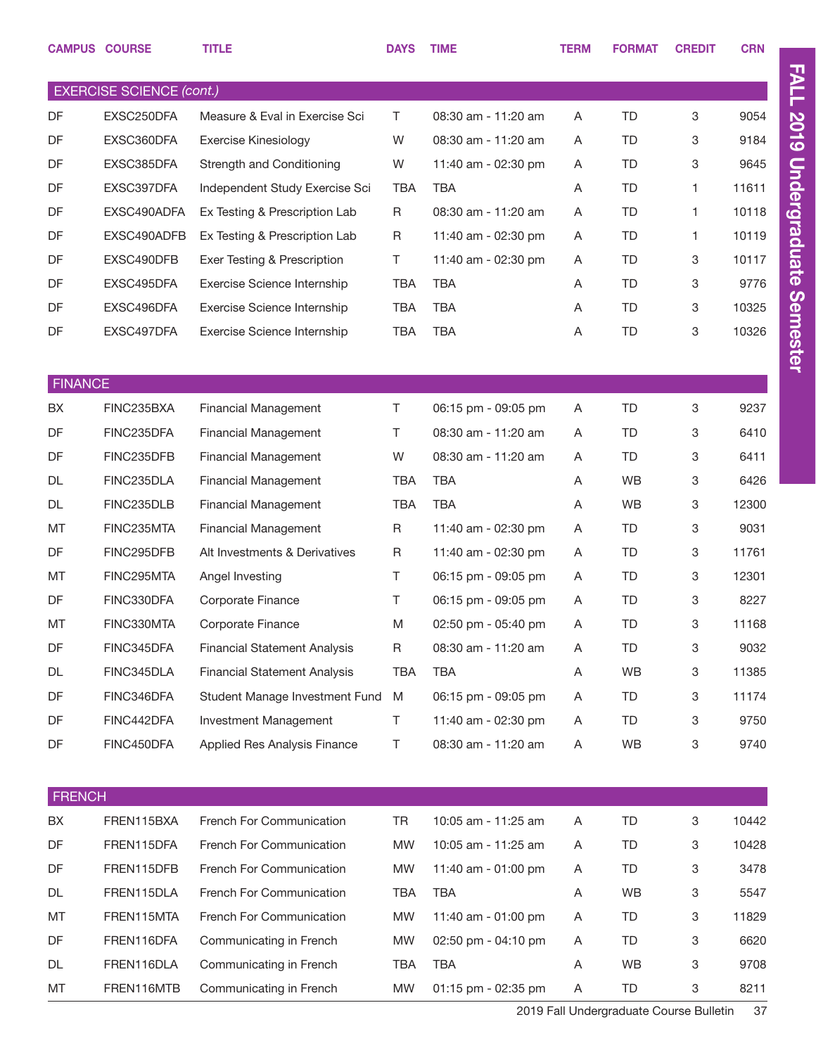| CAMPUS | COURSE | TITLE | DAYS | TIME | TERM | FORMAT | CREDIT | CRN |
|---|---|---|---|---|---|---|---|---|
| **EXERCISE SCIENCE *(cont.)*** | | | | | | | | |
| DF | EXSC250DFA | Measure & Eval in Exercise Sci | T | 08:30 am - 11:20 am | A | TD | 3 | 9054 |
| DF | EXSC360DFA | Exercise Kinesiology | W | 08:30 am - 11:20 am | A | TD | 3 | 9184 |
| DF | EXSC385DFA | Strength and Conditioning | W | 11:40 am - 02:30 pm | A | TD | 3 | 9645 |
| DF | EXSC397DFA | Independent Study Exercise Sci | TBA | TBA | A | TD | 1 | 11611 |
| DF | EXSC490ADFA | Ex Testing & Prescription Lab | R | 08:30 am - 11:20 am | A | TD | 1 | 10118 |
| DF | EXSC490ADFB | Ex Testing & Prescription Lab | R | 11:40 am - 02:30 pm | A | TD | 1 | 10119 |
| DF | EXSC490DFB | Exer Testing & Prescription | T | 11:40 am - 02:30 pm | A | TD | 3 | 10117 |
| DF | EXSC495DFA | Exercise Science Internship | TBA | TBA | A | TD | 3 | 9776 |
| DF | EXSC496DFA | Exercise Science Internship | TBA | TBA | A | TD | 3 | 10325 |
| DF | EXSC497DFA | Exercise Science Internship | TBA | TBA | A | TD | 3 | 10326 |
| **FINANCE** | | | | | | | | |
| BX | FINC235BXA | Financial Management | T | 06:15 pm - 09:05 pm | A | TD | 3 | 9237 |
| DF | FINC235DFA | Financial Management | T | 08:30 am - 11:20 am | A | TD | 3 | 6410 |
| DF | FINC235DFB | Financial Management | W | 08:30 am - 11:20 am | A | TD | 3 | 6411 |
| DL | FINC235DLA | Financial Management | TBA | TBA | A | WB | 3 | 6426 |
| DL | FINC235DLB | Financial Management | TBA | TBA | A | WB | 3 | 12300 |
| MT | FINC235MTA | Financial Management | R | 11:40 am - 02:30 pm | A | TD | 3 | 9031 |
| DF | FINC295DFB | Alt Investments & Derivatives | R | 11:40 am - 02:30 pm | A | TD | 3 | 11761 |
| MT | FINC295MTA | Angel Investing | T | 06:15 pm - 09:05 pm | A | TD | 3 | 12301 |
| DF | FINC330DFA | Corporate Finance | T | 06:15 pm - 09:05 pm | A | TD | 3 | 8227 |
| MT | FINC330MTA | Corporate Finance | M | 02:50 pm - 05:40 pm | A | TD | 3 | 11168 |
| DF | FINC345DFA | Financial Statement Analysis | R | 08:30 am - 11:20 am | A | TD | 3 | 9032 |
| DL | FINC345DLA | Financial Statement Analysis | TBA | TBA | A | WB | 3 | 11385 |
| DF | FINC346DFA | Student Manage Investment Fund | M | 06:15 pm - 09:05 pm | A | TD | 3 | 11174 |
| DF | FINC442DFA | Investment Management | T | 11:40 am - 02:30 pm | A | TD | 3 | 9750 |
| DF | FINC450DFA | Applied Res Analysis Finance | T | 08:30 am - 11:20 am | A | WB | 3 | 9740 |
| **FRENCH** | | | | | | | | |
| BX | FREN115BXA | French For Communication | TR | 10:05 am - 11:25 am | A | TD | 3 | 10442 |
| DF | FREN115DFA | French For Communication | MW | 10:05 am - 11:25 am | A | TD | 3 | 10428 |
| DF | FREN115DFB | French For Communication | MW | 11:40 am - 01:00 pm | A | TD | 3 | 3478 |
| DL | FREN115DLA | French For Communication | TBA | TBA | A | WB | 3 | 5547 |
| MT | FREN115MTA | French For Communication | MW | 11:40 am - 01:00 pm | A | TD | 3 | 11829 |
| DF | FREN116DFA | Communicating in French | MW | 02:50 pm - 04:10 pm | A | TD | 3 | 6620 |
| DL | FREN116DLA | Communicating in French | TBA | TBA | A | WB | 3 | 9708 |
| MT | FREN116MTB | Communicating in French | MW | 01:15 pm - 02:35 pm | A | TD | 3 | 8211 |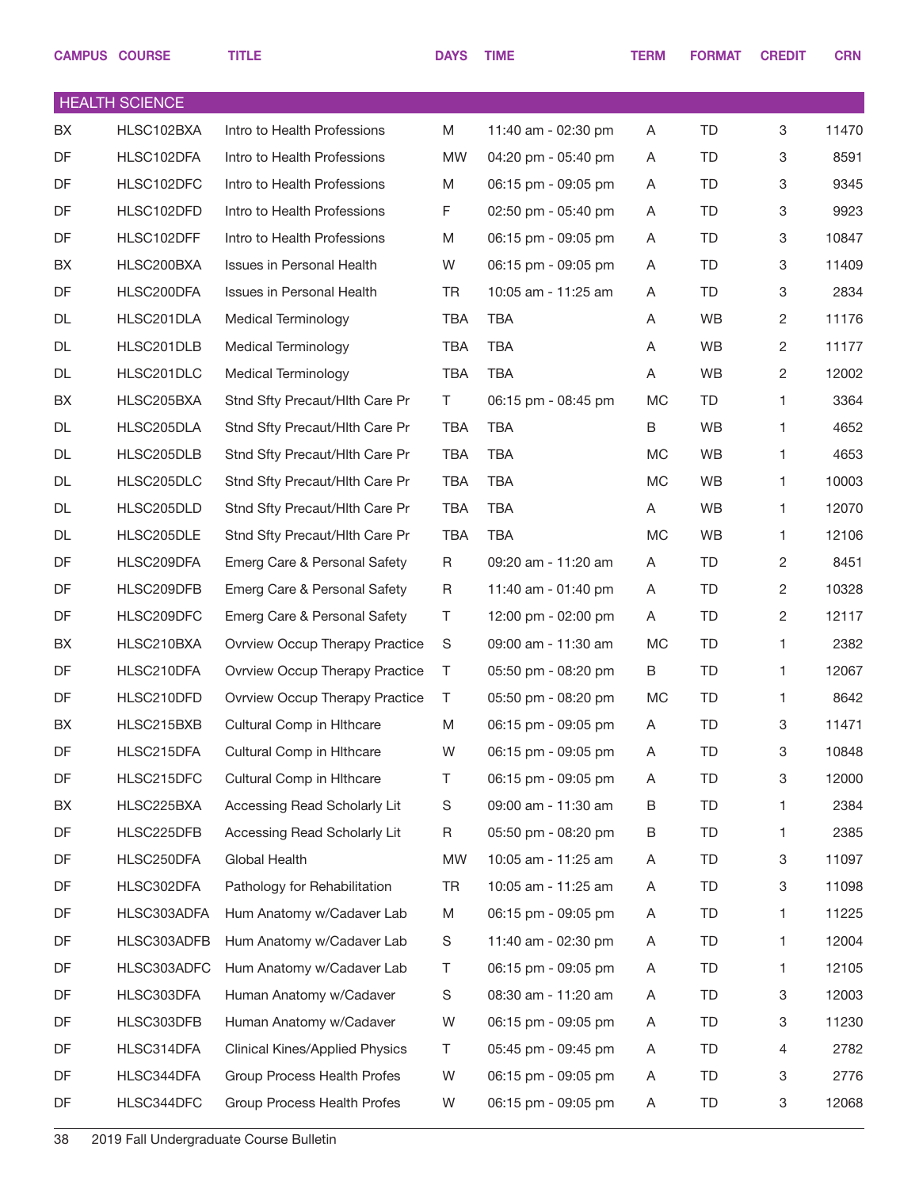| CAMPUS | COURSE | TITLE | DAYS | TIME | TERM | FORMAT | CREDIT | CRN |
|---|---|---|---|---|---|---|---|---|
| **HEALTH SCIENCE** | | | | | | | | |
| BX | HLSC102BXA | Intro to Health Professions | M | 11:40 am - 02:30 pm | A | TD | 3 | 11470 |
| DF | HLSC102DFA | Intro to Health Professions | MW | 04:20 pm - 05:40 pm | A | TD | 3 | 8591 |
| DF | HLSC102DFC | Intro to Health Professions | M | 06:15 pm - 09:05 pm | A | TD | 3 | 9345 |
| DF | HLSC102DFD | Intro to Health Professions | F | 02:50 pm - 05:40 pm | A | TD | 3 | 9923 |
| DF | HLSC102DFF | Intro to Health Professions | M | 06:15 pm - 09:05 pm | A | TD | 3 | 10847 |
| BX | HLSC200BXA | Issues in Personal Health | W | 06:15 pm - 09:05 pm | A | TD | 3 | 11409 |
| DF | HLSC200DFA | Issues in Personal Health | TR | 10:05 am - 11:25 am | A | TD | 3 | 2834 |
| DL | HLSC201DLA | Medical Terminology | TBA | TBA | A | WB | 2 | 11176 |
| DL | HLSC201DLB | Medical Terminology | TBA | TBA | A | WB | 2 | 11177 |
| DL | HLSC201DLC | Medical Terminology | TBA | TBA | A | WB | 2 | 12002 |
| BX | HLSC205BXA | Stnd Sfty Precaut/Hlth Care Pr | T | 06:15 pm - 08:45 pm | MC | TD | 1 | 3364 |
| DL | HLSC205DLA | Stnd Sfty Precaut/Hlth Care Pr | TBA | TBA | B | WB | 1 | 4652 |
| DL | HLSC205DLB | Stnd Sfty Precaut/Hlth Care Pr | TBA | TBA | MC | WB | 1 | 4653 |
| DL | HLSC205DLC | Stnd Sfty Precaut/Hlth Care Pr | TBA | TBA | MC | WB | 1 | 10003 |
| DL | HLSC205DLD | Stnd Sfty Precaut/Hlth Care Pr | TBA | TBA | A | WB | 1 | 12070 |
| DL | HLSC205DLE | Stnd Sfty Precaut/Hlth Care Pr | TBA | TBA | MC | WB | 1 | 12106 |
| DF | HLSC209DFA | Emerg Care & Personal Safety | R | 09:20 am - 11:20 am | A | TD | 2 | 8451 |
| DF | HLSC209DFB | Emerg Care & Personal Safety | R | 11:40 am - 01:40 pm | A | TD | 2 | 10328 |
| DF | HLSC209DFC | Emerg Care & Personal Safety | T | 12:00 pm - 02:00 pm | A | TD | 2 | 12117 |
| BX | HLSC210BXA | Ovrview Occup Therapy Practice | S | 09:00 am - 11:30 am | MC | TD | 1 | 2382 |
| DF | HLSC210DFA | Ovrview Occup Therapy Practice | T | 05:50 pm - 08:20 pm | B | TD | 1 | 12067 |
| DF | HLSC210DFD | Ovrview Occup Therapy Practice | T | 05:50 pm - 08:20 pm | MC | TD | 1 | 8642 |
| BX | HLSC215BXB | Cultural Comp in Hlthcare | M | 06:15 pm - 09:05 pm | A | TD | 3 | 11471 |
| DF | HLSC215DFA | Cultural Comp in Hlthcare | W | 06:15 pm - 09:05 pm | A | TD | 3 | 10848 |
| DF | HLSC215DFC | Cultural Comp in Hlthcare | T | 06:15 pm - 09:05 pm | A | TD | 3 | 12000 |
| BX | HLSC225BXA | Accessing Read Scholarly Lit | S | 09:00 am - 11:30 am | B | TD | 1 | 2384 |
| DF | HLSC225DFB | Accessing Read Scholarly Lit | R | 05:50 pm - 08:20 pm | B | TD | 1 | 2385 |
| DF | HLSC250DFA | Global Health | MW | 10:05 am - 11:25 am | A | TD | 3 | 11097 |
| DF | HLSC302DFA | Pathology for Rehabilitation | TR | 10:05 am - 11:25 am | A | TD | 3 | 11098 |
| DF | HLSC303ADFA | Hum Anatomy w/Cadaver Lab | M | 06:15 pm - 09:05 pm | A | TD | 1 | 11225 |
| DF | HLSC303ADFB | Hum Anatomy w/Cadaver Lab | S | 11:40 am - 02:30 pm | A | TD | 1 | 12004 |
| DF | HLSC303ADFC | Hum Anatomy w/Cadaver Lab | T | 06:15 pm - 09:05 pm | A | TD | 1 | 12105 |
| DF | HLSC303DFA | Human Anatomy w/Cadaver | S | 08:30 am - 11:20 am | A | TD | 3 | 12003 |
| DF | HLSC303DFB | Human Anatomy w/Cadaver | W | 06:15 pm - 09:05 pm | A | TD | 3 | 11230 |
| DF | HLSC314DFA | Clinical Kines/Applied Physics | T | 05:45 pm - 09:45 pm | A | TD | 4 | 2782 |
| DF | HLSC344DFA | Group Process Health Profes | W | 06:15 pm - 09:05 pm | A | TD | 3 | 2776 |
| DF | HLSC344DFC | Group Process Health Profes | W | 06:15 pm - 09:05 pm | A | TD | 3 | 12068 |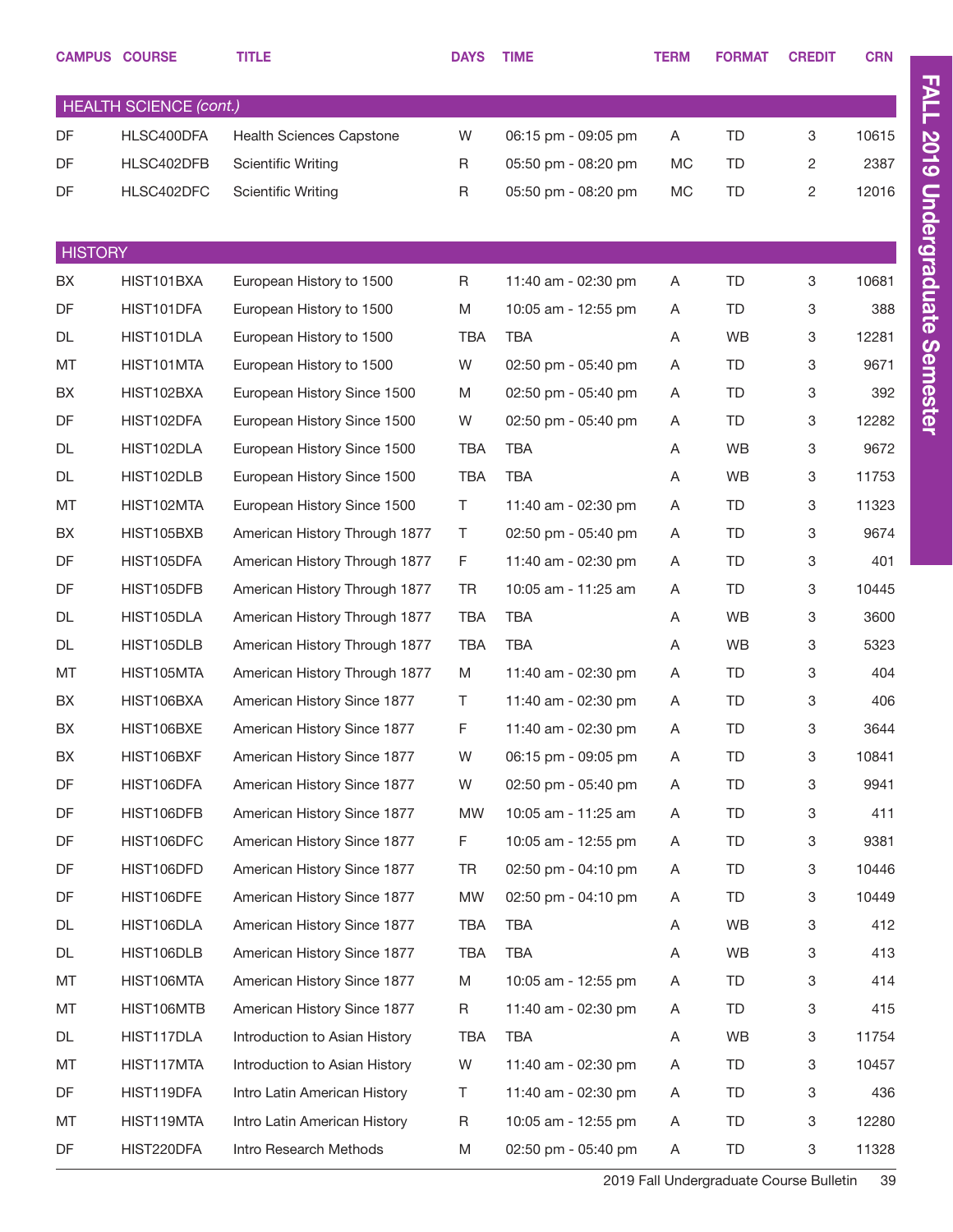| CAMPUS | COURSE | TITLE | DAYS | TIME | TERM | FORMAT | CREDIT | CRN |
|---|---|---|---|---|---|---|---|---|
| **HEALTH SCIENCE *(cont.)*** | | | | | | | | |
| DF | HLSC400DFA | Health Sciences Capstone | W | 06:15 pm - 09:05 pm | A | TD | 3 | 10615 |
| DF | HLSC402DFB | Scientific Writing | R | 05:50 pm - 08:20 pm | MC | TD | 2 | 2387 |
| DF | HLSC402DFC | Scientific Writing | R | 05:50 pm - 08:20 pm | MC | TD | 2 | 12016 |
| **HISTORY** | | | | | | | | |
| BX | HIST101BXA | European History to 1500 | R | 11:40 am - 02:30 pm | A | TD | 3 | 10681 |
| DF | HIST101DFA | European History to 1500 | M | 10:05 am - 12:55 pm | A | TD | 3 | 388 |
| DL | HIST101DLA | European History to 1500 | TBA | TBA | A | WB | 3 | 12281 |
| MT | HIST101MTA | European History to 1500 | W | 02:50 pm - 05:40 pm | A | TD | 3 | 9671 |
| BX | HIST102BXA | European History Since 1500 | M | 02:50 pm - 05:40 pm | A | TD | 3 | 392 |
| DF | HIST102DFA | European History Since 1500 | W | 02:50 pm - 05:40 pm | A | TD | 3 | 12282 |
| DL | HIST102DLA | European History Since 1500 | TBA | TBA | A | WB | 3 | 9672 |
| DL | HIST102DLB | European History Since 1500 | TBA | TBA | A | WB | 3 | 11753 |
| MT | HIST102MTA | European History Since 1500 | T | 11:40 am - 02:30 pm | A | TD | 3 | 11323 |
| BX | HIST105BXB | American History Through 1877 | T | 02:50 pm - 05:40 pm | A | TD | 3 | 9674 |
| DF | HIST105DFA | American History Through 1877 | F | 11:40 am - 02:30 pm | A | TD | 3 | 401 |
| DF | HIST105DFB | American History Through 1877 | TR | 10:05 am - 11:25 am | A | TD | 3 | 10445 |
| DL | HIST105DLA | American History Through 1877 | TBA | TBA | A | WB | 3 | 3600 |
| DL | HIST105DLB | American History Through 1877 | TBA | TBA | A | WB | 3 | 5323 |
| MT | HIST105MTA | American History Through 1877 | M | 11:40 am - 02:30 pm | A | TD | 3 | 404 |
| BX | HIST106BXA | American History Since 1877 | T | 11:40 am - 02:30 pm | A | TD | 3 | 406 |
| BX | HIST106BXE | American History Since 1877 | F | 11:40 am - 02:30 pm | A | TD | 3 | 3644 |
| BX | HIST106BXF | American History Since 1877 | W | 06:15 pm - 09:05 pm | A | TD | 3 | 10841 |
| DF | HIST106DFA | American History Since 1877 | W | 02:50 pm - 05:40 pm | A | TD | 3 | 9941 |
| DF | HIST106DFB | American History Since 1877 | MW | 10:05 am - 11:25 am | A | TD | 3 | 411 |
| DF | HIST106DFC | American History Since 1877 | F | 10:05 am - 12:55 pm | A | TD | 3 | 9381 |
| DF | HIST106DFD | American History Since 1877 | TR | 02:50 pm - 04:10 pm | A | TD | 3 | 10446 |
| DF | HIST106DFE | American History Since 1877 | MW | 02:50 pm - 04:10 pm | A | TD | 3 | 10449 |
| DL | HIST106DLA | American History Since 1877 | TBA | TBA | A | WB | 3 | 412 |
| DL | HIST106DLB | American History Since 1877 | TBA | TBA | A | WB | 3 | 413 |
| MT | HIST106MTA | American History Since 1877 | M | 10:05 am - 12:55 pm | A | TD | 3 | 414 |
| MT | HIST106MTB | American History Since 1877 | R | 11:40 am - 02:30 pm | A | TD | 3 | 415 |
| DL | HIST117DLA | Introduction to Asian History | TBA | TBA | A | WB | 3 | 11754 |
| MT | HIST117MTA | Introduction to Asian History | W | 11:40 am - 02:30 pm | A | TD | 3 | 10457 |
| DF | HIST119DFA | Intro Latin American History | T | 11:40 am - 02:30 pm | A | TD | 3 | 436 |
| MT | HIST119MTA | Intro Latin American History | R | 10:05 am - 12:55 pm | A | TD | 3 | 12280 |
| DF | HIST220DFA | Intro Research Methods | M | 02:50 pm - 05:40 pm | A | TD | 3 | 11328 |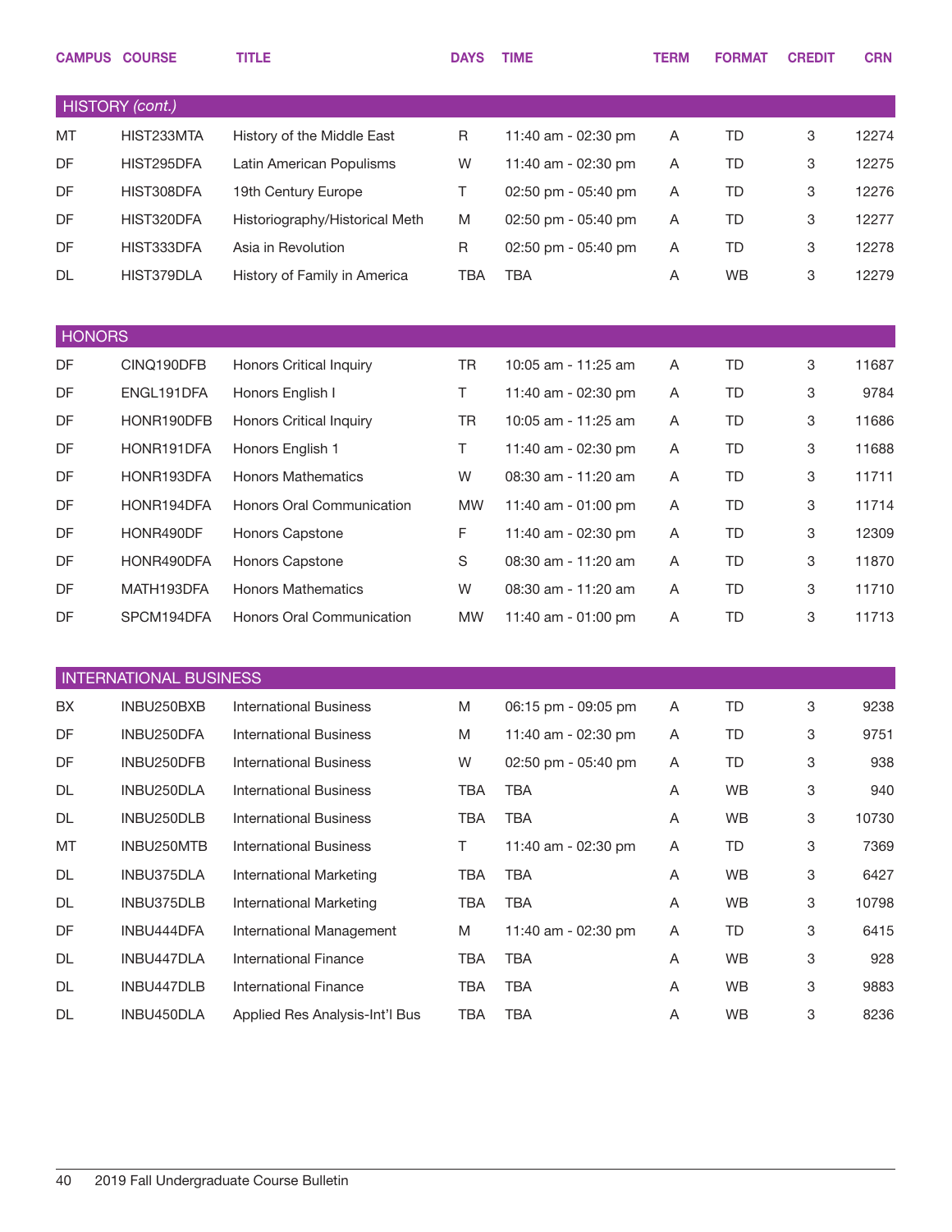| CAMPUS | COURSE | TITLE | DAYS | TIME | TERM | FORMAT | CREDIT | CRN |
|---|---|---|---|---|---|---|---|---|
| **HISTORY *(cont.)*** | | | | | | | | |
| MT | HIST233MTA | History of the Middle East | R | 11:40 am - 02:30 pm | A | TD | 3 | 12274 |
| DF | HIST295DFA | Latin American Populisms | W | 11:40 am - 02:30 pm | A | TD | 3 | 12275 |
| DF | HIST308DFA | 19th Century Europe | T | 02:50 pm - 05:40 pm | A | TD | 3 | 12276 |
| DF | HIST320DFA | Historiography/Historical Meth | M | 02:50 pm - 05:40 pm | A | TD | 3 | 12277 |
| DF | HIST333DFA | Asia in Revolution | R | 02:50 pm - 05:40 pm | A | TD | 3 | 12278 |
| DL | HIST379DLA | History of Family in America | TBA | TBA | A | WB | 3 | 12279 |
| **HONORS** | | | | | | | | |
| DF | CINQ190DFB | Honors Critical Inquiry | TR | 10:05 am - 11:25 am | A | TD | 3 | 11687 |
| DF | ENGL191DFA | Honors English I | T | 11:40 am - 02:30 pm | A | TD | 3 | 9784 |
| DF | HONR190DFB | Honors Critical Inquiry | TR | 10:05 am - 11:25 am | A | TD | 3 | 11686 |
| DF | HONR191DFA | Honors English 1 | T | 11:40 am - 02:30 pm | A | TD | 3 | 11688 |
| DF | HONR193DFA | Honors Mathematics | W | 08:30 am - 11:20 am | A | TD | 3 | 11711 |
| DF | HONR194DFA | Honors Oral Communication | MW | 11:40 am - 01:00 pm | A | TD | 3 | 11714 |
| DF | HONR490DF | Honors Capstone | F | 11:40 am - 02:30 pm | A | TD | 3 | 12309 |
| DF | HONR490DFA | Honors Capstone | S | 08:30 am - 11:20 am | A | TD | 3 | 11870 |
| DF | MATH193DFA | Honors Mathematics | W | 08:30 am - 11:20 am | A | TD | 3 | 11710 |
| DF | SPCM194DFA | Honors Oral Communication | MW | 11:40 am - 01:00 pm | A | TD | 3 | 11713 |
| **INTERNATIONAL BUSINESS** | | | | | | | | |
| BX | INBU250BXB | International Business | M | 06:15 pm - 09:05 pm | A | TD | 3 | 9238 |
| DF | INBU250DFA | International Business | M | 11:40 am - 02:30 pm | A | TD | 3 | 9751 |
| DF | INBU250DFB | International Business | W | 02:50 pm - 05:40 pm | A | TD | 3 | 938 |
| DL | INBU250DLA | International Business | TBA | TBA | A | WB | 3 | 940 |
| DL | INBU250DLB | International Business | TBA | TBA | A | WB | 3 | 10730 |
| MT | INBU250MTB | International Business | T | 11:40 am - 02:30 pm | A | TD | 3 | 7369 |
| DL | INBU375DLA | International Marketing | TBA | TBA | A | WB | 3 | 6427 |
| DL | INBU375DLB | International Marketing | TBA | TBA | A | WB | 3 | 10798 |
| DF | INBU444DFA | International Management | M | 11:40 am - 02:30 pm | A | TD | 3 | 6415 |
| DL | INBU447DLA | International Finance | TBA | TBA | A | WB | 3 | 928 |
| DL | INBU447DLB | International Finance | TBA | TBA | A | WB | 3 | 9883 |
| DL | INBU450DLA | Applied Res Analysis-Int'l Bus | TBA | TBA | A | WB | 3 | 8236 |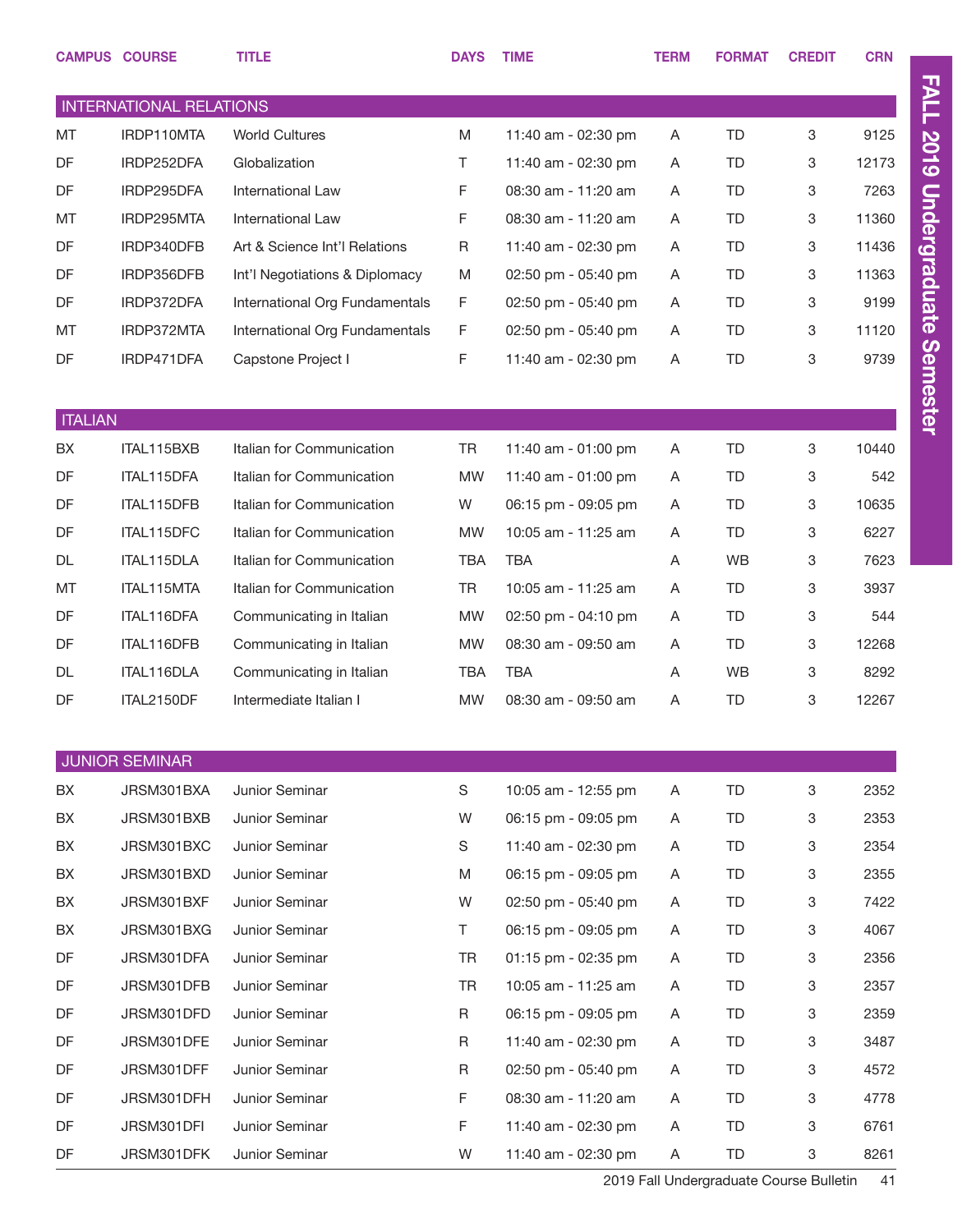| CAMPUS | COURSE | TITLE | DAYS | TIME | TERM | FORMAT | CREDIT | CRN |
|---|---|---|---|---|---|---|---|---|
| **INTERNATIONAL RELATIONS** | | | | | | | | |
| MT | IRDP110MTA | World Cultures | M | 11:40 am - 02:30 pm | A | TD | 3 | 9125 |
| DF | IRDP252DFA | Globalization | T | 11:40 am - 02:30 pm | A | TD | 3 | 12173 |
| DF | IRDP295DFA | International Law | F | 08:30 am - 11:20 am | A | TD | 3 | 7263 |
| MT | IRDP295MTA | International Law | F | 08:30 am - 11:20 am | A | TD | 3 | 11360 |
| DF | IRDP340DFB | Art & Science Int'l Relations | R | 11:40 am - 02:30 pm | A | TD | 3 | 11436 |
| DF | IRDP356DFB | Int'l Negotiations & Diplomacy | M | 02:50 pm - 05:40 pm | A | TD | 3 | 11363 |
| DF | IRDP372DFA | International Org Fundamentals | F | 02:50 pm - 05:40 pm | A | TD | 3 | 9199 |
| MT | IRDP372MTA | International Org Fundamentals | F | 02:50 pm - 05:40 pm | A | TD | 3 | 11120 |
| DF | IRDP471DFA | Capstone Project I | F | 11:40 am - 02:30 pm | A | TD | 3 | 9739 |
| **ITALIAN** | | | | | | | | |
| BX | ITAL115BXB | Italian for Communication | TR | 11:40 am - 01:00 pm | A | TD | 3 | 10440 |
| DF | ITAL115DFA | Italian for Communication | MW | 11:40 am - 01:00 pm | A | TD | 3 | 542 |
| DF | ITAL115DFB | Italian for Communication | W | 06:15 pm - 09:05 pm | A | TD | 3 | 10635 |
| DF | ITAL115DFC | Italian for Communication | MW | 10:05 am - 11:25 am | A | TD | 3 | 6227 |
| DL | ITAL115DLA | Italian for Communication | TBA | TBA | A | WB | 3 | 7623 |
| MT | ITAL115MTA | Italian for Communication | TR | 10:05 am - 11:25 am | A | TD | 3 | 3937 |
| DF | ITAL116DFA | Communicating in Italian | MW | 02:50 pm - 04:10 pm | A | TD | 3 | 544 |
| DF | ITAL116DFB | Communicating in Italian | MW | 08:30 am - 09:50 am | A | TD | 3 | 12268 |
| DL | ITAL116DLA | Communicating in Italian | TBA | TBA | A | WB | 3 | 8292 |
| DF | ITAL2150DF | Intermediate Italian I | MW | 08:30 am - 09:50 am | A | TD | 3 | 12267 |
| **JUNIOR SEMINAR** | | | | | | | | |
| BX | JRSM301BXA | Junior Seminar | S | 10:05 am - 12:55 pm | A | TD | 3 | 2352 |
| BX | JRSM301BXB | Junior Seminar | W | 06:15 pm - 09:05 pm | A | TD | 3 | 2353 |
| BX | JRSM301BXC | Junior Seminar | S | 11:40 am - 02:30 pm | A | TD | 3 | 2354 |
| BX | JRSM301BXD | Junior Seminar | M | 06:15 pm - 09:05 pm | A | TD | 3 | 2355 |
| BX | JRSM301BXF | Junior Seminar | W | 02:50 pm - 05:40 pm | A | TD | 3 | 7422 |
| BX | JRSM301BXG | Junior Seminar | T | 06:15 pm - 09:05 pm | A | TD | 3 | 4067 |
| DF | JRSM301DFA | Junior Seminar | TR | 01:15 pm - 02:35 pm | A | TD | 3 | 2356 |
| DF | JRSM301DFB | Junior Seminar | TR | 10:05 am - 11:25 am | A | TD | 3 | 2357 |
| DF | JRSM301DFD | Junior Seminar | R | 06:15 pm - 09:05 pm | A | TD | 3 | 2359 |
| DF | JRSM301DFE | Junior Seminar | R | 11:40 am - 02:30 pm | A | TD | 3 | 3487 |
| DF | JRSM301DFF | Junior Seminar | R | 02:50 pm - 05:40 pm | A | TD | 3 | 4572 |
| DF | JRSM301DFH | Junior Seminar | F | 08:30 am - 11:20 am | A | TD | 3 | 4778 |
| DF | JRSM301DFI | Junior Seminar | F | 11:40 am - 02:30 pm | A | TD | 3 | 6761 |
| DF | JRSM301DFK | Junior Seminar | W | 11:40 am - 02:30 pm | A | TD | 3 | 8261 |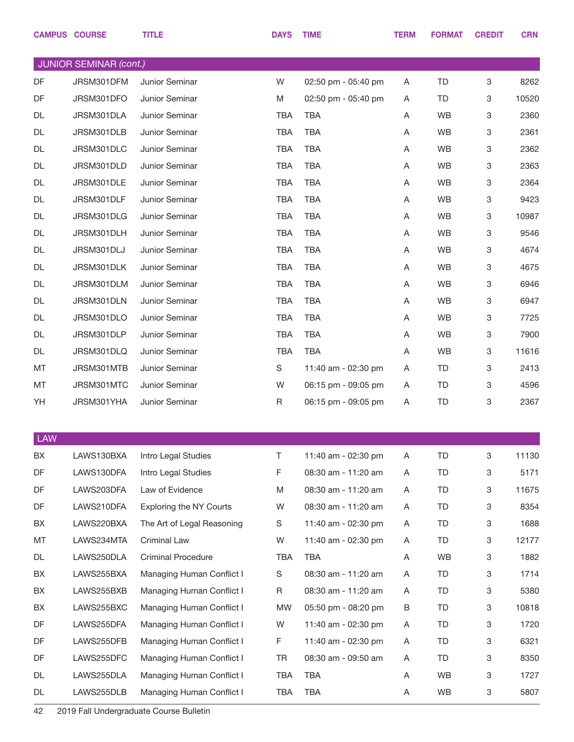| CAMPUS | COURSE | TITLE | DAYS | TIME | TERM | FORMAT | CREDIT | CRN |
|---|---|---|---|---|---|---|---|---|
| **JUNIOR SEMINAR** *(cont.)* | | | | | | | | |
| DF | JRSM301DFM | Junior Seminar | W | 02:50 pm - 05:40 pm | A | TD | 3 | 8262 |
| DF | JRSM301DFO | Junior Seminar | M | 02:50 pm - 05:40 pm | A | TD | 3 | 10520 |
| DL | JRSM301DLA | Junior Seminar | TBA | TBA | A | WB | 3 | 2360 |
| DL | JRSM301DLB | Junior Seminar | TBA | TBA | A | WB | 3 | 2361 |
| DL | JRSM301DLC | Junior Seminar | TBA | TBA | A | WB | 3 | 2362 |
| DL | JRSM301DLD | Junior Seminar | TBA | TBA | A | WB | 3 | 2363 |
| DL | JRSM301DLE | Junior Seminar | TBA | TBA | A | WB | 3 | 2364 |
| DL | JRSM301DLF | Junior Seminar | TBA | TBA | A | WB | 3 | 9423 |
| DL | JRSM301DLG | Junior Seminar | TBA | TBA | A | WB | 3 | 10987 |
| DL | JRSM301DLH | Junior Seminar | TBA | TBA | A | WB | 3 | 9546 |
| DL | JRSM301DLJ | Junior Seminar | TBA | TBA | A | WB | 3 | 4674 |
| DL | JRSM301DLK | Junior Seminar | TBA | TBA | A | WB | 3 | 4675 |
| DL | JRSM301DLM | Junior Seminar | TBA | TBA | A | WB | 3 | 6946 |
| DL | JRSM301DLN | Junior Seminar | TBA | TBA | A | WB | 3 | 6947 |
| DL | JRSM301DLO | Junior Seminar | TBA | TBA | A | WB | 3 | 7725 |
| DL | JRSM301DLP | Junior Seminar | TBA | TBA | A | WB | 3 | 7900 |
| DL | JRSM301DLQ | Junior Seminar | TBA | TBA | A | WB | 3 | 11616 |
| MT | JRSM301MTB | Junior Seminar | S | 11:40 am - 02:30 pm | A | TD | 3 | 2413 |
| MT | JRSM301MTC | Junior Seminar | W | 06:15 pm - 09:05 pm | A | TD | 3 | 4596 |
| YH | JRSM301YHA | Junior Seminar | R | 06:15 pm - 09:05 pm | A | TD | 3 | 2367 |
| **LAW** | | | | | | | | |
| BX | LAWS130BXA | Intro Legal Studies | T | 11:40 am - 02:30 pm | A | TD | 3 | 11130 |
| DF | LAWS130DFA | Intro Legal Studies | F | 08:30 am - 11:20 am | A | TD | 3 | 5171 |
| DF | LAWS203DFA | Law of Evidence | M | 08:30 am - 11:20 am | A | TD | 3 | 11675 |
| DF | LAWS210DFA | Exploring the NY Courts | W | 08:30 am - 11:20 am | A | TD | 3 | 8354 |
| BX | LAWS220BXA | The Art of Legal Reasoning | S | 11:40 am - 02:30 pm | A | TD | 3 | 1688 |
| MT | LAWS234MTA | Criminal Law | W | 11:40 am - 02:30 pm | A | TD | 3 | 12177 |
| DL | LAWS250DLA | Criminal Procedure | TBA | TBA | A | WB | 3 | 1882 |
| BX | LAWS255BXA | Managing Human Conflict I | S | 08:30 am - 11:20 am | A | TD | 3 | 1714 |
| BX | LAWS255BXB | Managing Human Conflict I | R | 08:30 am - 11:20 am | A | TD | 3 | 5380 |
| BX | LAWS255BXC | Managing Human Conflict I | MW | 05:50 pm - 08:20 pm | B | TD | 3 | 10818 |
| DF | LAWS255DFA | Managing Human Conflict I | W | 11:40 am - 02:30 pm | A | TD | 3 | 1720 |
| DF | LAWS255DFB | Managing Human Conflict I | F | 11:40 am - 02:30 pm | A | TD | 3 | 6321 |
| DF | LAWS255DFC | Managing Human Conflict I | TR | 08:30 am - 09:50 am | A | TD | 3 | 8350 |
| DL | LAWS255DLA | Managing Human Conflict I | TBA | TBA | A | WB | 3 | 1727 |
| DL | LAWS255DLB | Managing Human Conflict I | TBA | TBA | A | WB | 3 | 5807 |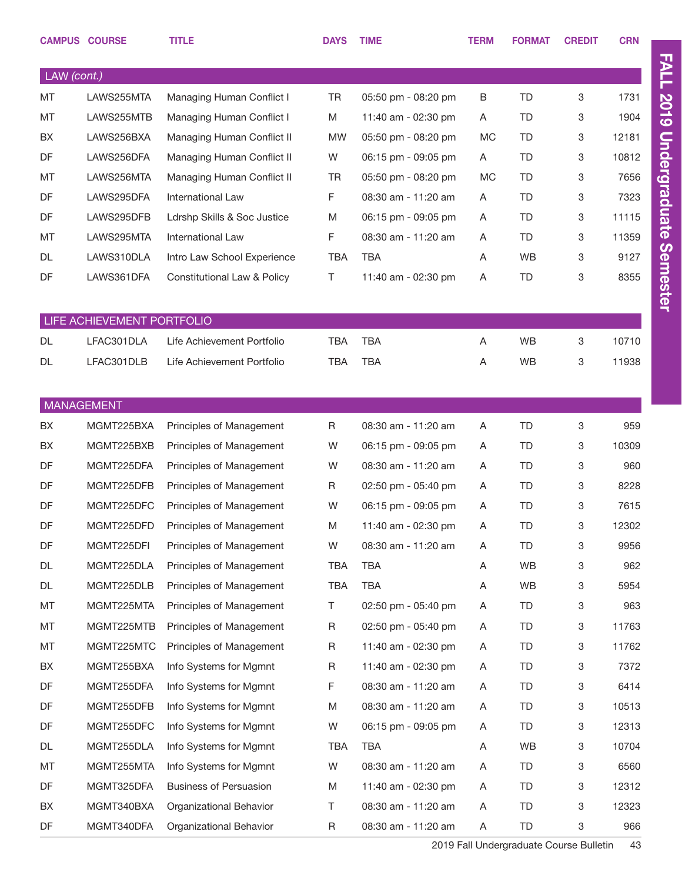| CAMPUS | COURSE | TITLE | DAYS | TIME | TERM | FORMAT | CREDIT | CRN |
|---|---|---|---|---|---|---|---|---|
| **LAW (cont.)** | | | | | | | | |
| MT | LAWS255MTA | Managing Human Conflict I | TR | 05:50 pm - 08:20 pm | B | TD | 3 | 1731 |
| MT | LAWS255MTB | Managing Human Conflict I | M | 11:40 am - 02:30 pm | A | TD | 3 | 1904 |
| BX | LAWS256BXA | Managing Human Conflict II | MW | 05:50 pm - 08:20 pm | MC | TD | 3 | 12181 |
| DF | LAWS256DFA | Managing Human Conflict II | W | 06:15 pm - 09:05 pm | A | TD | 3 | 10812 |
| MT | LAWS256MTA | Managing Human Conflict II | TR | 05:50 pm - 08:20 pm | MC | TD | 3 | 7656 |
| DF | LAWS295DFA | International Law | F | 08:30 am - 11:20 am | A | TD | 3 | 7323 |
| DF | LAWS295DFB | Ldrshp Skills & Soc Justice | M | 06:15 pm - 09:05 pm | A | TD | 3 | 11115 |
| MT | LAWS295MTA | International Law | F | 08:30 am - 11:20 am | A | TD | 3 | 11359 |
| DL | LAWS310DLA | Intro Law School Experience | TBA | TBA | A | WB | 3 | 9127 |
| DF | LAWS361DFA | Constitutional Law & Policy | T | 11:40 am - 02:30 pm | A | TD | 3 | 8355 |
| **LIFE ACHIEVEMENT PORTFOLIO** | | | | | | | | |
| DL | LFAC301DLA | Life Achievement Portfolio | TBA | TBA | A | WB | 3 | 10710 |
| DL | LFAC301DLB | Life Achievement Portfolio | TBA | TBA | A | WB | 3 | 11938 |
| **MANAGEMENT** | | | | | | | | |
| BX | MGMT225BXA | Principles of Management | R | 08:30 am - 11:20 am | A | TD | 3 | 959 |
| BX | MGMT225BXB | Principles of Management | W | 06:15 pm - 09:05 pm | A | TD | 3 | 10309 |
| DF | MGMT225DFA | Principles of Management | W | 08:30 am - 11:20 am | A | TD | 3 | 960 |
| DF | MGMT225DFB | Principles of Management | R | 02:50 pm - 05:40 pm | A | TD | 3 | 8228 |
| DF | MGMT225DFC | Principles of Management | W | 06:15 pm - 09:05 pm | A | TD | 3 | 7615 |
| DF | MGMT225DFD | Principles of Management | M | 11:40 am - 02:30 pm | A | TD | 3 | 12302 |
| DF | MGMT225DFI | Principles of Management | W | 08:30 am - 11:20 am | A | TD | 3 | 9956 |
| DL | MGMT225DLA | Principles of Management | TBA | TBA | A | WB | 3 | 962 |
| DL | MGMT225DLB | Principles of Management | TBA | TBA | A | WB | 3 | 5954 |
| MT | MGMT225MTA | Principles of Management | T | 02:50 pm - 05:40 pm | A | TD | 3 | 963 |
| MT | MGMT225MTB | Principles of Management | R | 02:50 pm - 05:40 pm | A | TD | 3 | 11763 |
| MT | MGMT225MTC | Principles of Management | R | 11:40 am - 02:30 pm | A | TD | 3 | 11762 |
| BX | MGMT255BXA | Info Systems for Mgmnt | R | 11:40 am - 02:30 pm | A | TD | 3 | 7372 |
| DF | MGMT255DFA | Info Systems for Mgmnt | F | 08:30 am - 11:20 am | A | TD | 3 | 6414 |
| DF | MGMT255DFB | Info Systems for Mgmnt | M | 08:30 am - 11:20 am | A | TD | 3 | 10513 |
| DF | MGMT255DFC | Info Systems for Mgmnt | W | 06:15 pm - 09:05 pm | A | TD | 3 | 12313 |
| DL | MGMT255DLA | Info Systems for Mgmnt | TBA | TBA | A | WB | 3 | 10704 |
| MT | MGMT255MTA | Info Systems for Mgmnt | W | 08:30 am - 11:20 am | A | TD | 3 | 6560 |
| DF | MGMT325DFA | Business of Persuasion | M | 11:40 am - 02:30 pm | A | TD | 3 | 12312 |
| BX | MGMT340BXA | Organizational Behavior | T | 08:30 am - 11:20 am | A | TD | 3 | 12323 |
| DF | MGMT340DFA | Organizational Behavior | R | 08:30 am - 11:20 am | A | TD | 3 | 966 |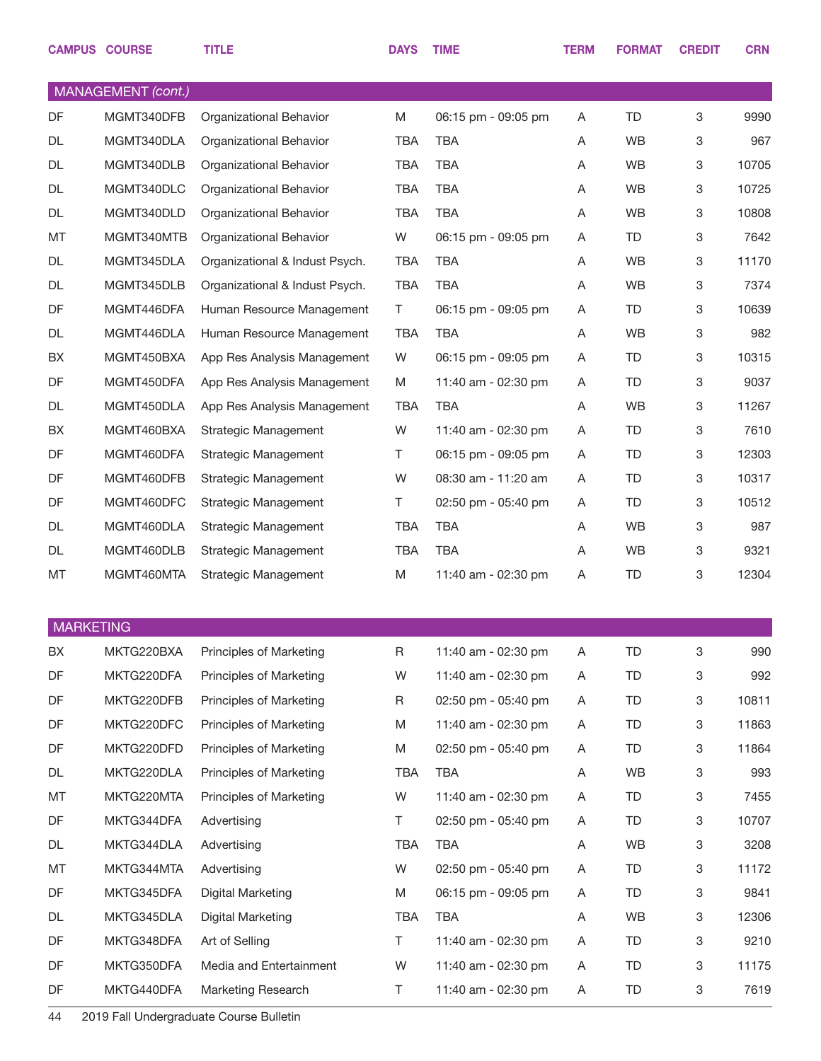| CAMPUS | COURSE | TITLE | DAYS | TIME | TERM | FORMAT | CREDIT | CRN |
|---|---|---|---|---|---|---|---|---|
| **MANAGEMENT *(cont.)*** | | | | | | | | |
| DF | MGMT340DFB | Organizational Behavior | M | 06:15 pm - 09:05 pm | A | TD | 3 | 9990 |
| DL | MGMT340DLA | Organizational Behavior | TBA | TBA | A | WB | 3 | 967 |
| DL | MGMT340DLB | Organizational Behavior | TBA | TBA | A | WB | 3 | 10705 |
| DL | MGMT340DLC | Organizational Behavior | TBA | TBA | A | WB | 3 | 10725 |
| DL | MGMT340DLD | Organizational Behavior | TBA | TBA | A | WB | 3 | 10808 |
| MT | MGMT340MTB | Organizational Behavior | W | 06:15 pm - 09:05 pm | A | TD | 3 | 7642 |
| DL | MGMT345DLA | Organizational & Indust Psych. | TBA | TBA | A | WB | 3 | 11170 |
| DL | MGMT345DLB | Organizational & Indust Psych. | TBA | TBA | A | WB | 3 | 7374 |
| DF | MGMT446DFA | Human Resource Management | T | 06:15 pm - 09:05 pm | A | TD | 3 | 10639 |
| DL | MGMT446DLA | Human Resource Management | TBA | TBA | A | WB | 3 | 982 |
| BX | MGMT450BXA | App Res Analysis Management | W | 06:15 pm - 09:05 pm | A | TD | 3 | 10315 |
| DF | MGMT450DFA | App Res Analysis Management | M | 11:40 am - 02:30 pm | A | TD | 3 | 9037 |
| DL | MGMT450DLA | App Res Analysis Management | TBA | TBA | A | WB | 3 | 11267 |
| BX | MGMT460BXA | Strategic Management | W | 11:40 am - 02:30 pm | A | TD | 3 | 7610 |
| DF | MGMT460DFA | Strategic Management | T | 06:15 pm - 09:05 pm | A | TD | 3 | 12303 |
| DF | MGMT460DFB | Strategic Management | W | 08:30 am - 11:20 am | A | TD | 3 | 10317 |
| DF | MGMT460DFC | Strategic Management | T | 02:50 pm - 05:40 pm | A | TD | 3 | 10512 |
| DL | MGMT460DLA | Strategic Management | TBA | TBA | A | WB | 3 | 987 |
| DL | MGMT460DLB | Strategic Management | TBA | TBA | A | WB | 3 | 9321 |
| MT | MGMT460MTA | Strategic Management | M | 11:40 am - 02:30 pm | A | TD | 3 | 12304 |
| **MARKETING** | | | | | | | | |
| BX | MKTG220BXA | Principles of Marketing | R | 11:40 am - 02:30 pm | A | TD | 3 | 990 |
| DF | MKTG220DFA | Principles of Marketing | W | 11:40 am - 02:30 pm | A | TD | 3 | 992 |
| DF | MKTG220DFB | Principles of Marketing | R | 02:50 pm - 05:40 pm | A | TD | 3 | 10811 |
| DF | MKTG220DFC | Principles of Marketing | M | 11:40 am - 02:30 pm | A | TD | 3 | 11863 |
| DF | MKTG220DFD | Principles of Marketing | M | 02:50 pm - 05:40 pm | A | TD | 3 | 11864 |
| DL | MKTG220DLA | Principles of Marketing | TBA | TBA | A | WB | 3 | 993 |
| MT | MKTG220MTA | Principles of Marketing | W | 11:40 am - 02:30 pm | A | TD | 3 | 7455 |
| DF | MKTG344DFA | Advertising | T | 02:50 pm - 05:40 pm | A | TD | 3 | 10707 |
| DL | MKTG344DLA | Advertising | TBA | TBA | A | WB | 3 | 3208 |
| MT | MKTG344MTA | Advertising | W | 02:50 pm - 05:40 pm | A | TD | 3 | 11172 |
| DF | MKTG345DFA | Digital Marketing | M | 06:15 pm - 09:05 pm | A | TD | 3 | 9841 |
| DL | MKTG345DLA | Digital Marketing | TBA | TBA | A | WB | 3 | 12306 |
| DF | MKTG348DFA | Art of Selling | T | 11:40 am - 02:30 pm | A | TD | 3 | 9210 |
| DF | MKTG350DFA | Media and Entertainment | W | 11:40 am - 02:30 pm | A | TD | 3 | 11175 |
| DF | MKTG440DFA | Marketing Research | T | 11:40 am - 02:30 pm | A | TD | 3 | 7619 |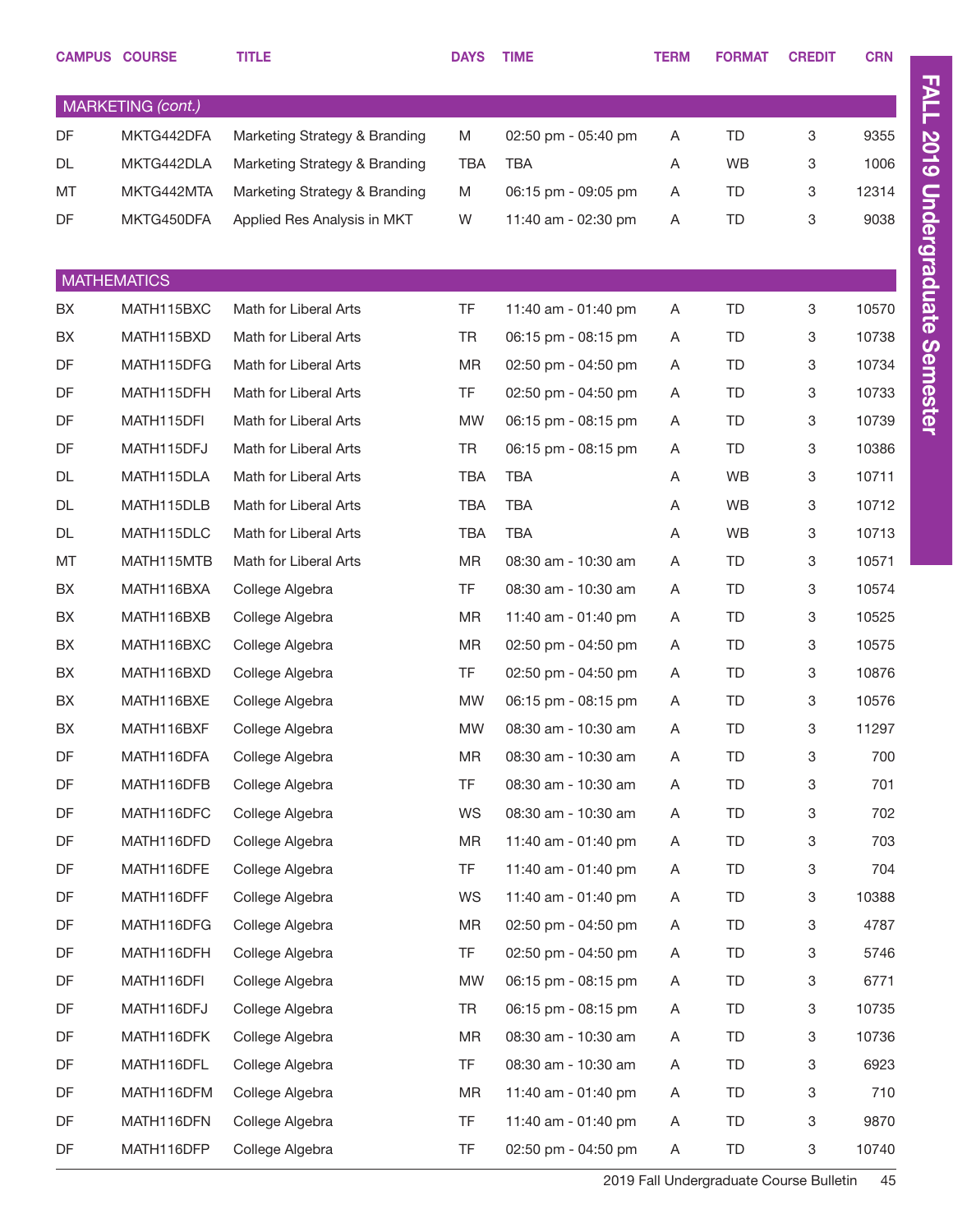| CAMPUS | COURSE | TITLE | DAYS | TIME | TERM | FORMAT | CREDIT | CRN |
|---|---|---|---|---|---|---|---|---|
| **MARKETING** *(cont.)* | | | | | | | | |
| DF | MKTG442DFA | Marketing Strategy & Branding | M | 02:50 pm - 05:40 pm | A | TD | 3 | 9355 |
| DL | MKTG442DLA | Marketing Strategy & Branding | TBA | TBA | A | WB | 3 | 1006 |
| MT | MKTG442MTA | Marketing Strategy & Branding | M | 06:15 pm - 09:05 pm | A | TD | 3 | 12314 |
| DF | MKTG450DFA | Applied Res Analysis in MKT | W | 11:40 am - 02:30 pm | A | TD | 3 | 9038 |
| **MATHEMATICS** | | | | | | | | |
| BX | MATH115BXC | Math for Liberal Arts | TF | 11:40 am - 01:40 pm | A | TD | 3 | 10570 |
| BX | MATH115BXD | Math for Liberal Arts | TR | 06:15 pm - 08:15 pm | A | TD | 3 | 10738 |
| DF | MATH115DFG | Math for Liberal Arts | MR | 02:50 pm - 04:50 pm | A | TD | 3 | 10734 |
| DF | MATH115DFH | Math for Liberal Arts | TF | 02:50 pm - 04:50 pm | A | TD | 3 | 10733 |
| DF | MATH115DFI | Math for Liberal Arts | MW | 06:15 pm - 08:15 pm | A | TD | 3 | 10739 |
| DF | MATH115DFJ | Math for Liberal Arts | TR | 06:15 pm - 08:15 pm | A | TD | 3 | 10386 |
| DL | MATH115DLA | Math for Liberal Arts | TBA | TBA | A | WB | 3 | 10711 |
| DL | MATH115DLB | Math for Liberal Arts | TBA | TBA | A | WB | 3 | 10712 |
| DL | MATH115DLC | Math for Liberal Arts | TBA | TBA | A | WB | 3 | 10713 |
| MT | MATH115MTB | Math for Liberal Arts | MR | 08:30 am - 10:30 am | A | TD | 3 | 10571 |
| BX | MATH116BXA | College Algebra | TF | 08:30 am - 10:30 am | A | TD | 3 | 10574 |
| BX | MATH116BXB | College Algebra | MR | 11:40 am - 01:40 pm | A | TD | 3 | 10525 |
| BX | MATH116BXC | College Algebra | MR | 02:50 pm - 04:50 pm | A | TD | 3 | 10575 |
| BX | MATH116BXD | College Algebra | TF | 02:50 pm - 04:50 pm | A | TD | 3 | 10876 |
| BX | MATH116BXE | College Algebra | MW | 06:15 pm - 08:15 pm | A | TD | 3 | 10576 |
| BX | MATH116BXF | College Algebra | MW | 08:30 am - 10:30 am | A | TD | 3 | 11297 |
| DF | MATH116DFA | College Algebra | MR | 08:30 am - 10:30 am | A | TD | 3 | 700 |
| DF | MATH116DFB | College Algebra | TF | 08:30 am - 10:30 am | A | TD | 3 | 701 |
| DF | MATH116DFC | College Algebra | WS | 08:30 am - 10:30 am | A | TD | 3 | 702 |
| DF | MATH116DFD | College Algebra | MR | 11:40 am - 01:40 pm | A | TD | 3 | 703 |
| DF | MATH116DFE | College Algebra | TF | 11:40 am - 01:40 pm | A | TD | 3 | 704 |
| DF | MATH116DFF | College Algebra | WS | 11:40 am - 01:40 pm | A | TD | 3 | 10388 |
| DF | MATH116DFG | College Algebra | MR | 02:50 pm - 04:50 pm | A | TD | 3 | 4787 |
| DF | MATH116DFH | College Algebra | TF | 02:50 pm - 04:50 pm | A | TD | 3 | 5746 |
| DF | MATH116DFI | College Algebra | MW | 06:15 pm - 08:15 pm | A | TD | 3 | 6771 |
| DF | MATH116DFJ | College Algebra | TR | 06:15 pm - 08:15 pm | A | TD | 3 | 10735 |
| DF | MATH116DFK | College Algebra | MR | 08:30 am - 10:30 am | A | TD | 3 | 10736 |
| DF | MATH116DFL | College Algebra | TF | 08:30 am - 10:30 am | A | TD | 3 | 6923 |
| DF | MATH116DFM | College Algebra | MR | 11:40 am - 01:40 pm | A | TD | 3 | 710 |
| DF | MATH116DFN | College Algebra | TF | 11:40 am - 01:40 pm | A | TD | 3 | 9870 |
| DF | MATH116DFP | College Algebra | TF | 02:50 pm - 04:50 pm | A | TD | 3 | 10740 |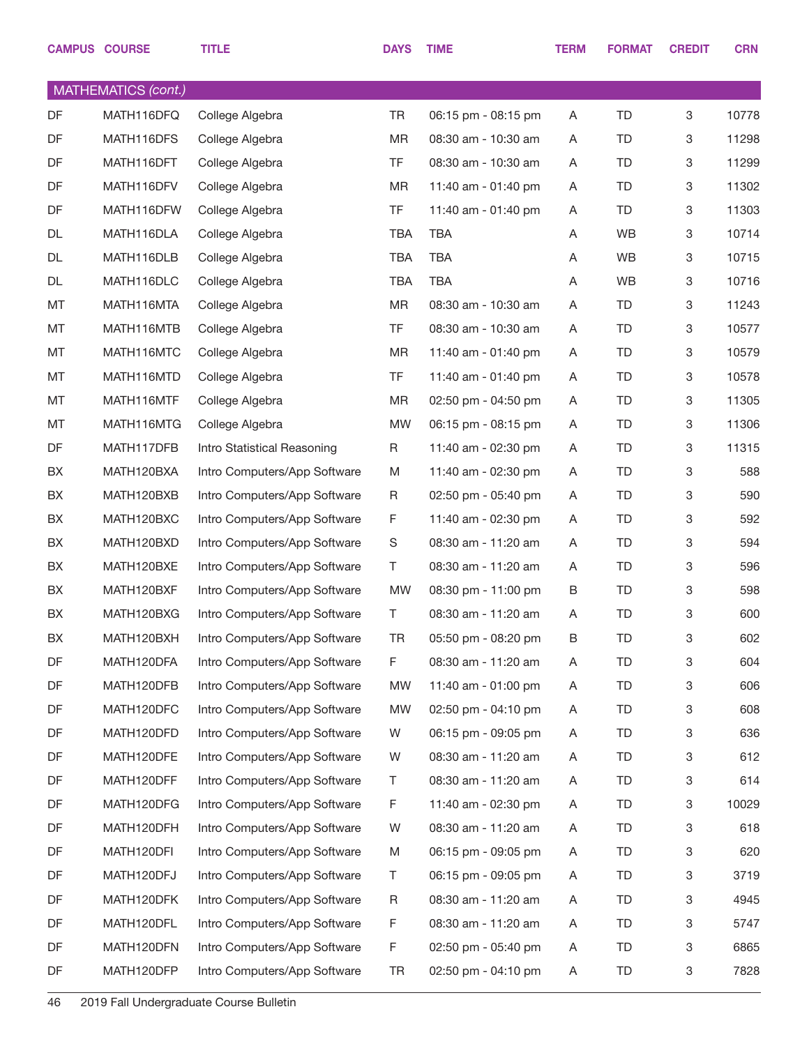| CAMPUS | COURSE | TITLE | DAYS | TIME | TERM | FORMAT | CREDIT | CRN |
|---|---|---|---|---|---|---|---|---|
| **MATHEMATICS *(cont.)*** | | | | | | | | |
| DF | MATH116DFQ | College Algebra | TR | 06:15 pm - 08:15 pm | A | TD | 3 | 10778 |
| DF | MATH116DFS | College Algebra | MR | 08:30 am - 10:30 am | A | TD | 3 | 11298 |
| DF | MATH116DFT | College Algebra | TF | 08:30 am - 10:30 am | A | TD | 3 | 11299 |
| DF | MATH116DFV | College Algebra | MR | 11:40 am - 01:40 pm | A | TD | 3 | 11302 |
| DF | MATH116DFW | College Algebra | TF | 11:40 am - 01:40 pm | A | TD | 3 | 11303 |
| DL | MATH116DLA | College Algebra | TBA | TBA | A | WB | 3 | 10714 |
| DL | MATH116DLB | College Algebra | TBA | TBA | A | WB | 3 | 10715 |
| DL | MATH116DLC | College Algebra | TBA | TBA | A | WB | 3 | 10716 |
| MT | MATH116MTA | College Algebra | MR | 08:30 am - 10:30 am | A | TD | 3 | 11243 |
| MT | MATH116MTB | College Algebra | TF | 08:30 am - 10:30 am | A | TD | 3 | 10577 |
| MT | MATH116MTC | College Algebra | MR | 11:40 am - 01:40 pm | A | TD | 3 | 10579 |
| MT | MATH116MTD | College Algebra | TF | 11:40 am - 01:40 pm | A | TD | 3 | 10578 |
| MT | MATH116MTF | College Algebra | MR | 02:50 pm - 04:50 pm | A | TD | 3 | 11305 |
| MT | MATH116MTG | College Algebra | MW | 06:15 pm - 08:15 pm | A | TD | 3 | 11306 |
| DF | MATH117DFB | Intro Statistical Reasoning | R | 11:40 am - 02:30 pm | A | TD | 3 | 11315 |
| BX | MATH120BXA | Intro Computers/App Software | M | 11:40 am - 02:30 pm | A | TD | 3 | 588 |
| BX | MATH120BXB | Intro Computers/App Software | R | 02:50 pm - 05:40 pm | A | TD | 3 | 590 |
| BX | MATH120BXC | Intro Computers/App Software | F | 11:40 am - 02:30 pm | A | TD | 3 | 592 |
| BX | MATH120BXD | Intro Computers/App Software | S | 08:30 am - 11:20 am | A | TD | 3 | 594 |
| BX | MATH120BXE | Intro Computers/App Software | T | 08:30 am - 11:20 am | A | TD | 3 | 596 |
| BX | MATH120BXF | Intro Computers/App Software | MW | 08:30 pm - 11:00 pm | B | TD | 3 | 598 |
| BX | MATH120BXG | Intro Computers/App Software | T | 08:30 am - 11:20 am | A | TD | 3 | 600 |
| BX | MATH120BXH | Intro Computers/App Software | TR | 05:50 pm - 08:20 pm | B | TD | 3 | 602 |
| DF | MATH120DFA | Intro Computers/App Software | F | 08:30 am - 11:20 am | A | TD | 3 | 604 |
| DF | MATH120DFB | Intro Computers/App Software | MW | 11:40 am - 01:00 pm | A | TD | 3 | 606 |
| DF | MATH120DFC | Intro Computers/App Software | MW | 02:50 pm - 04:10 pm | A | TD | 3 | 608 |
| DF | MATH120DFD | Intro Computers/App Software | W | 06:15 pm - 09:05 pm | A | TD | 3 | 636 |
| DF | MATH120DFE | Intro Computers/App Software | W | 08:30 am - 11:20 am | A | TD | 3 | 612 |
| DF | MATH120DFF | Intro Computers/App Software | T | 08:30 am - 11:20 am | A | TD | 3 | 614 |
| DF | MATH120DFG | Intro Computers/App Software | F | 11:40 am - 02:30 pm | A | TD | 3 | 10029 |
| DF | MATH120DFH | Intro Computers/App Software | W | 08:30 am - 11:20 am | A | TD | 3 | 618 |
| DF | MATH120DFI | Intro Computers/App Software | M | 06:15 pm - 09:05 pm | A | TD | 3 | 620 |
| DF | MATH120DFJ | Intro Computers/App Software | T | 06:15 pm - 09:05 pm | A | TD | 3 | 3719 |
| DF | MATH120DFK | Intro Computers/App Software | R | 08:30 am - 11:20 am | A | TD | 3 | 4945 |
| DF | MATH120DFL | Intro Computers/App Software | F | 08:30 am - 11:20 am | A | TD | 3 | 5747 |
| DF | MATH120DFN | Intro Computers/App Software | F | 02:50 pm - 05:40 pm | A | TD | 3 | 6865 |
| DF | MATH120DFP | Intro Computers/App Software | TR | 02:50 pm - 04:10 pm | A | TD | 3 | 7828 |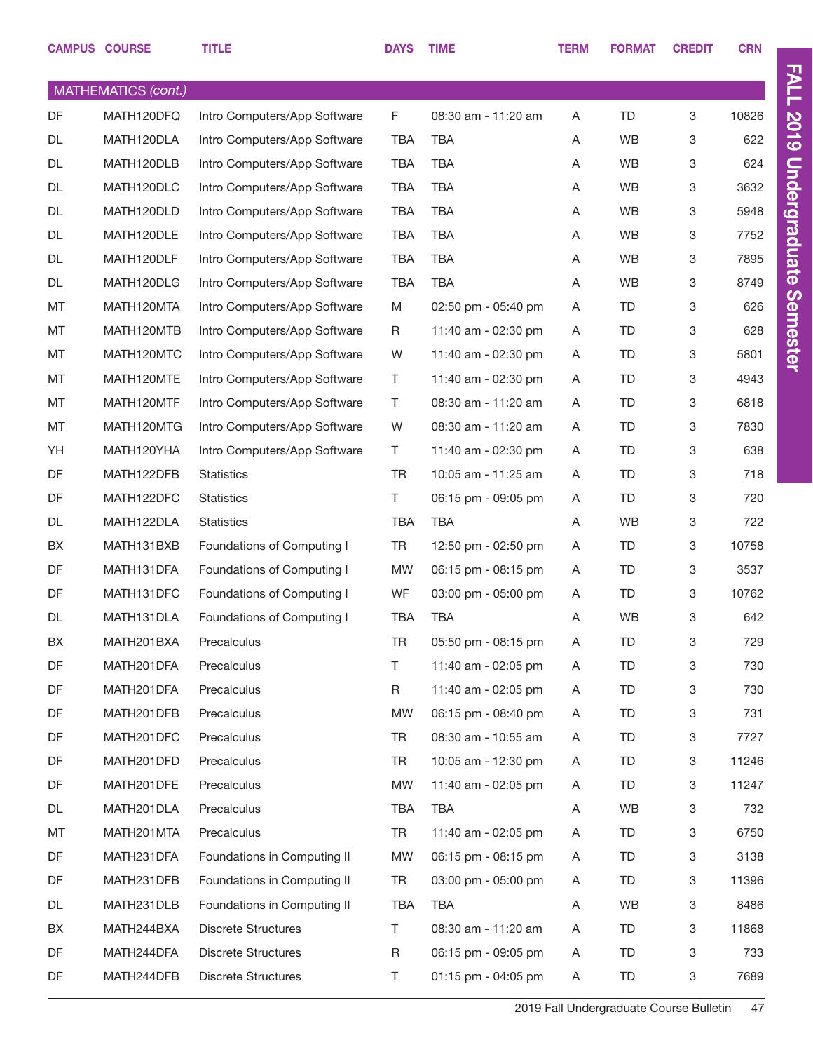| CAMPUS | COURSE | TITLE | DAYS | TIME | TERM | FORMAT | CREDIT | CRN |
|---|---|---|---|---|---|---|---|---|
| **MATHEMATICS *(cont.)*** | | | | | | | | |
| DF | MATH120DFQ | Intro Computers/App Software | F | 08:30 am - 11:20 am | A | TD | 3 | 10826 |
| DL | MATH120DLA | Intro Computers/App Software | TBA | TBA | A | WB | 3 | 622 |
| DL | MATH120DLB | Intro Computers/App Software | TBA | TBA | A | WB | 3 | 624 |
| DL | MATH120DLC | Intro Computers/App Software | TBA | TBA | A | WB | 3 | 3632 |
| DL | MATH120DLD | Intro Computers/App Software | TBA | TBA | A | WB | 3 | 5948 |
| DL | MATH120DLE | Intro Computers/App Software | TBA | TBA | A | WB | 3 | 7752 |
| DL | MATH120DLF | Intro Computers/App Software | TBA | TBA | A | WB | 3 | 7895 |
| DL | MATH120DLG | Intro Computers/App Software | TBA | TBA | A | WB | 3 | 8749 |
| MT | MATH120MTA | Intro Computers/App Software | M | 02:50 pm - 05:40 pm | A | TD | 3 | 626 |
| MT | MATH120MTB | Intro Computers/App Software | R | 11:40 am - 02:30 pm | A | TD | 3 | 628 |
| MT | MATH120MTC | Intro Computers/App Software | W | 11:40 am - 02:30 pm | A | TD | 3 | 5801 |
| MT | MATH120MTE | Intro Computers/App Software | T | 11:40 am - 02:30 pm | A | TD | 3 | 4943 |
| MT | MATH120MTF | Intro Computers/App Software | T | 08:30 am - 11:20 am | A | TD | 3 | 6818 |
| MT | MATH120MTG | Intro Computers/App Software | W | 08:30 am - 11:20 am | A | TD | 3 | 7830 |
| YH | MATH120YHA | Intro Computers/App Software | T | 11:40 am - 02:30 pm | A | TD | 3 | 638 |
| DF | MATH122DFB | Statistics | TR | 10:05 am - 11:25 am | A | TD | 3 | 718 |
| DF | MATH122DFC | Statistics | T | 06:15 pm - 09:05 pm | A | TD | 3 | 720 |
| DL | MATH122DLA | Statistics | TBA | TBA | A | WB | 3 | 722 |
| BX | MATH131BXB | Foundations of Computing I | TR | 12:50 pm - 02:50 pm | A | TD | 3 | 10758 |
| DF | MATH131DFA | Foundations of Computing I | MW | 06:15 pm - 08:15 pm | A | TD | 3 | 3537 |
| DF | MATH131DFC | Foundations of Computing I | WF | 03:00 pm - 05:00 pm | A | TD | 3 | 10762 |
| DL | MATH131DLA | Foundations of Computing I | TBA | TBA | A | WB | 3 | 642 |
| BX | MATH201BXA | Precalculus | TR | 05:50 pm - 08:15 pm | A | TD | 3 | 729 |
| DF | MATH201DFA | Precalculus | T | 11:40 am - 02:05 pm | A | TD | 3 | 730 |
| DF | MATH201DFA | Precalculus | R | 11:40 am - 02:05 pm | A | TD | 3 | 730 |
| DF | MATH201DFB | Precalculus | MW | 06:15 pm - 08:40 pm | A | TD | 3 | 731 |
| DF | MATH201DFC | Precalculus | TR | 08:30 am - 10:55 am | A | TD | 3 | 7727 |
| DF | MATH201DFD | Precalculus | TR | 10:05 am - 12:30 pm | A | TD | 3 | 11246 |
| DF | MATH201DFE | Precalculus | MW | 11:40 am - 02:05 pm | A | TD | 3 | 11247 |
| DL | MATH201DLA | Precalculus | TBA | TBA | A | WB | 3 | 732 |
| MT | MATH201MTA | Precalculus | TR | 11:40 am - 02:05 pm | A | TD | 3 | 6750 |
| DF | MATH231DFA | Foundations in Computing II | MW | 06:15 pm - 08:15 pm | A | TD | 3 | 3138 |
| DF | MATH231DFB | Foundations in Computing II | TR | 03:00 pm - 05:00 pm | A | TD | 3 | 11396 |
| DL | MATH231DLB | Foundations in Computing II | TBA | TBA | A | WB | 3 | 8486 |
| BX | MATH244BXA | Discrete Structures | T | 08:30 am - 11:20 am | A | TD | 3 | 11868 |
| DF | MATH244DFA | Discrete Structures | R | 06:15 pm - 09:05 pm | A | TD | 3 | 733 |
| DF | MATH244DFB | Discrete Structures | T | 01:15 pm - 04:05 pm | A | TD | 3 | 7689 |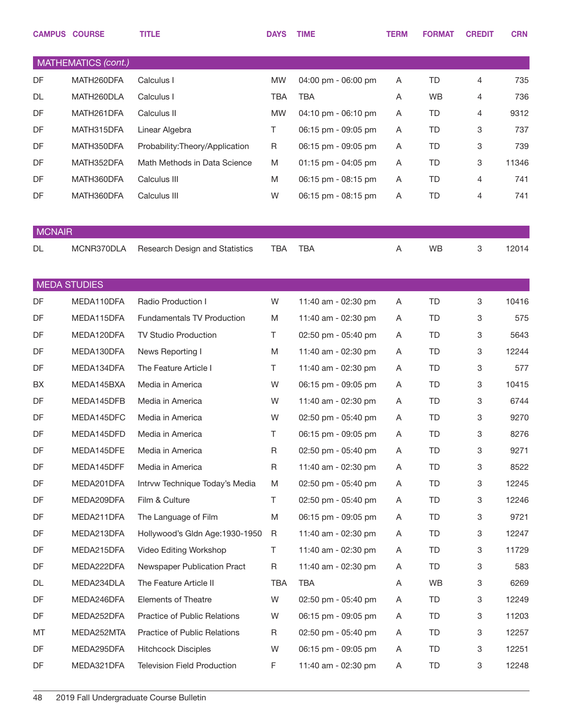| CAMPUS | COURSE | TITLE | DAYS | TIME | TERM | FORMAT | CREDIT | CRN |
|---|---|---|---|---|---|---|---|---|
| **MATHEMATICS** *(cont.)* | | | | | | | | |
| DF | MATH260DFA | Calculus I | MW | 04:00 pm - 06:00 pm | A | TD | 4 | 735 |
| DL | MATH260DLA | Calculus I | TBA | TBA | A | WB | 4 | 736 |
| DF | MATH261DFA | Calculus II | MW | 04:10 pm - 06:10 pm | A | TD | 4 | 9312 |
| DF | MATH315DFA | Linear Algebra | T | 06:15 pm - 09:05 pm | A | TD | 3 | 737 |
| DF | MATH350DFA | Probability:Theory/Application | R | 06:15 pm - 09:05 pm | A | TD | 3 | 739 |
| DF | MATH352DFA | Math Methods in Data Science | M | 01:15 pm - 04:05 pm | A | TD | 3 | 11346 |
| DF | MATH360DFA | Calculus III | M | 06:15 pm - 08:15 pm | A | TD | 4 | 741 |
| DF | MATH360DFA | Calculus III | W | 06:15 pm - 08:15 pm | A | TD | 4 | 741 |
| **MCNAIR** | | | | | | | | |
| DL | MCNR370DLA | Research Design and Statistics | TBA | TBA | A | WB | 3 | 12014 |
| **MEDA STUDIES** | | | | | | | | |
| DF | MEDA110DFA | Radio Production I | W | 11:40 am - 02:30 pm | A | TD | 3 | 10416 |
| DF | MEDA115DFA | Fundamentals TV Production | M | 11:40 am - 02:30 pm | A | TD | 3 | 575 |
| DF | MEDA120DFA | TV Studio Production | T | 02:50 pm - 05:40 pm | A | TD | 3 | 5643 |
| DF | MEDA130DFA | News Reporting I | M | 11:40 am - 02:30 pm | A | TD | 3 | 12244 |
| DF | MEDA134DFA | The Feature Article I | T | 11:40 am - 02:30 pm | A | TD | 3 | 577 |
| BX | MEDA145BXA | Media in America | W | 06:15 pm - 09:05 pm | A | TD | 3 | 10415 |
| DF | MEDA145DFB | Media in America | W | 11:40 am - 02:30 pm | A | TD | 3 | 6744 |
| DF | MEDA145DFC | Media in America | W | 02:50 pm - 05:40 pm | A | TD | 3 | 9270 |
| DF | MEDA145DFD | Media in America | T | 06:15 pm - 09:05 pm | A | TD | 3 | 8276 |
| DF | MEDA145DFE | Media in America | R | 02:50 pm - 05:40 pm | A | TD | 3 | 9271 |
| DF | MEDA145DFF | Media in America | R | 11:40 am - 02:30 pm | A | TD | 3 | 8522 |
| DF | MEDA201DFA | Intrvw Technique Today's Media | M | 02:50 pm - 05:40 pm | A | TD | 3 | 12245 |
| DF | MEDA209DFA | Film & Culture | T | 02:50 pm - 05:40 pm | A | TD | 3 | 12246 |
| DF | MEDA211DFA | The Language of Film | M | 06:15 pm - 09:05 pm | A | TD | 3 | 9721 |
| DF | MEDA213DFA | Hollywood's Gldn Age:1930-1950 | R | 11:40 am - 02:30 pm | A | TD | 3 | 12247 |
| DF | MEDA215DFA | Video Editing Workshop | T | 11:40 am - 02:30 pm | A | TD | 3 | 11729 |
| DF | MEDA222DFA | Newspaper Publication Pract | R | 11:40 am - 02:30 pm | A | TD | 3 | 583 |
| DL | MEDA234DLA | The Feature Article II | TBA | TBA | A | WB | 3 | 6269 |
| DF | MEDA246DFA | Elements of Theatre | W | 02:50 pm - 05:40 pm | A | TD | 3 | 12249 |
| DF | MEDA252DFA | Practice of Public Relations | W | 06:15 pm - 09:05 pm | A | TD | 3 | 11203 |
| MT | MEDA252MTA | Practice of Public Relations | R | 02:50 pm - 05:40 pm | A | TD | 3 | 12257 |
| DF | MEDA295DFA | Hitchcock Disciples | W | 06:15 pm - 09:05 pm | A | TD | 3 | 12251 |
| DF | MEDA321DFA | Television Field Production | F | 11:40 am - 02:30 pm | A | TD | 3 | 12248 |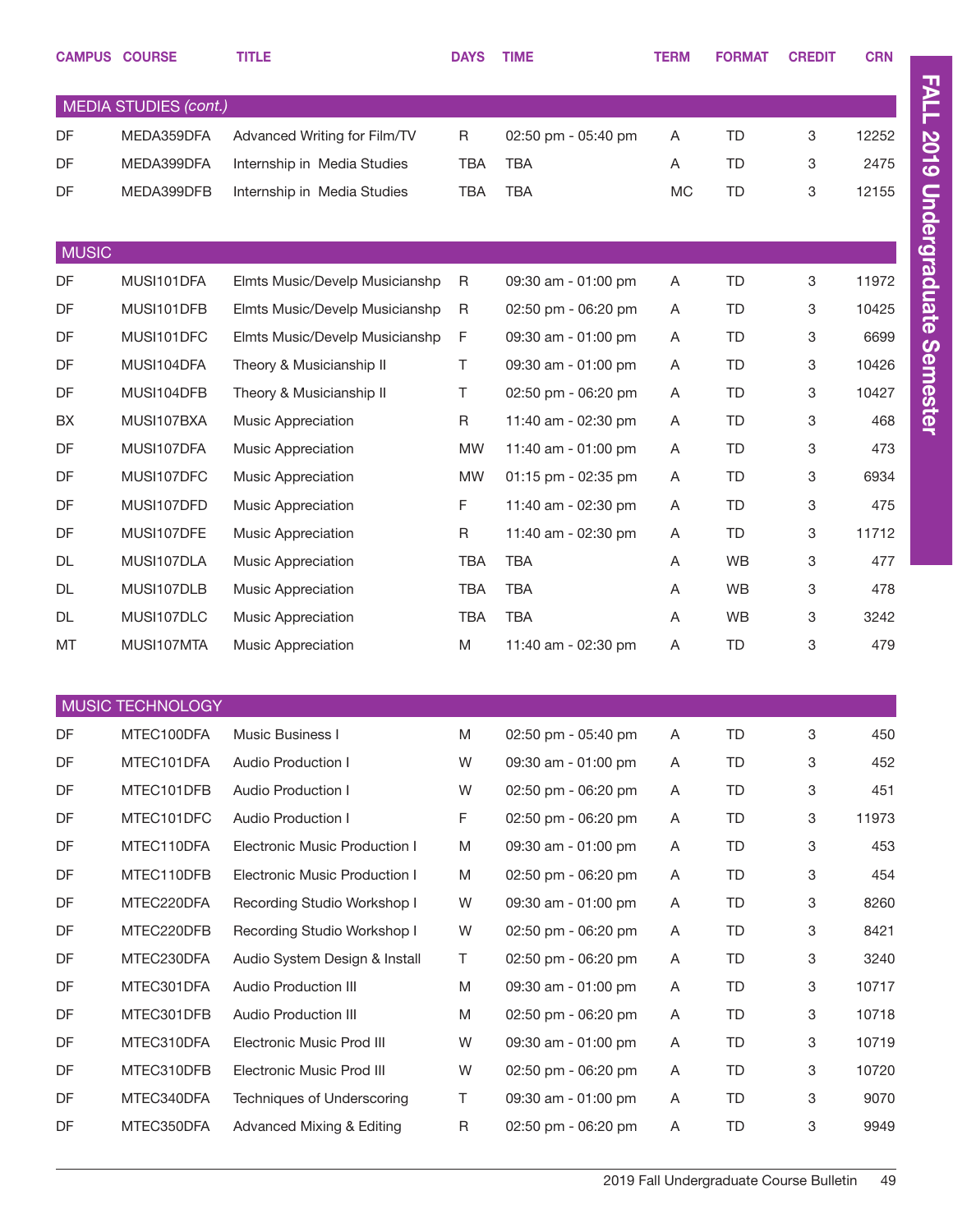| CAMPUS | COURSE | TITLE | DAYS | TIME | TERM | FORMAT | CREDIT | CRN |
|---|---|---|---|---|---|---|---|---|
| **MEDIA STUDIES *(cont.)*** | | | | | | | | |
| DF | MEDA359DFA | Advanced Writing for Film/TV | R | 02:50 pm - 05:40 pm | A | TD | 3 | 12252 |
| DF | MEDA399DFA | Internship in Media Studies | TBA | TBA | A | TD | 3 | 2475 |
| DF | MEDA399DFB | Internship in Media Studies | TBA | TBA | MC | TD | 3 | 12155 |
| **MUSIC** | | | | | | | | |
| DF | MUSI101DFA | Elmts Music/Develp Musicianshp | R | 09:30 am - 01:00 pm | A | TD | 3 | 11972 |
| DF | MUSI101DFB | Elmts Music/Develp Musicianshp | R | 02:50 pm - 06:20 pm | A | TD | 3 | 10425 |
| DF | MUSI101DFC | Elmts Music/Develp Musicianshp | F | 09:30 am - 01:00 pm | A | TD | 3 | 6699 |
| DF | MUSI104DFA | Theory & Musicianship II | T | 09:30 am - 01:00 pm | A | TD | 3 | 10426 |
| DF | MUSI104DFB | Theory & Musicianship II | T | 02:50 pm - 06:20 pm | A | TD | 3 | 10427 |
| BX | MUSI107BXA | Music Appreciation | R | 11:40 am - 02:30 pm | A | TD | 3 | 468 |
| DF | MUSI107DFA | Music Appreciation | MW | 11:40 am - 01:00 pm | A | TD | 3 | 473 |
| DF | MUSI107DFC | Music Appreciation | MW | 01:15 pm - 02:35 pm | A | TD | 3 | 6934 |
| DF | MUSI107DFD | Music Appreciation | F | 11:40 am - 02:30 pm | A | TD | 3 | 475 |
| DF | MUSI107DFE | Music Appreciation | R | 11:40 am - 02:30 pm | A | TD | 3 | 11712 |
| DL | MUSI107DLA | Music Appreciation | TBA | TBA | A | WB | 3 | 477 |
| DL | MUSI107DLB | Music Appreciation | TBA | TBA | A | WB | 3 | 478 |
| DL | MUSI107DLC | Music Appreciation | TBA | TBA | A | WB | 3 | 3242 |
| MT | MUSI107MTA | Music Appreciation | M | 11:40 am - 02:30 pm | A | TD | 3 | 479 |
| **MUSIC TECHNOLOGY** | | | | | | | | |
| DF | MTEC100DFA | Music Business I | M | 02:50 pm - 05:40 pm | A | TD | 3 | 450 |
| DF | MTEC101DFA | Audio Production I | W | 09:30 am - 01:00 pm | A | TD | 3 | 452 |
| DF | MTEC101DFB | Audio Production I | W | 02:50 pm - 06:20 pm | A | TD | 3 | 451 |
| DF | MTEC101DFC | Audio Production I | F | 02:50 pm - 06:20 pm | A | TD | 3 | 11973 |
| DF | MTEC110DFA | Electronic Music Production I | M | 09:30 am - 01:00 pm | A | TD | 3 | 453 |
| DF | MTEC110DFB | Electronic Music Production I | M | 02:50 pm - 06:20 pm | A | TD | 3 | 454 |
| DF | MTEC220DFA | Recording Studio Workshop I | W | 09:30 am - 01:00 pm | A | TD | 3 | 8260 |
| DF | MTEC220DFB | Recording Studio Workshop I | W | 02:50 pm - 06:20 pm | A | TD | 3 | 8421 |
| DF | MTEC230DFA | Audio System Design & Install | T | 02:50 pm - 06:20 pm | A | TD | 3 | 3240 |
| DF | MTEC301DFA | Audio Production III | M | 09:30 am - 01:00 pm | A | TD | 3 | 10717 |
| DF | MTEC301DFB | Audio Production III | M | 02:50 pm - 06:20 pm | A | TD | 3 | 10718 |
| DF | MTEC310DFA | Electronic Music Prod III | W | 09:30 am - 01:00 pm | A | TD | 3 | 10719 |
| DF | MTEC310DFB | Electronic Music Prod III | W | 02:50 pm - 06:20 pm | A | TD | 3 | 10720 |
| DF | MTEC340DFA | Techniques of Underscoring | T | 09:30 am - 01:00 pm | A | TD | 3 | 9070 |
| DF | MTEC350DFA | Advanced Mixing & Editing | R | 02:50 pm - 06:20 pm | A | TD | 3 | 9949 |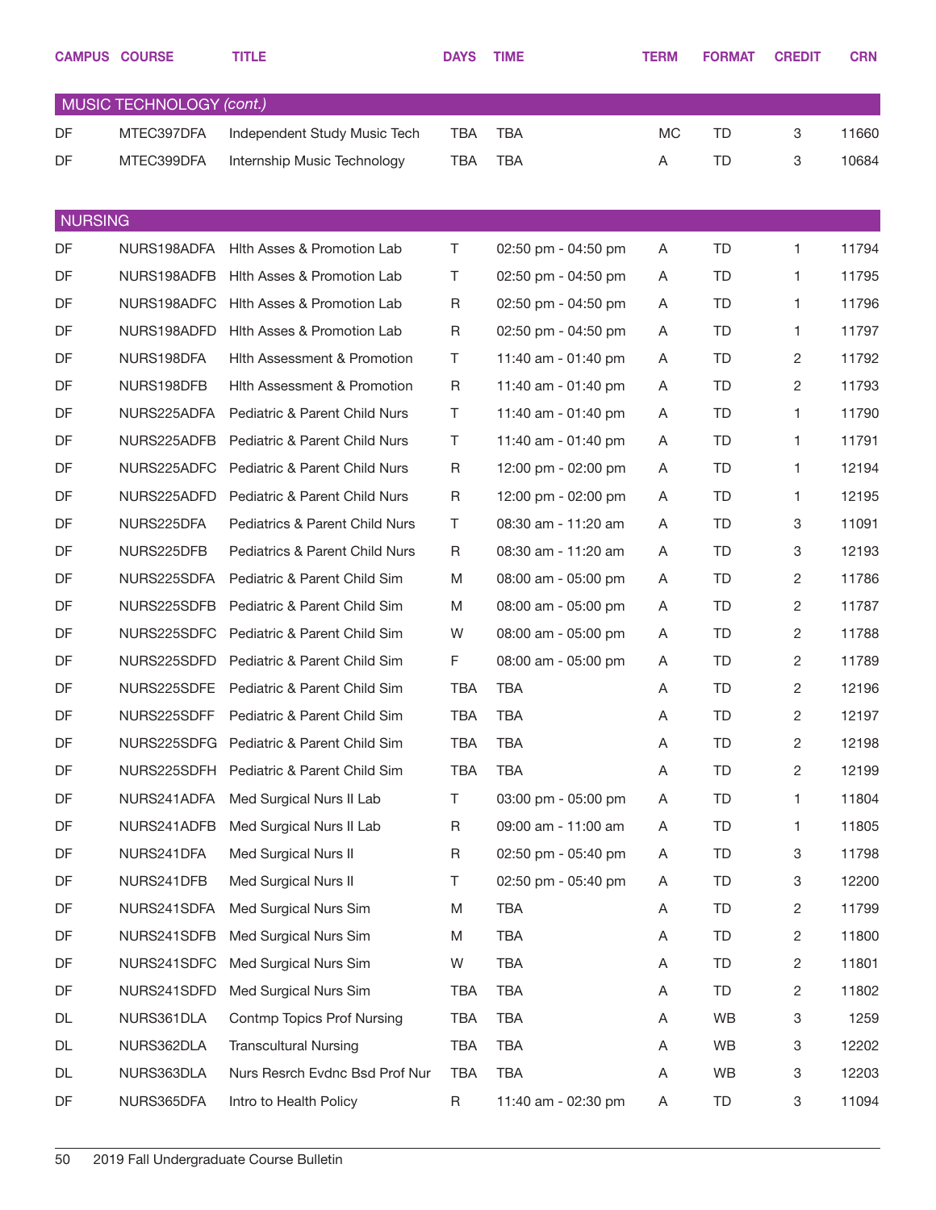| CAMPUS | COURSE | TITLE | DAYS | TIME | TERM | FORMAT | CREDIT | CRN |
|---|---|---|---|---|---|---|---|---|
| **MUSIC TECHNOLOGY *(cont.)*** | | | | | | | | |
| DF | MTEC397DFA | Independent Study Music Tech | TBA | TBA | MC | TD | 3 | 11660 |
| DF | MTEC399DFA | Internship Music Technology | TBA | TBA | A | TD | 3 | 10684 |
| **NURSING** | | | | | | | | |
| DF | NURS198ADFA | Hlth Asses & Promotion Lab | T | 02:50 pm - 04:50 pm | A | TD | 1 | 11794 |
| DF | NURS198ADFB | Hlth Asses & Promotion Lab | T | 02:50 pm - 04:50 pm | A | TD | 1 | 11795 |
| DF | NURS198ADFC | Hlth Asses & Promotion Lab | R | 02:50 pm - 04:50 pm | A | TD | 1 | 11796 |
| DF | NURS198ADFD | Hlth Asses & Promotion Lab | R | 02:50 pm - 04:50 pm | A | TD | 1 | 11797 |
| DF | NURS198DFA | Hlth Assessment & Promotion | T | 11:40 am - 01:40 pm | A | TD | 2 | 11792 |
| DF | NURS198DFB | Hlth Assessment & Promotion | R | 11:40 am - 01:40 pm | A | TD | 2 | 11793 |
| DF | NURS225ADFA | Pediatric & Parent Child Nurs | T | 11:40 am - 01:40 pm | A | TD | 1 | 11790 |
| DF | NURS225ADFB | Pediatric & Parent Child Nurs | T | 11:40 am - 01:40 pm | A | TD | 1 | 11791 |
| DF | NURS225ADFC | Pediatric & Parent Child Nurs | R | 12:00 pm - 02:00 pm | A | TD | 1 | 12194 |
| DF | NURS225ADFD | Pediatric & Parent Child Nurs | R | 12:00 pm - 02:00 pm | A | TD | 1 | 12195 |
| DF | NURS225DFA | Pediatrics & Parent Child Nurs | T | 08:30 am - 11:20 am | A | TD | 3 | 11091 |
| DF | NURS225DFB | Pediatrics & Parent Child Nurs | R | 08:30 am - 11:20 am | A | TD | 3 | 12193 |
| DF | NURS225SDFA | Pediatric & Parent Child Sim | M | 08:00 am - 05:00 pm | A | TD | 2 | 11786 |
| DF | NURS225SDFB | Pediatric & Parent Child Sim | M | 08:00 am - 05:00 pm | A | TD | 2 | 11787 |
| DF | NURS225SDFC | Pediatric & Parent Child Sim | W | 08:00 am - 05:00 pm | A | TD | 2 | 11788 |
| DF | NURS225SDFD | Pediatric & Parent Child Sim | F | 08:00 am - 05:00 pm | A | TD | 2 | 11789 |
| DF | NURS225SDFE | Pediatric & Parent Child Sim | TBA | TBA | A | TD | 2 | 12196 |
| DF | NURS225SDFF | Pediatric & Parent Child Sim | TBA | TBA | A | TD | 2 | 12197 |
| DF | NURS225SDFG | Pediatric & Parent Child Sim | TBA | TBA | A | TD | 2 | 12198 |
| DF | NURS225SDFH | Pediatric & Parent Child Sim | TBA | TBA | A | TD | 2 | 12199 |
| DF | NURS241ADFA | Med Surgical Nurs II Lab | T | 03:00 pm - 05:00 pm | A | TD | 1 | 11804 |
| DF | NURS241ADFB | Med Surgical Nurs II Lab | R | 09:00 am - 11:00 am | A | TD | 1 | 11805 |
| DF | NURS241DFA | Med Surgical Nurs II | R | 02:50 pm - 05:40 pm | A | TD | 3 | 11798 |
| DF | NURS241DFB | Med Surgical Nurs II | T | 02:50 pm - 05:40 pm | A | TD | 3 | 12200 |
| DF | NURS241SDFA | Med Surgical Nurs Sim | M | TBA | A | TD | 2 | 11799 |
| DF | NURS241SDFB | Med Surgical Nurs Sim | M | TBA | A | TD | 2 | 11800 |
| DF | NURS241SDFC | Med Surgical Nurs Sim | W | TBA | A | TD | 2 | 11801 |
| DF | NURS241SDFD | Med Surgical Nurs Sim | TBA | TBA | A | TD | 2 | 11802 |
| DL | NURS361DLA | Contmp Topics Prof Nursing | TBA | TBA | A | WB | 3 | 1259 |
| DL | NURS362DLA | Transcultural Nursing | TBA | TBA | A | WB | 3 | 12202 |
| DL | NURS363DLA | Nurs Resrch Evdnc Bsd Prof Nur | TBA | TBA | A | WB | 3 | 12203 |
| DF | NURS365DFA | Intro to Health Policy | R | 11:40 am - 02:30 pm | A | TD | 3 | 11094 |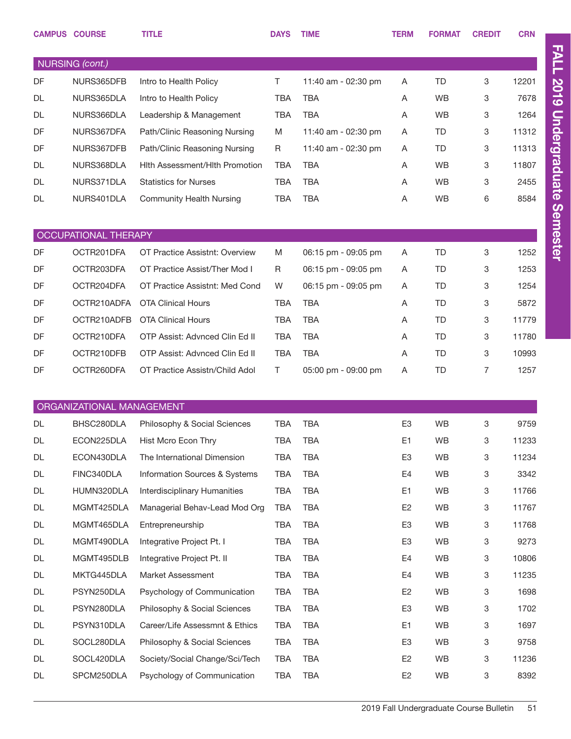| CAMPUS | COURSE | TITLE | DAYS | TIME | TERM | FORMAT | CREDIT | CRN |
|---|---|---|---|---|---|---|---|---|
| **NURSING** *(cont.)* | | | | | | | | |
| DF | NURS365DFB | Intro to Health Policy | T | 11:40 am - 02:30 pm | A | TD | 3 | 12201 |
| DL | NURS365DLA | Intro to Health Policy | TBA | TBA | A | WB | 3 | 7678 |
| DL | NURS366DLA | Leadership & Management | TBA | TBA | A | WB | 3 | 1264 |
| DF | NURS367DFA | Path/Clinic Reasoning Nursing | M | 11:40 am - 02:30 pm | A | TD | 3 | 11312 |
| DF | NURS367DFB | Path/Clinic Reasoning Nursing | R | 11:40 am - 02:30 pm | A | TD | 3 | 11313 |
| DL | NURS368DLA | Hlth Assessment/Hlth Promotion | TBA | TBA | A | WB | 3 | 11807 |
| DL | NURS371DLA | Statistics for Nurses | TBA | TBA | A | WB | 3 | 2455 |
| DL | NURS401DLA | Community Health Nursing | TBA | TBA | A | WB | 6 | 8584 |
| **OCCUPATIONAL THERAPY** | | | | | | | | |
| DF | OCTR201DFA | OT Practice Assistnt: Overview | M | 06:15 pm - 09:05 pm | A | TD | 3 | 1252 |
| DF | OCTR203DFA | OT Practice Assist/Ther Mod I | R | 06:15 pm - 09:05 pm | A | TD | 3 | 1253 |
| DF | OCTR204DFA | OT Practice Assistnt: Med Cond | W | 06:15 pm - 09:05 pm | A | TD | 3 | 1254 |
| DF | OCTR210ADFA | OTA Clinical Hours | TBA | TBA | A | TD | 3 | 5872 |
| DF | OCTR210ADFB | OTA Clinical Hours | TBA | TBA | A | TD | 3 | 11779 |
| DF | OCTR210DFA | OTP Assist: Advnced Clin Ed II | TBA | TBA | A | TD | 3 | 11780 |
| DF | OCTR210DFB | OTP Assist: Advnced Clin Ed II | TBA | TBA | A | TD | 3 | 10993 |
| DF | OCTR260DFA | OT Practice Assistn/Child Adol | T | 05:00 pm - 09:00 pm | A | TD | 7 | 1257 |
| **ORGANIZATIONAL MANAGEMENT** | | | | | | | | |
| DL | BHSC280DLA | Philosophy & Social Sciences | TBA | TBA | E3 | WB | 3 | 9759 |
| DL | ECON225DLA | Hist Mcro Econ Thry | TBA | TBA | E1 | WB | 3 | 11233 |
| DL | ECON430DLA | The International Dimension | TBA | TBA | E3 | WB | 3 | 11234 |
| DL | FINC340DLA | Information Sources & Systems | TBA | TBA | E4 | WB | 3 | 3342 |
| DL | HUMN320DLA | Interdisciplinary Humanities | TBA | TBA | E1 | WB | 3 | 11766 |
| DL | MGMT425DLA | Managerial Behav-Lead Mod Org | TBA | TBA | E2 | WB | 3 | 11767 |
| DL | MGMT465DLA | Entrepreneurship | TBA | TBA | E3 | WB | 3 | 11768 |
| DL | MGMT490DLA | Integrative Project Pt. I | TBA | TBA | E3 | WB | 3 | 9273 |
| DL | MGMT495DLB | Integrative Project Pt. II | TBA | TBA | E4 | WB | 3 | 10806 |
| DL | MKTG445DLA | Market Assessment | TBA | TBA | E4 | WB | 3 | 11235 |
| DL | PSYN250DLA | Psychology of Communication | TBA | TBA | E2 | WB | 3 | 1698 |
| DL | PSYN280DLA | Philosophy & Social Sciences | TBA | TBA | E3 | WB | 3 | 1702 |
| DL | PSYN310DLA | Career/Life Assessmnt & Ethics | TBA | TBA | E1 | WB | 3 | 1697 |
| DL | SOCL280DLA | Philosophy & Social Sciences | TBA | TBA | E3 | WB | 3 | 9758 |
| DL | SOCL420DLA | Society/Social Change/Sci/Tech | TBA | TBA | E2 | WB | 3 | 11236 |
| DL | SPCM250DLA | Psychology of Communication | TBA | TBA | E2 | WB | 3 | 8392 |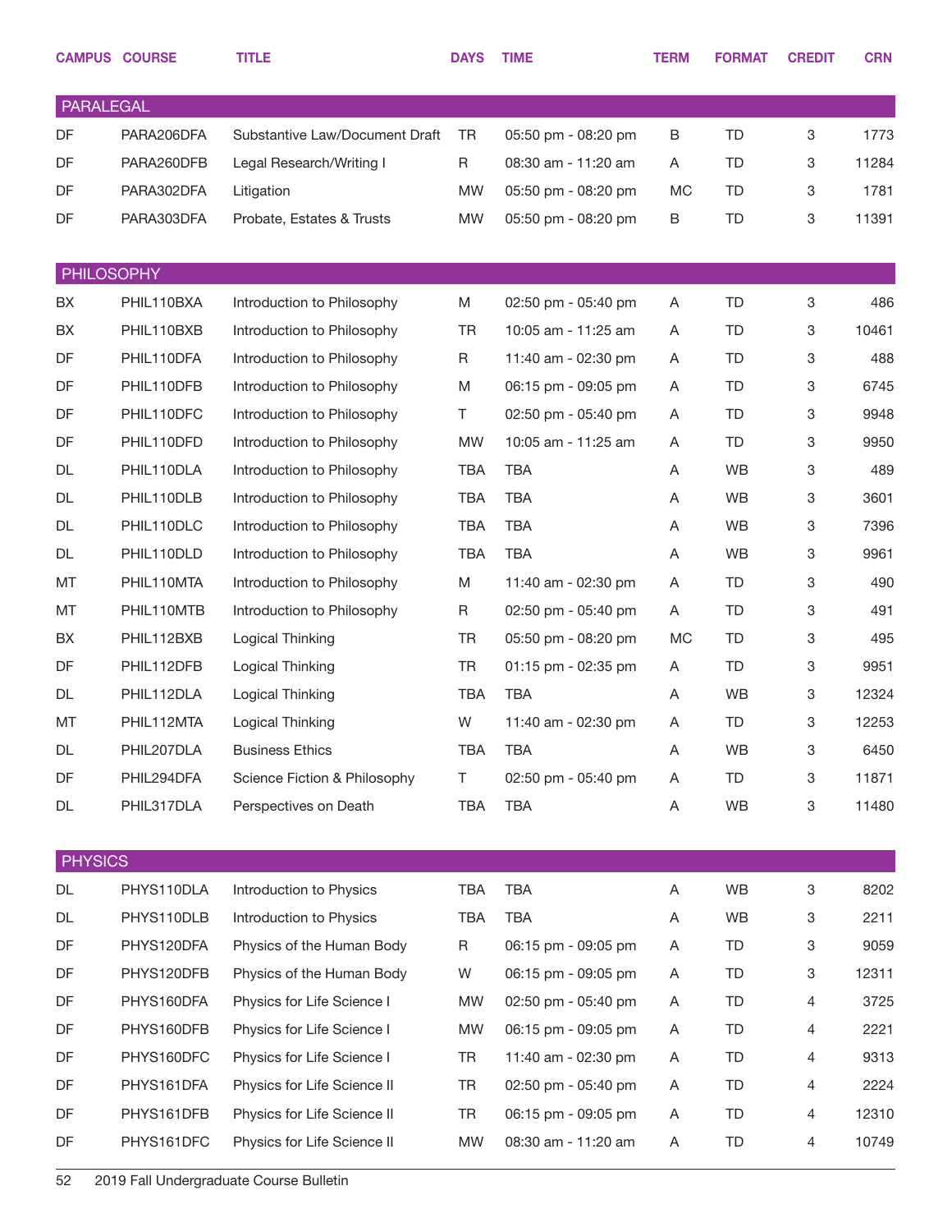| CAMPUS | COURSE | TITLE | DAYS | TIME | TERM | FORMAT | CREDIT | CRN |
|---|---|---|---|---|---|---|---|---|
| **PARALEGAL** | | | | | | | | |
| DF | PARA206DFA | Substantive Law/Document Draft | TR | 05:50 pm - 08:20 pm | B | TD | 3 | 1773 |
| DF | PARA260DFB | Legal Research/Writing I | R | 08:30 am - 11:20 am | A | TD | 3 | 11284 |
| DF | PARA302DFA | Litigation | MW | 05:50 pm - 08:20 pm | MC | TD | 3 | 1781 |
| DF | PARA303DFA | Probate, Estates & Trusts | MW | 05:50 pm - 08:20 pm | B | TD | 3 | 11391 |
| **PHILOSOPHY** | | | | | | | | |
| BX | PHIL110BXA | Introduction to Philosophy | M | 02:50 pm - 05:40 pm | A | TD | 3 | 486 |
| BX | PHIL110BXB | Introduction to Philosophy | TR | 10:05 am - 11:25 am | A | TD | 3 | 10461 |
| DF | PHIL110DFA | Introduction to Philosophy | R | 11:40 am - 02:30 pm | A | TD | 3 | 488 |
| DF | PHIL110DFB | Introduction to Philosophy | M | 06:15 pm - 09:05 pm | A | TD | 3 | 6745 |
| DF | PHIL110DFC | Introduction to Philosophy | T | 02:50 pm - 05:40 pm | A | TD | 3 | 9948 |
| DF | PHIL110DFD | Introduction to Philosophy | MW | 10:05 am - 11:25 am | A | TD | 3 | 9950 |
| DL | PHIL110DLA | Introduction to Philosophy | TBA | TBA | A | WB | 3 | 489 |
| DL | PHIL110DLB | Introduction to Philosophy | TBA | TBA | A | WB | 3 | 3601 |
| DL | PHIL110DLC | Introduction to Philosophy | TBA | TBA | A | WB | 3 | 7396 |
| DL | PHIL110DLD | Introduction to Philosophy | TBA | TBA | A | WB | 3 | 9961 |
| MT | PHIL110MTA | Introduction to Philosophy | M | 11:40 am - 02:30 pm | A | TD | 3 | 490 |
| MT | PHIL110MTB | Introduction to Philosophy | R | 02:50 pm - 05:40 pm | A | TD | 3 | 491 |
| BX | PHIL112BXB | Logical Thinking | TR | 05:50 pm - 08:20 pm | MC | TD | 3 | 495 |
| DF | PHIL112DFB | Logical Thinking | TR | 01:15 pm - 02:35 pm | A | TD | 3 | 9951 |
| DL | PHIL112DLA | Logical Thinking | TBA | TBA | A | WB | 3 | 12324 |
| MT | PHIL112MTA | Logical Thinking | W | 11:40 am - 02:30 pm | A | TD | 3 | 12253 |
| DL | PHIL207DLA | Business Ethics | TBA | TBA | A | WB | 3 | 6450 |
| DF | PHIL294DFA | Science Fiction & Philosophy | T | 02:50 pm - 05:40 pm | A | TD | 3 | 11871 |
| DL | PHIL317DLA | Perspectives on Death | TBA | TBA | A | WB | 3 | 11480 |
| **PHYSICS** | | | | | | | | |
| DL | PHYS110DLA | Introduction to Physics | TBA | TBA | A | WB | 3 | 8202 |
| DL | PHYS110DLB | Introduction to Physics | TBA | TBA | A | WB | 3 | 2211 |
| DF | PHYS120DFA | Physics of the Human Body | R | 06:15 pm - 09:05 pm | A | TD | 3 | 9059 |
| DF | PHYS120DFB | Physics of the Human Body | W | 06:15 pm - 09:05 pm | A | TD | 3 | 12311 |
| DF | PHYS160DFA | Physics for Life Science I | MW | 02:50 pm - 05:40 pm | A | TD | 4 | 3725 |
| DF | PHYS160DFB | Physics for Life Science I | MW | 06:15 pm - 09:05 pm | A | TD | 4 | 2221 |
| DF | PHYS160DFC | Physics for Life Science I | TR | 11:40 am - 02:30 pm | A | TD | 4 | 9313 |
| DF | PHYS161DFA | Physics for Life Science II | TR | 02:50 pm - 05:40 pm | A | TD | 4 | 2224 |
| DF | PHYS161DFB | Physics for Life Science II | TR | 06:15 pm - 09:05 pm | A | TD | 4 | 12310 |
| DF | PHYS161DFC | Physics for Life Science II | MW | 08:30 am - 11:20 am | A | TD | 4 | 10749 |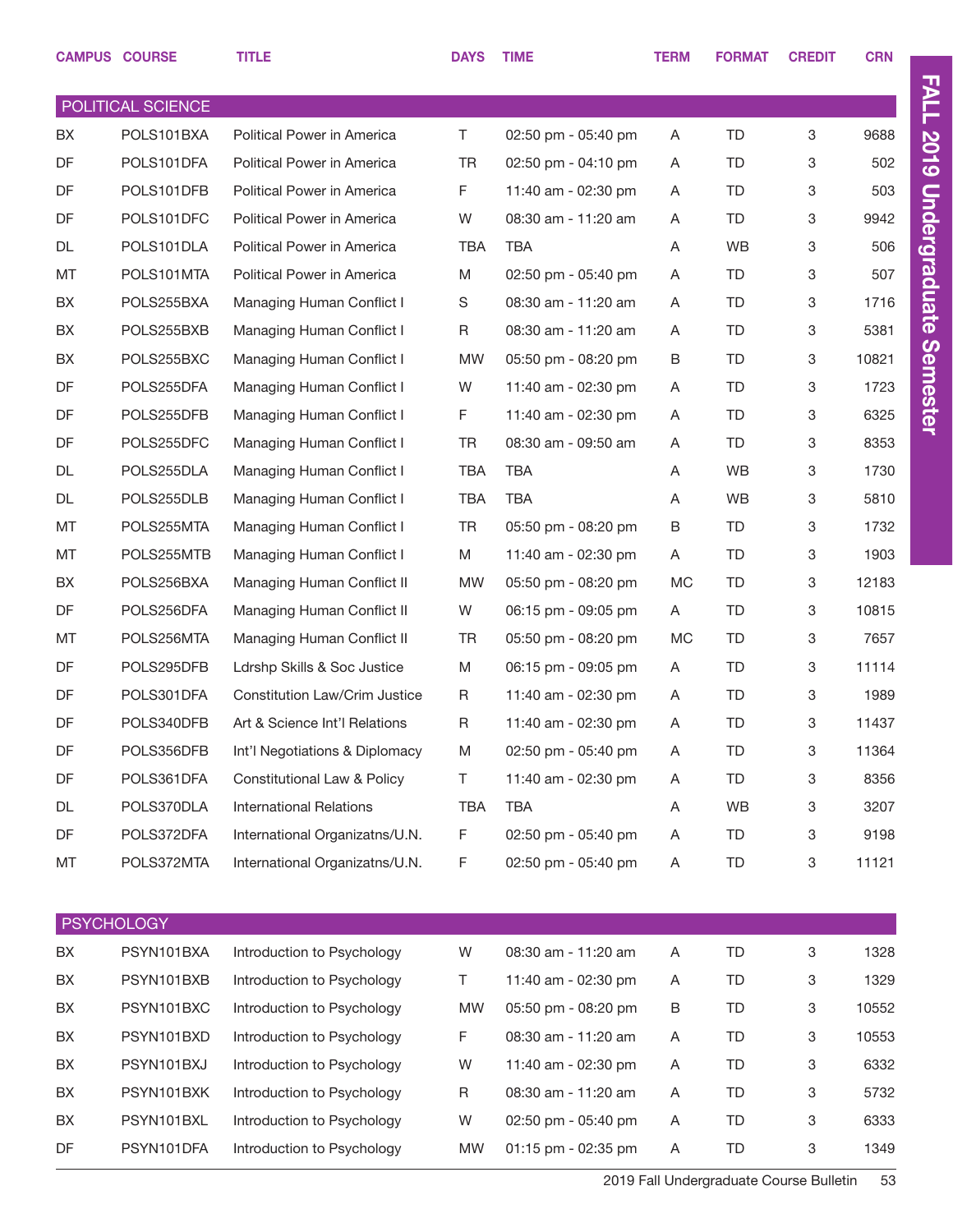| CAMPUS | COURSE | TITLE | DAYS | TIME | TERM | FORMAT | CREDIT | CRN |
|---|---|---|---|---|---|---|---|---|
| **POLITICAL SCIENCE** | | | | | | | | |
| BX | POLS101BXA | Political Power in America | T | 02:50 pm - 05:40 pm | A | TD | 3 | 9688 |
| DF | POLS101DFA | Political Power in America | TR | 02:50 pm - 04:10 pm | A | TD | 3 | 502 |
| DF | POLS101DFB | Political Power in America | F | 11:40 am - 02:30 pm | A | TD | 3 | 503 |
| DF | POLS101DFC | Political Power in America | W | 08:30 am - 11:20 am | A | TD | 3 | 9942 |
| DL | POLS101DLA | Political Power in America | TBA | TBA | A | WB | 3 | 506 |
| MT | POLS101MTA | Political Power in America | M | 02:50 pm - 05:40 pm | A | TD | 3 | 507 |
| BX | POLS255BXA | Managing Human Conflict I | S | 08:30 am - 11:20 am | A | TD | 3 | 1716 |
| BX | POLS255BXB | Managing Human Conflict I | R | 08:30 am - 11:20 am | A | TD | 3 | 5381 |
| BX | POLS255BXC | Managing Human Conflict I | MW | 05:50 pm - 08:20 pm | B | TD | 3 | 10821 |
| DF | POLS255DFA | Managing Human Conflict I | W | 11:40 am - 02:30 pm | A | TD | 3 | 1723 |
| DF | POLS255DFB | Managing Human Conflict I | F | 11:40 am - 02:30 pm | A | TD | 3 | 6325 |
| DF | POLS255DFC | Managing Human Conflict I | TR | 08:30 am - 09:50 am | A | TD | 3 | 8353 |
| DL | POLS255DLA | Managing Human Conflict I | TBA | TBA | A | WB | 3 | 1730 |
| DL | POLS255DLB | Managing Human Conflict I | TBA | TBA | A | WB | 3 | 5810 |
| MT | POLS255MTA | Managing Human Conflict I | TR | 05:50 pm - 08:20 pm | B | TD | 3 | 1732 |
| MT | POLS255MTB | Managing Human Conflict I | M | 11:40 am - 02:30 pm | A | TD | 3 | 1903 |
| BX | POLS256BXA | Managing Human Conflict II | MW | 05:50 pm - 08:20 pm | MC | TD | 3 | 12183 |
| DF | POLS256DFA | Managing Human Conflict II | W | 06:15 pm - 09:05 pm | A | TD | 3 | 10815 |
| MT | POLS256MTA | Managing Human Conflict II | TR | 05:50 pm - 08:20 pm | MC | TD | 3 | 7657 |
| DF | POLS295DFB | Ldrshp Skills & Soc Justice | M | 06:15 pm - 09:05 pm | A | TD | 3 | 11114 |
| DF | POLS301DFA | Constitution Law/Crim Justice | R | 11:40 am - 02:30 pm | A | TD | 3 | 1989 |
| DF | POLS340DFB | Art & Science Int'l Relations | R | 11:40 am - 02:30 pm | A | TD | 3 | 11437 |
| DF | POLS356DFB | Int'l Negotiations & Diplomacy | M | 02:50 pm - 05:40 pm | A | TD | 3 | 11364 |
| DF | POLS361DFA | Constitutional Law & Policy | T | 11:40 am - 02:30 pm | A | TD | 3 | 8356 |
| DL | POLS370DLA | International Relations | TBA | TBA | A | WB | 3 | 3207 |
| DF | POLS372DFA | International Organizatns/U.N. | F | 02:50 pm - 05:40 pm | A | TD | 3 | 9198 |
| MT | POLS372MTA | International Organizatns/U.N. | F | 02:50 pm - 05:40 pm | A | TD | 3 | 11121 |
| **PSYCHOLOGY** | | | | | | | | |
| BX | PSYN101BXA | Introduction to Psychology | W | 08:30 am - 11:20 am | A | TD | 3 | 1328 |
| BX | PSYN101BXB | Introduction to Psychology | T | 11:40 am - 02:30 pm | A | TD | 3 | 1329 |
| BX | PSYN101BXC | Introduction to Psychology | MW | 05:50 pm - 08:20 pm | B | TD | 3 | 10552 |
| BX | PSYN101BXD | Introduction to Psychology | F | 08:30 am - 11:20 am | A | TD | 3 | 10553 |
| BX | PSYN101BXJ | Introduction to Psychology | W | 11:40 am - 02:30 pm | A | TD | 3 | 6332 |
| BX | PSYN101BXK | Introduction to Psychology | R | 08:30 am - 11:20 am | A | TD | 3 | 5732 |
| BX | PSYN101BXL | Introduction to Psychology | W | 02:50 pm - 05:40 pm | A | TD | 3 | 6333 |
| DF | PSYN101DFA | Introduction to Psychology | MW | 01:15 pm - 02:35 pm | A | TD | 3 | 1349 |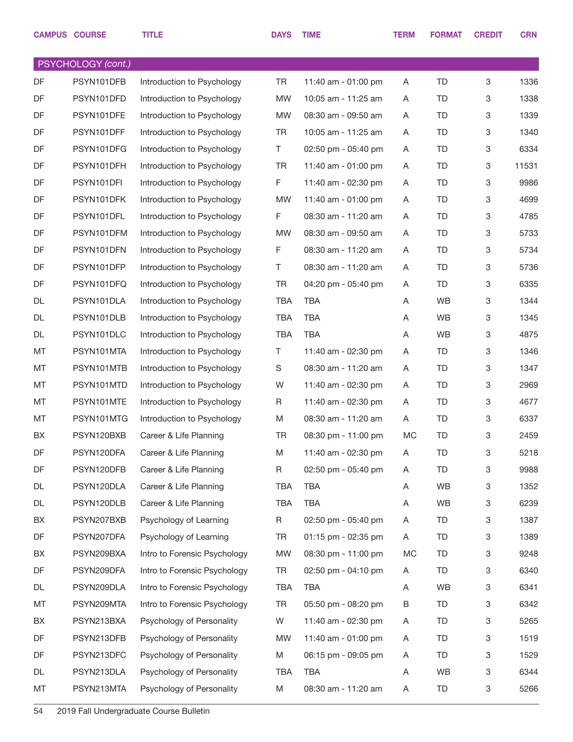| CAMPUS | COURSE | TITLE | DAYS | TIME | TERM | FORMAT | CREDIT | CRN |
|---|---|---|---|---|---|---|---|---|
| **PSYCHOLOGY *(cont.)*** | | | | | | | | |
| DF | PSYN101DFB | Introduction to Psychology | TR | 11:40 am - 01:00 pm | A | TD | 3 | 1336 |
| DF | PSYN101DFD | Introduction to Psychology | MW | 10:05 am - 11:25 am | A | TD | 3 | 1338 |
| DF | PSYN101DFE | Introduction to Psychology | MW | 08:30 am - 09:50 am | A | TD | 3 | 1339 |
| DF | PSYN101DFF | Introduction to Psychology | TR | 10:05 am - 11:25 am | A | TD | 3 | 1340 |
| DF | PSYN101DFG | Introduction to Psychology | T | 02:50 pm - 05:40 pm | A | TD | 3 | 6334 |
| DF | PSYN101DFH | Introduction to Psychology | TR | 11:40 am - 01:00 pm | A | TD | 3 | 11531 |
| DF | PSYN101DFI | Introduction to Psychology | F | 11:40 am - 02:30 pm | A | TD | 3 | 9986 |
| DF | PSYN101DFK | Introduction to Psychology | MW | 11:40 am - 01:00 pm | A | TD | 3 | 4699 |
| DF | PSYN101DFL | Introduction to Psychology | F | 08:30 am - 11:20 am | A | TD | 3 | 4785 |
| DF | PSYN101DFM | Introduction to Psychology | MW | 08:30 am - 09:50 am | A | TD | 3 | 5733 |
| DF | PSYN101DFN | Introduction to Psychology | F | 08:30 am - 11:20 am | A | TD | 3 | 5734 |
| DF | PSYN101DFP | Introduction to Psychology | T | 08:30 am - 11:20 am | A | TD | 3 | 5736 |
| DF | PSYN101DFQ | Introduction to Psychology | TR | 04:20 pm - 05:40 pm | A | TD | 3 | 6335 |
| DL | PSYN101DLA | Introduction to Psychology | TBA | TBA | A | WB | 3 | 1344 |
| DL | PSYN101DLB | Introduction to Psychology | TBA | TBA | A | WB | 3 | 1345 |
| DL | PSYN101DLC | Introduction to Psychology | TBA | TBA | A | WB | 3 | 4875 |
| MT | PSYN101MTA | Introduction to Psychology | T | 11:40 am - 02:30 pm | A | TD | 3 | 1346 |
| MT | PSYN101MTB | Introduction to Psychology | S | 08:30 am - 11:20 am | A | TD | 3 | 1347 |
| MT | PSYN101MTD | Introduction to Psychology | W | 11:40 am - 02:30 pm | A | TD | 3 | 2969 |
| MT | PSYN101MTE | Introduction to Psychology | R | 11:40 am - 02:30 pm | A | TD | 3 | 4677 |
| MT | PSYN101MTG | Introduction to Psychology | M | 08:30 am - 11:20 am | A | TD | 3 | 6337 |
| BX | PSYN120BXB | Career & Life Planning | TR | 08:30 pm - 11:00 pm | MC | TD | 3 | 2459 |
| DF | PSYN120DFA | Career & Life Planning | M | 11:40 am - 02:30 pm | A | TD | 3 | 5218 |
| DF | PSYN120DFB | Career & Life Planning | R | 02:50 pm - 05:40 pm | A | TD | 3 | 9988 |
| DL | PSYN120DLA | Career & Life Planning | TBA | TBA | A | WB | 3 | 1352 |
| DL | PSYN120DLB | Career & Life Planning | TBA | TBA | A | WB | 3 | 6239 |
| BX | PSYN207BXB | Psychology of Learning | R | 02:50 pm - 05:40 pm | A | TD | 3 | 1387 |
| DF | PSYN207DFA | Psychology of Learning | TR | 01:15 pm - 02:35 pm | A | TD | 3 | 1389 |
| BX | PSYN209BXA | Intro to Forensic Psychology | MW | 08:30 pm - 11:00 pm | MC | TD | 3 | 9248 |
| DF | PSYN209DFA | Intro to Forensic Psychology | TR | 02:50 pm - 04:10 pm | A | TD | 3 | 6340 |
| DL | PSYN209DLA | Intro to Forensic Psychology | TBA | TBA | A | WB | 3 | 6341 |
| MT | PSYN209MTA | Intro to Forensic Psychology | TR | 05:50 pm - 08:20 pm | B | TD | 3 | 6342 |
| BX | PSYN213BXA | Psychology of Personality | W | 11:40 am - 02:30 pm | A | TD | 3 | 5265 |
| DF | PSYN213DFB | Psychology of Personality | MW | 11:40 am - 01:00 pm | A | TD | 3 | 1519 |
| DF | PSYN213DFC | Psychology of Personality | M | 06:15 pm - 09:05 pm | A | TD | 3 | 1529 |
| DL | PSYN213DLA | Psychology of Personality | TBA | TBA | A | WB | 3 | 6344 |
| MT | PSYN213MTA | Psychology of Personality | M | 08:30 am - 11:20 am | A | TD | 3 | 5266 |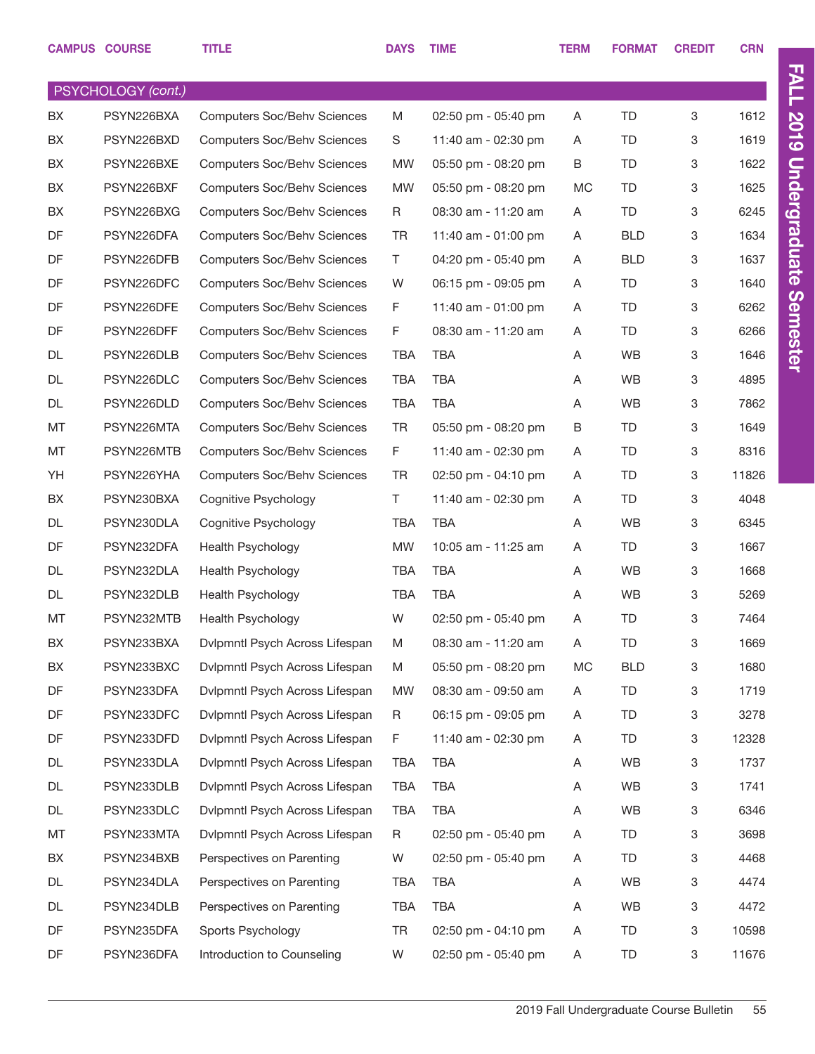| CAMPUS | COURSE | TITLE | DAYS | TIME | TERM | FORMAT | CREDIT | CRN |
|---|---|---|---|---|---|---|---|---|
| PSYCHOLOGY *(cont.)* | | | | | | | | |
| BX | PSYN226BXA | Computers Soc/Behv Sciences | M | 02:50 pm - 05:40 pm | A | TD | 3 | 1612 |
| BX | PSYN226BXD | Computers Soc/Behv Sciences | S | 11:40 am - 02:30 pm | A | TD | 3 | 1619 |
| BX | PSYN226BXE | Computers Soc/Behv Sciences | MW | 05:50 pm - 08:20 pm | B | TD | 3 | 1622 |
| BX | PSYN226BXF | Computers Soc/Behv Sciences | MW | 05:50 pm - 08:20 pm | MC | TD | 3 | 1625 |
| BX | PSYN226BXG | Computers Soc/Behv Sciences | R | 08:30 am - 11:20 am | A | TD | 3 | 6245 |
| DF | PSYN226DFA | Computers Soc/Behv Sciences | TR | 11:40 am - 01:00 pm | A | BLD | 3 | 1634 |
| DF | PSYN226DFB | Computers Soc/Behv Sciences | T | 04:20 pm - 05:40 pm | A | BLD | 3 | 1637 |
| DF | PSYN226DFC | Computers Soc/Behv Sciences | W | 06:15 pm - 09:05 pm | A | TD | 3 | 1640 |
| DF | PSYN226DFE | Computers Soc/Behv Sciences | F | 11:40 am - 01:00 pm | A | TD | 3 | 6262 |
| DF | PSYN226DFF | Computers Soc/Behv Sciences | F | 08:30 am - 11:20 am | A | TD | 3 | 6266 |
| DL | PSYN226DLB | Computers Soc/Behv Sciences | TBA | TBA | A | WB | 3 | 1646 |
| DL | PSYN226DLC | Computers Soc/Behv Sciences | TBA | TBA | A | WB | 3 | 4895 |
| DL | PSYN226DLD | Computers Soc/Behv Sciences | TBA | TBA | A | WB | 3 | 7862 |
| MT | PSYN226MTA | Computers Soc/Behv Sciences | TR | 05:50 pm - 08:20 pm | B | TD | 3 | 1649 |
| MT | PSYN226MTB | Computers Soc/Behv Sciences | F | 11:40 am - 02:30 pm | A | TD | 3 | 8316 |
| YH | PSYN226YHA | Computers Soc/Behv Sciences | TR | 02:50 pm - 04:10 pm | A | TD | 3 | 11826 |
| BX | PSYN230BXA | Cognitive Psychology | T | 11:40 am - 02:30 pm | A | TD | 3 | 4048 |
| DL | PSYN230DLA | Cognitive Psychology | TBA | TBA | A | WB | 3 | 6345 |
| DF | PSYN232DFA | Health Psychology | MW | 10:05 am - 11:25 am | A | TD | 3 | 1667 |
| DL | PSYN232DLA | Health Psychology | TBA | TBA | A | WB | 3 | 1668 |
| DL | PSYN232DLB | Health Psychology | TBA | TBA | A | WB | 3 | 5269 |
| MT | PSYN232MTB | Health Psychology | W | 02:50 pm - 05:40 pm | A | TD | 3 | 7464 |
| BX | PSYN233BXA | Dvlpmntl Psych Across Lifespan | M | 08:30 am - 11:20 am | A | TD | 3 | 1669 |
| BX | PSYN233BXC | Dvlpmntl Psych Across Lifespan | M | 05:50 pm - 08:20 pm | MC | BLD | 3 | 1680 |
| DF | PSYN233DFA | Dvlpmntl Psych Across Lifespan | MW | 08:30 am - 09:50 am | A | TD | 3 | 1719 |
| DF | PSYN233DFC | Dvlpmntl Psych Across Lifespan | R | 06:15 pm - 09:05 pm | A | TD | 3 | 3278 |
| DF | PSYN233DFD | Dvlpmntl Psych Across Lifespan | F | 11:40 am - 02:30 pm | A | TD | 3 | 12328 |
| DL | PSYN233DLA | Dvlpmntl Psych Across Lifespan | TBA | TBA | A | WB | 3 | 1737 |
| DL | PSYN233DLB | Dvlpmntl Psych Across Lifespan | TBA | TBA | A | WB | 3 | 1741 |
| DL | PSYN233DLC | Dvlpmntl Psych Across Lifespan | TBA | TBA | A | WB | 3 | 6346 |
| MT | PSYN233MTA | Dvlpmntl Psych Across Lifespan | R | 02:50 pm - 05:40 pm | A | TD | 3 | 3698 |
| BX | PSYN234BXB | Perspectives on Parenting | W | 02:50 pm - 05:40 pm | A | TD | 3 | 4468 |
| DL | PSYN234DLA | Perspectives on Parenting | TBA | TBA | A | WB | 3 | 4474 |
| DL | PSYN234DLB | Perspectives on Parenting | TBA | TBA | A | WB | 3 | 4472 |
| DF | PSYN235DFA | Sports Psychology | TR | 02:50 pm - 04:10 pm | A | TD | 3 | 10598 |
| DF | PSYN236DFA | Introduction to Counseling | W | 02:50 pm - 05:40 pm | A | TD | 3 | 11676 |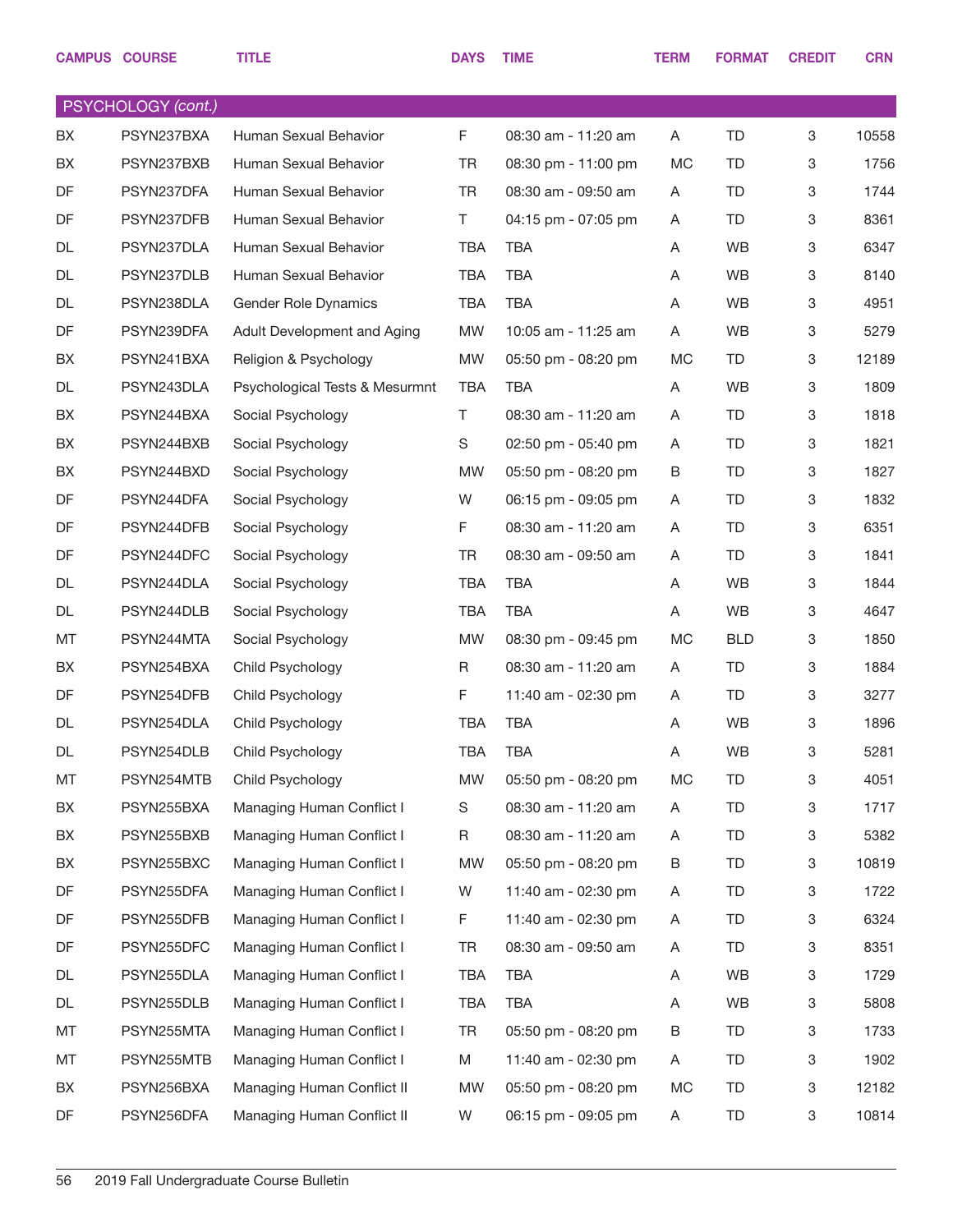| CAMPUS | COURSE | TITLE | DAYS | TIME | TERM | FORMAT | CREDIT | CRN |
|---|---|---|---|---|---|---|---|---|
| **PSYCHOLOGY *(cont.)*** | | | | | | | | |
| BX | PSYN237BXA | Human Sexual Behavior | F | 08:30 am - 11:20 am | A | TD | 3 | 10558 |
| BX | PSYN237BXB | Human Sexual Behavior | TR | 08:30 pm - 11:00 pm | MC | TD | 3 | 1756 |
| DF | PSYN237DFA | Human Sexual Behavior | TR | 08:30 am - 09:50 am | A | TD | 3 | 1744 |
| DF | PSYN237DFB | Human Sexual Behavior | T | 04:15 pm - 07:05 pm | A | TD | 3 | 8361 |
| DL | PSYN237DLA | Human Sexual Behavior | TBA | TBA | A | WB | 3 | 6347 |
| DL | PSYN237DLB | Human Sexual Behavior | TBA | TBA | A | WB | 3 | 8140 |
| DL | PSYN238DLA | Gender Role Dynamics | TBA | TBA | A | WB | 3 | 4951 |
| DF | PSYN239DFA | Adult Development and Aging | MW | 10:05 am - 11:25 am | A | WB | 3 | 5279 |
| BX | PSYN241BXA | Religion & Psychology | MW | 05:50 pm - 08:20 pm | MC | TD | 3 | 12189 |
| DL | PSYN243DLA | Psychological Tests & Mesurmnt | TBA | TBA | A | WB | 3 | 1809 |
| BX | PSYN244BXA | Social Psychology | T | 08:30 am - 11:20 am | A | TD | 3 | 1818 |
| BX | PSYN244BXB | Social Psychology | S | 02:50 pm - 05:40 pm | A | TD | 3 | 1821 |
| BX | PSYN244BXD | Social Psychology | MW | 05:50 pm - 08:20 pm | B | TD | 3 | 1827 |
| DF | PSYN244DFA | Social Psychology | W | 06:15 pm - 09:05 pm | A | TD | 3 | 1832 |
| DF | PSYN244DFB | Social Psychology | F | 08:30 am - 11:20 am | A | TD | 3 | 6351 |
| DF | PSYN244DFC | Social Psychology | TR | 08:30 am - 09:50 am | A | TD | 3 | 1841 |
| DL | PSYN244DLA | Social Psychology | TBA | TBA | A | WB | 3 | 1844 |
| DL | PSYN244DLB | Social Psychology | TBA | TBA | A | WB | 3 | 4647 |
| MT | PSYN244MTA | Social Psychology | MW | 08:30 pm - 09:45 pm | MC | BLD | 3 | 1850 |
| BX | PSYN254BXA | Child Psychology | R | 08:30 am - 11:20 am | A | TD | 3 | 1884 |
| DF | PSYN254DFB | Child Psychology | F | 11:40 am - 02:30 pm | A | TD | 3 | 3277 |
| DL | PSYN254DLA | Child Psychology | TBA | TBA | A | WB | 3 | 1896 |
| DL | PSYN254DLB | Child Psychology | TBA | TBA | A | WB | 3 | 5281 |
| MT | PSYN254MTB | Child Psychology | MW | 05:50 pm - 08:20 pm | MC | TD | 3 | 4051 |
| BX | PSYN255BXA | Managing Human Conflict I | S | 08:30 am - 11:20 am | A | TD | 3 | 1717 |
| BX | PSYN255BXB | Managing Human Conflict I | R | 08:30 am - 11:20 am | A | TD | 3 | 5382 |
| BX | PSYN255BXC | Managing Human Conflict I | MW | 05:50 pm - 08:20 pm | B | TD | 3 | 10819 |
| DF | PSYN255DFA | Managing Human Conflict I | W | 11:40 am - 02:30 pm | A | TD | 3 | 1722 |
| DF | PSYN255DFB | Managing Human Conflict I | F | 11:40 am - 02:30 pm | A | TD | 3 | 6324 |
| DF | PSYN255DFC | Managing Human Conflict I | TR | 08:30 am - 09:50 am | A | TD | 3 | 8351 |
| DL | PSYN255DLA | Managing Human Conflict I | TBA | TBA | A | WB | 3 | 1729 |
| DL | PSYN255DLB | Managing Human Conflict I | TBA | TBA | A | WB | 3 | 5808 |
| MT | PSYN255MTA | Managing Human Conflict I | TR | 05:50 pm - 08:20 pm | B | TD | 3 | 1733 |
| MT | PSYN255MTB | Managing Human Conflict I | M | 11:40 am - 02:30 pm | A | TD | 3 | 1902 |
| BX | PSYN256BXA | Managing Human Conflict II | MW | 05:50 pm - 08:20 pm | MC | TD | 3 | 12182 |
| DF | PSYN256DFA | Managing Human Conflict II | W | 06:15 pm - 09:05 pm | A | TD | 3 | 10814 |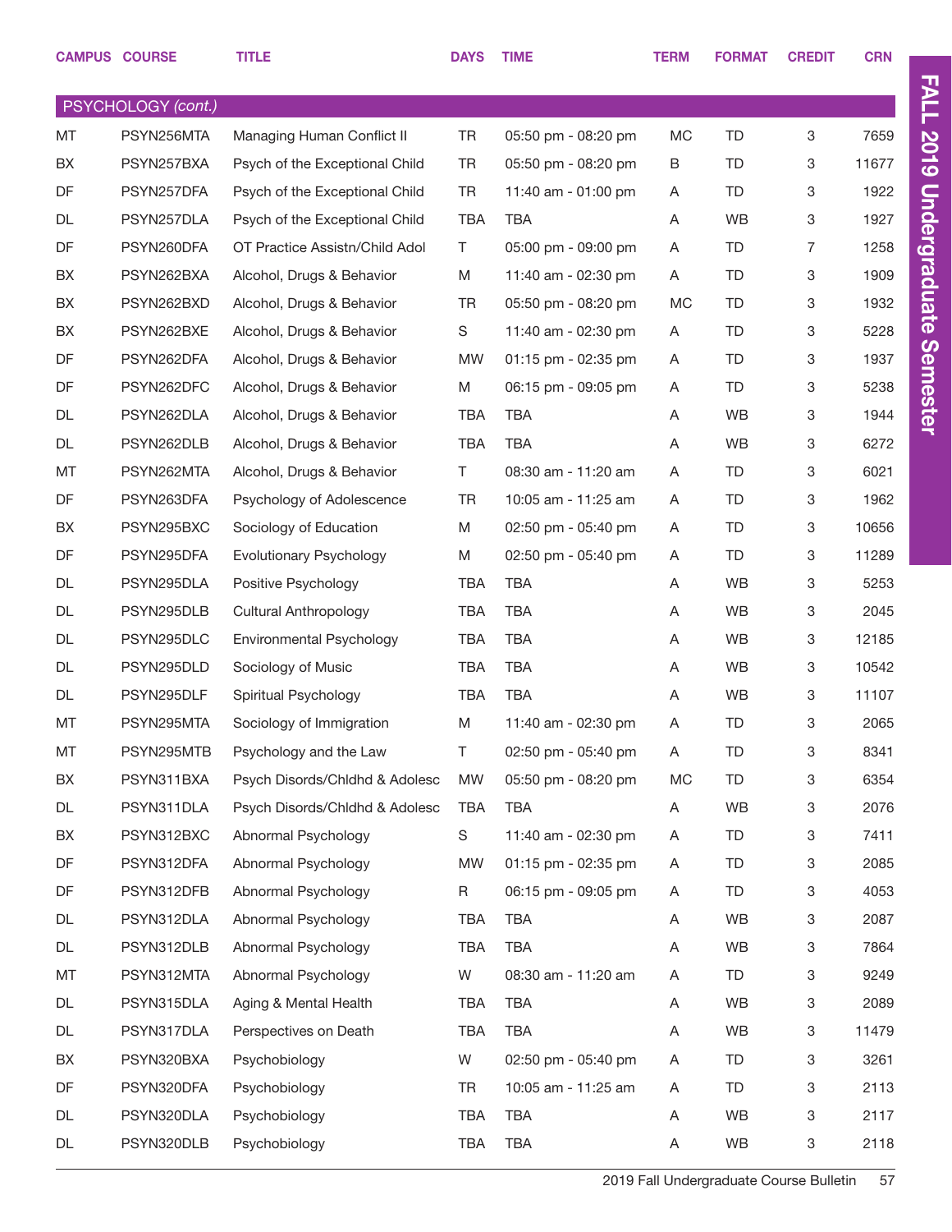| CAMPUS | COURSE | TITLE | DAYS | TIME | TERM | FORMAT | CREDIT | CRN |
|---|---|---|---|---|---|---|---|---|
| **PSYCHOLOGY** *(cont.)* | | | | | | | | |
| MT | PSYN256MTA | Managing Human Conflict II | TR | 05:50 pm - 08:20 pm | MC | TD | 3 | 7659 |
| BX | PSYN257BXA | Psych of the Exceptional Child | TR | 05:50 pm - 08:20 pm | B | TD | 3 | 11677 |
| DF | PSYN257DFA | Psych of the Exceptional Child | TR | 11:40 am - 01:00 pm | A | TD | 3 | 1922 |
| DL | PSYN257DLA | Psych of the Exceptional Child | TBA | TBA | A | WB | 3 | 1927 |
| DF | PSYN260DFA | OT Practice Assistn/Child Adol | T | 05:00 pm - 09:00 pm | A | TD | 7 | 1258 |
| BX | PSYN262BXA | Alcohol, Drugs & Behavior | M | 11:40 am - 02:30 pm | A | TD | 3 | 1909 |
| BX | PSYN262BXD | Alcohol, Drugs & Behavior | TR | 05:50 pm - 08:20 pm | MC | TD | 3 | 1932 |
| BX | PSYN262BXE | Alcohol, Drugs & Behavior | S | 11:40 am - 02:30 pm | A | TD | 3 | 5228 |
| DF | PSYN262DFA | Alcohol, Drugs & Behavior | MW | 01:15 pm - 02:35 pm | A | TD | 3 | 1937 |
| DF | PSYN262DFC | Alcohol, Drugs & Behavior | M | 06:15 pm - 09:05 pm | A | TD | 3 | 5238 |
| DL | PSYN262DLA | Alcohol, Drugs & Behavior | TBA | TBA | A | WB | 3 | 1944 |
| DL | PSYN262DLB | Alcohol, Drugs & Behavior | TBA | TBA | A | WB | 3 | 6272 |
| MT | PSYN262MTA | Alcohol, Drugs & Behavior | T | 08:30 am - 11:20 am | A | TD | 3 | 6021 |
| DF | PSYN263DFA | Psychology of Adolescence | TR | 10:05 am - 11:25 am | A | TD | 3 | 1962 |
| BX | PSYN295BXC | Sociology of Education | M | 02:50 pm - 05:40 pm | A | TD | 3 | 10656 |
| DF | PSYN295DFA | Evolutionary Psychology | M | 02:50 pm - 05:40 pm | A | TD | 3 | 11289 |
| DL | PSYN295DLA | Positive Psychology | TBA | TBA | A | WB | 3 | 5253 |
| DL | PSYN295DLB | Cultural Anthropology | TBA | TBA | A | WB | 3 | 2045 |
| DL | PSYN295DLC | Environmental Psychology | TBA | TBA | A | WB | 3 | 12185 |
| DL | PSYN295DLD | Sociology of Music | TBA | TBA | A | WB | 3 | 10542 |
| DL | PSYN295DLF | Spiritual Psychology | TBA | TBA | A | WB | 3 | 11107 |
| MT | PSYN295MTA | Sociology of Immigration | M | 11:40 am - 02:30 pm | A | TD | 3 | 2065 |
| MT | PSYN295MTB | Psychology and the Law | T | 02:50 pm - 05:40 pm | A | TD | 3 | 8341 |
| BX | PSYN311BXA | Psych Disords/Chldhd & Adolesc | MW | 05:50 pm - 08:20 pm | MC | TD | 3 | 6354 |
| DL | PSYN311DLA | Psych Disords/Chldhd & Adolesc | TBA | TBA | A | WB | 3 | 2076 |
| BX | PSYN312BXC | Abnormal Psychology | S | 11:40 am - 02:30 pm | A | TD | 3 | 7411 |
| DF | PSYN312DFA | Abnormal Psychology | MW | 01:15 pm - 02:35 pm | A | TD | 3 | 2085 |
| DF | PSYN312DFB | Abnormal Psychology | R | 06:15 pm - 09:05 pm | A | TD | 3 | 4053 |
| DL | PSYN312DLA | Abnormal Psychology | TBA | TBA | A | WB | 3 | 2087 |
| DL | PSYN312DLB | Abnormal Psychology | TBA | TBA | A | WB | 3 | 7864 |
| MT | PSYN312MTA | Abnormal Psychology | W | 08:30 am - 11:20 am | A | TD | 3 | 9249 |
| DL | PSYN315DLA | Aging & Mental Health | TBA | TBA | A | WB | 3 | 2089 |
| DL | PSYN317DLA | Perspectives on Death | TBA | TBA | A | WB | 3 | 11479 |
| BX | PSYN320BXA | Psychobiology | W | 02:50 pm - 05:40 pm | A | TD | 3 | 3261 |
| DF | PSYN320DFA | Psychobiology | TR | 10:05 am - 11:25 am | A | TD | 3 | 2113 |
| DL | PSYN320DLA | Psychobiology | TBA | TBA | A | WB | 3 | 2117 |
| DL | PSYN320DLB | Psychobiology | TBA | TBA | A | WB | 3 | 2118 |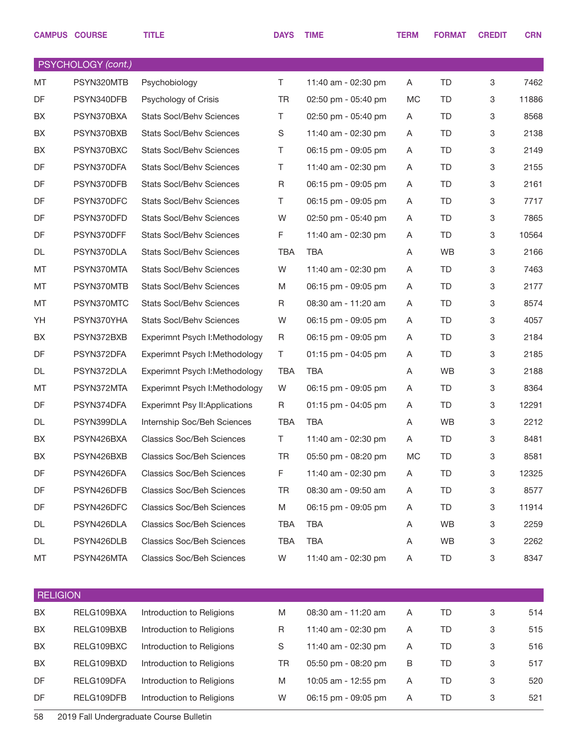| CAMPUS | COURSE | TITLE | DAYS | TIME | TERM | FORMAT | CREDIT | CRN |
|---|---|---|---|---|---|---|---|---|
| **PSYCHOLOGY *(cont.)*** | | | | | | | | |
| MT | PSYN320MTB | Psychobiology | T | 11:40 am - 02:30 pm | A | TD | 3 | 7462 |
| DF | PSYN340DFB | Psychology of Crisis | TR | 02:50 pm - 05:40 pm | MC | TD | 3 | 11886 |
| BX | PSYN370BXA | Stats Socl/Behv Sciences | T | 02:50 pm - 05:40 pm | A | TD | 3 | 8568 |
| BX | PSYN370BXB | Stats Socl/Behv Sciences | S | 11:40 am - 02:30 pm | A | TD | 3 | 2138 |
| BX | PSYN370BXC | Stats Socl/Behv Sciences | T | 06:15 pm - 09:05 pm | A | TD | 3 | 2149 |
| DF | PSYN370DFA | Stats Socl/Behv Sciences | T | 11:40 am - 02:30 pm | A | TD | 3 | 2155 |
| DF | PSYN370DFB | Stats Socl/Behv Sciences | R | 06:15 pm - 09:05 pm | A | TD | 3 | 2161 |
| DF | PSYN370DFC | Stats Socl/Behv Sciences | T | 06:15 pm - 09:05 pm | A | TD | 3 | 7717 |
| DF | PSYN370DFD | Stats Socl/Behv Sciences | W | 02:50 pm - 05:40 pm | A | TD | 3 | 7865 |
| DF | PSYN370DFF | Stats Socl/Behv Sciences | F | 11:40 am - 02:30 pm | A | TD | 3 | 10564 |
| DL | PSYN370DLA | Stats Socl/Behv Sciences | TBA | TBA | A | WB | 3 | 2166 |
| MT | PSYN370MTA | Stats Socl/Behv Sciences | W | 11:40 am - 02:30 pm | A | TD | 3 | 7463 |
| MT | PSYN370MTB | Stats Socl/Behv Sciences | M | 06:15 pm - 09:05 pm | A | TD | 3 | 2177 |
| MT | PSYN370MTC | Stats Socl/Behv Sciences | R | 08:30 am - 11:20 am | A | TD | 3 | 8574 |
| YH | PSYN370YHA | Stats Socl/Behv Sciences | W | 06:15 pm - 09:05 pm | A | TD | 3 | 4057 |
| BX | PSYN372BXB | Experimnt Psych I:Methodology | R | 06:15 pm - 09:05 pm | A | TD | 3 | 2184 |
| DF | PSYN372DFA | Experimnt Psych I:Methodology | T | 01:15 pm - 04:05 pm | A | TD | 3 | 2185 |
| DL | PSYN372DLA | Experimnt Psych I:Methodology | TBA | TBA | A | WB | 3 | 2188 |
| MT | PSYN372MTA | Experimnt Psych I:Methodology | W | 06:15 pm - 09:05 pm | A | TD | 3 | 8364 |
| DF | PSYN374DFA | Experimnt Psy II:Applications | R | 01:15 pm - 04:05 pm | A | TD | 3 | 12291 |
| DL | PSYN399DLA | Internship Soc/Beh Sciences | TBA | TBA | A | WB | 3 | 2212 |
| BX | PSYN426BXA | Classics Soc/Beh Sciences | T | 11:40 am - 02:30 pm | A | TD | 3 | 8481 |
| BX | PSYN426BXB | Classics Soc/Beh Sciences | TR | 05:50 pm - 08:20 pm | MC | TD | 3 | 8581 |
| DF | PSYN426DFA | Classics Soc/Beh Sciences | F | 11:40 am - 02:30 pm | A | TD | 3 | 12325 |
| DF | PSYN426DFB | Classics Soc/Beh Sciences | TR | 08:30 am - 09:50 am | A | TD | 3 | 8577 |
| DF | PSYN426DFC | Classics Soc/Beh Sciences | M | 06:15 pm - 09:05 pm | A | TD | 3 | 11914 |
| DL | PSYN426DLA | Classics Soc/Beh Sciences | TBA | TBA | A | WB | 3 | 2259 |
| DL | PSYN426DLB | Classics Soc/Beh Sciences | TBA | TBA | A | WB | 3 | 2262 |
| MT | PSYN426MTA | Classics Soc/Beh Sciences | W | 11:40 am - 02:30 pm | A | TD | 3 | 8347 |
| **RELIGION** | | | | | | | | |
| BX | RELG109BXA | Introduction to Religions | M | 08:30 am - 11:20 am | A | TD | 3 | 514 |
| BX | RELG109BXB | Introduction to Religions | R | 11:40 am - 02:30 pm | A | TD | 3 | 515 |
| BX | RELG109BXC | Introduction to Religions | S | 11:40 am - 02:30 pm | A | TD | 3 | 516 |
| BX | RELG109BXD | Introduction to Religions | TR | 05:50 pm - 08:20 pm | B | TD | 3 | 517 |
| DF | RELG109DFA | Introduction to Religions | M | 10:05 am - 12:55 pm | A | TD | 3 | 520 |
| DF | RELG109DFB | Introduction to Religions | W | 06:15 pm - 09:05 pm | A | TD | 3 | 521 |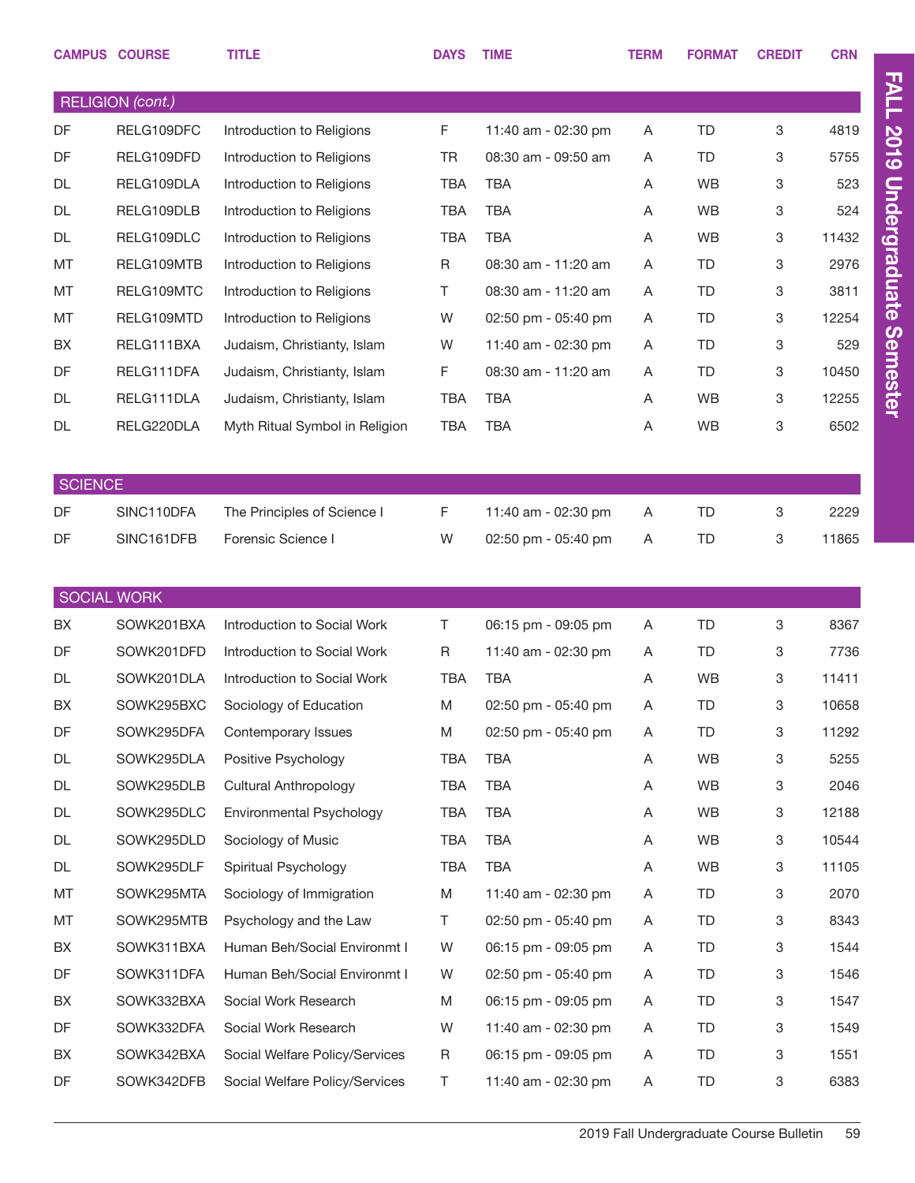| CAMPUS | COURSE | TITLE | DAYS | TIME | TERM | FORMAT | CREDIT | CRN |
|---|---|---|---|---|---|---|---|---|
| **RELIGION** *(cont.)* | | | | | | | | |
| DF | RELG109DFC | Introduction to Religions | F | 11:40 am - 02:30 pm | A | TD | 3 | 4819 |
| DF | RELG109DFD | Introduction to Religions | TR | 08:30 am - 09:50 am | A | TD | 3 | 5755 |
| DL | RELG109DLA | Introduction to Religions | TBA | TBA | A | WB | 3 | 523 |
| DL | RELG109DLB | Introduction to Religions | TBA | TBA | A | WB | 3 | 524 |
| DL | RELG109DLC | Introduction to Religions | TBA | TBA | A | WB | 3 | 11432 |
| MT | RELG109MTB | Introduction to Religions | R | 08:30 am - 11:20 am | A | TD | 3 | 2976 |
| MT | RELG109MTC | Introduction to Religions | T | 08:30 am - 11:20 am | A | TD | 3 | 3811 |
| MT | RELG109MTD | Introduction to Religions | W | 02:50 pm - 05:40 pm | A | TD | 3 | 12254 |
| BX | RELG111BXA | Judaism, Christianity, Islam | W | 11:40 am - 02:30 pm | A | TD | 3 | 529 |
| DF | RELG111DFA | Judaism, Christianity, Islam | F | 08:30 am - 11:20 am | A | TD | 3 | 10450 |
| DL | RELG111DLA | Judaism, Christianity, Islam | TBA | TBA | A | WB | 3 | 12255 |
| DL | RELG220DLA | Myth Ritual Symbol in Religion | TBA | TBA | A | WB | 3 | 6502 |
| **SCIENCE** | | | | | | | | |
| DF | SINC110DFA | The Principles of Science I | F | 11:40 am - 02:30 pm | A | TD | 3 | 2229 |
| DF | SINC161DFB | Forensic Science I | W | 02:50 pm - 05:40 pm | A | TD | 3 | 11865 |
| **SOCIAL WORK** | | | | | | | | |
| BX | SOWK201BXA | Introduction to Social Work | T | 06:15 pm - 09:05 pm | A | TD | 3 | 8367 |
| DF | SOWK201DFD | Introduction to Social Work | R | 11:40 am - 02:30 pm | A | TD | 3 | 7736 |
| DL | SOWK201DLA | Introduction to Social Work | TBA | TBA | A | WB | 3 | 11411 |
| BX | SOWK295BXC | Sociology of Education | M | 02:50 pm - 05:40 pm | A | TD | 3 | 10658 |
| DF | SOWK295DFA | Contemporary Issues | M | 02:50 pm - 05:40 pm | A | TD | 3 | 11292 |
| DL | SOWK295DLA | Positive Psychology | TBA | TBA | A | WB | 3 | 5255 |
| DL | SOWK295DLB | Cultural Anthropology | TBA | TBA | A | WB | 3 | 2046 |
| DL | SOWK295DLC | Environmental Psychology | TBA | TBA | A | WB | 3 | 12188 |
| DL | SOWK295DLD | Sociology of Music | TBA | TBA | A | WB | 3 | 10544 |
| DL | SOWK295DLF | Spiritual Psychology | TBA | TBA | A | WB | 3 | 11105 |
| MT | SOWK295MTA | Sociology of Immigration | M | 11:40 am - 02:30 pm | A | TD | 3 | 2070 |
| MT | SOWK295MTB | Psychology and the Law | T | 02:50 pm - 05:40 pm | A | TD | 3 | 8343 |
| BX | SOWK311BXA | Human Beh/Social Environmt I | W | 06:15 pm - 09:05 pm | A | TD | 3 | 1544 |
| DF | SOWK311DFA | Human Beh/Social Environmt I | W | 02:50 pm - 05:40 pm | A | TD | 3 | 1546 |
| BX | SOWK332BXA | Social Work Research | M | 06:15 pm - 09:05 pm | A | TD | 3 | 1547 |
| DF | SOWK332DFA | Social Work Research | W | 11:40 am - 02:30 pm | A | TD | 3 | 1549 |
| BX | SOWK342BXA | Social Welfare Policy/Services | R | 06:15 pm - 09:05 pm | A | TD | 3 | 1551 |
| DF | SOWK342DFB | Social Welfare Policy/Services | T | 11:40 am - 02:30 pm | A | TD | 3 | 6383 |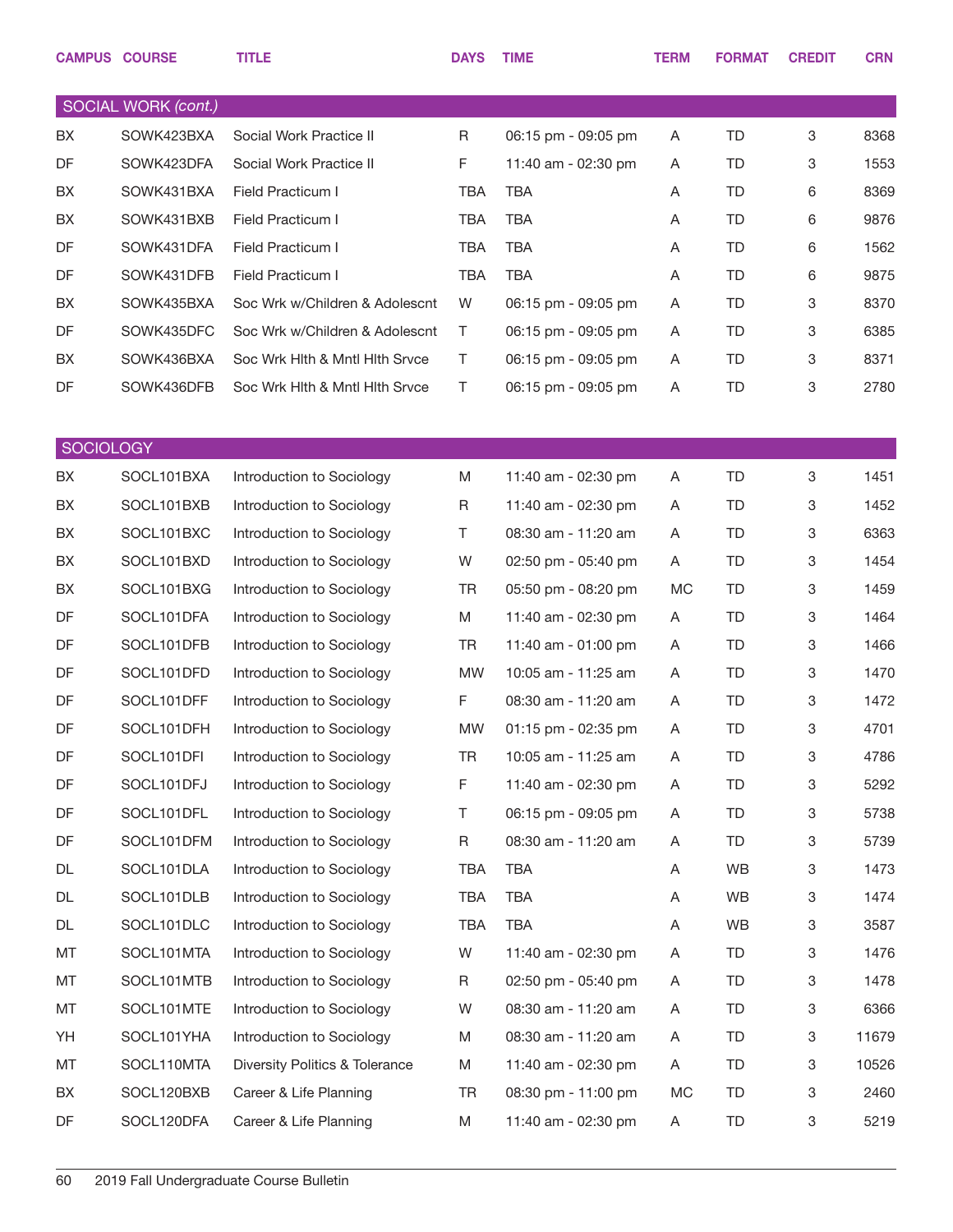| CAMPUS | COURSE | TITLE | DAYS | TIME | TERM | FORMAT | CREDIT | CRN |
|---|---|---|---|---|---|---|---|---|
| **SOCIAL WORK *(cont.)*** | | | | | | | | |
| BX | SOWK423BXA | Social Work Practice II | R | 06:15 pm - 09:05 pm | A | TD | 3 | 8368 |
| DF | SOWK423DFA | Social Work Practice II | F | 11:40 am - 02:30 pm | A | TD | 3 | 1553 |
| BX | SOWK431BXA | Field Practicum I | TBA | TBA | A | TD | 6 | 8369 |
| BX | SOWK431BXB | Field Practicum I | TBA | TBA | A | TD | 6 | 9876 |
| DF | SOWK431DFA | Field Practicum I | TBA | TBA | A | TD | 6 | 1562 |
| DF | SOWK431DFB | Field Practicum I | TBA | TBA | A | TD | 6 | 9875 |
| BX | SOWK435BXA | Soc Wrk w/Children & Adolescnt | W | 06:15 pm - 09:05 pm | A | TD | 3 | 8370 |
| DF | SOWK435DFC | Soc Wrk w/Children & Adolescnt | T | 06:15 pm - 09:05 pm | A | TD | 3 | 6385 |
| BX | SOWK436BXA | Soc Wrk Hlth & Mntl Hlth Srvce | T | 06:15 pm - 09:05 pm | A | TD | 3 | 8371 |
| DF | SOWK436DFB | Soc Wrk Hlth & Mntl Hlth Srvce | T | 06:15 pm - 09:05 pm | A | TD | 3 | 2780 |
| **SOCIOLOGY** | | | | | | | | |
| BX | SOCL101BXA | Introduction to Sociology | M | 11:40 am - 02:30 pm | A | TD | 3 | 1451 |
| BX | SOCL101BXB | Introduction to Sociology | R | 11:40 am - 02:30 pm | A | TD | 3 | 1452 |
| BX | SOCL101BXC | Introduction to Sociology | T | 08:30 am - 11:20 am | A | TD | 3 | 6363 |
| BX | SOCL101BXD | Introduction to Sociology | W | 02:50 pm - 05:40 pm | A | TD | 3 | 1454 |
| BX | SOCL101BXG | Introduction to Sociology | TR | 05:50 pm - 08:20 pm | MC | TD | 3 | 1459 |
| DF | SOCL101DFA | Introduction to Sociology | M | 11:40 am - 02:30 pm | A | TD | 3 | 1464 |
| DF | SOCL101DFB | Introduction to Sociology | TR | 11:40 am - 01:00 pm | A | TD | 3 | 1466 |
| DF | SOCL101DFD | Introduction to Sociology | MW | 10:05 am - 11:25 am | A | TD | 3 | 1470 |
| DF | SOCL101DFF | Introduction to Sociology | F | 08:30 am - 11:20 am | A | TD | 3 | 1472 |
| DF | SOCL101DFH | Introduction to Sociology | MW | 01:15 pm - 02:35 pm | A | TD | 3 | 4701 |
| DF | SOCL101DFI | Introduction to Sociology | TR | 10:05 am - 11:25 am | A | TD | 3 | 4786 |
| DF | SOCL101DFJ | Introduction to Sociology | F | 11:40 am - 02:30 pm | A | TD | 3 | 5292 |
| DF | SOCL101DFL | Introduction to Sociology | T | 06:15 pm - 09:05 pm | A | TD | 3 | 5738 |
| DF | SOCL101DFM | Introduction to Sociology | R | 08:30 am - 11:20 am | A | TD | 3 | 5739 |
| DL | SOCL101DLA | Introduction to Sociology | TBA | TBA | A | WB | 3 | 1473 |
| DL | SOCL101DLB | Introduction to Sociology | TBA | TBA | A | WB | 3 | 1474 |
| DL | SOCL101DLC | Introduction to Sociology | TBA | TBA | A | WB | 3 | 3587 |
| MT | SOCL101MTA | Introduction to Sociology | W | 11:40 am - 02:30 pm | A | TD | 3 | 1476 |
| MT | SOCL101MTB | Introduction to Sociology | R | 02:50 pm - 05:40 pm | A | TD | 3 | 1478 |
| MT | SOCL101MTE | Introduction to Sociology | W | 08:30 am - 11:20 am | A | TD | 3 | 6366 |
| YH | SOCL101YHA | Introduction to Sociology | M | 08:30 am - 11:20 am | A | TD | 3 | 11679 |
| MT | SOCL110MTA | Diversity Politics & Tolerance | M | 11:40 am - 02:30 pm | A | TD | 3 | 10526 |
| BX | SOCL120BXB | Career & Life Planning | TR | 08:30 pm - 11:00 pm | MC | TD | 3 | 2460 |
| DF | SOCL120DFA | Career & Life Planning | M | 11:40 am - 02:30 pm | A | TD | 3 | 5219 |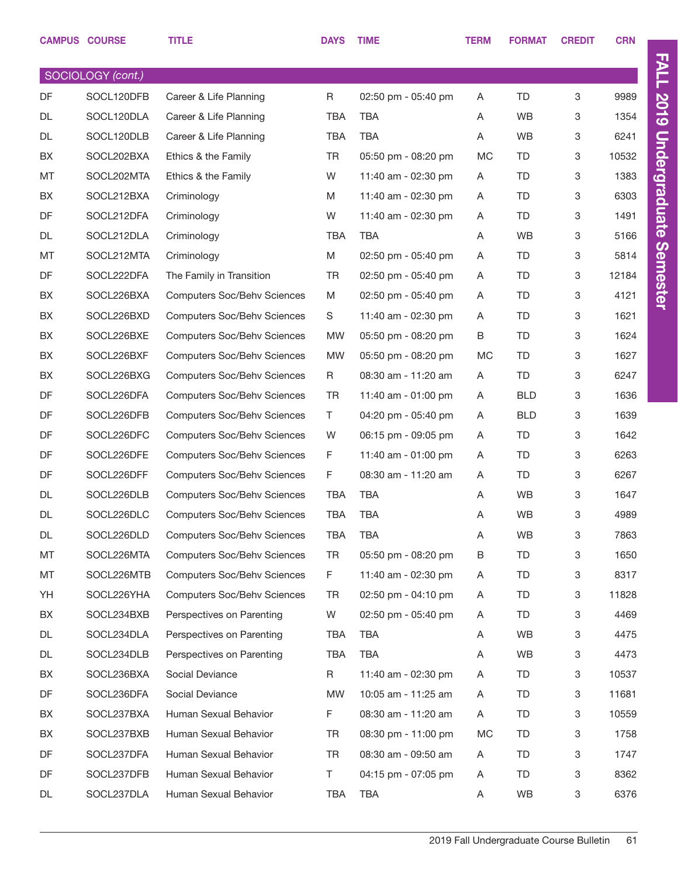| CAMPUS | COURSE | TITLE | DAYS | TIME | TERM | FORMAT | CREDIT | CRN |
|---|---|---|---|---|---|---|---|---|
| SOCIOLOGY *(cont.)* | | | | | | | | |
| DF | SOCL120DFB | Career & Life Planning | R | 02:50 pm - 05:40 pm | A | TD | 3 | 9989 |
| DL | SOCL120DLA | Career & Life Planning | TBA | TBA | A | WB | 3 | 1354 |
| DL | SOCL120DLB | Career & Life Planning | TBA | TBA | A | WB | 3 | 6241 |
| BX | SOCL202BXA | Ethics & the Family | TR | 05:50 pm - 08:20 pm | MC | TD | 3 | 10532 |
| MT | SOCL202MTA | Ethics & the Family | W | 11:40 am - 02:30 pm | A | TD | 3 | 1383 |
| BX | SOCL212BXA | Criminology | M | 11:40 am - 02:30 pm | A | TD | 3 | 6303 |
| DF | SOCL212DFA | Criminology | W | 11:40 am - 02:30 pm | A | TD | 3 | 1491 |
| DL | SOCL212DLA | Criminology | TBA | TBA | A | WB | 3 | 5166 |
| MT | SOCL212MTA | Criminology | M | 02:50 pm - 05:40 pm | A | TD | 3 | 5814 |
| DF | SOCL222DFA | The Family in Transition | TR | 02:50 pm - 05:40 pm | A | TD | 3 | 12184 |
| BX | SOCL226BXA | Computers Soc/Behv Sciences | M | 02:50 pm - 05:40 pm | A | TD | 3 | 4121 |
| BX | SOCL226BXD | Computers Soc/Behv Sciences | S | 11:40 am - 02:30 pm | A | TD | 3 | 1621 |
| BX | SOCL226BXE | Computers Soc/Behv Sciences | MW | 05:50 pm - 08:20 pm | B | TD | 3 | 1624 |
| BX | SOCL226BXF | Computers Soc/Behv Sciences | MW | 05:50 pm - 08:20 pm | MC | TD | 3 | 1627 |
| BX | SOCL226BXG | Computers Soc/Behv Sciences | R | 08:30 am - 11:20 am | A | TD | 3 | 6247 |
| DF | SOCL226DFA | Computers Soc/Behv Sciences | TR | 11:40 am - 01:00 pm | A | BLD | 3 | 1636 |
| DF | SOCL226DFB | Computers Soc/Behv Sciences | T | 04:20 pm - 05:40 pm | A | BLD | 3 | 1639 |
| DF | SOCL226DFC | Computers Soc/Behv Sciences | W | 06:15 pm - 09:05 pm | A | TD | 3 | 1642 |
| DF | SOCL226DFE | Computers Soc/Behv Sciences | F | 11:40 am - 01:00 pm | A | TD | 3 | 6263 |
| DF | SOCL226DFF | Computers Soc/Behv Sciences | F | 08:30 am - 11:20 am | A | TD | 3 | 6267 |
| DL | SOCL226DLB | Computers Soc/Behv Sciences | TBA | TBA | A | WB | 3 | 1647 |
| DL | SOCL226DLC | Computers Soc/Behv Sciences | TBA | TBA | A | WB | 3 | 4989 |
| DL | SOCL226DLD | Computers Soc/Behv Sciences | TBA | TBA | A | WB | 3 | 7863 |
| MT | SOCL226MTA | Computers Soc/Behv Sciences | TR | 05:50 pm - 08:20 pm | B | TD | 3 | 1650 |
| MT | SOCL226MTB | Computers Soc/Behv Sciences | F | 11:40 am - 02:30 pm | A | TD | 3 | 8317 |
| YH | SOCL226YHA | Computers Soc/Behv Sciences | TR | 02:50 pm - 04:10 pm | A | TD | 3 | 11828 |
| BX | SOCL234BXB | Perspectives on Parenting | W | 02:50 pm - 05:40 pm | A | TD | 3 | 4469 |
| DL | SOCL234DLA | Perspectives on Parenting | TBA | TBA | A | WB | 3 | 4475 |
| DL | SOCL234DLB | Perspectives on Parenting | TBA | TBA | A | WB | 3 | 4473 |
| BX | SOCL236BXA | Social Deviance | R | 11:40 am - 02:30 pm | A | TD | 3 | 10537 |
| DF | SOCL236DFA | Social Deviance | MW | 10:05 am - 11:25 am | A | TD | 3 | 11681 |
| BX | SOCL237BXA | Human Sexual Behavior | F | 08:30 am - 11:20 am | A | TD | 3 | 10559 |
| BX | SOCL237BXB | Human Sexual Behavior | TR | 08:30 pm - 11:00 pm | MC | TD | 3 | 1758 |
| DF | SOCL237DFA | Human Sexual Behavior | TR | 08:30 am - 09:50 am | A | TD | 3 | 1747 |
| DF | SOCL237DFB | Human Sexual Behavior | T | 04:15 pm - 07:05 pm | A | TD | 3 | 8362 |
| DL | SOCL237DLA | Human Sexual Behavior | TBA | TBA | A | WB | 3 | 6376 |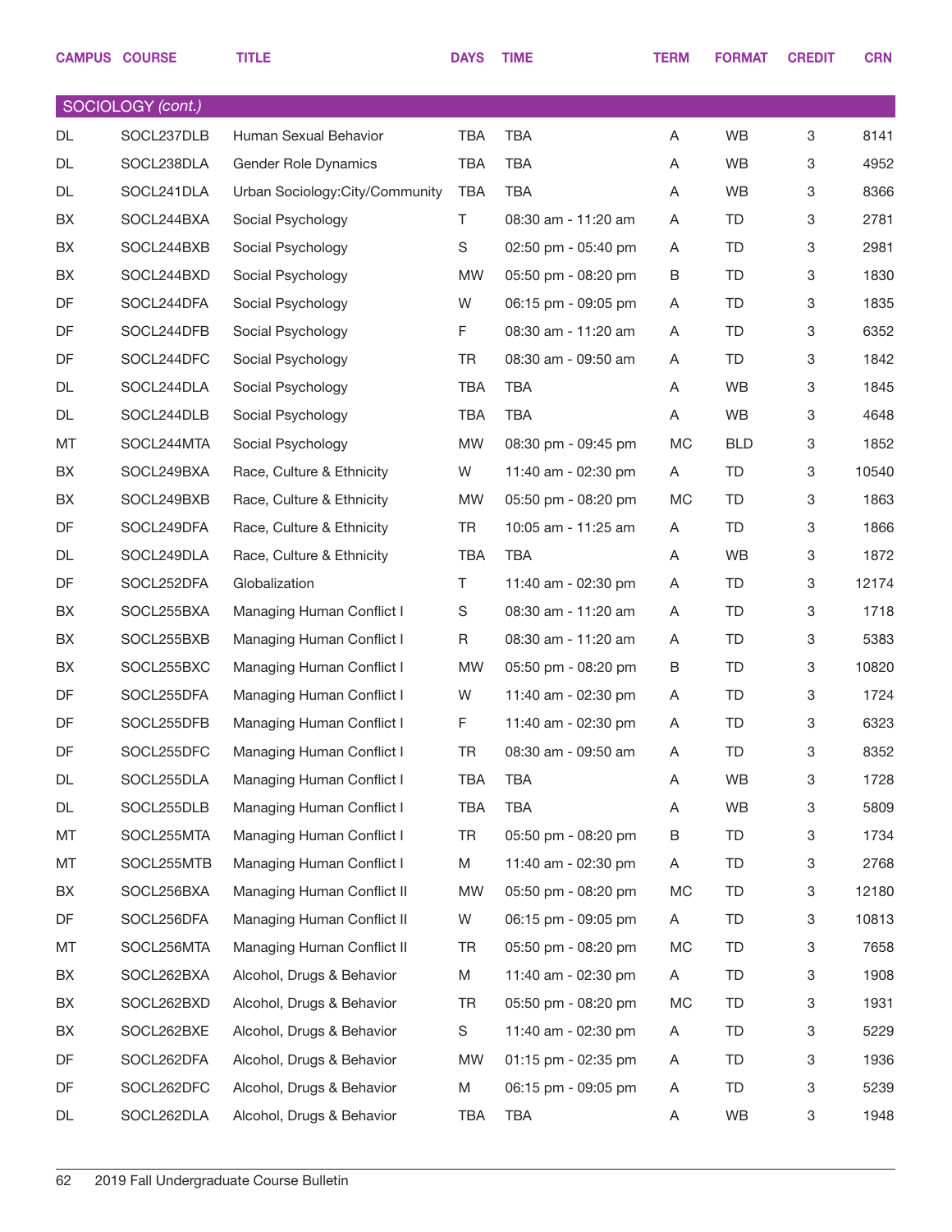| CAMPUS | COURSE | TITLE | DAYS | TIME | TERM | FORMAT | CREDIT | CRN |
|---|---|---|---|---|---|---|---|---|
| **SOCIOLOGY *(cont.)*** | | | | | | | | |
| DL | SOCL237DLB | Human Sexual Behavior | TBA | TBA | A | WB | 3 | 8141 |
| DL | SOCL238DLA | Gender Role Dynamics | TBA | TBA | A | WB | 3 | 4952 |
| DL | SOCL241DLA | Urban Sociology:City/Community | TBA | TBA | A | WB | 3 | 8366 |
| BX | SOCL244BXA | Social Psychology | T | 08:30 am - 11:20 am | A | TD | 3 | 2781 |
| BX | SOCL244BXB | Social Psychology | S | 02:50 pm - 05:40 pm | A | TD | 3 | 2981 |
| BX | SOCL244BXD | Social Psychology | MW | 05:50 pm - 08:20 pm | B | TD | 3 | 1830 |
| DF | SOCL244DFA | Social Psychology | W | 06:15 pm - 09:05 pm | A | TD | 3 | 1835 |
| DF | SOCL244DFB | Social Psychology | F | 08:30 am - 11:20 am | A | TD | 3 | 6352 |
| DF | SOCL244DFC | Social Psychology | TR | 08:30 am - 09:50 am | A | TD | 3 | 1842 |
| DL | SOCL244DLA | Social Psychology | TBA | TBA | A | WB | 3 | 1845 |
| DL | SOCL244DLB | Social Psychology | TBA | TBA | A | WB | 3 | 4648 |
| MT | SOCL244MTA | Social Psychology | MW | 08:30 pm - 09:45 pm | MC | BLD | 3 | 1852 |
| BX | SOCL249BXA | Race, Culture & Ethnicity | W | 11:40 am - 02:30 pm | A | TD | 3 | 10540 |
| BX | SOCL249BXB | Race, Culture & Ethnicity | MW | 05:50 pm - 08:20 pm | MC | TD | 3 | 1863 |
| DF | SOCL249DFA | Race, Culture & Ethnicity | TR | 10:05 am - 11:25 am | A | TD | 3 | 1866 |
| DL | SOCL249DLA | Race, Culture & Ethnicity | TBA | TBA | A | WB | 3 | 1872 |
| DF | SOCL252DFA | Globalization | T | 11:40 am - 02:30 pm | A | TD | 3 | 12174 |
| BX | SOCL255BXA | Managing Human Conflict I | S | 08:30 am - 11:20 am | A | TD | 3 | 1718 |
| BX | SOCL255BXB | Managing Human Conflict I | R | 08:30 am - 11:20 am | A | TD | 3 | 5383 |
| BX | SOCL255BXC | Managing Human Conflict I | MW | 05:50 pm - 08:20 pm | B | TD | 3 | 10820 |
| DF | SOCL255DFA | Managing Human Conflict I | W | 11:40 am - 02:30 pm | A | TD | 3 | 1724 |
| DF | SOCL255DFB | Managing Human Conflict I | F | 11:40 am - 02:30 pm | A | TD | 3 | 6323 |
| DF | SOCL255DFC | Managing Human Conflict I | TR | 08:30 am - 09:50 am | A | TD | 3 | 8352 |
| DL | SOCL255DLA | Managing Human Conflict I | TBA | TBA | A | WB | 3 | 1728 |
| DL | SOCL255DLB | Managing Human Conflict I | TBA | TBA | A | WB | 3 | 5809 |
| MT | SOCL255MTA | Managing Human Conflict I | TR | 05:50 pm - 08:20 pm | B | TD | 3 | 1734 |
| MT | SOCL255MTB | Managing Human Conflict I | M | 11:40 am - 02:30 pm | A | TD | 3 | 2768 |
| BX | SOCL256BXA | Managing Human Conflict II | MW | 05:50 pm - 08:20 pm | MC | TD | 3 | 12180 |
| DF | SOCL256DFA | Managing Human Conflict II | W | 06:15 pm - 09:05 pm | A | TD | 3 | 10813 |
| MT | SOCL256MTA | Managing Human Conflict II | TR | 05:50 pm - 08:20 pm | MC | TD | 3 | 7658 |
| BX | SOCL262BXA | Alcohol, Drugs & Behavior | M | 11:40 am - 02:30 pm | A | TD | 3 | 1908 |
| BX | SOCL262BXD | Alcohol, Drugs & Behavior | TR | 05:50 pm - 08:20 pm | MC | TD | 3 | 1931 |
| BX | SOCL262BXE | Alcohol, Drugs & Behavior | S | 11:40 am - 02:30 pm | A | TD | 3 | 5229 |
| DF | SOCL262DFA | Alcohol, Drugs & Behavior | MW | 01:15 pm - 02:35 pm | A | TD | 3 | 1936 |
| DF | SOCL262DFC | Alcohol, Drugs & Behavior | M | 06:15 pm - 09:05 pm | A | TD | 3 | 5239 |
| DL | SOCL262DLA | Alcohol, Drugs & Behavior | TBA | TBA | A | WB | 3 | 1948 |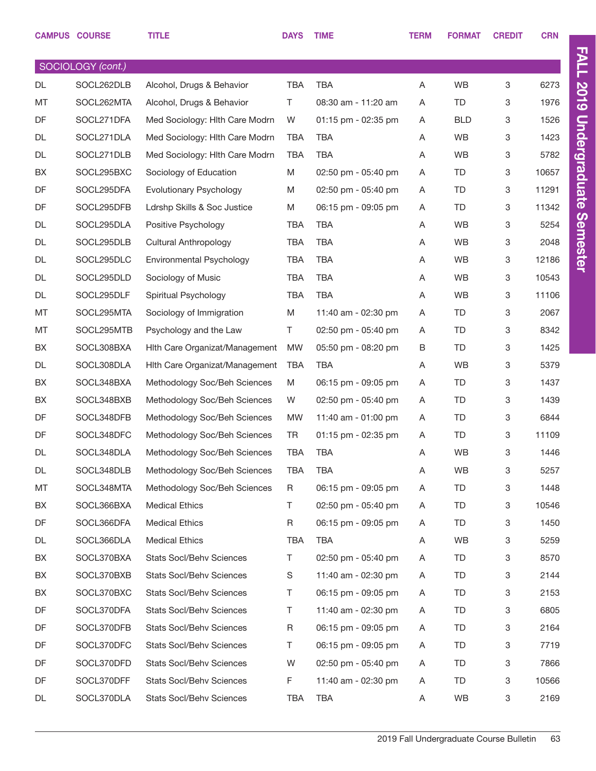| CAMPUS | COURSE | TITLE | DAYS | TIME | TERM | FORMAT | CREDIT | CRN |
|---|---|---|---|---|---|---|---|---|
| **SOCIOLOGY *(cont.)*** | | | | | | | | |
| DL | SOCL262DLB | Alcohol, Drugs & Behavior | TBA | TBA | A | WB | 3 | 6273 |
| MT | SOCL262MTA | Alcohol, Drugs & Behavior | T | 08:30 am - 11:20 am | A | TD | 3 | 1976 |
| DF | SOCL271DFA | Med Sociology: Hlth Care Modrn | W | 01:15 pm - 02:35 pm | A | BLD | 3 | 1526 |
| DL | SOCL271DLA | Med Sociology: Hlth Care Modrn | TBA | TBA | A | WB | 3 | 1423 |
| DL | SOCL271DLB | Med Sociology: Hlth Care Modrn | TBA | TBA | A | WB | 3 | 5782 |
| BX | SOCL295BXC | Sociology of Education | M | 02:50 pm - 05:40 pm | A | TD | 3 | 10657 |
| DF | SOCL295DFA | Evolutionary Psychology | M | 02:50 pm - 05:40 pm | A | TD | 3 | 11291 |
| DF | SOCL295DFB | Ldrshp Skills & Soc Justice | M | 06:15 pm - 09:05 pm | A | TD | 3 | 11342 |
| DL | SOCL295DLA | Positive Psychology | TBA | TBA | A | WB | 3 | 5254 |
| DL | SOCL295DLB | Cultural Anthropology | TBA | TBA | A | WB | 3 | 2048 |
| DL | SOCL295DLC | Environmental Psychology | TBA | TBA | A | WB | 3 | 12186 |
| DL | SOCL295DLD | Sociology of Music | TBA | TBA | A | WB | 3 | 10543 |
| DL | SOCL295DLF | Spiritual Psychology | TBA | TBA | A | WB | 3 | 11106 |
| MT | SOCL295MTA | Sociology of Immigration | M | 11:40 am - 02:30 pm | A | TD | 3 | 2067 |
| MT | SOCL295MTB | Psychology and the Law | T | 02:50 pm - 05:40 pm | A | TD | 3 | 8342 |
| BX | SOCL308BXA | Hlth Care Organizat/Management | MW | 05:50 pm - 08:20 pm | B | TD | 3 | 1425 |
| DL | SOCL308DLA | Hlth Care Organizat/Management | TBA | TBA | A | WB | 3 | 5379 |
| BX | SOCL348BXA | Methodology Soc/Beh Sciences | M | 06:15 pm - 09:05 pm | A | TD | 3 | 1437 |
| BX | SOCL348BXB | Methodology Soc/Beh Sciences | W | 02:50 pm - 05:40 pm | A | TD | 3 | 1439 |
| DF | SOCL348DFB | Methodology Soc/Beh Sciences | MW | 11:40 am - 01:00 pm | A | TD | 3 | 6844 |
| DF | SOCL348DFC | Methodology Soc/Beh Sciences | TR | 01:15 pm - 02:35 pm | A | TD | 3 | 11109 |
| DL | SOCL348DLA | Methodology Soc/Beh Sciences | TBA | TBA | A | WB | 3 | 1446 |
| DL | SOCL348DLB | Methodology Soc/Beh Sciences | TBA | TBA | A | WB | 3 | 5257 |
| MT | SOCL348MTA | Methodology Soc/Beh Sciences | R | 06:15 pm - 09:05 pm | A | TD | 3 | 1448 |
| BX | SOCL366BXA | Medical Ethics | T | 02:50 pm - 05:40 pm | A | TD | 3 | 10546 |
| DF | SOCL366DFA | Medical Ethics | R | 06:15 pm - 09:05 pm | A | TD | 3 | 1450 |
| DL | SOCL366DLA | Medical Ethics | TBA | TBA | A | WB | 3 | 5259 |
| BX | SOCL370BXA | Stats Socl/Behv Sciences | T | 02:50 pm - 05:40 pm | A | TD | 3 | 8570 |
| BX | SOCL370BXB | Stats Socl/Behv Sciences | S | 11:40 am - 02:30 pm | A | TD | 3 | 2144 |
| BX | SOCL370BXC | Stats Socl/Behv Sciences | T | 06:15 pm - 09:05 pm | A | TD | 3 | 2153 |
| DF | SOCL370DFA | Stats Socl/Behv Sciences | T | 11:40 am - 02:30 pm | A | TD | 3 | 6805 |
| DF | SOCL370DFB | Stats Socl/Behv Sciences | R | 06:15 pm - 09:05 pm | A | TD | 3 | 2164 |
| DF | SOCL370DFC | Stats Socl/Behv Sciences | T | 06:15 pm - 09:05 pm | A | TD | 3 | 7719 |
| DF | SOCL370DFD | Stats Socl/Behv Sciences | W | 02:50 pm - 05:40 pm | A | TD | 3 | 7866 |
| DF | SOCL370DFF | Stats Socl/Behv Sciences | F | 11:40 am - 02:30 pm | A | TD | 3 | 10566 |
| DL | SOCL370DLA | Stats Socl/Behv Sciences | TBA | TBA | A | WB | 3 | 2169 |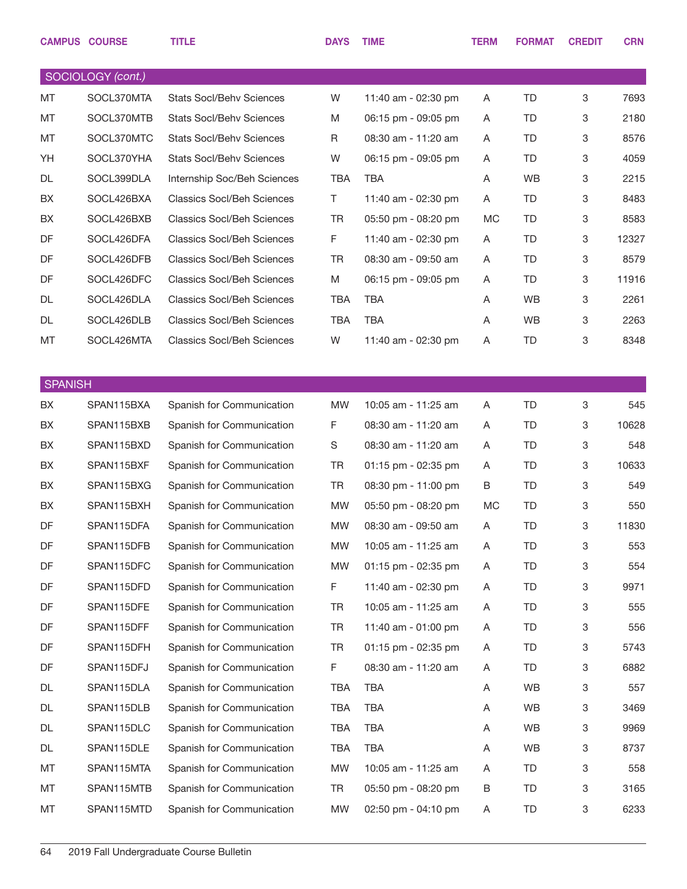| CAMPUS | COURSE | TITLE | DAYS | TIME | TERM | FORMAT | CREDIT | CRN |
|---|---|---|---|---|---|---|---|---|
| **SOCIOLOGY** *(cont.)* | | | | | | | | |
| MT | SOCL370MTA | Stats Socl/Behv Sciences | W | 11:40 am - 02:30 pm | A | TD | 3 | 7693 |
| MT | SOCL370MTB | Stats Socl/Behv Sciences | M | 06:15 pm - 09:05 pm | A | TD | 3 | 2180 |
| MT | SOCL370MTC | Stats Socl/Behv Sciences | R | 08:30 am - 11:20 am | A | TD | 3 | 8576 |
| YH | SOCL370YHA | Stats Socl/Behv Sciences | W | 06:15 pm - 09:05 pm | A | TD | 3 | 4059 |
| DL | SOCL399DLA | Internship Soc/Beh Sciences | TBA | TBA | A | WB | 3 | 2215 |
| BX | SOCL426BXA | Classics Socl/Beh Sciences | T | 11:40 am - 02:30 pm | A | TD | 3 | 8483 |
| BX | SOCL426BXB | Classics Socl/Beh Sciences | TR | 05:50 pm - 08:20 pm | MC | TD | 3 | 8583 |
| DF | SOCL426DFA | Classics Socl/Beh Sciences | F | 11:40 am - 02:30 pm | A | TD | 3 | 12327 |
| DF | SOCL426DFB | Classics Socl/Beh Sciences | TR | 08:30 am - 09:50 am | A | TD | 3 | 8579 |
| DF | SOCL426DFC | Classics Socl/Beh Sciences | M | 06:15 pm - 09:05 pm | A | TD | 3 | 11916 |
| DL | SOCL426DLA | Classics Socl/Beh Sciences | TBA | TBA | A | WB | 3 | 2261 |
| DL | SOCL426DLB | Classics Socl/Beh Sciences | TBA | TBA | A | WB | 3 | 2263 |
| MT | SOCL426MTA | Classics Socl/Beh Sciences | W | 11:40 am - 02:30 pm | A | TD | 3 | 8348 |
| **SPANISH** | | | | | | | | |
| BX | SPAN115BXA | Spanish for Communication | MW | 10:05 am - 11:25 am | A | TD | 3 | 545 |
| BX | SPAN115BXB | Spanish for Communication | F | 08:30 am - 11:20 am | A | TD | 3 | 10628 |
| BX | SPAN115BXD | Spanish for Communication | S | 08:30 am - 11:20 am | A | TD | 3 | 548 |
| BX | SPAN115BXF | Spanish for Communication | TR | 01:15 pm - 02:35 pm | A | TD | 3 | 10633 |
| BX | SPAN115BXG | Spanish for Communication | TR | 08:30 pm - 11:00 pm | B | TD | 3 | 549 |
| BX | SPAN115BXH | Spanish for Communication | MW | 05:50 pm - 08:20 pm | MC | TD | 3 | 550 |
| DF | SPAN115DFA | Spanish for Communication | MW | 08:30 am - 09:50 am | A | TD | 3 | 11830 |
| DF | SPAN115DFB | Spanish for Communication | MW | 10:05 am - 11:25 am | A | TD | 3 | 553 |
| DF | SPAN115DFC | Spanish for Communication | MW | 01:15 pm - 02:35 pm | A | TD | 3 | 554 |
| DF | SPAN115DFD | Spanish for Communication | F | 11:40 am - 02:30 pm | A | TD | 3 | 9971 |
| DF | SPAN115DFE | Spanish for Communication | TR | 10:05 am - 11:25 am | A | TD | 3 | 555 |
| DF | SPAN115DFF | Spanish for Communication | TR | 11:40 am - 01:00 pm | A | TD | 3 | 556 |
| DF | SPAN115DFH | Spanish for Communication | TR | 01:15 pm - 02:35 pm | A | TD | 3 | 5743 |
| DF | SPAN115DFJ | Spanish for Communication | F | 08:30 am - 11:20 am | A | TD | 3 | 6882 |
| DL | SPAN115DLA | Spanish for Communication | TBA | TBA | A | WB | 3 | 557 |
| DL | SPAN115DLB | Spanish for Communication | TBA | TBA | A | WB | 3 | 3469 |
| DL | SPAN115DLC | Spanish for Communication | TBA | TBA | A | WB | 3 | 9969 |
| DL | SPAN115DLE | Spanish for Communication | TBA | TBA | A | WB | 3 | 8737 |
| MT | SPAN115MTA | Spanish for Communication | MW | 10:05 am - 11:25 am | A | TD | 3 | 558 |
| MT | SPAN115MTB | Spanish for Communication | TR | 05:50 pm - 08:20 pm | B | TD | 3 | 3165 |
| MT | SPAN115MTD | Spanish for Communication | MW | 02:50 pm - 04:10 pm | A | TD | 3 | 6233 |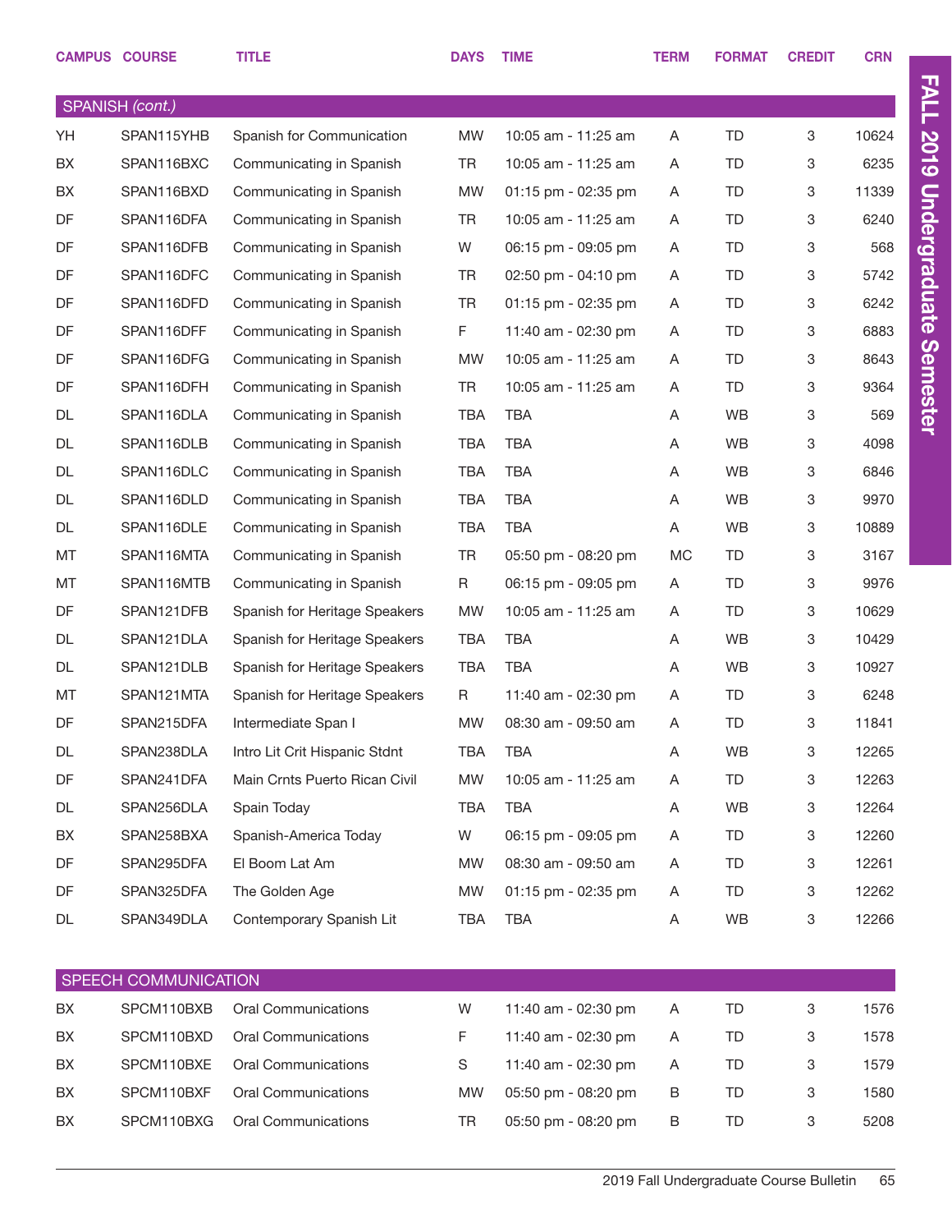| CAMPUS | COURSE | TITLE | DAYS | TIME | TERM | FORMAT | CREDIT | CRN |
|---|---|---|---|---|---|---|---|---|
| **SPANISH *(cont.)*** | | | | | | | | |
| YH | SPAN115YHB | Spanish for Communication | MW | 10:05 am - 11:25 am | A | TD | 3 | 10624 |
| BX | SPAN116BXC | Communicating in Spanish | TR | 10:05 am - 11:25 am | A | TD | 3 | 6235 |
| BX | SPAN116BXD | Communicating in Spanish | MW | 01:15 pm - 02:35 pm | A | TD | 3 | 11339 |
| DF | SPAN116DFA | Communicating in Spanish | TR | 10:05 am - 11:25 am | A | TD | 3 | 6240 |
| DF | SPAN116DFB | Communicating in Spanish | W | 06:15 pm - 09:05 pm | A | TD | 3 | 568 |
| DF | SPAN116DFC | Communicating in Spanish | TR | 02:50 pm - 04:10 pm | A | TD | 3 | 5742 |
| DF | SPAN116DFD | Communicating in Spanish | TR | 01:15 pm - 02:35 pm | A | TD | 3 | 6242 |
| DF | SPAN116DFF | Communicating in Spanish | F | 11:40 am - 02:30 pm | A | TD | 3 | 6883 |
| DF | SPAN116DFG | Communicating in Spanish | MW | 10:05 am - 11:25 am | A | TD | 3 | 8643 |
| DF | SPAN116DFH | Communicating in Spanish | TR | 10:05 am - 11:25 am | A | TD | 3 | 9364 |
| DL | SPAN116DLA | Communicating in Spanish | TBA | TBA | A | WB | 3 | 569 |
| DL | SPAN116DLB | Communicating in Spanish | TBA | TBA | A | WB | 3 | 4098 |
| DL | SPAN116DLC | Communicating in Spanish | TBA | TBA | A | WB | 3 | 6846 |
| DL | SPAN116DLD | Communicating in Spanish | TBA | TBA | A | WB | 3 | 9970 |
| DL | SPAN116DLE | Communicating in Spanish | TBA | TBA | A | WB | 3 | 10889 |
| MT | SPAN116MTA | Communicating in Spanish | TR | 05:50 pm - 08:20 pm | MC | TD | 3 | 3167 |
| MT | SPAN116MTB | Communicating in Spanish | R | 06:15 pm - 09:05 pm | A | TD | 3 | 9976 |
| DF | SPAN121DFB | Spanish for Heritage Speakers | MW | 10:05 am - 11:25 am | A | TD | 3 | 10629 |
| DL | SPAN121DLA | Spanish for Heritage Speakers | TBA | TBA | A | WB | 3 | 10429 |
| DL | SPAN121DLB | Spanish for Heritage Speakers | TBA | TBA | A | WB | 3 | 10927 |
| MT | SPAN121MTA | Spanish for Heritage Speakers | R | 11:40 am - 02:30 pm | A | TD | 3 | 6248 |
| DF | SPAN215DFA | Intermediate Span I | MW | 08:30 am - 09:50 am | A | TD | 3 | 11841 |
| DL | SPAN238DLA | Intro Lit Crit Hispanic Stdnt | TBA | TBA | A | WB | 3 | 12265 |
| DF | SPAN241DFA | Main Crnts Puerto Rican Civil | MW | 10:05 am - 11:25 am | A | TD | 3 | 12263 |
| DL | SPAN256DLA | Spain Today | TBA | TBA | A | WB | 3 | 12264 |
| BX | SPAN258BXA | Spanish-America Today | W | 06:15 pm - 09:05 pm | A | TD | 3 | 12260 |
| DF | SPAN295DFA | El Boom Lat Am | MW | 08:30 am - 09:50 am | A | TD | 3 | 12261 |
| DF | SPAN325DFA | The Golden Age | MW | 01:15 pm - 02:35 pm | A | TD | 3 | 12262 |
| DL | SPAN349DLA | Contemporary Spanish Lit | TBA | TBA | A | WB | 3 | 12266 |
| **SPEECH COMMUNICATION** | | | | | | | | |
| BX | SPCM110BXB | Oral Communications | W | 11:40 am - 02:30 pm | A | TD | 3 | 1576 |
| BX | SPCM110BXD | Oral Communications | F | 11:40 am - 02:30 pm | A | TD | 3 | 1578 |
| BX | SPCM110BXE | Oral Communications | S | 11:40 am - 02:30 pm | A | TD | 3 | 1579 |
| BX | SPCM110BXF | Oral Communications | MW | 05:50 pm - 08:20 pm | B | TD | 3 | 1580 |
| BX | SPCM110BXG | Oral Communications | TR | 05:50 pm - 08:20 pm | B | TD | 3 | 5208 |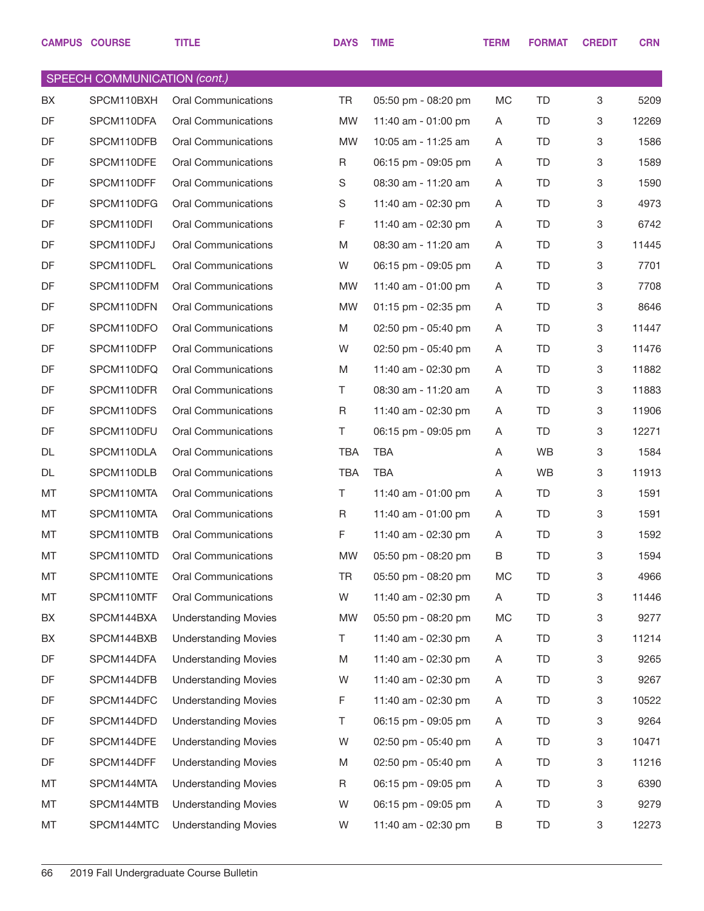| CAMPUS | COURSE | TITLE | DAYS | TIME | TERM | FORMAT | CREDIT | CRN |
|---|---|---|---|---|---|---|---|---|
| **SPEECH COMMUNICATION *(cont.)*** | | | | | | | | |
| BX | SPCM110BXH | Oral Communications | TR | 05:50 pm - 08:20 pm | MC | TD | 3 | 5209 |
| DF | SPCM110DFA | Oral Communications | MW | 11:40 am - 01:00 pm | A | TD | 3 | 12269 |
| DF | SPCM110DFB | Oral Communications | MW | 10:05 am - 11:25 am | A | TD | 3 | 1586 |
| DF | SPCM110DFE | Oral Communications | R | 06:15 pm - 09:05 pm | A | TD | 3 | 1589 |
| DF | SPCM110DFF | Oral Communications | S | 08:30 am - 11:20 am | A | TD | 3 | 1590 |
| DF | SPCM110DFG | Oral Communications | S | 11:40 am - 02:30 pm | A | TD | 3 | 4973 |
| DF | SPCM110DFI | Oral Communications | F | 11:40 am - 02:30 pm | A | TD | 3 | 6742 |
| DF | SPCM110DFJ | Oral Communications | M | 08:30 am - 11:20 am | A | TD | 3 | 11445 |
| DF | SPCM110DFL | Oral Communications | W | 06:15 pm - 09:05 pm | A | TD | 3 | 7701 |
| DF | SPCM110DFM | Oral Communications | MW | 11:40 am - 01:00 pm | A | TD | 3 | 7708 |
| DF | SPCM110DFN | Oral Communications | MW | 01:15 pm - 02:35 pm | A | TD | 3 | 8646 |
| DF | SPCM110DFO | Oral Communications | M | 02:50 pm - 05:40 pm | A | TD | 3 | 11447 |
| DF | SPCM110DFP | Oral Communications | W | 02:50 pm - 05:40 pm | A | TD | 3 | 11476 |
| DF | SPCM110DFQ | Oral Communications | M | 11:40 am - 02:30 pm | A | TD | 3 | 11882 |
| DF | SPCM110DFR | Oral Communications | T | 08:30 am - 11:20 am | A | TD | 3 | 11883 |
| DF | SPCM110DFS | Oral Communications | R | 11:40 am - 02:30 pm | A | TD | 3 | 11906 |
| DF | SPCM110DFU | Oral Communications | T | 06:15 pm - 09:05 pm | A | TD | 3 | 12271 |
| DL | SPCM110DLA | Oral Communications | TBA | TBA | A | WB | 3 | 1584 |
| DL | SPCM110DLB | Oral Communications | TBA | TBA | A | WB | 3 | 11913 |
| MT | SPCM110MTA | Oral Communications | T | 11:40 am - 01:00 pm | A | TD | 3 | 1591 |
| MT | SPCM110MTA | Oral Communications | R | 11:40 am - 01:00 pm | A | TD | 3 | 1591 |
| MT | SPCM110MTB | Oral Communications | F | 11:40 am - 02:30 pm | A | TD | 3 | 1592 |
| MT | SPCM110MTD | Oral Communications | MW | 05:50 pm - 08:20 pm | B | TD | 3 | 1594 |
| MT | SPCM110MTE | Oral Communications | TR | 05:50 pm - 08:20 pm | MC | TD | 3 | 4966 |
| MT | SPCM110MTF | Oral Communications | W | 11:40 am - 02:30 pm | A | TD | 3 | 11446 |
| BX | SPCM144BXA | Understanding Movies | MW | 05:50 pm - 08:20 pm | MC | TD | 3 | 9277 |
| BX | SPCM144BXB | Understanding Movies | T | 11:40 am - 02:30 pm | A | TD | 3 | 11214 |
| DF | SPCM144DFA | Understanding Movies | M | 11:40 am - 02:30 pm | A | TD | 3 | 9265 |
| DF | SPCM144DFB | Understanding Movies | W | 11:40 am - 02:30 pm | A | TD | 3 | 9267 |
| DF | SPCM144DFC | Understanding Movies | F | 11:40 am - 02:30 pm | A | TD | 3 | 10522 |
| DF | SPCM144DFD | Understanding Movies | T | 06:15 pm - 09:05 pm | A | TD | 3 | 9264 |
| DF | SPCM144DFE | Understanding Movies | W | 02:50 pm - 05:40 pm | A | TD | 3 | 10471 |
| DF | SPCM144DFF | Understanding Movies | M | 02:50 pm - 05:40 pm | A | TD | 3 | 11216 |
| MT | SPCM144MTA | Understanding Movies | R | 06:15 pm - 09:05 pm | A | TD | 3 | 6390 |
| MT | SPCM144MTB | Understanding Movies | W | 06:15 pm - 09:05 pm | A | TD | 3 | 9279 |
| MT | SPCM144MTC | Understanding Movies | W | 11:40 am - 02:30 pm | B | TD | 3 | 12273 |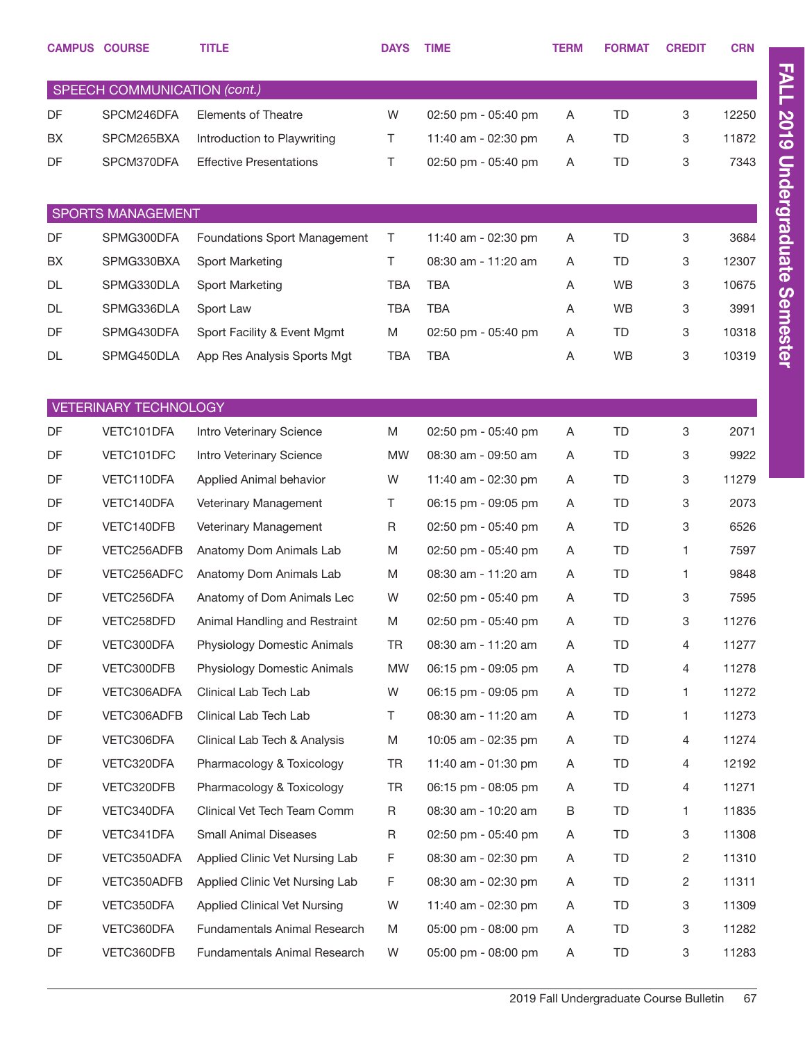| CAMPUS | COURSE | TITLE | DAYS | TIME | TERM | FORMAT | CREDIT | CRN |
|---|---|---|---|---|---|---|---|---|
| **SPEECH COMMUNICATION *(cont.)*** | | | | | | | | |
| DF | SPCM246DFA | Elements of Theatre | W | 02:50 pm - 05:40 pm | A | TD | 3 | 12250 |
| BX | SPCM265BXA | Introduction to Playwriting | T | 11:40 am - 02:30 pm | A | TD | 3 | 11872 |
| DF | SPCM370DFA | Effective Presentations | T | 02:50 pm - 05:40 pm | A | TD | 3 | 7343 |
| **SPORTS MANAGEMENT** | | | | | | | | |
| DF | SPMG300DFA | Foundations Sport Management | T | 11:40 am - 02:30 pm | A | TD | 3 | 3684 |
| BX | SPMG330BXA | Sport Marketing | T | 08:30 am - 11:20 am | A | TD | 3 | 12307 |
| DL | SPMG330DLA | Sport Marketing | TBA | TBA | A | WB | 3 | 10675 |
| DL | SPMG336DLA | Sport Law | TBA | TBA | A | WB | 3 | 3991 |
| DF | SPMG430DFA | Sport Facility & Event Mgmt | M | 02:50 pm - 05:40 pm | A | TD | 3 | 10318 |
| DL | SPMG450DLA | App Res Analysis Sports Mgt | TBA | TBA | A | WB | 3 | 10319 |
| **VETERINARY TECHNOLOGY** | | | | | | | | |
| DF | VETC101DFA | Intro Veterinary Science | M | 02:50 pm - 05:40 pm | A | TD | 3 | 2071 |
| DF | VETC101DFC | Intro Veterinary Science | MW | 08:30 am - 09:50 am | A | TD | 3 | 9922 |
| DF | VETC110DFA | Applied Animal behavior | W | 11:40 am - 02:30 pm | A | TD | 3 | 11279 |
| DF | VETC140DFA | Veterinary Management | T | 06:15 pm - 09:05 pm | A | TD | 3 | 2073 |
| DF | VETC140DFB | Veterinary Management | R | 02:50 pm - 05:40 pm | A | TD | 3 | 6526 |
| DF | VETC256ADFB | Anatomy Dom Animals Lab | M | 02:50 pm - 05:40 pm | A | TD | 1 | 7597 |
| DF | VETC256ADFC | Anatomy Dom Animals Lab | M | 08:30 am - 11:20 am | A | TD | 1 | 9848 |
| DF | VETC256DFA | Anatomy of Dom Animals Lec | W | 02:50 pm - 05:40 pm | A | TD | 3 | 7595 |
| DF | VETC258DFD | Animal Handling and Restraint | M | 02:50 pm - 05:40 pm | A | TD | 3 | 11276 |
| DF | VETC300DFA | Physiology Domestic Animals | TR | 08:30 am - 11:20 am | A | TD | 4 | 11277 |
| DF | VETC300DFB | Physiology Domestic Animals | MW | 06:15 pm - 09:05 pm | A | TD | 4 | 11278 |
| DF | VETC306ADFA | Clinical Lab Tech Lab | W | 06:15 pm - 09:05 pm | A | TD | 1 | 11272 |
| DF | VETC306ADFB | Clinical Lab Tech Lab | T | 08:30 am - 11:20 am | A | TD | 1 | 11273 |
| DF | VETC306DFA | Clinical Lab Tech & Analysis | M | 10:05 am - 02:35 pm | A | TD | 4 | 11274 |
| DF | VETC320DFA | Pharmacology & Toxicology | TR | 11:40 am - 01:30 pm | A | TD | 4 | 12192 |
| DF | VETC320DFB | Pharmacology & Toxicology | TR | 06:15 pm - 08:05 pm | A | TD | 4 | 11271 |
| DF | VETC340DFA | Clinical Vet Tech Team Comm | R | 08:30 am - 10:20 am | B | TD | 1 | 11835 |
| DF | VETC341DFA | Small Animal Diseases | R | 02:50 pm - 05:40 pm | A | TD | 3 | 11308 |
| DF | VETC350ADFA | Applied Clinic Vet Nursing Lab | F | 08:30 am - 02:30 pm | A | TD | 2 | 11310 |
| DF | VETC350ADFB | Applied Clinic Vet Nursing Lab | F | 08:30 am - 02:30 pm | A | TD | 2 | 11311 |
| DF | VETC350DFA | Applied Clinical Vet Nursing | W | 11:40 am - 02:30 pm | A | TD | 3 | 11309 |
| DF | VETC360DFA | Fundamentals Animal Research | M | 05:00 pm - 08:00 pm | A | TD | 3 | 11282 |
| DF | VETC360DFB | Fundamentals Animal Research | W | 05:00 pm - 08:00 pm | A | TD | 3 | 11283 |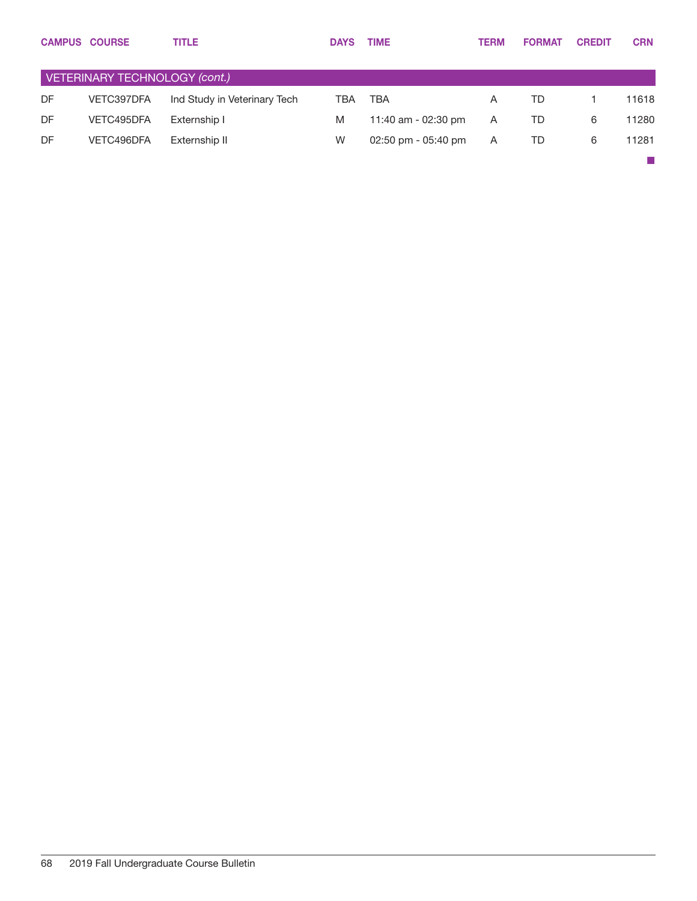| CAMPUS | COURSE | TITLE | DAYS | TIME | TERM | FORMAT | CREDIT | CRN |
|---|---|---|---|---|---|---|---|---|
| VETERINARY TECHNOLOGY *(cont.)* | | | | | | | | |
| DF | VETC397DFA | Ind Study in Veterinary Tech | TBA | TBA | A | TD | 1 | 11618 |
| DF | VETC495DFA | Externship I | M | 11:40 am - 02:30 pm | A | TD | 6 | 11280 |
| DF | VETC496DFA | Externship II | W | 02:50 pm - 05:40 pm | A | TD | 6 | 11281 |